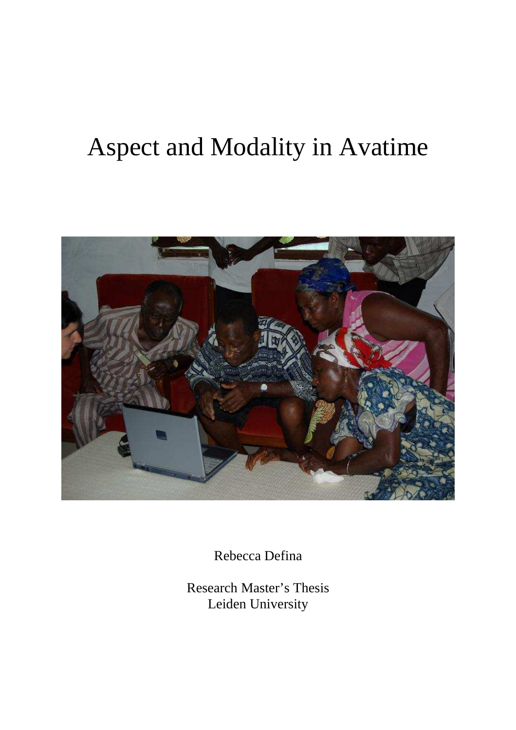# Aspect and Modality in Avatime

Rebecca Defina

Research Master's Thesis
Leiden University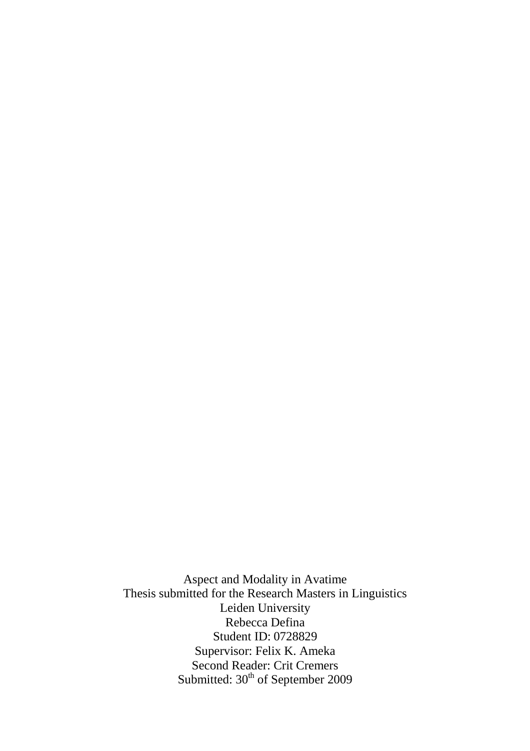Aspect and Modality in Avatime

Thesis submitted for the Research Masters in Linguistics

Leiden University

Rebecca Defina

Student ID: 0728829

Supervisor: Felix K. Ameka

Second Reader: Crit Cremers

Submitted: 30th of September 2009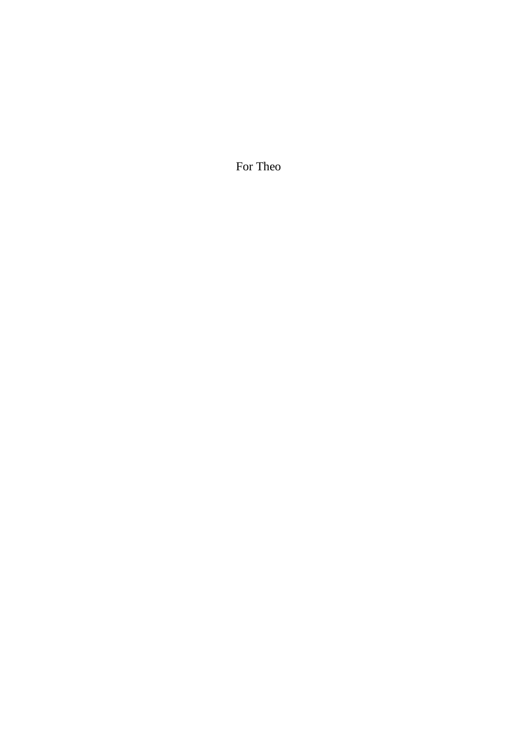For Theo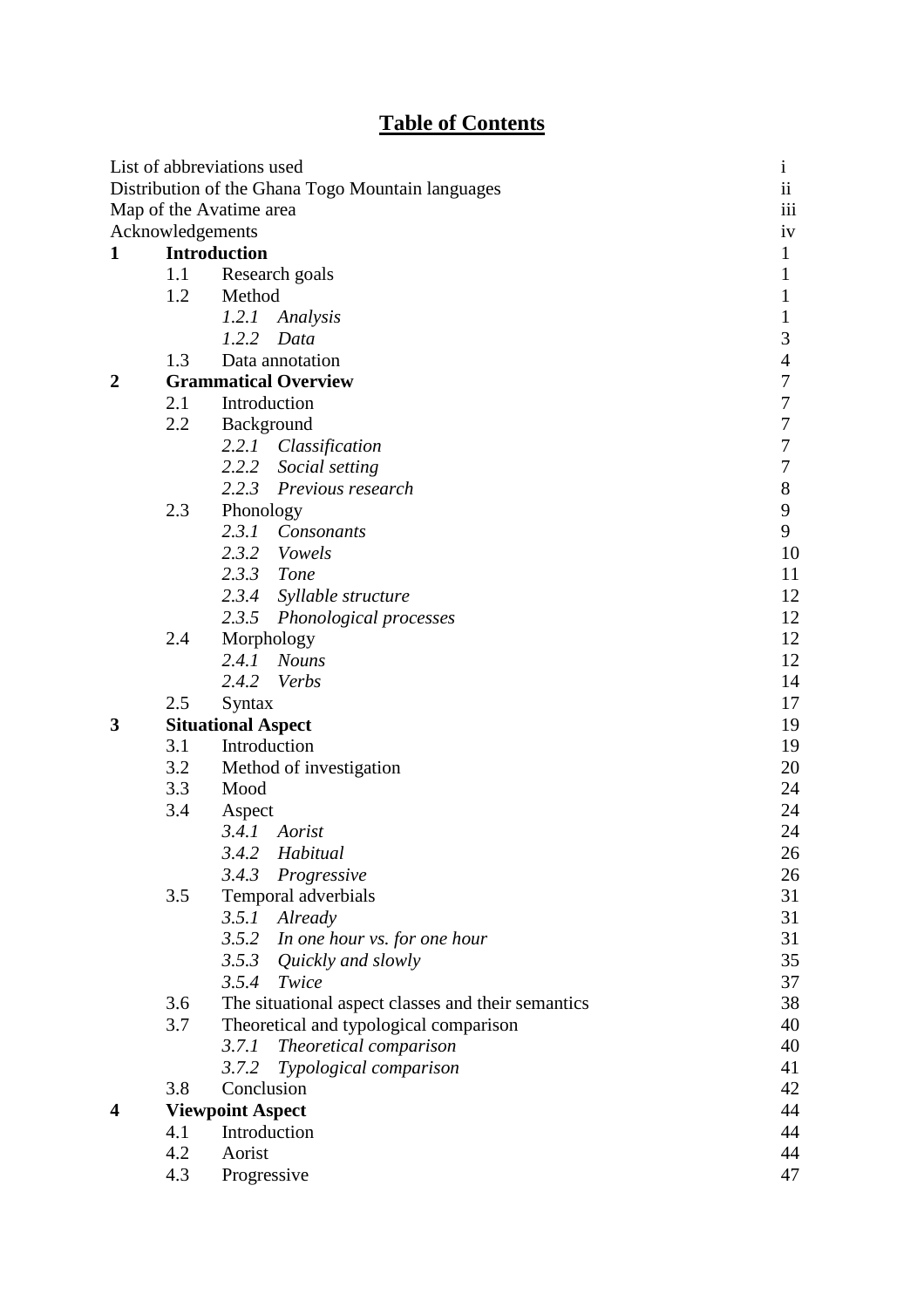# **Table of Contents**

| | | | | |
|---|---|---|---|---|
| List of abbreviations used | | | | i |
| Distribution of the Ghana Togo Mountain languages | | | | ii |
| Map of the Avatime area | | | | iii |
| Acknowledgements | | | | iv |
| **1** | **Introduction** | | | 1 |
| | 1.1 | Research goals | | 1 |
| | 1.2 | Method | | 1 |
| | | *1.2.1* | *Analysis* | 1 |
| | | *1.2.2* | *Data* | 3 |
| | 1.3 | Data annotation | | 4 |
| **2** | **Grammatical Overview** | | | 7 |
| | 2.1 | Introduction | | 7 |
| | 2.2 | Background | | 7 |
| | | *2.2.1* | *Classification* | 7 |
| | | *2.2.2* | *Social setting* | 7 |
| | | *2.2.3* | *Previous research* | 8 |
| | 2.3 | Phonology | | 9 |
| | | *2.3.1* | *Consonants* | 9 |
| | | *2.3.2* | *Vowels* | 10 |
| | | *2.3.3* | *Tone* | 11 |
| | | *2.3.4* | *Syllable structure* | 12 |
| | | *2.3.5* | *Phonological processes* | 12 |
| | 2.4 | Morphology | | 12 |
| | | *2.4.1* | *Nouns* | 12 |
| | | *2.4.2* | *Verbs* | 14 |
| | 2.5 | Syntax | | 17 |
| **3** | **Situational Aspect** | | | 19 |
| | 3.1 | Introduction | | 19 |
| | 3.2 | Method of investigation | | 20 |
| | 3.3 | Mood | | 24 |
| | 3.4 | Aspect | | 24 |
| | | *3.4.1* | *Aorist* | 24 |
| | | *3.4.2* | *Habitual* | 26 |
| | | *3.4.3* | *Progressive* | 26 |
| | 3.5 | Temporal adverbials | | 31 |
| | | *3.5.1* | *Already* | 31 |
| | | *3.5.2* | *In one hour vs. for one hour* | 31 |
| | | *3.5.3* | *Quickly and slowly* | 35 |
| | | *3.5.4* | *Twice* | 37 |
| | 3.6 | The situational aspect classes and their semantics | | 38 |
| | 3.7 | Theoretical and typological comparison | | 40 |
| | | *3.7.1* | *Theoretical comparison* | 40 |
| | | *3.7.2* | *Typological comparison* | 41 |
| | 3.8 | Conclusion | | 42 |
| **4** | **Viewpoint Aspect** | | | 44 |
| | 4.1 | Introduction | | 44 |
| | 4.2 | Aorist | | 44 |
| | 4.3 | Progressive | | 47 |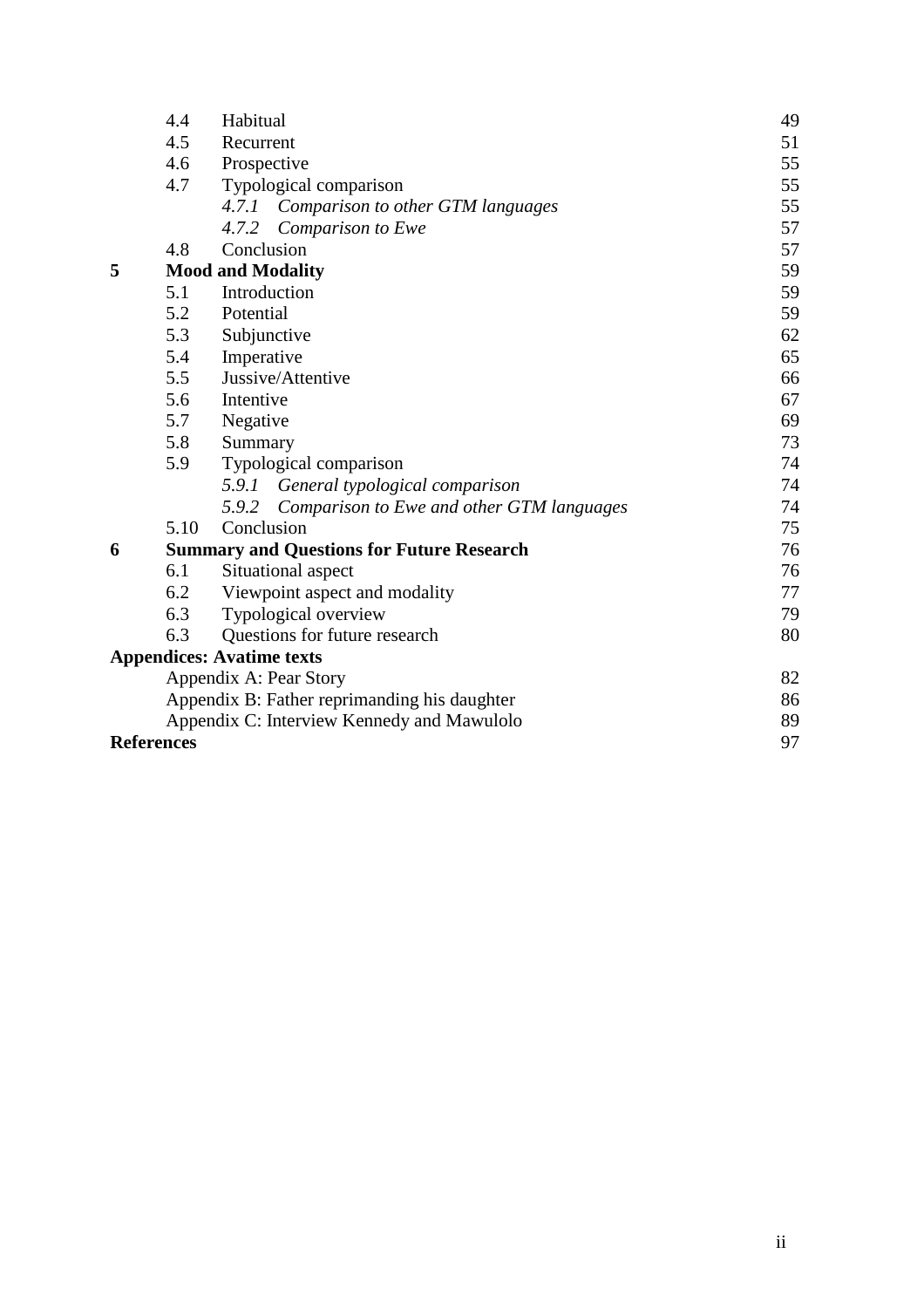| | | | |
|---|---|---|---|
| | 4.4 | Habitual | 49 |
| | 4.5 | Recurrent | 51 |
| | 4.6 | Prospective | 55 |
| | 4.7 | Typological comparison | 55 |
| | | *4.7.1 Comparison to other GTM languages* | 55 |
| | | *4.7.2 Comparison to Ewe* | 57 |
| | 4.8 | Conclusion | 57 |
| **5** | **Mood and Modality** | | 59 |
| | 5.1 | Introduction | 59 |
| | 5.2 | Potential | 59 |
| | 5.3 | Subjunctive | 62 |
| | 5.4 | Imperative | 65 |
| | 5.5 | Jussive/Attentive | 66 |
| | 5.6 | Intentive | 67 |
| | 5.7 | Negative | 69 |
| | 5.8 | Summary | 73 |
| | 5.9 | Typological comparison | 74 |
| | | *5.9.1 General typological comparison* | 74 |
| | | *5.9.2 Comparison to Ewe and other GTM languages* | 74 |
| | 5.10 | Conclusion | 75 |
| **6** | **Summary and Questions for Future Research** | | 76 |
| | 6.1 | Situational aspect | 76 |
| | 6.2 | Viewpoint aspect and modality | 77 |
| | 6.3 | Typological overview | 79 |
| | 6.3 | Questions for future research | 80 |
| **Appendices: Avatime texts** | | | |
| | Appendix A: Pear Story | | 82 |
| | Appendix B: Father reprimanding his daughter | | 86 |
| | Appendix C: Interview Kennedy and Mawulolo | | 89 |
| **References** | | | 97 |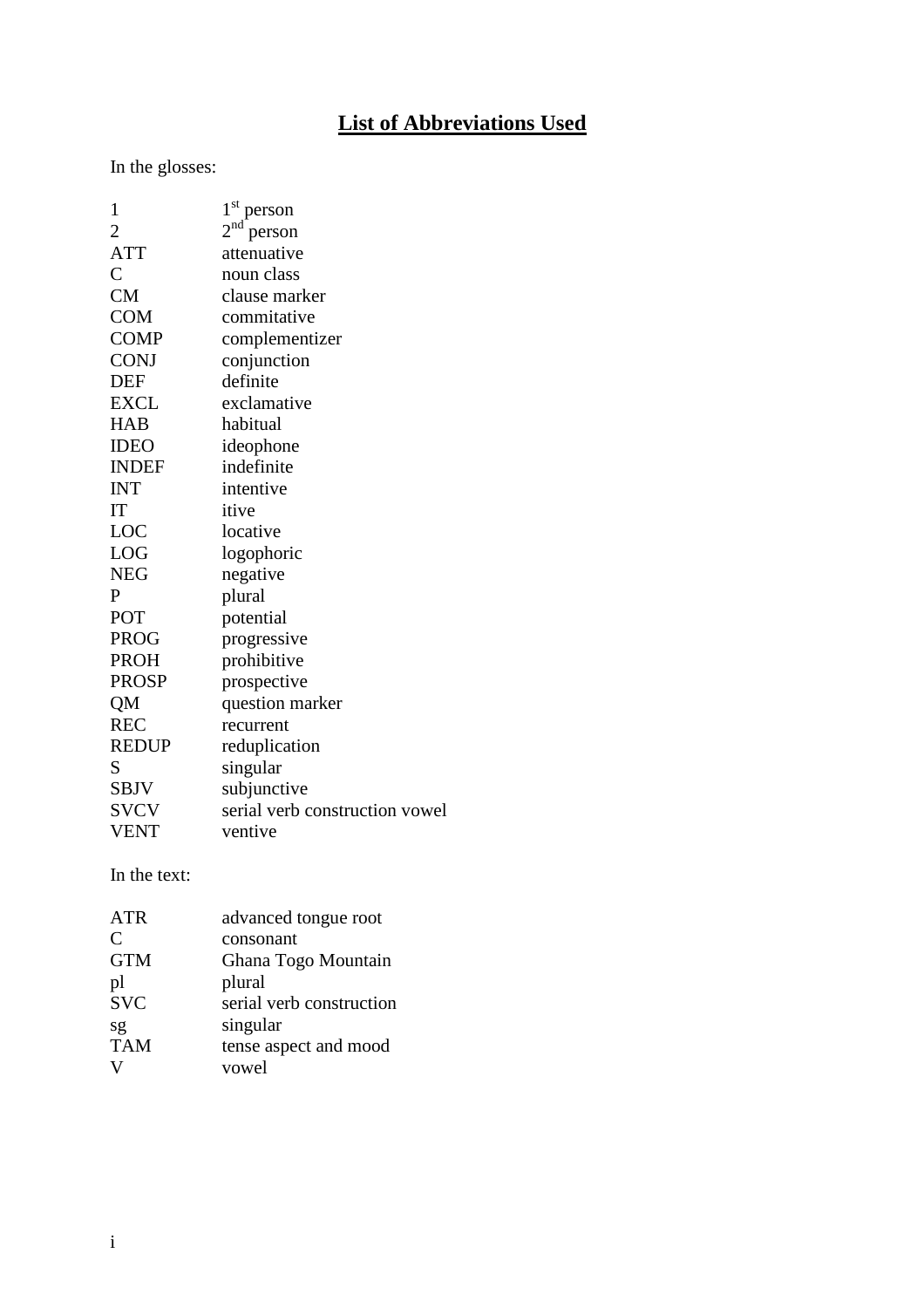# List of Abbreviations Used

In the glosses:

| | |
|---|---|
| 1 | 1st person |
| 2 | 2nd person |
| ATT | attenuative |
| C | noun class |
| CM | clause marker |
| COM | commitative |
| COMP | complementizer |
| CONJ | conjunction |
| DEF | definite |
| EXCL | exclamative |
| HAB | habitual |
| IDEO | ideophone |
| INDEF | indefinite |
| INT | intentive |
| IT | itive |
| LOC | locative |
| LOG | logophoric |
| NEG | negative |
| P | plural |
| POT | potential |
| PROG | progressive |
| PROH | prohibitive |
| PROSP | prospective |
| QM | question marker |
| REC | recurrent |
| REDUP | reduplication |
| S | singular |
| SBJV | subjunctive |
| SVCV | serial verb construction vowel |
| VENT | ventive |

In the text:

| | |
|---|---|
| ATR | advanced tongue root |
| C | consonant |
| GTM | Ghana Togo Mountain |
| pl | plural |
| SVC | serial verb construction |
| sg | singular |
| TAM | tense aspect and mood |
| V | vowel |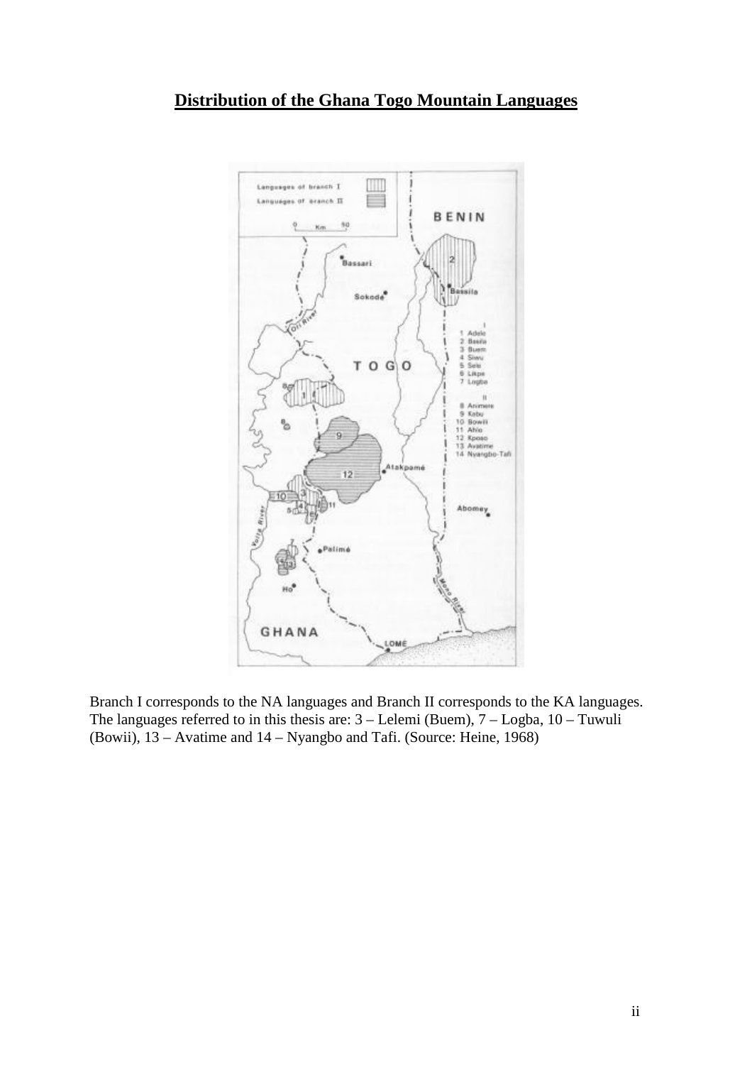## **Distribution of the Ghana Togo Mountain Languages**

Branch I corresponds to the NA languages and Branch II corresponds to the KA languages. The languages referred to in this thesis are: 3 – Lelemi (Buem), 7 – Logba, 10 – Tuwuli (Bowii), 13 – Avatime and 14 – Nyangbo and Tafi. (Source: Heine, 1968)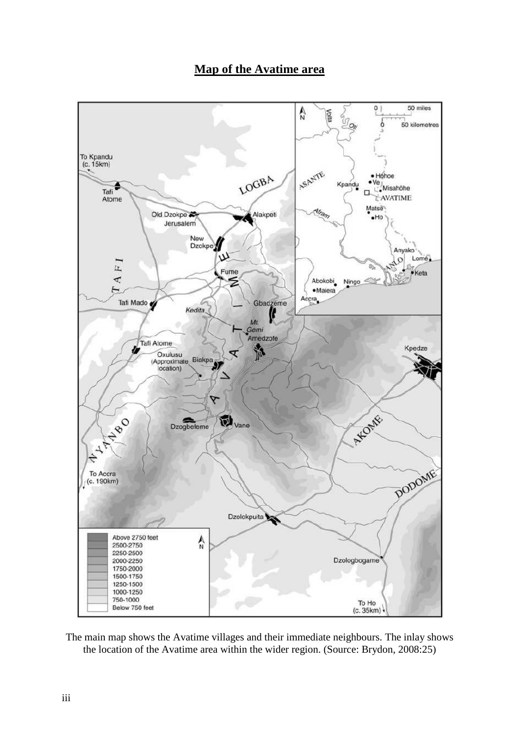## Map of the Avatime area

The main map shows the Avatime villages and their immediate neighbours. The inlay shows the location of the Avatime area within the wider region. (Source: Brydon, 2008:25)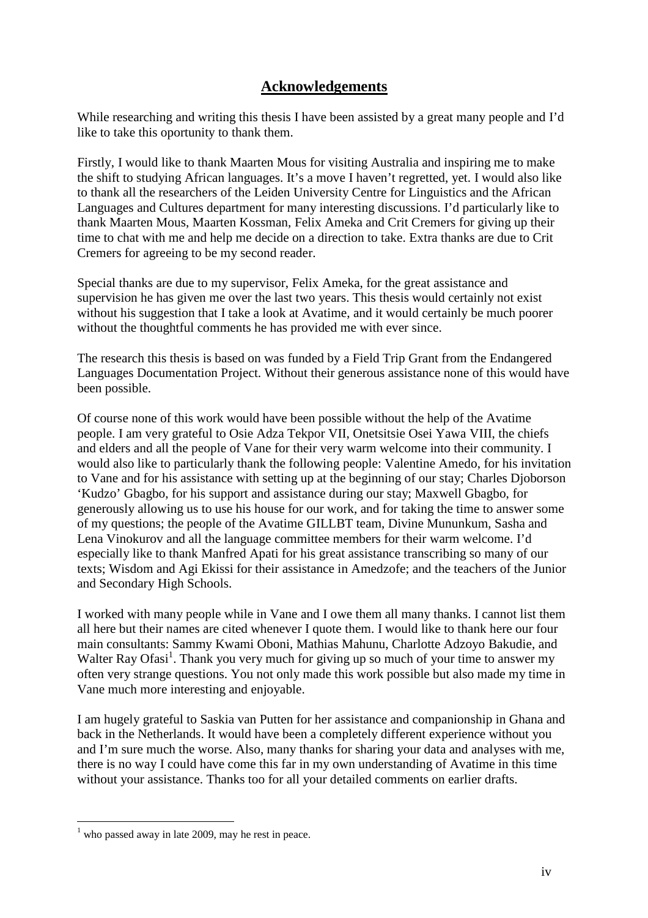## Acknowledgements

While researching and writing this thesis I have been assisted by a great many people and I'd like to take this oportunity to thank them.

Firstly, I would like to thank Maarten Mous for visiting Australia and inspiring me to make the shift to studying African languages. It's a move I haven't regretted, yet. I would also like to thank all the researchers of the Leiden University Centre for Linguistics and the African Languages and Cultures department for many interesting discussions. I'd particularly like to thank Maarten Mous, Maarten Kossman, Felix Ameka and Crit Cremers for giving up their time to chat with me and help me decide on a direction to take. Extra thanks are due to Crit Cremers for agreeing to be my second reader.

Special thanks are due to my supervisor, Felix Ameka, for the great assistance and supervision he has given me over the last two years. This thesis would certainly not exist without his suggestion that I take a look at Avatime, and it would certainly be much poorer without the thoughtful comments he has provided me with ever since.

The research this thesis is based on was funded by a Field Trip Grant from the Endangered Languages Documentation Project. Without their generous assistance none of this would have been possible.

Of course none of this work would have been possible without the help of the Avatime people. I am very grateful to Osie Adza Tekpor VII, Onetsitsie Osei Yawa VIII, the chiefs and elders and all the people of Vane for their very warm welcome into their community. I would also like to particularly thank the following people: Valentine Amedo, for his invitation to Vane and for his assistance with setting up at the beginning of our stay; Charles Djoborson 'Kudzo' Gbagbo, for his support and assistance during our stay; Maxwell Gbagbo, for generously allowing us to use his house for our work, and for taking the time to answer some of my questions; the people of the Avatime GILLBT team, Divine Mununkum, Sasha and Lena Vinokurov and all the language committee members for their warm welcome. I'd especially like to thank Manfred Apati for his great assistance transcribing so many of our texts; Wisdom and Agi Ekissi for their assistance in Amedzofe; and the teachers of the Junior and Secondary High Schools.

I worked with many people while in Vane and I owe them all many thanks. I cannot list them all here but their names are cited whenever I quote them. I would like to thank here our four main consultants: Sammy Kwami Oboni, Mathias Mahunu, Charlotte Adzoyo Bakudie, and Walter Ray Ofasi[1]. Thank you very much for giving up so much of your time to answer my often very strange questions. You not only made this work possible but also made my time in Vane much more interesting and enjoyable.

I am hugely grateful to Saskia van Putten for her assistance and companionship in Ghana and back in the Netherlands. It would have been a completely different experience without you and I'm sure much the worse. Also, many thanks for sharing your data and analyses with me, there is no way I could have come this far in my own understanding of Avatime in this time without your assistance. Thanks too for all your detailed comments on earlier drafts.

[1] who passed away in late 2009, may he rest in peace.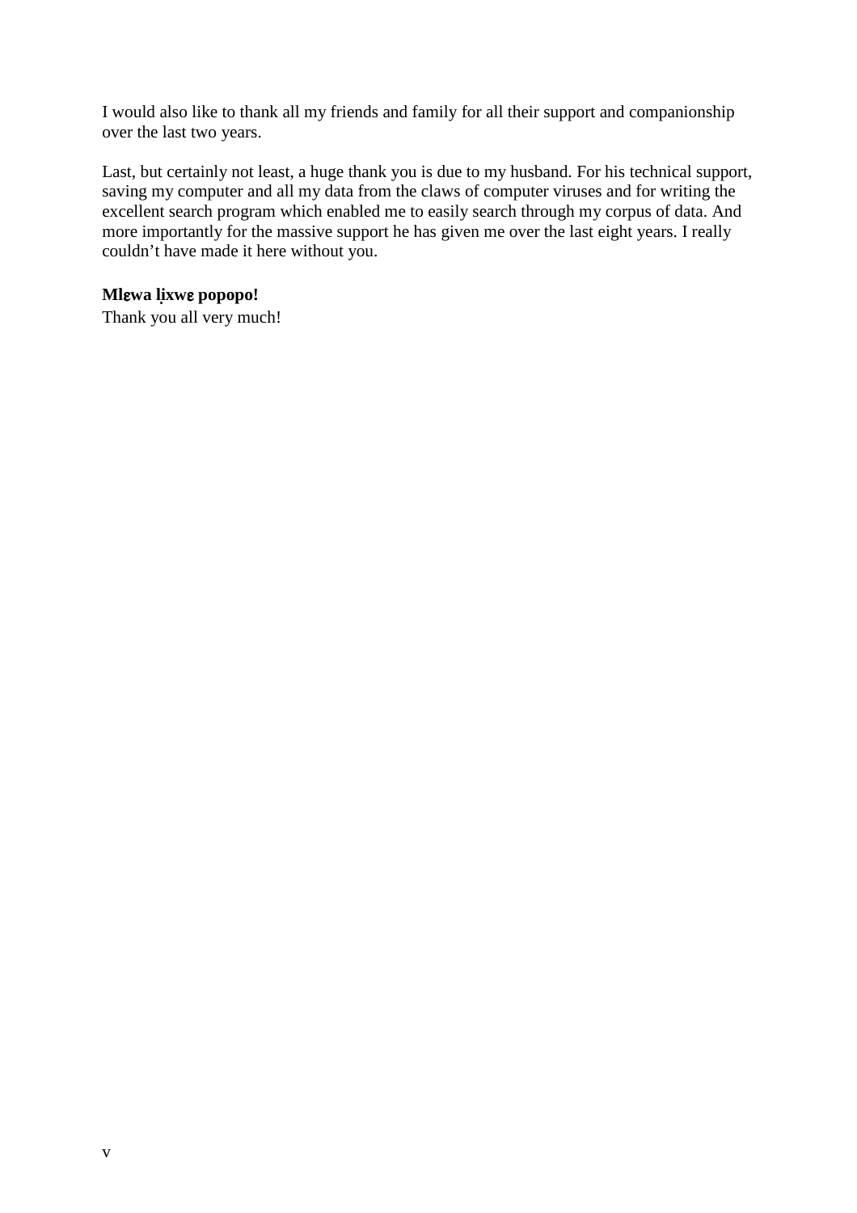I would also like to thank all my friends and family for all their support and companionship over the last two years.

Last, but certainly not least, a huge thank you is due to my husband. For his technical support, saving my computer and all my data from the claws of computer viruses and for writing the excellent search program which enabled me to easily search through my corpus of data. And more importantly for the massive support he has given me over the last eight years. I really couldn't have made it here without you.

**Mlɛwa lịxwɛ popopo!**
Thank you all very much!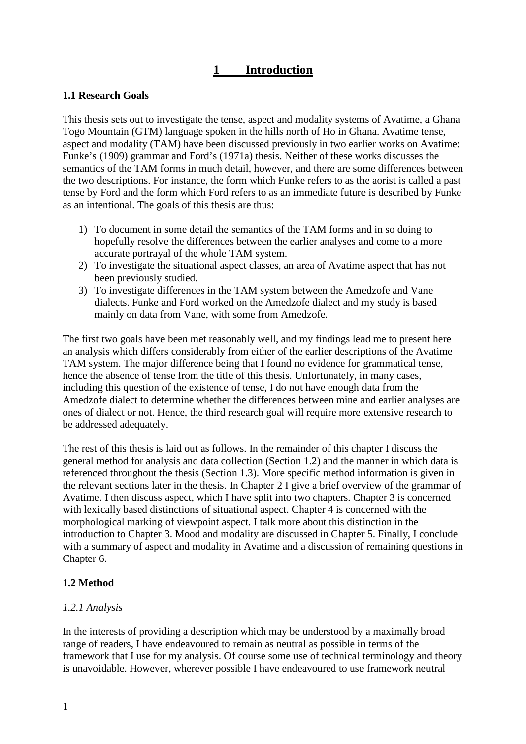# 1 Introduction

### 1.1 Research Goals

This thesis sets out to investigate the tense, aspect and modality systems of Avatime, a Ghana Togo Mountain (GTM) language spoken in the hills north of Ho in Ghana. Avatime tense, aspect and modality (TAM) have been discussed previously in two earlier works on Avatime: Funke's (1909) grammar and Ford's (1971a) thesis. Neither of these works discusses the semantics of the TAM forms in much detail, however, and there are some differences between the two descriptions. For instance, the form which Funke refers to as the aorist is called a past tense by Ford and the form which Ford refers to as an immediate future is described by Funke as an intentional. The goals of this thesis are thus:

1) To document in some detail the semantics of the TAM forms and in so doing to hopefully resolve the differences between the earlier analyses and come to a more accurate portrayal of the whole TAM system.
2) To investigate the situational aspect classes, an area of Avatime aspect that has not been previously studied.
3) To investigate differences in the TAM system between the Amedzofe and Vane dialects. Funke and Ford worked on the Amedzofe dialect and my study is based mainly on data from Vane, with some from Amedzofe.

The first two goals have been met reasonably well, and my findings lead me to present here an analysis which differs considerably from either of the earlier descriptions of the Avatime TAM system. The major difference being that I found no evidence for grammatical tense, hence the absence of tense from the title of this thesis. Unfortunately, in many cases, including this question of the existence of tense, I do not have enough data from the Amedzofe dialect to determine whether the differences between mine and earlier analyses are ones of dialect or not. Hence, the third research goal will require more extensive research to be addressed adequately.

The rest of this thesis is laid out as follows. In the remainder of this chapter I discuss the general method for analysis and data collection (Section 1.2) and the manner in which data is referenced throughout the thesis (Section 1.3). More specific method information is given in the relevant sections later in the thesis. In Chapter 2 I give a brief overview of the grammar of Avatime. I then discuss aspect, which I have split into two chapters. Chapter 3 is concerned with lexically based distinctions of situational aspect. Chapter 4 is concerned with the morphological marking of viewpoint aspect. I talk more about this distinction in the introduction to Chapter 3. Mood and modality are discussed in Chapter 5. Finally, I conclude with a summary of aspect and modality in Avatime and a discussion of remaining questions in Chapter 6.

### 1.2 Method

#### *1.2.1 Analysis*

In the interests of providing a description which may be understood by a maximally broad range of readers, I have endeavoured to remain as neutral as possible in terms of the framework that I use for my analysis. Of course some use of technical terminology and theory is unavoidable. However, wherever possible I have endeavoured to use framework neutral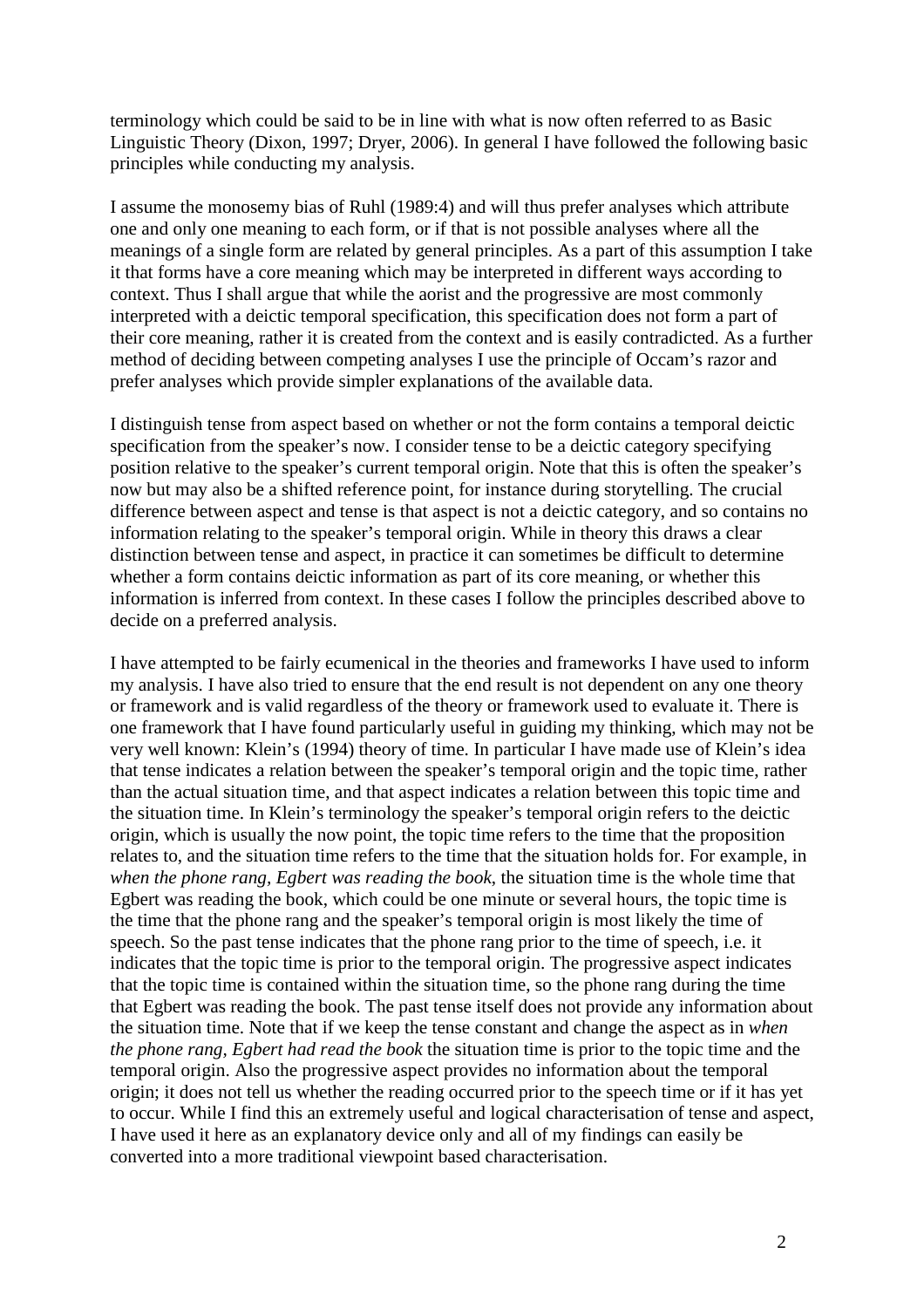terminology which could be said to be in line with what is now often referred to as Basic Linguistic Theory (Dixon, 1997; Dryer, 2006). In general I have followed the following basic principles while conducting my analysis.

I assume the monosemy bias of Ruhl (1989:4) and will thus prefer analyses which attribute one and only one meaning to each form, or if that is not possible analyses where all the meanings of a single form are related by general principles. As a part of this assumption I take it that forms have a core meaning which may be interpreted in different ways according to context. Thus I shall argue that while the aorist and the progressive are most commonly interpreted with a deictic temporal specification, this specification does not form a part of their core meaning, rather it is created from the context and is easily contradicted. As a further method of deciding between competing analyses I use the principle of Occam's razor and prefer analyses which provide simpler explanations of the available data.

I distinguish tense from aspect based on whether or not the form contains a temporal deictic specification from the speaker's now. I consider tense to be a deictic category specifying position relative to the speaker's current temporal origin. Note that this is often the speaker's now but may also be a shifted reference point, for instance during storytelling. The crucial difference between aspect and tense is that aspect is not a deictic category, and so contains no information relating to the speaker's temporal origin. While in theory this draws a clear distinction between tense and aspect, in practice it can sometimes be difficult to determine whether a form contains deictic information as part of its core meaning, or whether this information is inferred from context. In these cases I follow the principles described above to decide on a preferred analysis.

I have attempted to be fairly ecumenical in the theories and frameworks I have used to inform my analysis. I have also tried to ensure that the end result is not dependent on any one theory or framework and is valid regardless of the theory or framework used to evaluate it. There is one framework that I have found particularly useful in guiding my thinking, which may not be very well known: Klein's (1994) theory of time. In particular I have made use of Klein's idea that tense indicates a relation between the speaker's temporal origin and the topic time, rather than the actual situation time, and that aspect indicates a relation between this topic time and the situation time. In Klein's terminology the speaker's temporal origin refers to the deictic origin, which is usually the now point, the topic time refers to the time that the proposition relates to, and the situation time refers to the time that the situation holds for. For example, in *when the phone rang, Egbert was reading the book*, the situation time is the whole time that Egbert was reading the book, which could be one minute or several hours, the topic time is the time that the phone rang and the speaker's temporal origin is most likely the time of speech. So the past tense indicates that the phone rang prior to the time of speech, i.e. it indicates that the topic time is prior to the temporal origin. The progressive aspect indicates that the topic time is contained within the situation time, so the phone rang during the time that Egbert was reading the book. The past tense itself does not provide any information about the situation time. Note that if we keep the tense constant and change the aspect as in *when the phone rang, Egbert had read the book* the situation time is prior to the topic time and the temporal origin. Also the progressive aspect provides no information about the temporal origin; it does not tell us whether the reading occurred prior to the speech time or if it has yet to occur. While I find this an extremely useful and logical characterisation of tense and aspect, I have used it here as an explanatory device only and all of my findings can easily be converted into a more traditional viewpoint based characterisation.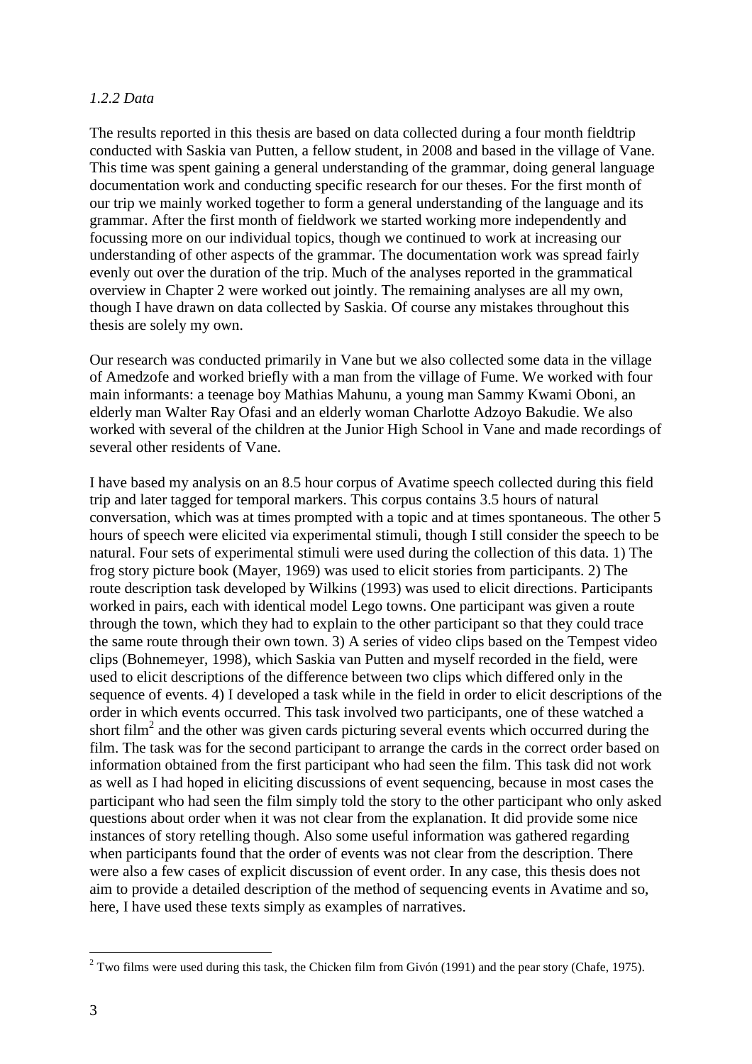*1.2.2 Data*

The results reported in this thesis are based on data collected during a four month fieldtrip conducted with Saskia van Putten, a fellow student, in 2008 and based in the village of Vane. This time was spent gaining a general understanding of the grammar, doing general language documentation work and conducting specific research for our theses. For the first month of our trip we mainly worked together to form a general understanding of the language and its grammar. After the first month of fieldwork we started working more independently and focussing more on our individual topics, though we continued to work at increasing our understanding of other aspects of the grammar. The documentation work was spread fairly evenly out over the duration of the trip. Much of the analyses reported in the grammatical overview in Chapter 2 were worked out jointly. The remaining analyses are all my own, though I have drawn on data collected by Saskia. Of course any mistakes throughout this thesis are solely my own.

Our research was conducted primarily in Vane but we also collected some data in the village of Amedzofe and worked briefly with a man from the village of Fume. We worked with four main informants: a teenage boy Mathias Mahunu, a young man Sammy Kwami Oboni, an elderly man Walter Ray Ofasi and an elderly woman Charlotte Adzoyo Bakudie. We also worked with several of the children at the Junior High School in Vane and made recordings of several other residents of Vane.

I have based my analysis on an 8.5 hour corpus of Avatime speech collected during this field trip and later tagged for temporal markers. This corpus contains 3.5 hours of natural conversation, which was at times prompted with a topic and at times spontaneous. The other 5 hours of speech were elicited via experimental stimuli, though I still consider the speech to be natural. Four sets of experimental stimuli were used during the collection of this data. 1) The frog story picture book (Mayer, 1969) was used to elicit stories from participants. 2) The route description task developed by Wilkins (1993) was used to elicit directions. Participants worked in pairs, each with identical model Lego towns. One participant was given a route through the town, which they had to explain to the other participant so that they could trace the same route through their own town. 3) A series of video clips based on the Tempest video clips (Bohnemeyer, 1998), which Saskia van Putten and myself recorded in the field, were used to elicit descriptions of the difference between two clips which differed only in the sequence of events. 4) I developed a task while in the field in order to elicit descriptions of the order in which events occurred. This task involved two participants, one of these watched a short film[2] and the other was given cards picturing several events which occurred during the film. The task was for the second participant to arrange the cards in the correct order based on information obtained from the first participant who had seen the film. This task did not work as well as I had hoped in eliciting discussions of event sequencing, because in most cases the participant who had seen the film simply told the story to the other participant who only asked questions about order when it was not clear from the explanation. It did provide some nice instances of story retelling though. Also some useful information was gathered regarding when participants found that the order of events was not clear from the description. There were also a few cases of explicit discussion of event order. In any case, this thesis does not aim to provide a detailed description of the method of sequencing events in Avatime and so, here, I have used these texts simply as examples of narratives.

[2] Two films were used during this task, the Chicken film from Givón (1991) and the pear story (Chafe, 1975).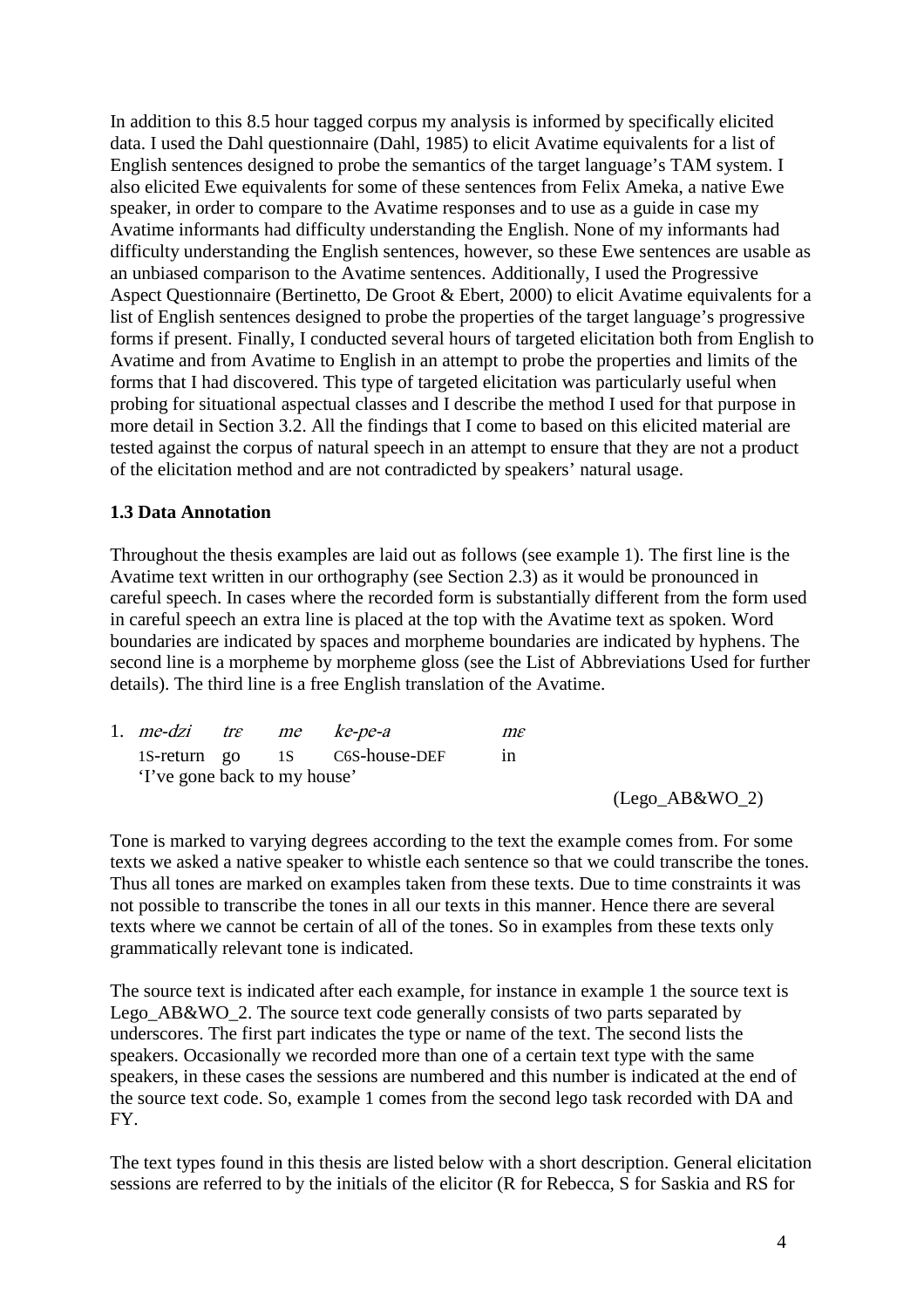In addition to this 8.5 hour tagged corpus my analysis is informed by specifically elicited data. I used the Dahl questionnaire (Dahl, 1985) to elicit Avatime equivalents for a list of English sentences designed to probe the semantics of the target language's TAM system. I also elicited Ewe equivalents for some of these sentences from Felix Ameka, a native Ewe speaker, in order to compare to the Avatime responses and to use as a guide in case my Avatime informants had difficulty understanding the English. None of my informants had difficulty understanding the English sentences, however, so these Ewe sentences are usable as an unbiased comparison to the Avatime sentences. Additionally, I used the Progressive Aspect Questionnaire (Bertinetto, De Groot & Ebert, 2000) to elicit Avatime equivalents for a list of English sentences designed to probe the properties of the target language's progressive forms if present. Finally, I conducted several hours of targeted elicitation both from English to Avatime and from Avatime to English in an attempt to probe the properties and limits of the forms that I had discovered. This type of targeted elicitation was particularly useful when probing for situational aspectual classes and I describe the method I used for that purpose in more detail in Section 3.2. All the findings that I come to based on this elicited material are tested against the corpus of natural speech in an attempt to ensure that they are not a product of the elicitation method and are not contradicted by speakers' natural usage.

### 1.3 Data Annotation

Throughout the thesis examples are laid out as follows (see example 1). The first line is the Avatime text written in our orthography (see Section 2.3) as it would be pronounced in careful speech. In cases where the recorded form is substantially different from the form used in careful speech an extra line is placed at the top with the Avatime text as spoken. Word boundaries are indicated by spaces and morpheme boundaries are indicated by hyphens. The second line is a morpheme by morpheme gloss (see the List of Abbreviations Used for further details). The third line is a free English translation of the Avatime.

1. *me-dzi trɛ me ke-pe-a mɛ*
   1S-return go 1S C6S-house-DEF in
   'I've gone back to my house'
   (Lego_AB&WO_2)

Tone is marked to varying degrees according to the text the example comes from. For some texts we asked a native speaker to whistle each sentence so that we could transcribe the tones. Thus all tones are marked on examples taken from these texts. Due to time constraints it was not possible to transcribe the tones in all our texts in this manner. Hence there are several texts where we cannot be certain of all of the tones. So in examples from these texts only grammatically relevant tone is indicated.

The source text is indicated after each example, for instance in example 1 the source text is Lego_AB&WO_2. The source text code generally consists of two parts separated by underscores. The first part indicates the type or name of the text. The second lists the speakers. Occasionally we recorded more than one of a certain text type with the same speakers, in these cases the sessions are numbered and this number is indicated at the end of the source text code. So, example 1 comes from the second lego task recorded with DA and FY.

The text types found in this thesis are listed below with a short description. General elicitation sessions are referred to by the initials of the elicitor (R for Rebecca, S for Saskia and RS for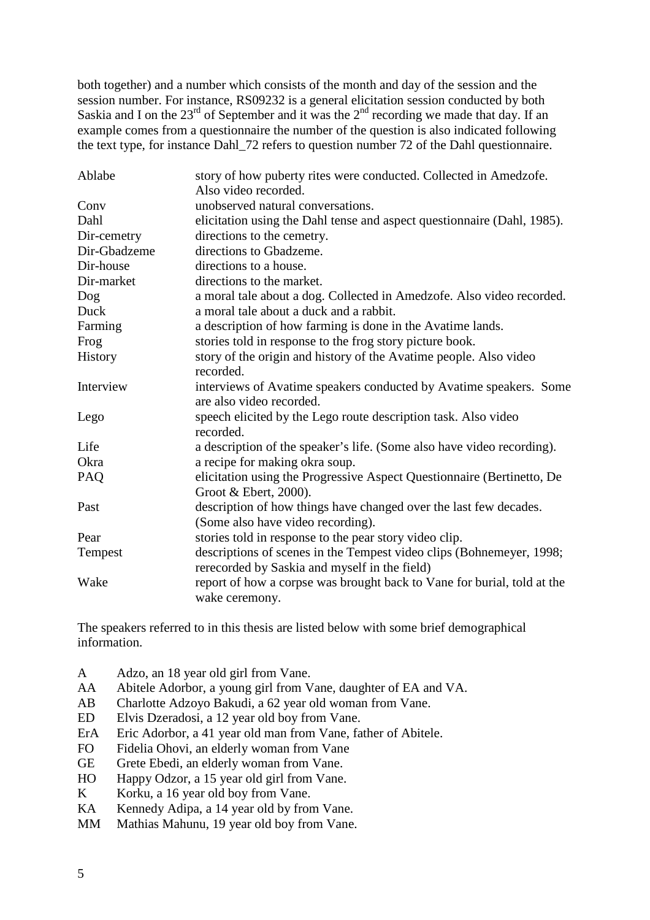both together) and a number which consists of the month and day of the session and the session number. For instance, RS09232 is a general elicitation session conducted by both Saskia and I on the 23rd of September and it was the 2nd recording we made that day. If an example comes from a questionnaire the number of the question is also indicated following the text type, for instance Dahl_72 refers to question number 72 of the Dahl questionnaire.

| | |
|---|---|
| Ablabe | story of how puberty rites were conducted. Collected in Amedzofe. Also video recorded. |
| Conv | unobserved natural conversations. |
| Dahl | elicitation using the Dahl tense and aspect questionnaire (Dahl, 1985). |
| Dir-cemetry | directions to the cemetry. |
| Dir-Gbadzeme | directions to Gbadzeme. |
| Dir-house | directions to a house. |
| Dir-market | directions to the market. |
| Dog | a moral tale about a dog. Collected in Amedzofe. Also video recorded. |
| Duck | a moral tale about a duck and a rabbit. |
| Farming | a description of how farming is done in the Avatime lands. |
| Frog | stories told in response to the frog story picture book. |
| History | story of the origin and history of the Avatime people. Also video recorded. |
| Interview | interviews of Avatime speakers conducted by Avatime speakers. Some are also video recorded. |
| Lego | speech elicited by the Lego route description task. Also video recorded. |
| Life | a description of the speaker's life. (Some also have video recording). |
| Okra | a recipe for making okra soup. |
| PAQ | elicitation using the Progressive Aspect Questionnaire (Bertinetto, De Groot & Ebert, 2000). |
| Past | description of how things have changed over the last few decades. (Some also have video recording). |
| Pear | stories told in response to the pear story video clip. |
| Tempest | descriptions of scenes in the Tempest video clips (Bohnemeyer, 1998; rerecorded by Saskia and myself in the field) |
| Wake | report of how a corpse was brought back to Vane for burial, told at the wake ceremony. |

The speakers referred to in this thesis are listed below with some brief demographical information.

| | |
|---|---|
| A | Adzo, an 18 year old girl from Vane. |
| AA | Abitele Adorbor, a young girl from Vane, daughter of EA and VA. |
| AB | Charlotte Adzoyo Bakudi, a 62 year old woman from Vane. |
| ED | Elvis Dzeradosi, a 12 year old boy from Vane. |
| ErA | Eric Adorbor, a 41 year old man from Vane, father of Abitele. |
| FO | Fidelia Ohovi, an elderly woman from Vane |
| GE | Grete Ebedi, an elderly woman from Vane. |
| HO | Happy Odzor, a 15 year old girl from Vane. |
| K | Korku, a 16 year old boy from Vane. |
| KA | Kennedy Adipa, a 14 year old by from Vane. |
| MM | Mathias Mahunu, 19 year old boy from Vane. |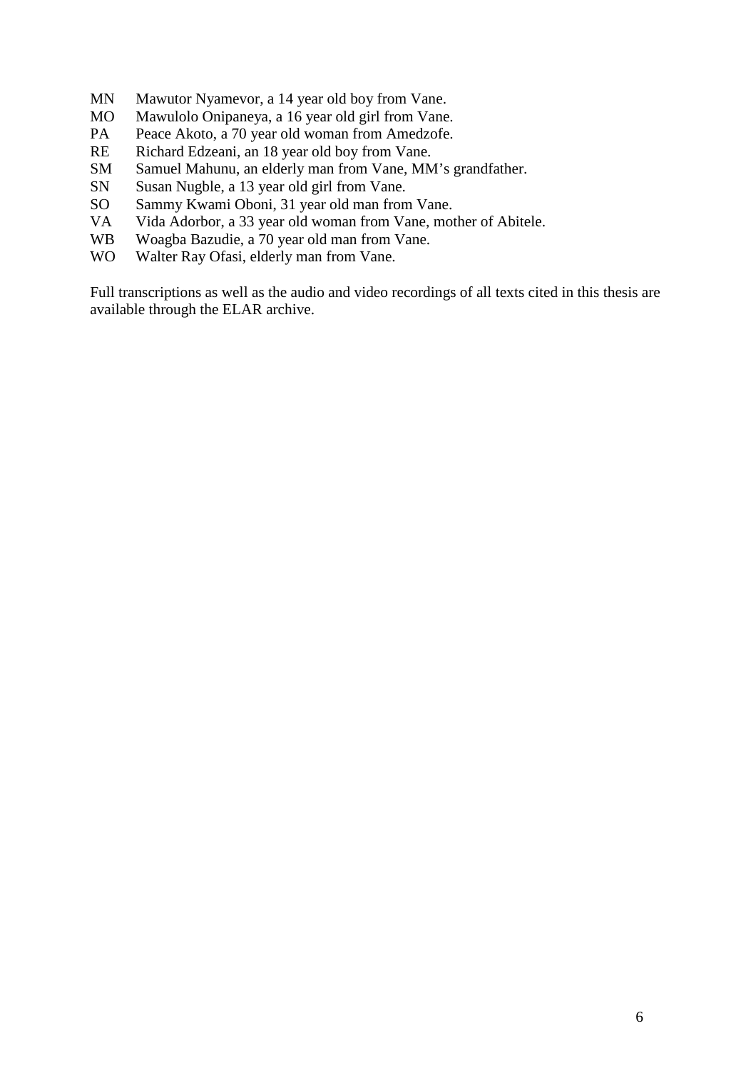MN Mawutor Nyamevor, a 14 year old boy from Vane.
MO Mawulolo Onipaneya, a 16 year old girl from Vane.
PA Peace Akoto, a 70 year old woman from Amedzofe.
RE Richard Edzeani, an 18 year old boy from Vane.
SM Samuel Mahunu, an elderly man from Vane, MM's grandfather.
SN Susan Nugble, a 13 year old girl from Vane.
SO Sammy Kwami Oboni, 31 year old man from Vane.
VA Vida Adorbor, a 33 year old woman from Vane, mother of Abitele.
WB Woagba Bazudie, a 70 year old man from Vane.
WO Walter Ray Ofasi, elderly man from Vane.

Full transcriptions as well as the audio and video recordings of all texts cited in this thesis are available through the ELAR archive.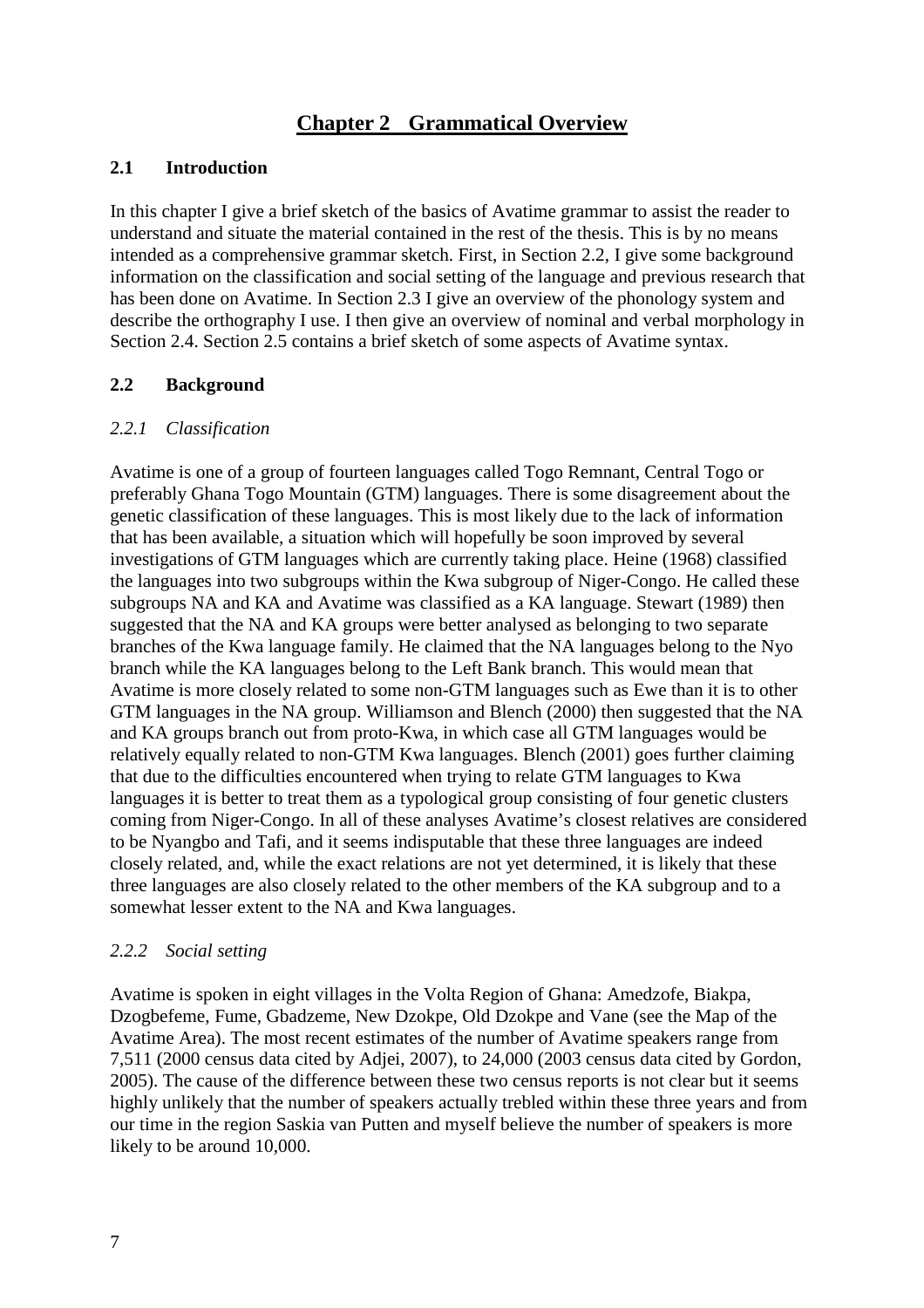# Chapter 2 Grammatical Overview

## 2.1 Introduction

In this chapter I give a brief sketch of the basics of Avatime grammar to assist the reader to understand and situate the material contained in the rest of the thesis. This is by no means intended as a comprehensive grammar sketch. First, in Section 2.2, I give some background information on the classification and social setting of the language and previous research that has been done on Avatime. In Section 2.3 I give an overview of the phonology system and describe the orthography I use. I then give an overview of nominal and verbal morphology in Section 2.4. Section 2.5 contains a brief sketch of some aspects of Avatime syntax.

## 2.2 Background

### *2.2.1 Classification*

Avatime is one of a group of fourteen languages called Togo Remnant, Central Togo or preferably Ghana Togo Mountain (GTM) languages. There is some disagreement about the genetic classification of these languages. This is most likely due to the lack of information that has been available, a situation which will hopefully be soon improved by several investigations of GTM languages which are currently taking place. Heine (1968) classified the languages into two subgroups within the Kwa subgroup of Niger-Congo. He called these subgroups NA and KA and Avatime was classified as a KA language. Stewart (1989) then suggested that the NA and KA groups were better analysed as belonging to two separate branches of the Kwa language family. He claimed that the NA languages belong to the Nyo branch while the KA languages belong to the Left Bank branch. This would mean that Avatime is more closely related to some non-GTM languages such as Ewe than it is to other GTM languages in the NA group. Williamson and Blench (2000) then suggested that the NA and KA groups branch out from proto-Kwa, in which case all GTM languages would be relatively equally related to non-GTM Kwa languages. Blench (2001) goes further claiming that due to the difficulties encountered when trying to relate GTM languages to Kwa languages it is better to treat them as a typological group consisting of four genetic clusters coming from Niger-Congo. In all of these analyses Avatime's closest relatives are considered to be Nyangbo and Tafi, and it seems indisputable that these three languages are indeed closely related, and, while the exact relations are not yet determined, it is likely that these three languages are also closely related to the other members of the KA subgroup and to a somewhat lesser extent to the NA and Kwa languages.

### *2.2.2 Social setting*

Avatime is spoken in eight villages in the Volta Region of Ghana: Amedzofe, Biakpa, Dzogbefeme, Fume, Gbadzeme, New Dzokpe, Old Dzokpe and Vane (see the Map of the Avatime Area). The most recent estimates of the number of Avatime speakers range from 7,511 (2000 census data cited by Adjei, 2007), to 24,000 (2003 census data cited by Gordon, 2005). The cause of the difference between these two census reports is not clear but it seems highly unlikely that the number of speakers actually trebled within these three years and from our time in the region Saskia van Putten and myself believe the number of speakers is more likely to be around 10,000.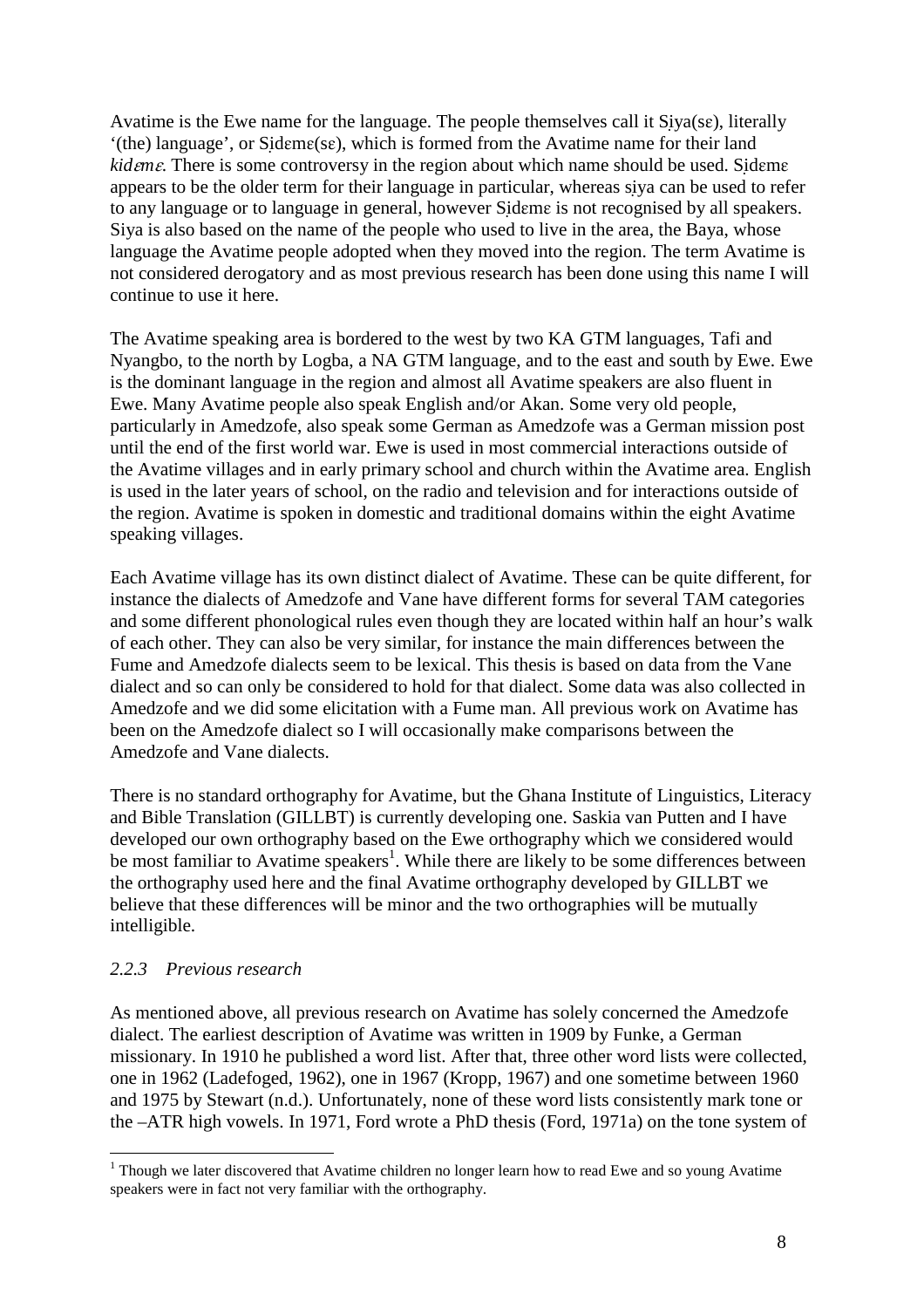Avatime is the Ewe name for the language. The people themselves call it Sịya(sɛ), literally '(the) language', or Sịdɛmɛ(sɛ), which is formed from the Avatime name for their land *kidɛmɛ*. There is some controversy in the region about which name should be used. Sịdɛmɛ appears to be the older term for their language in particular, whereas sịya can be used to refer to any language or to language in general, however Sịdɛmɛ is not recognised by all speakers. Siya is also based on the name of the people who used to live in the area, the Baya, whose language the Avatime people adopted when they moved into the region. The term Avatime is not considered derogatory and as most previous research has been done using this name I will continue to use it here.

The Avatime speaking area is bordered to the west by two KA GTM languages, Tafi and Nyangbo, to the north by Logba, a NA GTM language, and to the east and south by Ewe. Ewe is the dominant language in the region and almost all Avatime speakers are also fluent in Ewe. Many Avatime people also speak English and/or Akan. Some very old people, particularly in Amedzofe, also speak some German as Amedzofe was a German mission post until the end of the first world war. Ewe is used in most commercial interactions outside of the Avatime villages and in early primary school and church within the Avatime area. English is used in the later years of school, on the radio and television and for interactions outside of the region. Avatime is spoken in domestic and traditional domains within the eight Avatime speaking villages.

Each Avatime village has its own distinct dialect of Avatime. These can be quite different, for instance the dialects of Amedzofe and Vane have different forms for several TAM categories and some different phonological rules even though they are located within half an hour's walk of each other. They can also be very similar, for instance the main differences between the Fume and Amedzofe dialects seem to be lexical. This thesis is based on data from the Vane dialect and so can only be considered to hold for that dialect. Some data was also collected in Amedzofe and we did some elicitation with a Fume man. All previous work on Avatime has been on the Amedzofe dialect so I will occasionally make comparisons between the Amedzofe and Vane dialects.

There is no standard orthography for Avatime, but the Ghana Institute of Linguistics, Literacy and Bible Translation (GILLBT) is currently developing one. Saskia van Putten and I have developed our own orthography based on the Ewe orthography which we considered would be most familiar to Avatime speakers[1]. While there are likely to be some differences between the orthography used here and the final Avatime orthography developed by GILLBT we believe that these differences will be minor and the two orthographies will be mutually intelligible.

### *2.2.3 Previous research*

As mentioned above, all previous research on Avatime has solely concerned the Amedzofe dialect. The earliest description of Avatime was written in 1909 by Funke, a German missionary. In 1910 he published a word list. After that, three other word lists were collected, one in 1962 (Ladefoged, 1962), one in 1967 (Kropp, 1967) and one sometime between 1960 and 1975 by Stewart (n.d.). Unfortunately, none of these word lists consistently mark tone or the –ATR high vowels. In 1971, Ford wrote a PhD thesis (Ford, 1971a) on the tone system of

[1] Though we later discovered that Avatime children no longer learn how to read Ewe and so young Avatime speakers were in fact not very familiar with the orthography.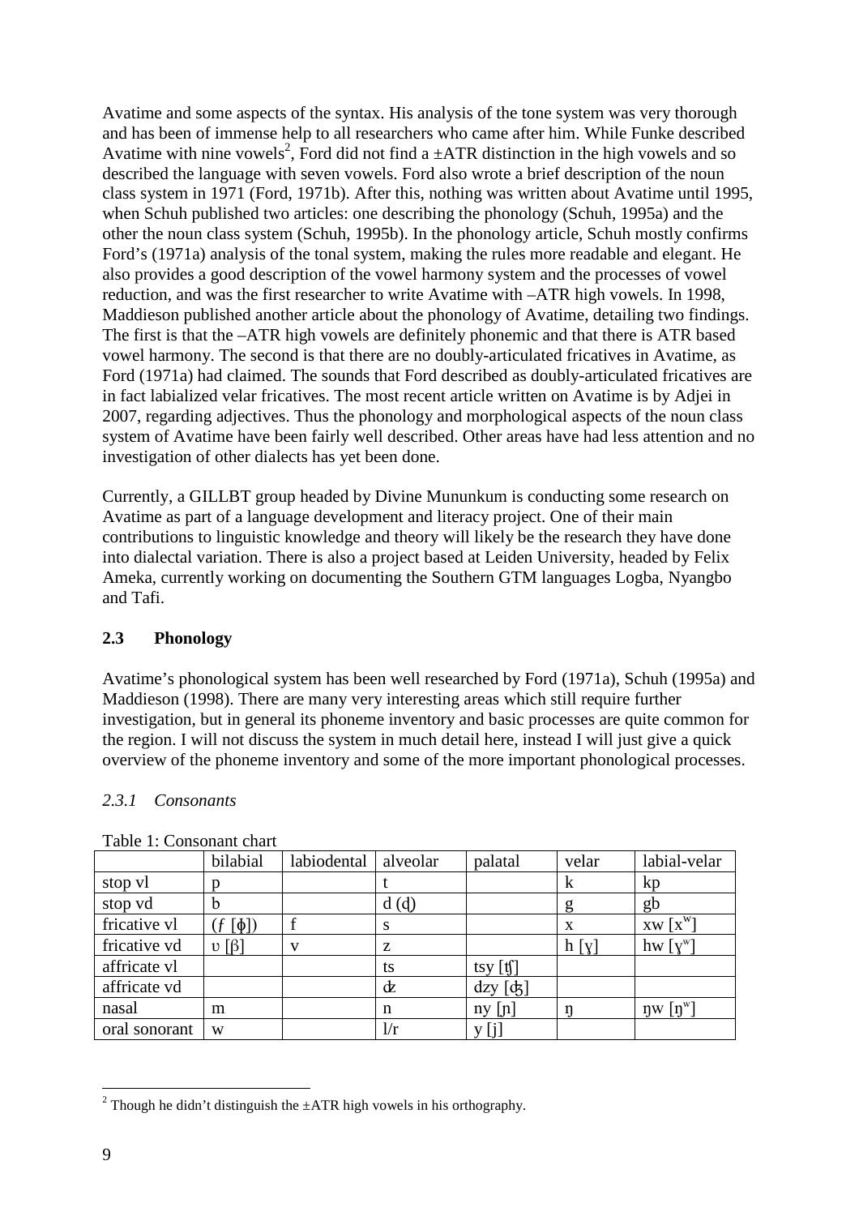Avatime and some aspects of the syntax. His analysis of the tone system was very thorough and has been of immense help to all researchers who came after him. While Funke described Avatime with nine vowels[2], Ford did not find a ±ATR distinction in the high vowels and so described the language with seven vowels. Ford also wrote a brief description of the noun class system in 1971 (Ford, 1971b). After this, nothing was written about Avatime until 1995, when Schuh published two articles: one describing the phonology (Schuh, 1995a) and the other the noun class system (Schuh, 1995b). In the phonology article, Schuh mostly confirms Ford's (1971a) analysis of the tonal system, making the rules more readable and elegant. He also provides a good description of the vowel harmony system and the processes of vowel reduction, and was the first researcher to write Avatime with –ATR high vowels. In 1998, Maddieson published another article about the phonology of Avatime, detailing two findings. The first is that the –ATR high vowels are definitely phonemic and that there is ATR based vowel harmony. The second is that there are no doubly-articulated fricatives in Avatime, as Ford (1971a) had claimed. The sounds that Ford described as doubly-articulated fricatives are in fact labialized velar fricatives. The most recent article written on Avatime is by Adjei in 2007, regarding adjectives. Thus the phonology and morphological aspects of the noun class system of Avatime have been fairly well described. Other areas have had less attention and no investigation of other dialects has yet been done.

Currently, a GILLBT group headed by Divine Mununkum is conducting some research on Avatime as part of a language development and literacy project. One of their main contributions to linguistic knowledge and theory will likely be the research they have done into dialectal variation. There is also a project based at Leiden University, headed by Felix Ameka, currently working on documenting the Southern GTM languages Logba, Nyangbo and Tafi.

## 2.3 Phonology

Avatime's phonological system has been well researched by Ford (1971a), Schuh (1995a) and Maddieson (1998). There are many very interesting areas which still require further investigation, but in general its phoneme inventory and basic processes are quite common for the region. I will not discuss the system in much detail here, instead I will just give a quick overview of the phoneme inventory and some of the more important phonological processes.

### *2.3.1 Consonants*

Table 1: Consonant chart

| | bilabial | labiodental | alveolar | palatal | velar | labial-velar |
|---|---|---|---|---|---|---|
| stop vl | p | | t | | k | kp |
| stop vd | b | | d (ɖ) | | g | gb |
| fricative vl | (ƒ [ɸ]) | f | s | | x | xw [xʷ] |
| fricative vd | ʋ [β] | v | z | | h [ɣ] | hw [ɣʷ] |
| affricate vl | | | ts | tsy [ʧ] | | |
| affricate vd | | | ʣ | dzy [ʤ] | | |
| nasal | m | | n | ny [ɲ] | ŋ | ŋw [ŋʷ] |
| oral sonorant | w | | l/r | y [j] | | |

[2] Though he didn't distinguish the ±ATR high vowels in his orthography.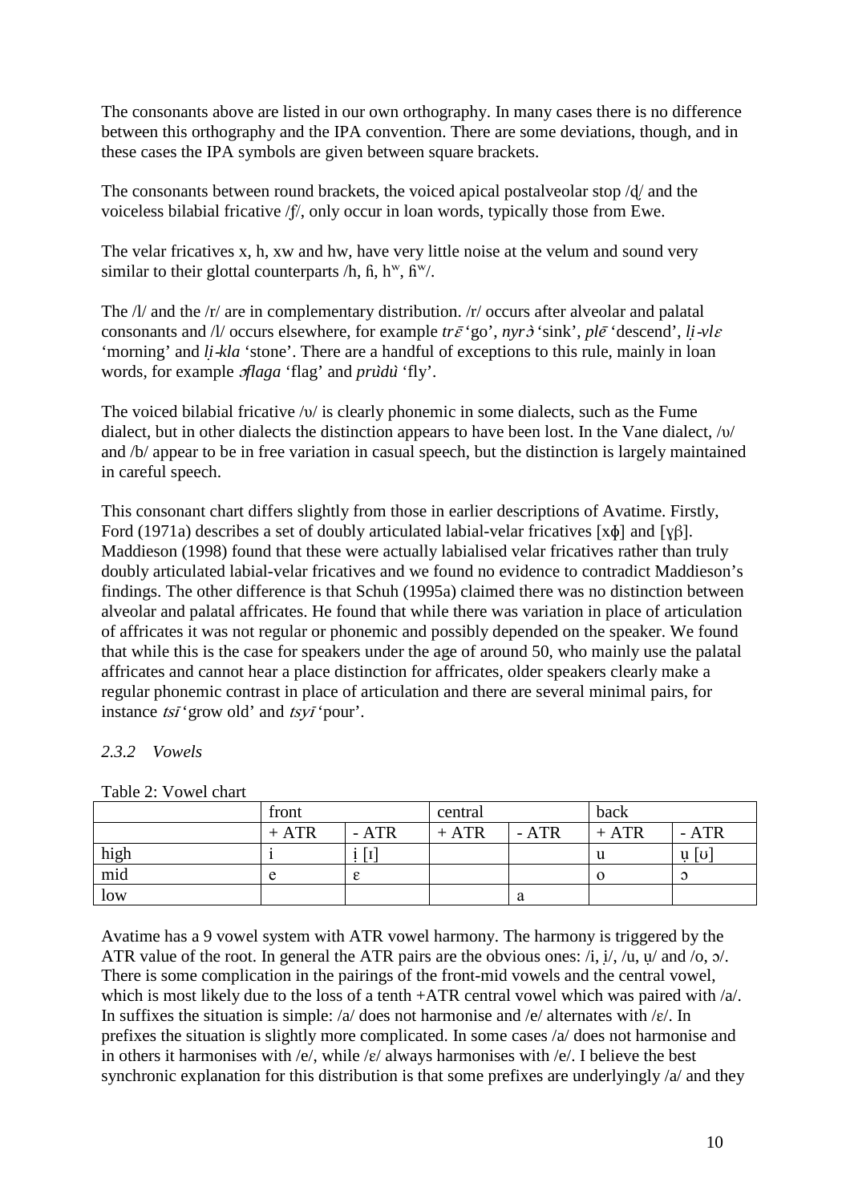The consonants above are listed in our own orthography. In many cases there is no difference between this orthography and the IPA convention. There are some deviations, though, and in these cases the IPA symbols are given between square brackets.

The consonants between round brackets, the voiced apical postalveolar stop /ɖ/ and the voiceless bilabial fricative /ƒ/, only occur in loan words, typically those from Ewe.

The velar fricatives x, h, xw and hw, have very little noise at the velum and sound very similar to their glottal counterparts /h, ɦ, hʷ, ɦʷ/.

The /l/ and the /r/ are in complementary distribution. /r/ occurs after alveolar and palatal consonants and /l/ occurs elsewhere, for example *trɛ̄* 'go', *nyrɔ̀* 'sink', *plē* 'descend', *lị-vlɛ* 'morning' and *lị-kla* 'stone'. There are a handful of exceptions to this rule, mainly in loan words, for example *ɔflaga* 'flag' and *prùdù* 'fly'.

The voiced bilabial fricative /ʋ/ is clearly phonemic in some dialects, such as the Fume dialect, but in other dialects the distinction appears to have been lost. In the Vane dialect, /ʋ/ and /b/ appear to be in free variation in casual speech, but the distinction is largely maintained in careful speech.

This consonant chart differs slightly from those in earlier descriptions of Avatime. Firstly, Ford (1971a) describes a set of doubly articulated labial-velar fricatives [xɸ] and [ɣβ]. Maddieson (1998) found that these were actually labialised velar fricatives rather than truly doubly articulated labial-velar fricatives and we found no evidence to contradict Maddieson's findings. The other difference is that Schuh (1995a) claimed there was no distinction between alveolar and palatal affricates. He found that while there was variation in place of articulation of affricates it was not regular or phonemic and possibly depended on the speaker. We found that while this is the case for speakers under the age of around 50, who mainly use the palatal affricates and cannot hear a place distinction for affricates, older speakers clearly make a regular phonemic contrast in place of articulation and there are several minimal pairs, for instance *tsī* 'grow old' and *tsyī* 'pour'.

### *2.3.2 Vowels*

Table 2: Vowel chart

| | front | | central | | back | |
|---|---|---|---|---|---|---|
| | + ATR | - ATR | + ATR | - ATR | + ATR | - ATR |
| high | i | ị [ɪ] | | | u | ụ [ʊ] |
| mid | e | ɛ | | | o | ɔ |
| low | | | | a | | |

Avatime has a 9 vowel system with ATR vowel harmony. The harmony is triggered by the ATR value of the root. In general the ATR pairs are the obvious ones: /i, ị/, /u, ụ/ and /o, ɔ/. There is some complication in the pairings of the front-mid vowels and the central vowel, which is most likely due to the loss of a tenth +ATR central vowel which was paired with /a/. In suffixes the situation is simple: /a/ does not harmonise and /e/ alternates with /ɛ/. In prefixes the situation is slightly more complicated. In some cases /a/ does not harmonise and in others it harmonises with /e/, while /ɛ/ always harmonises with /e/. I believe the best synchronic explanation for this distribution is that some prefixes are underlyingly /a/ and they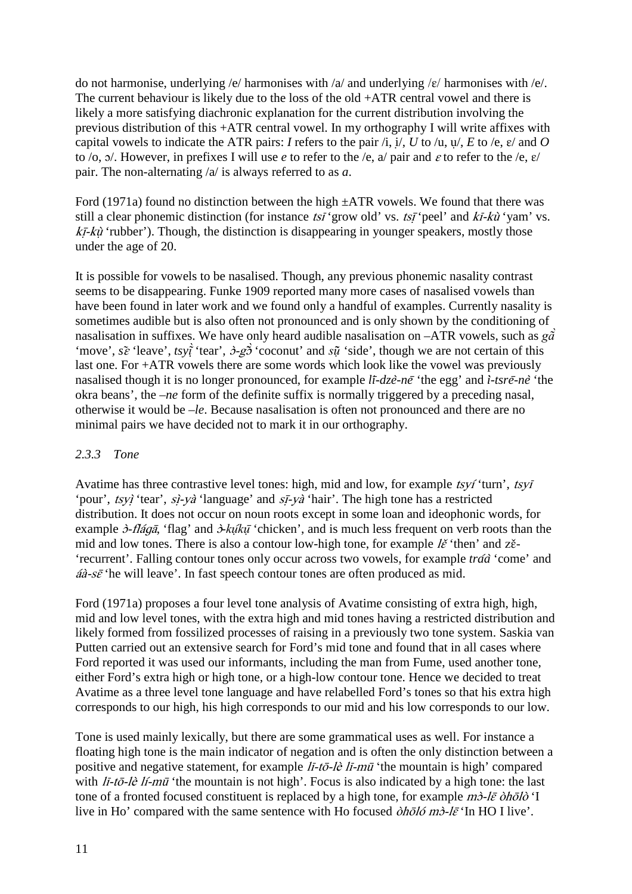do not harmonise, underlying /e/ harmonises with /a/ and underlying /ɛ/ harmonises with /e/. The current behaviour is likely due to the loss of the old +ATR central vowel and there is likely a more satisfying diachronic explanation for the current distribution involving the previous distribution of this +ATR central vowel. In my orthography I will write affixes with capital vowels to indicate the ATR pairs: *I* refers to the pair /i, ị/, *U* to /u, ụ/, *E* to /e, ɛ/ and *O* to /o, ɔ/. However, in prefixes I will use *e* to refer to the /e, a/ pair and *ɛ* to refer to the /e, ɛ/ pair. The non-alternating /a/ is always referred to as *a*.

Ford (1971a) found no distinction between the high ±ATR vowels. We found that there was still a clear phonemic distinction (for instance *tsī* 'grow old' vs. *tsị̄* 'peel' and *kī-kù* 'yam' vs. *kị̄-kụ̀* 'rubber'). Though, the distinction is disappearing in younger speakers, mostly those under the age of 20.

It is possible for vowels to be nasalised. Though, any previous phonemic nasality contrast seems to be disappearing. Funke 1909 reported many more cases of nasalised vowels than have been found in later work and we found only a handful of examples. Currently nasality is sometimes audible but is also often not pronounced and is only shown by the conditioning of nasalisation in suffixes. We have only heard audible nasalisation on –ATR vowels, such as *gã̀* 'move', *sɛ̃̄* 'leave', *tsyị̃̀* 'tear', *ɔ̀-gɔ̃̄* 'coconut' and *sụ̃̄* 'side', though we are not certain of this last one. For +ATR vowels there are some words which look like the vowel was previously nasalised though it is no longer pronounced, for example *lī-dzè-nē* 'the egg' and *ì-tsrē-nè* 'the okra beans', the *–ne* form of the definite suffix is normally triggered by a preceding nasal, otherwise it would be *–le*. Because nasalisation is often not pronounced and there are no minimal pairs we have decided not to mark it in our orthography.

### *2.3.3 Tone*

Avatime has three contrastive level tones: high, mid and low, for example *tsyí* 'turn', *tsyī* 'pour', *tsyị̀* 'tear', *sị̀-yà* 'language' and *sī-yà* 'hair'. The high tone has a restricted distribution. It does not occur on noun roots except in some loan and ideophonic words, for example *ɔ̀-flágā*, 'flag' and *ɔ̀-kụ́kụ̄* 'chicken', and is much less frequent on verb roots than the mid and low tones. There is also a contour low-high tone, for example *lɛ̌* 'then' and zɛ̌- 'recurrent'. Falling contour tones only occur across two vowels, for example *tráà* 'come' and *áà-sɛ̄* 'he will leave'. In fast speech contour tones are often produced as mid.

Ford (1971a) proposes a four level tone analysis of Avatime consisting of extra high, high, mid and low level tones, with the extra high and mid tones having a restricted distribution and likely formed from fossilized processes of raising in a previously two tone system. Saskia van Putten carried out an extensive search for Ford's mid tone and found that in all cases where Ford reported it was used our informants, including the man from Fume, used another tone, either Ford's extra high or high tone, or a high-low contour tone. Hence we decided to treat Avatime as a three level tone language and have relabelled Ford's tones so that his extra high corresponds to our high, his high corresponds to our mid and his low corresponds to our low.

Tone is used mainly lexically, but there are some grammatical uses as well. For instance a floating high tone is the main indicator of negation and is often the only distinction between a positive and negative statement, for example *lī-tō-lè lī-mū* 'the mountain is high' compared with *lī-tō-lè lí-mū* 'the mountain is not high'. Focus is also indicated by a high tone: the last tone of a fronted focused constituent is replaced by a high tone, for example *mɔ̀-lɛ̄ òhōlò* 'I live in Ho' compared with the same sentence with Ho focused *òhōló mɔ̀-lɛ̄* 'In HO I live'.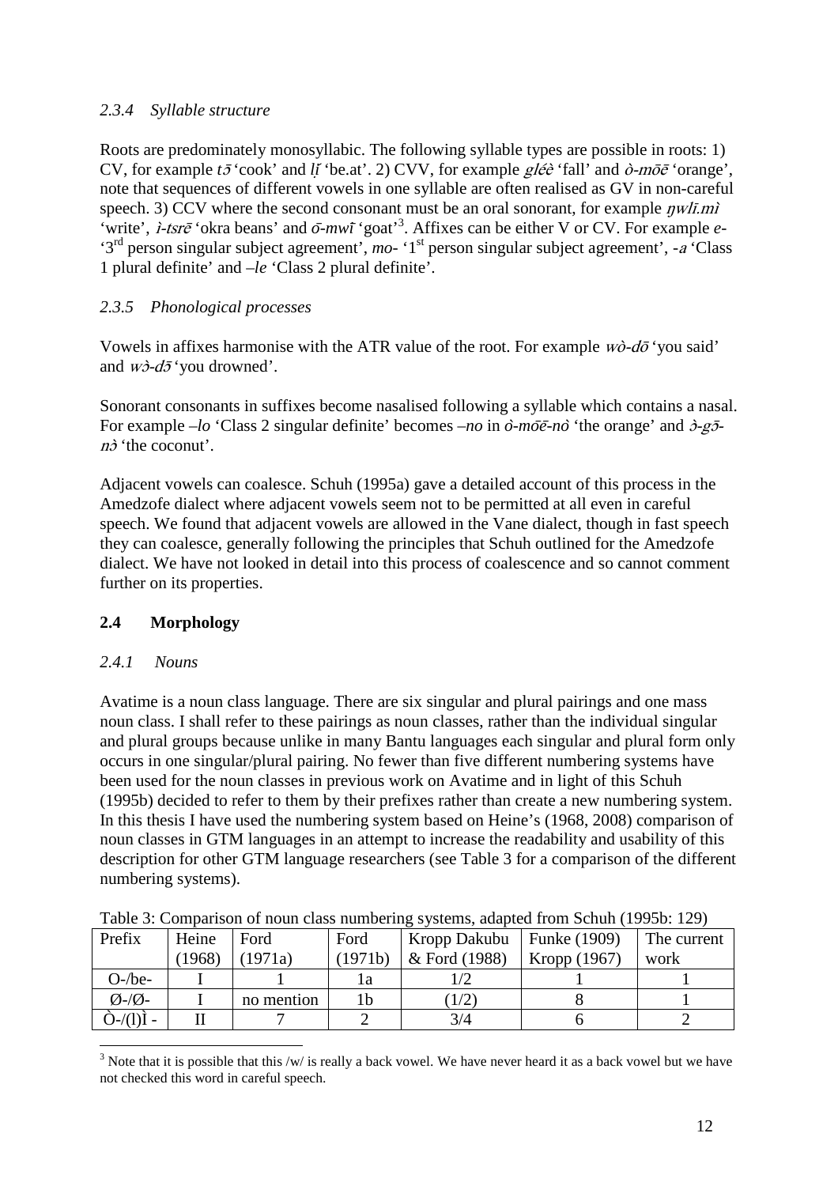### *2.3.4 Syllable structure*

Roots are predominately monosyllabic. The following syllable types are possible in roots: 1) CV, for example *tɔ̄* 'cook' and *lị́* 'be.at'. 2) CVV, for example *gléè* 'fall' and *ò-mōē* 'orange', note that sequences of different vowels in one syllable are often realised as GV in non-careful speech. 3) CCV where the second consonant must be an oral sonorant, for example *ŋwlī.mì* 'write', *ì-tsrē* 'okra beans' and *ō-mwī* 'goat'[3]. Affixes can be either V or CV. For example *e-* '3rd person singular subject agreement', *mo-* '1st person singular subject agreement', *-a* 'Class 1 plural definite' and *–le* 'Class 2 plural definite'.

### *2.3.5 Phonological processes*

Vowels in affixes harmonise with the ATR value of the root. For example *wò-dō* 'you said' and *wɔ̀-dɔ̄* 'you drowned'.

Sonorant consonants in suffixes become nasalised following a syllable which contains a nasal. For example *–lo* 'Class 2 singular definite' becomes *–no* in *ò-mōē-nò* 'the orange' and *ɔ̀-gɔ̄-nɔ̀* 'the coconut'.

Adjacent vowels can coalesce. Schuh (1995a) gave a detailed account of this process in the Amedzofe dialect where adjacent vowels seem not to be permitted at all even in careful speech. We found that adjacent vowels are allowed in the Vane dialect, though in fast speech they can coalesce, generally following the principles that Schuh outlined for the Amedzofe dialect. We have not looked in detail into this process of coalescence and so cannot comment further on its properties.

## **2.4 Morphology**

### *2.4.1 Nouns*

Avatime is a noun class language. There are six singular and plural pairings and one mass noun class. I shall refer to these pairings as noun classes, rather than the individual singular and plural groups because unlike in many Bantu languages each singular and plural form only occurs in one singular/plural pairing. No fewer than five different numbering systems have been used for the noun classes in previous work on Avatime and in light of this Schuh (1995b) decided to refer to them by their prefixes rather than create a new numbering system. In this thesis I have used the numbering system based on Heine's (1968, 2008) comparison of noun classes in GTM languages in an attempt to increase the readability and usability of this description for other GTM language researchers (see Table 3 for a comparison of the different numbering systems).

Table 3: Comparison of noun class numbering systems, adapted from Schuh (1995b: 129)

| Prefix | Heine (1968) | Ford (1971a) | Ford (1971b) | Kropp Dakubu & Ford (1988) | Funke (1909) Kropp (1967) | The current work |
|---|---|---|---|---|---|---|
| O-/be- | I | 1 | 1a | 1/2 | 1 | 1 |
| Ø-/Ø- | I | no mention | 1b | (1/2) | 8 | 1 |
| Ò-/(l)Ì - | II | 7 | 2 | 3/4 | 6 | 2 |

[3] Note that it is possible that this /w/ is really a back vowel. We have never heard it as a back vowel but we have not checked this word in careful speech.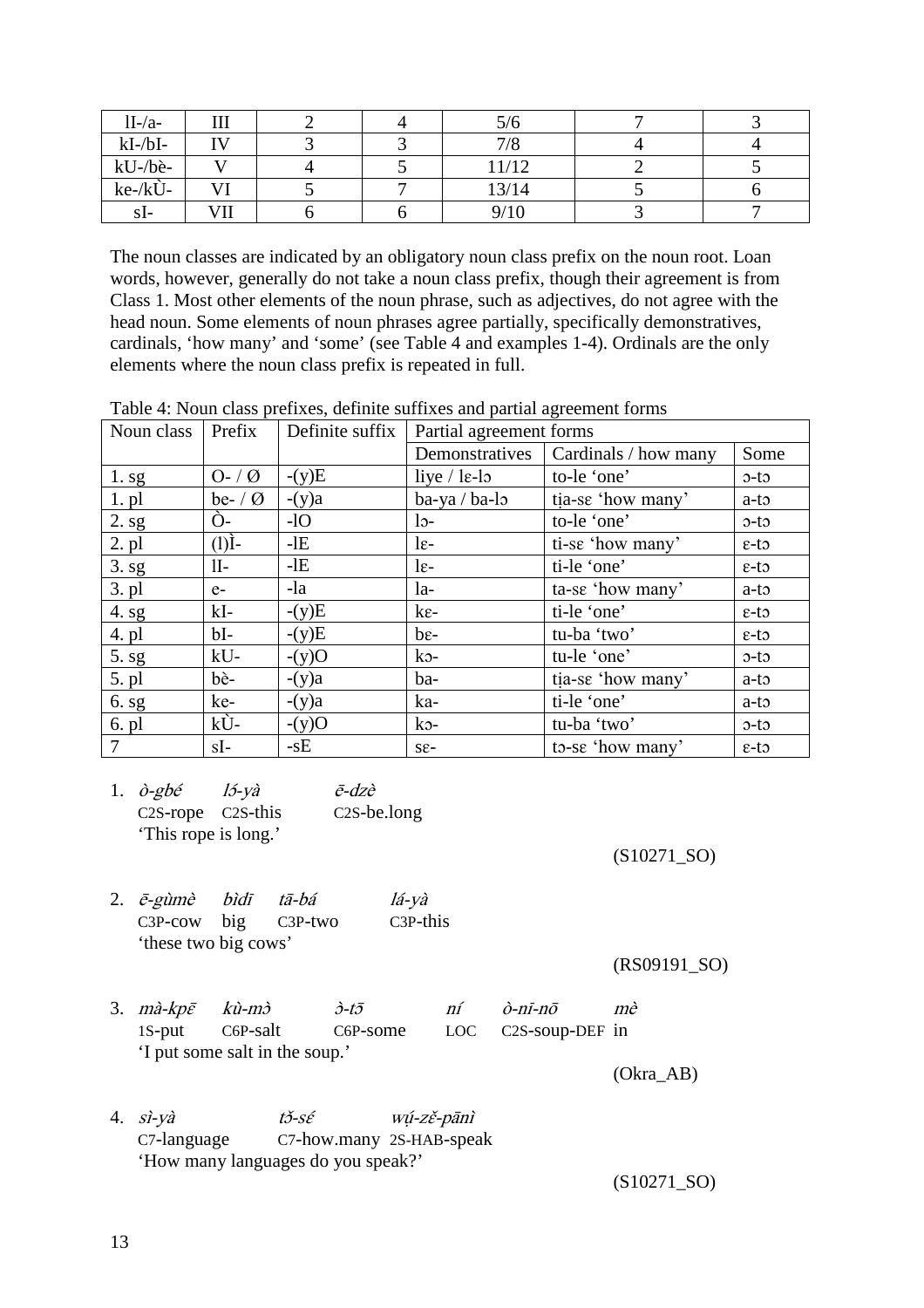| lI-/a- | III | 2 | 4 | 5/6 | 7 | 3 |
|---|---|---|---|---|---|---|
| kI-/bI- | IV | 3 | 3 | 7/8 | 4 | 4 |
| kU-/bè- | V | 4 | 5 | 11/12 | 2 | 5 |
| ke-/kÙ- | VI | 5 | 7 | 13/14 | 5 | 6 |
| sI- | VII | 6 | 6 | 9/10 | 3 | 7 |

The noun classes are indicated by an obligatory noun class prefix on the noun root. Loan words, however, generally do not take a noun class prefix, though their agreement is from Class 1. Most other elements of the noun phrase, such as adjectives, do not agree with the head noun. Some elements of noun phrases agree partially, specifically demonstratives, cardinals, 'how many' and 'some' (see Table 4 and examples 1-4). Ordinals are the only elements where the noun class prefix is repeated in full.

Table 4: Noun class prefixes, definite suffixes and partial agreement forms

| Noun class | Prefix | Definite suffix | Partial agreement forms | | |
|---|---|---|---|---|---|
| | | | Demonstratives | Cardinals / how many | Some |
| 1. sg | O- / Ø | -(y)E | liye / lɛ-lɔ | to-le 'one' | ɔ-tɔ |
| 1. pl | be- / Ø | -(y)a | ba-ya / ba-lɔ | ṭia-sɛ 'how many' | a-tɔ |
| 2. sg | Ò- | -lO | lɔ- | to-le 'one' | ɔ-tɔ |
| 2. pl | (l)Ì- | -lE | lɛ- | ti-sɛ 'how many' | ɛ-tɔ |
| 3. sg | lI- | -lE | lɛ- | ti-le 'one' | ɛ-tɔ |
| 3. pl | e- | -la | la- | ta-sɛ 'how many' | a-tɔ |
| 4. sg | kI- | -(y)E | kɛ- | ti-le 'one' | ɛ-tɔ |
| 4. pl | bI- | -(y)E | bɛ- | tu-ba 'two' | ɛ-tɔ |
| 5. sg | kU- | -(y)O | kɔ- | tu-le 'one' | ɔ-tɔ |
| 5. pl | bè- | -(y)a | ba- | ṭia-sɛ 'how many' | a-tɔ |
| 6. sg | ke- | -(y)a | ka- | ti-le 'one' | a-tɔ |
| 6. pl | kÙ- | -(y)O | kɔ- | tu-ba 'two' | ɔ-tɔ |
| 7 | sI- | -sE | sɛ- | tɔ-sɛ 'how many' | ɛ-tɔ |

1. *ò-gbé* *lɔ́-yà* *ē-dzè*
   C2S-rope C2S-this C2S-be.long
   'This rope is long.'

   (S10271_SO)

2. *ē-gùmè* *bìdī* *tā-bá* *lá-yà*
   C3P-cow big C3P-two C3P-this
   'these two big cows'

   (RS09191_SO)

3. *mà-kpɛ̄* *kù-mɔ̀* *ɔ̀-tɔ̄* *ní* *ò-nī-nō* *mè*
   1S-put C6P-salt C6P-some LOC C2S-soup-DEF in
   'I put some salt in the soup.'

   (Okra_AB)

4. *sì-yà* *tɔ̌-sɛ́* *wṹ-zɛ̌-pānì*
   C7-language C7-how.many 2S-HAB-speak
   'How many languages do you speak?'

   (S10271_SO)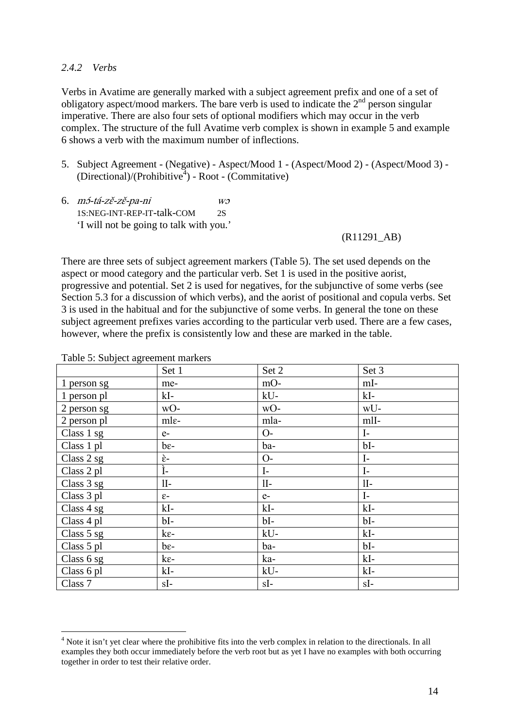### *2.4.2 Verbs*

Verbs in Avatime are generally marked with a subject agreement prefix and one of a set of obligatory aspect/mood markers. The bare verb is used to indicate the 2nd person singular imperative. There are also four sets of optional modifiers which may occur in the verb complex. The structure of the full Avatime verb complex is shown in example 5 and example 6 shows a verb with the maximum number of inflections.

5. Subject Agreement - (Negative) - Aspect/Mood 1 - (Aspect/Mood 2) - (Aspect/Mood 3) - (Directional)/(Prohibitive[4]) - Root - (Commitative)

6. *mɔ́-tá-zɛ̌-zɛ̌-pa-ni* *wɔ*
   1S:NEG-INT-REP-IT-talk-COM 2S
   'I will not be going to talk with you.'

   (R11291_AB)

There are three sets of subject agreement markers (Table 5). The set used depends on the aspect or mood category and the particular verb. Set 1 is used in the positive aorist, progressive and potential. Set 2 is used for negatives, for the subjunctive of some verbs (see Section 5.3 for a discussion of which verbs), and the aorist of positional and copula verbs. Set 3 is used in the habitual and for the subjunctive of some verbs. In general the tone on these subject agreement prefixes varies according to the particular verb used. There are a few cases, however, where the prefix is consistently low and these are marked in the table.

Table 5: Subject agreement markers

| | Set 1 | Set 2 | Set 3 |
|---|---|---|---|
| 1 person sg | me- | mO- | mI- |
| 1 person pl | kI- | kU- | kI- |
| 2 person sg | wO- | wO- | wU- |
| 2 person pl | mlɛ- | mla- | mlI- |
| Class 1 sg | e- | O- | I- |
| Class 1 pl | bɛ- | ba- | bI- |
| Class 2 sg | ɛ̀- | O- | I- |
| Class 2 pl | Ì- | I- | I- |
| Class 3 sg | lI- | lI- | lI- |
| Class 3 pl | ɛ- | e- | I- |
| Class 4 sg | kI- | kI- | kI- |
| Class 4 pl | bI- | bI- | bI- |
| Class 5 sg | kɛ- | kU- | kI- |
| Class 5 pl | bɛ- | ba- | bI- |
| Class 6 sg | kɛ- | ka- | kI- |
| Class 6 pl | kI- | kU- | kI- |
| Class 7 | sI- | sI- | sI- |

[4] Note it isn't yet clear where the prohibitive fits into the verb complex in relation to the directionals. In all examples they both occur immediately before the verb root but as yet I have no examples with both occurring together in order to test their relative order.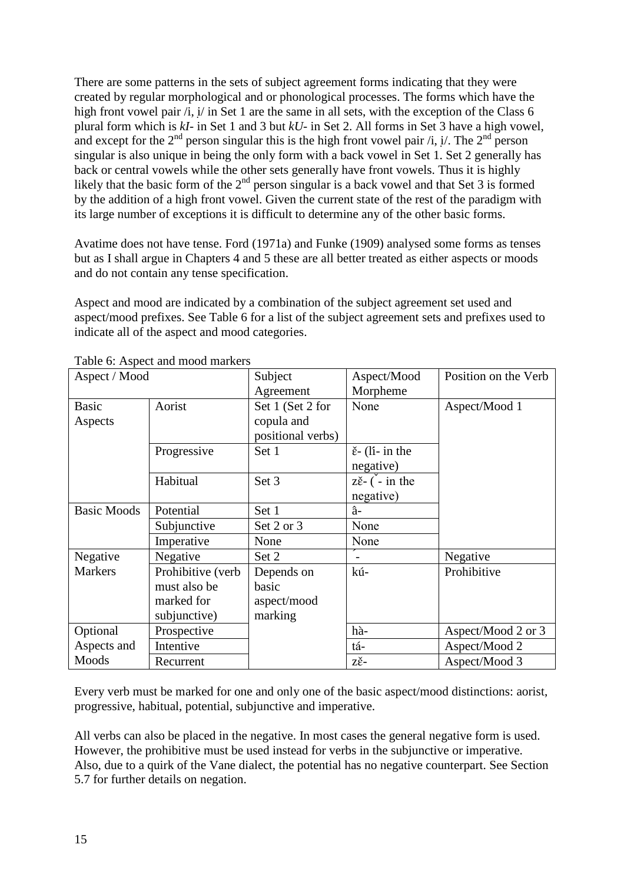There are some patterns in the sets of subject agreement forms indicating that they were created by regular morphological and or phonological processes. The forms which have the high front vowel pair /i, ị/ in Set 1 are the same in all sets, with the exception of the Class 6 plural form which is *kI-* in Set 1 and 3 but *kU-* in Set 2. All forms in Set 3 have a high vowel, and except for the 2nd person singular this is the high front vowel pair /i, ị/. The 2nd person singular is also unique in being the only form with a back vowel in Set 1. Set 2 generally has back or central vowels while the other sets generally have front vowels. Thus it is highly likely that the basic form of the 2nd person singular is a back vowel and that Set 3 is formed by the addition of a high front vowel. Given the current state of the rest of the paradigm with its large number of exceptions it is difficult to determine any of the other basic forms.

Avatime does not have tense. Ford (1971a) and Funke (1909) analysed some forms as tenses but as I shall argue in Chapters 4 and 5 these are all better treated as either aspects or moods and do not contain any tense specification.

Aspect and mood are indicated by a combination of the subject agreement set used and aspect/mood prefixes. See Table 6 for a list of the subject agreement sets and prefixes used to indicate all of the aspect and mood categories.

Table 6: Aspect and mood markers

| Aspect / Mood | | Subject Agreement | Aspect/Mood Morpheme | Position on the Verb |
|---|---|---|---|---|
| Basic Aspects | Aorist | Set 1 (Set 2 for copula and positional verbs) | None | Aspect/Mood 1 |
| | Progressive | Set 1 | ɛ̌- (lí- in the negative) | |
| | Habitual | Set 3 | zɛ̌- (ˇ- in the negative) | |
| Basic Moods | Potential | Set 1 | â- | |
| | Subjunctive | Set 2 or 3 | None | |
| | Imperative | None | None | |
| Negative Markers | Negative | Set 2 | ´- | Negative |
| | Prohibitive (verb must also be marked for subjunctive) | Depends on basic aspect/mood marking | kú- | Prohibitive |
| Optional Aspects and Moods | Prospective | | hà- | Aspect/Mood 2 or 3 |
| | Intentive | | tá- | Aspect/Mood 2 |
| | Recurrent | | zɛ̌- | Aspect/Mood 3 |

Every verb must be marked for one and only one of the basic aspect/mood distinctions: aorist, progressive, habitual, potential, subjunctive and imperative.

All verbs can also be placed in the negative. In most cases the general negative form is used. However, the prohibitive must be used instead for verbs in the subjunctive or imperative. Also, due to a quirk of the Vane dialect, the potential has no negative counterpart. See Section 5.7 for further details on negation.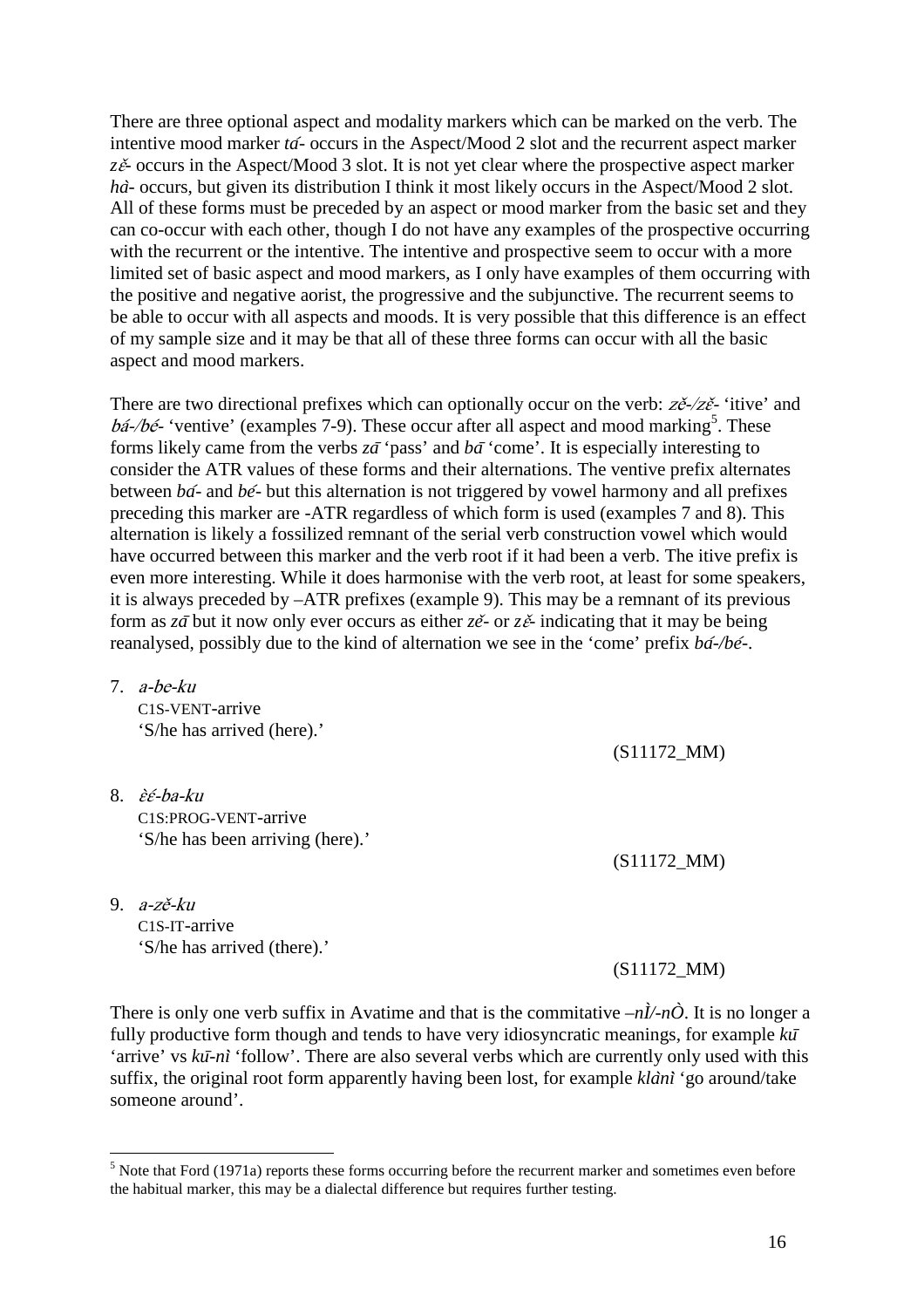There are three optional aspect and modality markers which can be marked on the verb. The intentive mood marker *tá-* occurs in the Aspect/Mood 2 slot and the recurrent aspect marker *zɛ̌-* occurs in the Aspect/Mood 3 slot. It is not yet clear where the prospective aspect marker *hà-* occurs, but given its distribution I think it most likely occurs in the Aspect/Mood 2 slot. All of these forms must be preceded by an aspect or mood marker from the basic set and they can co-occur with each other, though I do not have any examples of the prospective occurring with the recurrent or the intentive. The intentive and prospective seem to occur with a more limited set of basic aspect and mood markers, as I only have examples of them occurring with the positive and negative aorist, the progressive and the subjunctive. The recurrent seems to be able to occur with all aspects and moods. It is very possible that this difference is an effect of my sample size and it may be that all of these three forms can occur with all the basic aspect and mood markers.

There are two directional prefixes which can optionally occur on the verb: *zě-/zɛ̌-* 'itive' and *bá-/bé-* 'ventive' (examples 7-9). These occur after all aspect and mood marking[5]. These forms likely came from the verbs *zā* 'pass' and *bā* 'come'. It is especially interesting to consider the ATR values of these forms and their alternations. The ventive prefix alternates between *bá-* and *bé-* but this alternation is not triggered by vowel harmony and all prefixes preceding this marker are -ATR regardless of which form is used (examples 7 and 8). This alternation is likely a fossilized remnant of the serial verb construction vowel which would have occurred between this marker and the verb root if it had been a verb. The itive prefix is even more interesting. While it does harmonise with the verb root, at least for some speakers, it is always preceded by –ATR prefixes (example 9). This may be a remnant of its previous form as *zā* but it now only ever occurs as either *zě-* or *zɛ̌-* indicating that it may be being reanalysed, possibly due to the kind of alternation we see in the 'come' prefix *bá-/bé-*.

7. *a-be-ku*
   C1S-VENT-arrive
   'S/he has arrived (here).'
   (S11172_MM)

8. *ɛ̀ɛ́-ba-ku*
   C1S:PROG-VENT-arrive
   'S/he has been arriving (here).'
   (S11172_MM)

9. *a-zě-ku*
   C1S-IT-arrive
   'S/he has arrived (there).'
   (S11172_MM)

There is only one verb suffix in Avatime and that is the commitative *–nÌ/-nÒ*. It is no longer a fully productive form though and tends to have very idiosyncratic meanings, for example *kū* 'arrive' vs *kū-nì* 'follow'. There are also several verbs which are currently only used with this suffix, the original root form apparently having been lost, for example *klànì* 'go around/take someone around'.

[5] Note that Ford (1971a) reports these forms occurring before the recurrent marker and sometimes even before the habitual marker, this may be a dialectal difference but requires further testing.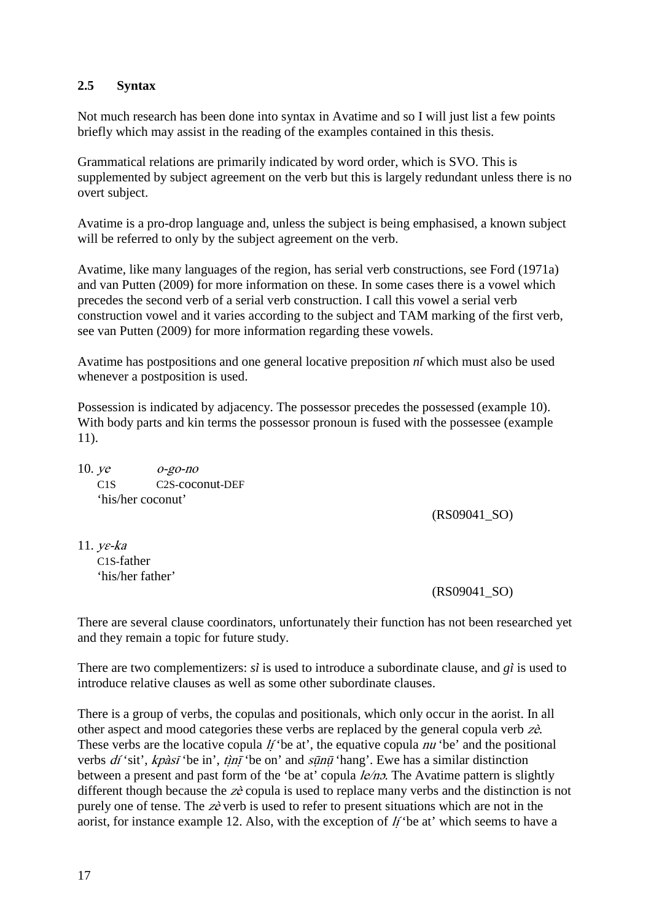## 2.5 Syntax

Not much research has been done into syntax in Avatime and so I will just list a few points briefly which may assist in the reading of the examples contained in this thesis.

Grammatical relations are primarily indicated by word order, which is SVO. This is supplemented by subject agreement on the verb but this is largely redundant unless there is no overt subject.

Avatime is a pro-drop language and, unless the subject is being emphasised, a known subject will be referred to only by the subject agreement on the verb.

Avatime, like many languages of the region, has serial verb constructions, see Ford (1971a) and van Putten (2009) for more information on these. In some cases there is a vowel which precedes the second verb of a serial verb construction. I call this vowel a serial verb construction vowel and it varies according to the subject and TAM marking of the first verb, see van Putten (2009) for more information regarding these vowels.

Avatime has postpositions and one general locative preposition *nǐ* which must also be used whenever a postposition is used.

Possession is indicated by adjacency. The possessor precedes the possessed (example 10). With body parts and kin terms the possessor pronoun is fused with the possessee (example 11).

10. *ye* &nbsp;&nbsp;&nbsp;&nbsp;&nbsp;&nbsp; *o-go-no*
    C1S &nbsp;&nbsp;&nbsp; C2S-coconut-DEF
    'his/her coconut'

    (RS09041_SO)

11. *yɛ-ka*
    C1S-father
    'his/her father'

    (RS09041_SO)

There are several clause coordinators, unfortunately their function has not been researched yet and they remain a topic for future study.

There are two complementizers: *sì* is used to introduce a subordinate clause, and *gì* is used to introduce relative clauses as well as some other subordinate clauses.

There is a group of verbs, the copulas and positionals, which only occur in the aorist. In all other aspect and mood categories these verbs are replaced by the general copula verb *zè*. These verbs are the locative copula *lị́* 'be at', the equative copula *nu* 'be' and the positional verbs *dí* 'sit', *kpàsī* 'be in', *tị̀nị̄* 'be on' and *sụ̄nụ̄* 'hang'. Ewe has a similar distinction between a present and past form of the 'be at' copula *le/nɔ*. The Avatime pattern is slightly different though because the *zè* copula is used to replace many verbs and the distinction is not purely one of tense. The *zè* verb is used to refer to present situations which are not in the aorist, for instance example 12. Also, with the exception of *lị́* 'be at' which seems to have a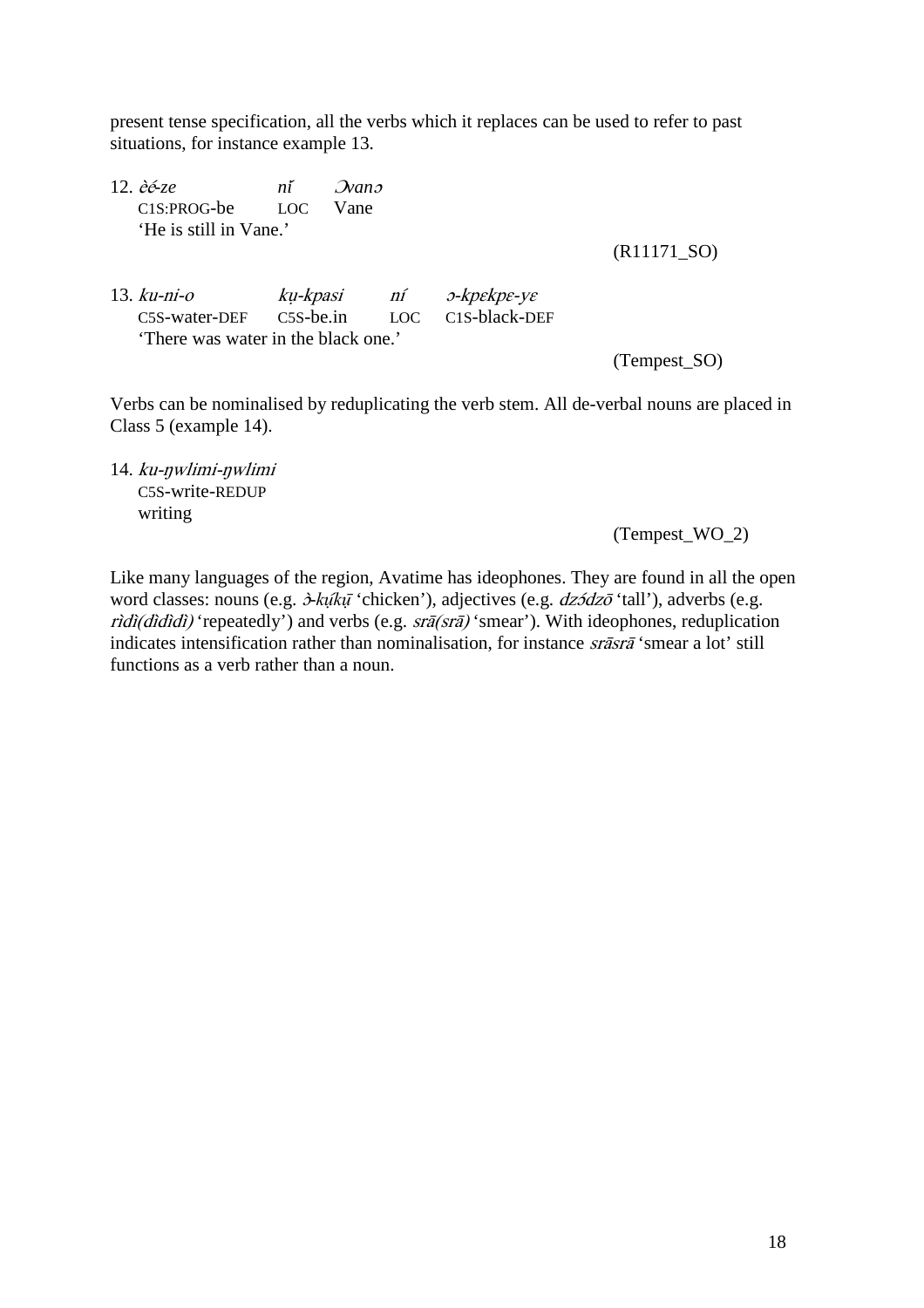present tense specification, all the verbs which it replaces can be used to refer to past situations, for instance example 13.

12. *èé-ze* *nǐ* *Ɔvanɔ*
    C1S:PROG-be LOC Vane
    'He is still in Vane.'

    (R11171_SO)

13. *ku-ni-o* *kụ-kpasi* *ní* *ɔ-kpɛkpɛ-yɛ*
    C5S-water-DEF C5S-be.in LOC C1S-black-DEF
    'There was water in the black one.'

    (Tempest_SO)

Verbs can be nominalised by reduplicating the verb stem. All de-verbal nouns are placed in Class 5 (example 14).

14. *ku-ŋwlimi-ŋwlimi*
    C5S-write-REDUP
    writing

    (Tempest_WO_2)

Like many languages of the region, Avatime has ideophones. They are found in all the open word classes: nouns (e.g. *ɔ̀-kụ́kụ̄* 'chicken'), adjectives (e.g. *dzɔ́dzō* 'tall'), adverbs (e.g. *rìdì(dìdìdì)* 'repeatedly') and verbs (e.g. *srā(srā)* 'smear'). With ideophones, reduplication indicates intensification rather than nominalisation, for instance *srāsrā* 'smear a lot' still functions as a verb rather than a noun.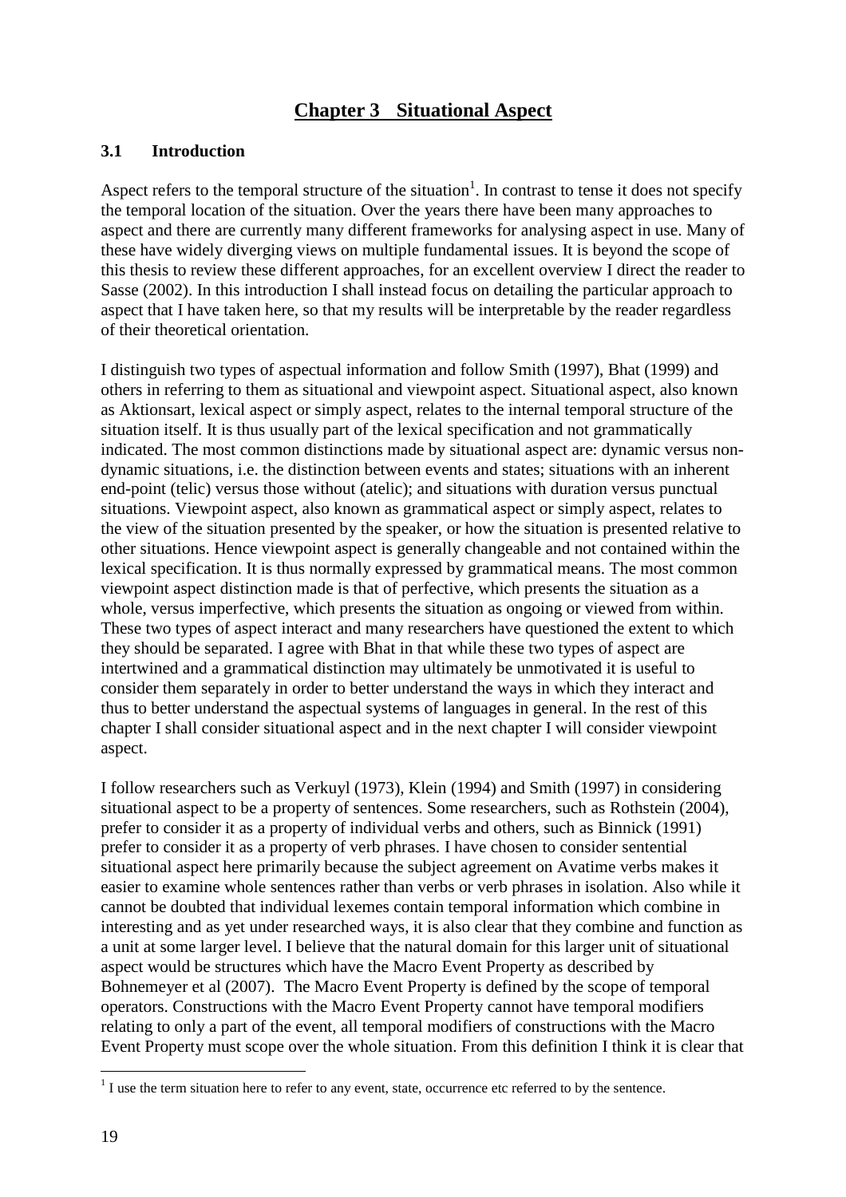# Chapter 3 Situational Aspect

## 3.1 Introduction

Aspect refers to the temporal structure of the situation[1]. In contrast to tense it does not specify the temporal location of the situation. Over the years there have been many approaches to aspect and there are currently many different frameworks for analysing aspect in use. Many of these have widely diverging views on multiple fundamental issues. It is beyond the scope of this thesis to review these different approaches, for an excellent overview I direct the reader to Sasse (2002). In this introduction I shall instead focus on detailing the particular approach to aspect that I have taken here, so that my results will be interpretable by the reader regardless of their theoretical orientation.

I distinguish two types of aspectual information and follow Smith (1997), Bhat (1999) and others in referring to them as situational and viewpoint aspect. Situational aspect, also known as Aktionsart, lexical aspect or simply aspect, relates to the internal temporal structure of the situation itself. It is thus usually part of the lexical specification and not grammatically indicated. The most common distinctions made by situational aspect are: dynamic versus non-dynamic situations, i.e. the distinction between events and states; situations with an inherent end-point (telic) versus those without (atelic); and situations with duration versus punctual situations. Viewpoint aspect, also known as grammatical aspect or simply aspect, relates to the view of the situation presented by the speaker, or how the situation is presented relative to other situations. Hence viewpoint aspect is generally changeable and not contained within the lexical specification. It is thus normally expressed by grammatical means. The most common viewpoint aspect distinction made is that of perfective, which presents the situation as a whole, versus imperfective, which presents the situation as ongoing or viewed from within. These two types of aspect interact and many researchers have questioned the extent to which they should be separated. I agree with Bhat in that while these two types of aspect are intertwined and a grammatical distinction may ultimately be unmotivated it is useful to consider them separately in order to better understand the ways in which they interact and thus to better understand the aspectual systems of languages in general. In the rest of this chapter I shall consider situational aspect and in the next chapter I will consider viewpoint aspect.

I follow researchers such as Verkuyl (1973), Klein (1994) and Smith (1997) in considering situational aspect to be a property of sentences. Some researchers, such as Rothstein (2004), prefer to consider it as a property of individual verbs and others, such as Binnick (1991) prefer to consider it as a property of verb phrases. I have chosen to consider sentential situational aspect here primarily because the subject agreement on Avatime verbs makes it easier to examine whole sentences rather than verbs or verb phrases in isolation. Also while it cannot be doubted that individual lexemes contain temporal information which combine in interesting and as yet under researched ways, it is also clear that they combine and function as a unit at some larger level. I believe that the natural domain for this larger unit of situational aspect would be structures which have the Macro Event Property as described by Bohnemeyer et al (2007). The Macro Event Property is defined by the scope of temporal operators. Constructions with the Macro Event Property cannot have temporal modifiers relating to only a part of the event, all temporal modifiers of constructions with the Macro Event Property must scope over the whole situation. From this definition I think it is clear that

[1] I use the term situation here to refer to any event, state, occurrence etc referred to by the sentence.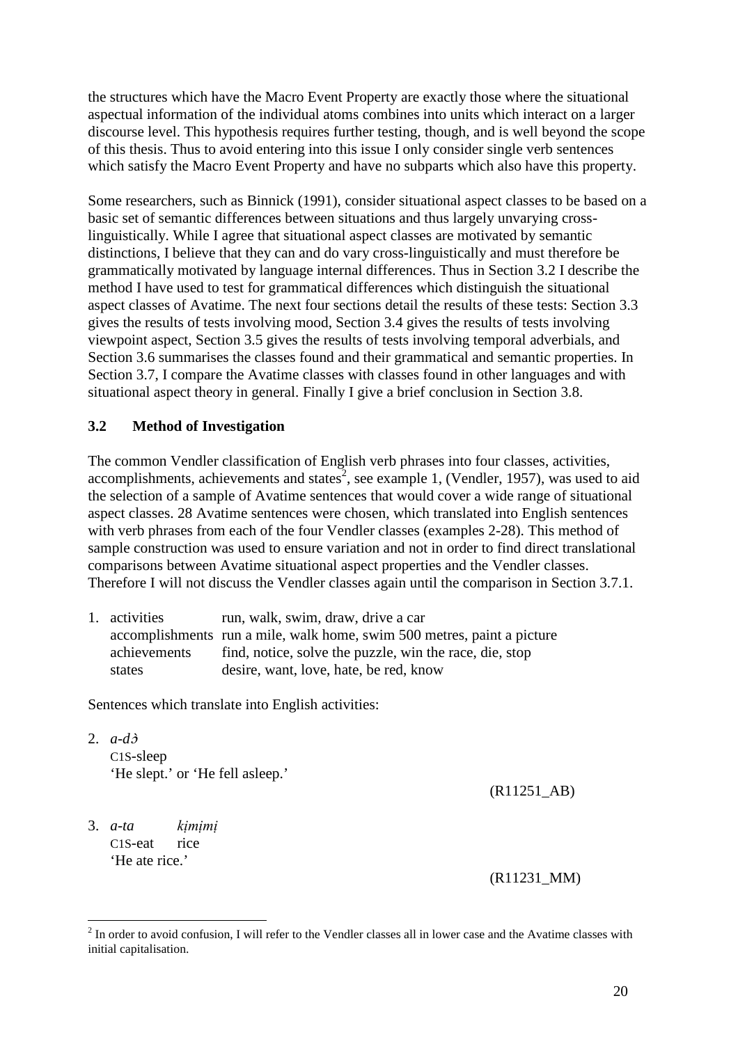the structures which have the Macro Event Property are exactly those where the situational aspectual information of the individual atoms combines into units which interact on a larger discourse level. This hypothesis requires further testing, though, and is well beyond the scope of this thesis. Thus to avoid entering into this issue I only consider single verb sentences which satisfy the Macro Event Property and have no subparts which also have this property.

Some researchers, such as Binnick (1991), consider situational aspect classes to be based on a basic set of semantic differences between situations and thus largely unvarying cross-linguistically. While I agree that situational aspect classes are motivated by semantic distinctions, I believe that they can and do vary cross-linguistically and must therefore be grammatically motivated by language internal differences. Thus in Section 3.2 I describe the method I have used to test for grammatical differences which distinguish the situational aspect classes of Avatime. The next four sections detail the results of these tests: Section 3.3 gives the results of tests involving mood, Section 3.4 gives the results of tests involving viewpoint aspect, Section 3.5 gives the results of tests involving temporal adverbials, and Section 3.6 summarises the classes found and their grammatical and semantic properties. In Section 3.7, I compare the Avatime classes with classes found in other languages and with situational aspect theory in general. Finally I give a brief conclusion in Section 3.8.

## 3.2 Method of Investigation

The common Vendler classification of English verb phrases into four classes, activities, accomplishments, achievements and states[2], see example 1, (Vendler, 1957), was used to aid the selection of a sample of Avatime sentences that would cover a wide range of situational aspect classes. 28 Avatime sentences were chosen, which translated into English sentences with verb phrases from each of the four Vendler classes (examples 2-28). This method of sample construction was used to ensure variation and not in order to find direct translational comparisons between Avatime situational aspect properties and the Vendler classes. Therefore I will not discuss the Vendler classes again until the comparison in Section 3.7.1.

1. | | |
   |---|---|
   | activities | run, walk, swim, draw, drive a car |
   | accomplishments | run a mile, walk home, swim 500 metres, paint a picture |
   | achievements | find, notice, solve the puzzle, win the race, die, stop |
   | states | desire, want, love, hate, be red, know |

Sentences which translate into English activities:

2. *a-dɔ̀*
   C1S-sleep
   'He slept.' or 'He fell asleep.'
   (R11251_AB)

3. *a-ta kịmịmị*
   C1S-eat rice
   'He ate rice.'
   (R11231_MM)

---

[2] In order to avoid confusion, I will refer to the Vendler classes all in lower case and the Avatime classes with initial capitalisation.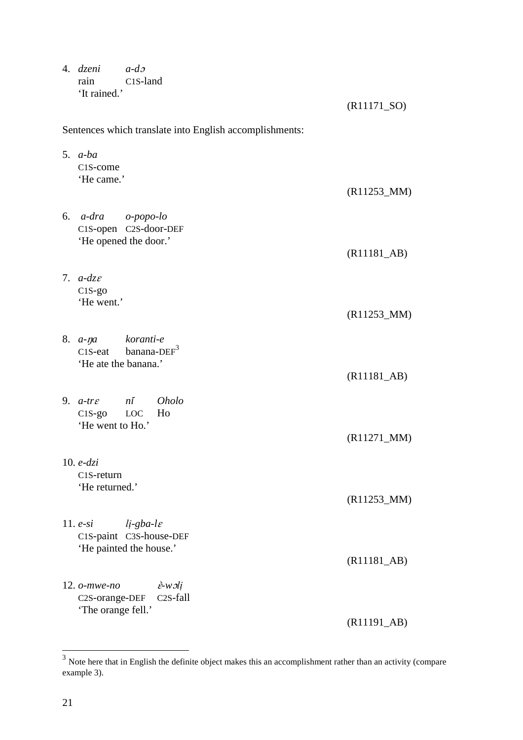4. *dzeni* *a-dɔ*
   rain C1S-land
   'It rained.'

   (R11171_SO)

Sentences which translate into English accomplishments:

5. *a-ba*
   C1S-come
   'He came.'

   (R11253_MM)

6. *a-dra* *o-popo-lo*
   C1S-open C2S-door-DEF
   'He opened the door.'

   (R11181_AB)

7. *a-dzɛ*
   C1S-go
   'He went.'

   (R11253_MM)

8. *a-ŋa* *koranti-e*
   C1S-eat banana-DEF[3]
   'He ate the banana.'

   (R11181_AB)

9. *a-trɛ* *nǐ* *Oholo*
   C1S-go LOC Ho
   'He went to Ho.'

   (R11271_MM)

10. *e-dzi*
    C1S-return
    'He returned.'

    (R11253_MM)

11. *e-si* *lị-gba-lɛ*
    C1S-paint C3S-house-DEF
    'He painted the house.'

    (R11181_AB)

12. *o-mwe-no* *ɛ̀-wɔlị*
    C2S-orange-DEF C2S-fall
    'The orange fell.'

    (R11191_AB)

---

[3] Note here that in English the definite object makes this an accomplishment rather than an activity (compare example 3).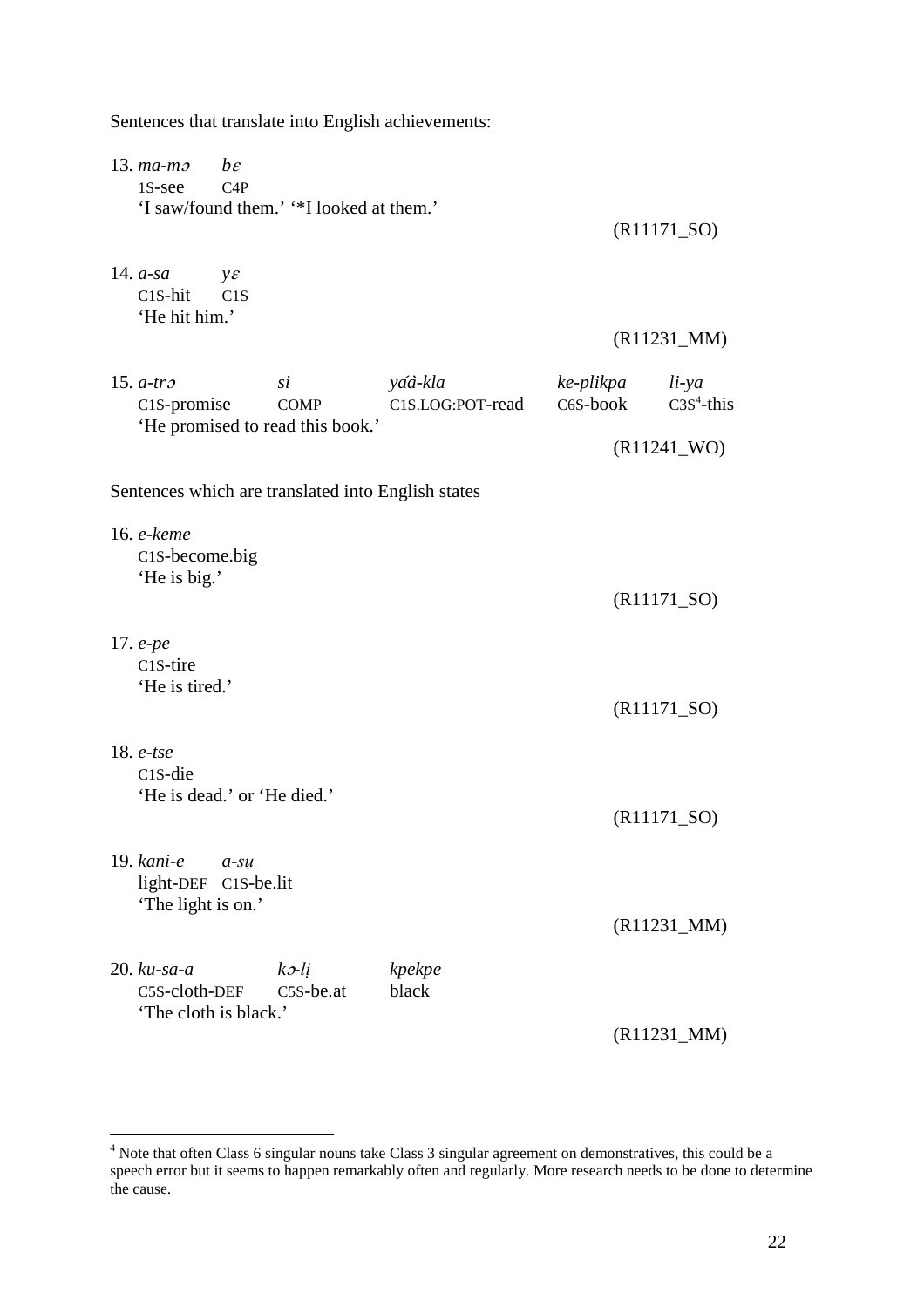Sentences that translate into English achievements:

13. *ma-mɔ* *bɛ*
    1S-see C4P
    'I saw/found them.' '*I looked at them.'

    (R11171_SO)

14. *a-sa* *yɛ*
    C1S-hit C1S
    'He hit him.'

    (R11231_MM)

15. *a-trɔ* *si* *yáà-kla* *ke-plikpa* *li-ya*
    C1S-promise COMP C1S.LOG:POT-read C6S-book C3S[4]-this
    'He promised to read this book.'

    (R11241_WO)

Sentences which are translated into English states

16. *e-keme*
    C1S-become.big
    'He is big.'

    (R11171_SO)

17. *e-pe*
    C1S-tire
    'He is tired.'

    (R11171_SO)

18. *e-tse*
    C1S-die
    'He is dead.' or 'He died.'

    (R11171_SO)

19. *kani-e* *a-sụ*
    light-DEF C1S-be.lit
    'The light is on.'

    (R11231_MM)

20. *ku-sa-a* *kɔ-lị* *kpekpe*
    C5S-cloth-DEF C5S-be.at black
    'The cloth is black.'

    (R11231_MM)

---

[4] Note that often Class 6 singular nouns take Class 3 singular agreement on demonstratives, this could be a speech error but it seems to happen remarkably often and regularly. More research needs to be done to determine the cause.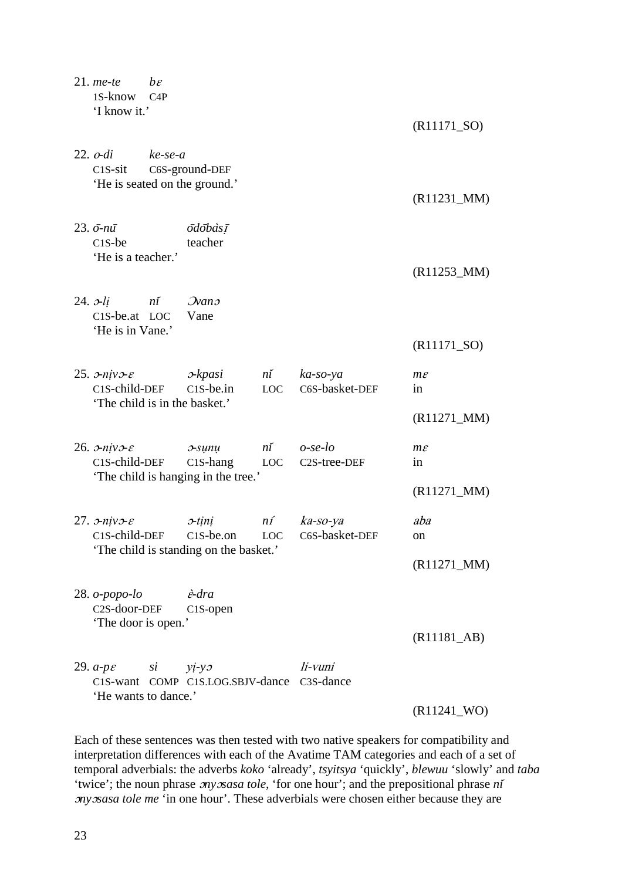21. *me-te* *bɛ*
1S-know C4P
'I know it.'

(R11171_SO)

22. *o-di* *ke-se-a*
C1S-sit C6S-ground-DEF
'He is seated on the ground.'

(R11231_MM)

23. *ō-nū* *ōdōbàsī̄*
C1S-be teacher
'He is a teacher.'

(R11253_MM)

24. *ɔ-lị* *nǐ* *Ɔvanɔ*
C1S-be.at LOC Vane
'He is in Vane.'

(R11171_SO)

25. *ɔ-nịvɔ-ɛ* *ɔ-kpasi* *nǐ* *ka-so-ya* *mɛ*
C1S-child-DEF C1S-be.in LOC C6S-basket-DEF in
'The child is in the basket.'

(R11271_MM)

26. *ɔ-nịvɔ-ɛ* *ɔ-sụnụ* *nǐ* *o-se-lo* *mɛ*
C1S-child-DEF C1S-hang LOC C2S-tree-DEF in
'The child is hanging in the tree.'

(R11271_MM)

27. *ɔ-nịvɔ-ɛ* *ɔ-tịnị* *nǐ* *ka-so-ya* *aba*
C1S-child-DEF C1S-be.on LOC C6S-basket-DEF on
'The child is standing on the basket.'

(R11271_MM)

28. *o-popo-lo* *ɛ̀-dra*
C2S-door-DEF C1S-open
'The door is open.'

(R11181_AB)

29. *a-pɛ* *si* *yị-yɔ* *li-vuni*
C1S-want COMP C1S.LOG.SBJV-dance C3S-dance
'He wants to dance.'

(R11241_WO)

Each of these sentences was then tested with two native speakers for compatibility and interpretation differences with each of the Avatime TAM categories and each of a set of temporal adverbials: the adverbs *koko* 'already', *tsyitsya* 'quickly', *blewuu* 'slowly' and *taba* 'twice'; the noun phrase *ɔnyɔsasa tole*, 'for one hour'; and the prepositional phrase *nǐ ɔnyɔsasa tole me* 'in one hour'. These adverbials were chosen either because they are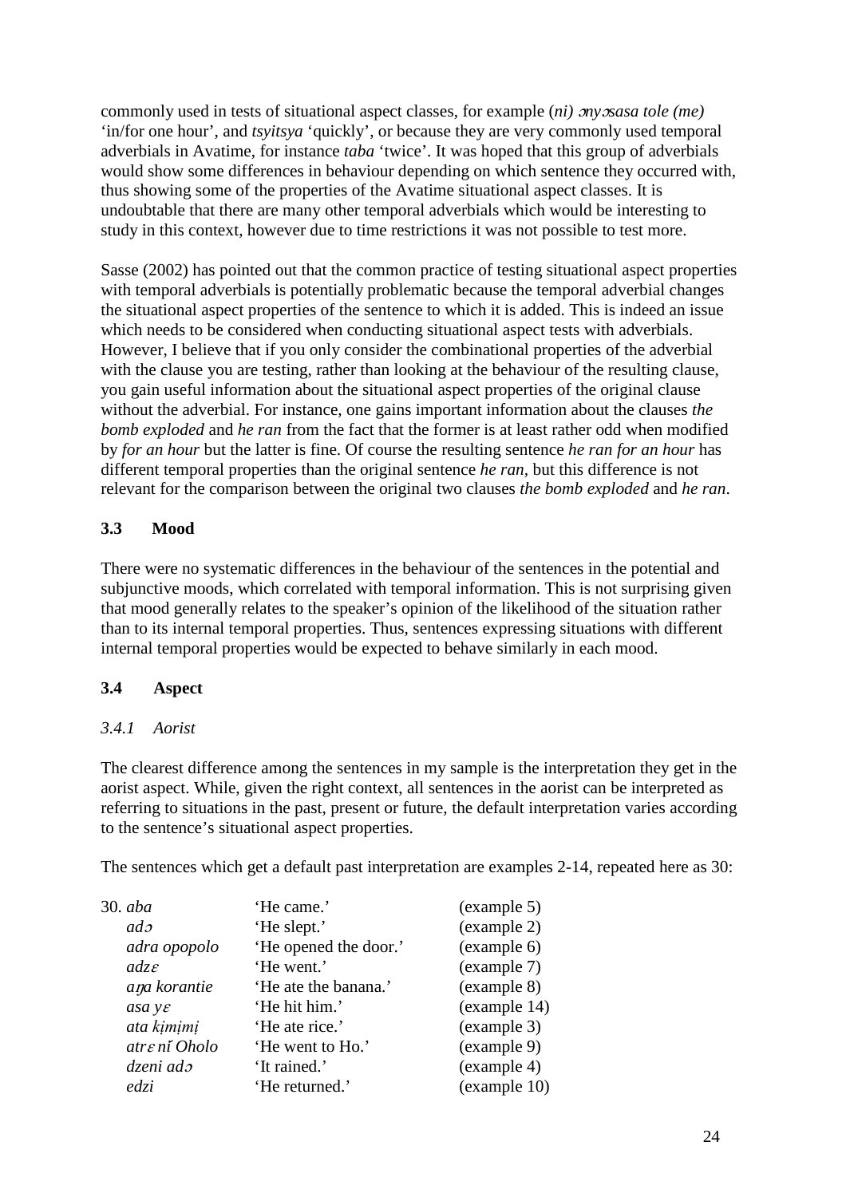commonly used in tests of situational aspect classes, for example (*ni) ɔnyɔsasa tole (me)* 'in/for one hour', and *tsyitsya* 'quickly', or because they are very commonly used temporal adverbials in Avatime, for instance *taba* 'twice'. It was hoped that this group of adverbials would show some differences in behaviour depending on which sentence they occurred with, thus showing some of the properties of the Avatime situational aspect classes. It is undoubtable that there are many other temporal adverbials which would be interesting to study in this context, however due to time restrictions it was not possible to test more.

Sasse (2002) has pointed out that the common practice of testing situational aspect properties with temporal adverbials is potentially problematic because the temporal adverbial changes the situational aspect properties of the sentence to which it is added. This is indeed an issue which needs to be considered when conducting situational aspect tests with adverbials. However, I believe that if you only consider the combinational properties of the adverbial with the clause you are testing, rather than looking at the behaviour of the resulting clause, you gain useful information about the situational aspect properties of the original clause without the adverbial. For instance, one gains important information about the clauses *the bomb exploded* and *he ran* from the fact that the former is at least rather odd when modified by *for an hour* but the latter is fine. Of course the resulting sentence *he ran for an hour* has different temporal properties than the original sentence *he ran,* but this difference is not relevant for the comparison between the original two clauses *the bomb exploded* and *he ran*.

## 3.3 Mood

There were no systematic differences in the behaviour of the sentences in the potential and subjunctive moods, which correlated with temporal information. This is not surprising given that mood generally relates to the speaker's opinion of the likelihood of the situation rather than to its internal temporal properties. Thus, sentences expressing situations with different internal temporal properties would be expected to behave similarly in each mood.

## 3.4 Aspect

### *3.4.1 Aorist*

The clearest difference among the sentences in my sample is the interpretation they get in the aorist aspect. While, given the right context, all sentences in the aorist can be interpreted as referring to situations in the past, present or future, the default interpretation varies according to the sentence's situational aspect properties.

The sentences which get a default past interpretation are examples 2-14, repeated here as 30:

30.

| | | |
|---|---|---|
| *aba* | 'He came.' | (example 5) |
| *adɔ* | 'He slept.' | (example 2) |
| *adra opopolo* | 'He opened the door.' | (example 6) |
| *adzɛ* | 'He went.' | (example 7) |
| *aŋa korantie* | 'He ate the banana.' | (example 8) |
| *asa yɛ* | 'He hit him.' | (example 14) |
| *ata kịmịmị* | 'He ate rice.' | (example 3) |
| *atrɛ nǐ Oholo* | 'He went to Ho.' | (example 9) |
| *dzeni adɔ* | 'It rained.' | (example 4) |
| *edzi* | 'He returned.' | (example 10) |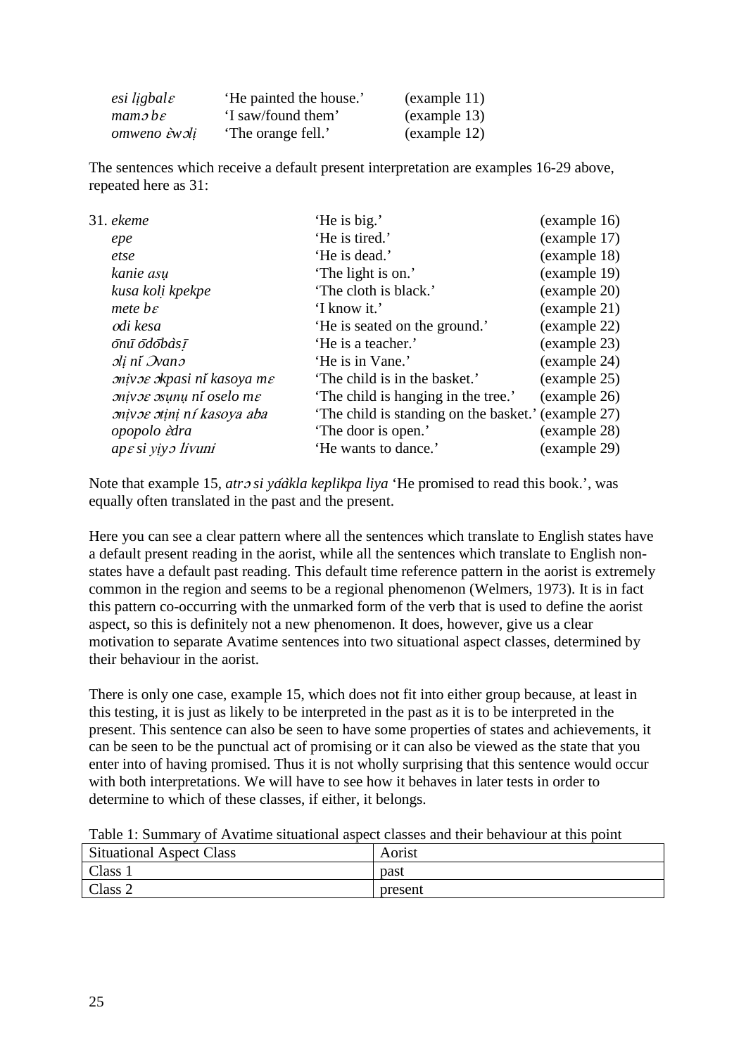| | | |
|---|---|---|
| *esi lịgbalɛ* | 'He painted the house.' | (example 11) |
| *mamɔ bɛ* | 'I saw/found them' | (example 13) |
| *omweno ὲwɔlị* | 'The orange fell.' | (example 12) |

The sentences which receive a default present interpretation are examples 16-29 above, repeated here as 31:

| | | |
|---|---|---|
| 31. *ekeme* | 'He is big.' | (example 16) |
| *epe* | 'He is tired.' | (example 17) |
| *etse* | 'He is dead.' | (example 18) |
| *kanie asụ* | 'The light is on.' | (example 19) |
| *kusa kolị kpekpe* | 'The cloth is black.' | (example 20) |
| *mete bɛ* | 'I know it.' | (example 21) |
| *ɔdi kesa* | 'He is seated on the ground.' | (example 22) |
| *ōnū ōdōbàsị̄* | 'He is a teacher.' | (example 23) |
| *ɔlị nΐ Ɔvanɔ* | 'He is in Vane.' | (example 24) |
| *ɔnịvɔɛ ɔkpasi nΐ kasoya mɛ* | 'The child is in the basket.' | (example 25) |
| *ɔnịvɔɛ ɔsụnụ nΐ oselo mɛ* | 'The child is hanging in the tree.' | (example 26) |
| *ɔnịvɔɛ ɔtịnị nί kasoya aba* | 'The child is standing on the basket.' | (example 27) |
| *opopolo ὲdra* | 'The door is open.' | (example 28) |
| *apɛ si yịyɔ livuni* | 'He wants to dance.' | (example 29) |

Note that example 15, *atrɔ si yáàkla keplikpa liya* 'He promised to read this book.', was equally often translated in the past and the present.

Here you can see a clear pattern where all the sentences which translate to English states have a default present reading in the aorist, while all the sentences which translate to English non-states have a default past reading. This default time reference pattern in the aorist is extremely common in the region and seems to be a regional phenomenon (Welmers, 1973). It is in fact this pattern co-occurring with the unmarked form of the verb that is used to define the aorist aspect, so this is definitely not a new phenomenon. It does, however, give us a clear motivation to separate Avatime sentences into two situational aspect classes, determined by their behaviour in the aorist.

There is only one case, example 15, which does not fit into either group because, at least in this testing, it is just as likely to be interpreted in the past as it is to be interpreted in the present. This sentence can also be seen to have some properties of states and achievements, it can be seen to be the punctual act of promising or it can also be viewed as the state that you enter into of having promised. Thus it is not wholly surprising that this sentence would occur with both interpretations. We will have to see how it behaves in later tests in order to determine to which of these classes, if either, it belongs.

Table 1: Summary of Avatime situational aspect classes and their behaviour at this point

| Situational Aspect Class | Aorist |
|---|---|
| Class 1 | past |
| Class 2 | present |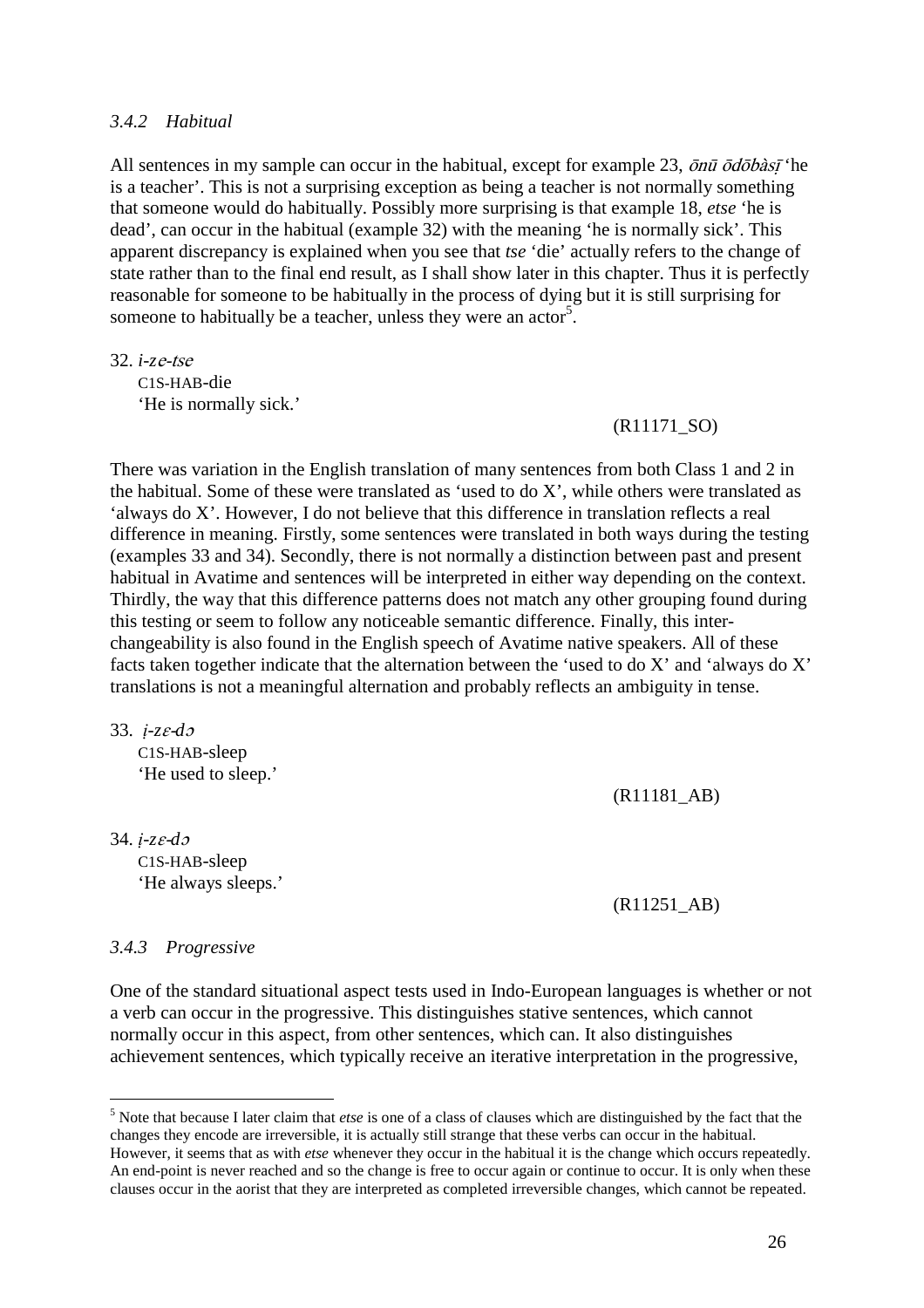### 3.4.2 Habitual

All sentences in my sample can occur in the habitual, except for example 23, *ōnū ōdōbàsị̄* 'he is a teacher'. This is not a surprising exception as being a teacher is not normally something that someone would do habitually. Possibly more surprising is that example 18, *etse* 'he is dead', can occur in the habitual (example 32) with the meaning 'he is normally sick'. This apparent discrepancy is explained when you see that *tse* 'die' actually refers to the change of state rather than to the final end result, as I shall show later in this chapter. Thus it is perfectly reasonable for someone to be habitually in the process of dying but it is still surprising for someone to habitually be a teacher, unless they were an actor[5].

32. *i-zɛ-tsɛ*
    C1S-HAB-die
    'He is normally sick.'
    (R11171_SO)

There was variation in the English translation of many sentences from both Class 1 and 2 in the habitual. Some of these were translated as 'used to do X', while others were translated as 'always do X'. However, I do not believe that this difference in translation reflects a real difference in meaning. Firstly, some sentences were translated in both ways during the testing (examples 33 and 34). Secondly, there is not normally a distinction between past and present habitual in Avatime and sentences will be interpreted in either way depending on the context. Thirdly, the way that this difference patterns does not match any other grouping found during this testing or seem to follow any noticeable semantic difference. Finally, this inter-changeability is also found in the English speech of Avatime native speakers. All of these facts taken together indicate that the alternation between the 'used to do X' and 'always do X' translations is not a meaningful alternation and probably reflects an ambiguity in tense.

33. *ị-zɛ-dɔ*
    C1S-HAB-sleep
    'He used to sleep.'
    (R11181_AB)

34. *ị-zɛ-dɔ*
    C1S-HAB-sleep
    'He always sleeps.'
    (R11251_AB)

### 3.4.3 Progressive

One of the standard situational aspect tests used in Indo-European languages is whether or not a verb can occur in the progressive. This distinguishes stative sentences, which cannot normally occur in this aspect, from other sentences, which can. It also distinguishes achievement sentences, which typically receive an iterative interpretation in the progressive,

---

[5] Note that because I later claim that *etse* is one of a class of clauses which are distinguished by the fact that the changes they encode are irreversible, it is actually still strange that these verbs can occur in the habitual. However, it seems that as with *etse* whenever they occur in the habitual it is the change which occurs repeatedly. An end-point is never reached and so the change is free to occur again or continue to occur. It is only when these clauses occur in the aorist that they are interpreted as completed irreversible changes, which cannot be repeated.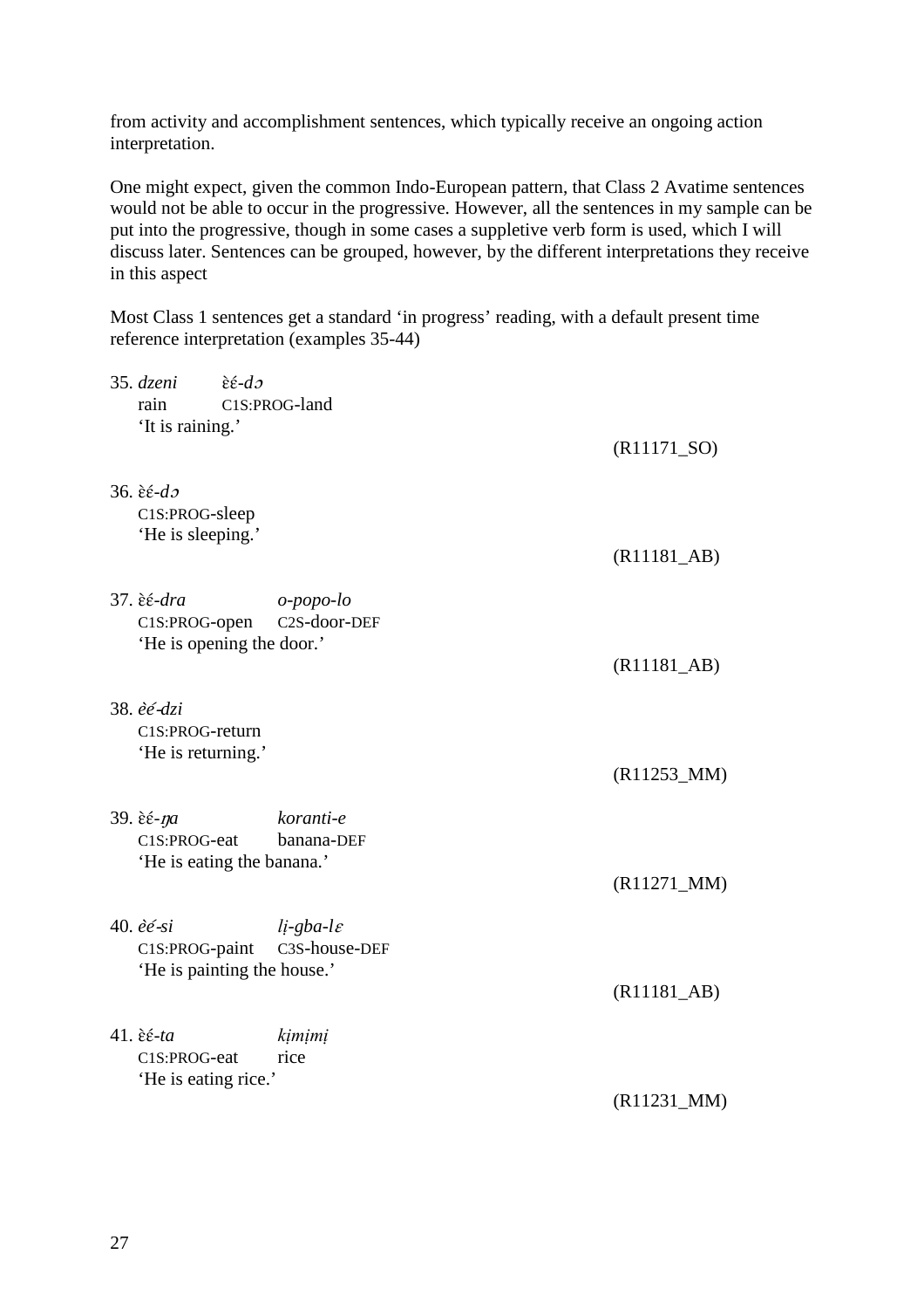from activity and accomplishment sentences, which typically receive an ongoing action interpretation.

One might expect, given the common Indo-European pattern, that Class 2 Avatime sentences would not be able to occur in the progressive. However, all the sentences in my sample can be put into the progressive, though in some cases a suppletive verb form is used, which I will discuss later. Sentences can be grouped, however, by the different interpretations they receive in this aspect

Most Class 1 sentences get a standard 'in progress' reading, with a default present time reference interpretation (examples 35-44)

35. *dzeni* *ɛ̀ɛ́-dɔ*
    rain C1S:PROG-land
    'It is raining.'
    (R11171_SO)

36. *ɛ̀ɛ́-dɔ*
    C1S:PROG-sleep
    'He is sleeping.'
    (R11181_AB)

37. *ɛ̀ɛ́-dra* *o-popo-lo*
    C1S:PROG-open C2S-door-DEF
    'He is opening the door.'
    (R11181_AB)

38. *èé-dzi*
    C1S:PROG-return
    'He is returning.'
    (R11253_MM)

39. *ɛ̀ɛ́-ŋa* *koranti-e*
    C1S:PROG-eat banana-DEF
    'He is eating the banana.'
    (R11271_MM)

40. *èé-si* *lị-gba-lɛ*
    C1S:PROG-paint C3S-house-DEF
    'He is painting the house.'
    (R11181_AB)

41. *ɛ̀ɛ́-ta* *kịmịmị*
    C1S:PROG-eat rice
    'He is eating rice.'
    (R11231_MM)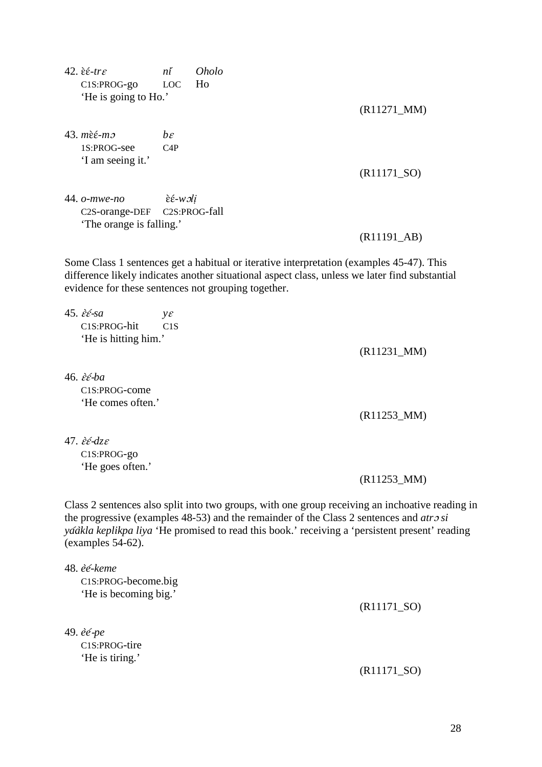42. *ɛ̀ɛ́-trɛ nǐ Oholo*
C1S:PROG-go LOC Ho
'He is going to Ho.'

(R11271_MM)

43. *mɛ̀ɛ́-mɔ bɛ*
1S:PROG-see C4P
'I am seeing it.'

(R11171_SO)

44. *o-mwe-no ɛ̀ɛ́-wɔlị*
C2S-orange-DEF C2S:PROG-fall
'The orange is falling.'

(R11191_AB)

Some Class 1 sentences get a habitual or iterative interpretation (examples 45-47). This difference likely indicates another situational aspect class, unless we later find substantial evidence for these sentences not grouping together.

45. *ɛ̀ɛ́-sa yɛ*
C1S:PROG-hit C1S
'He is hitting him.'

(R11231_MM)

46. *ɛ̀ɛ́-ba*
C1S:PROG-come
'He comes often.'

(R11253_MM)

47. *ɛ̀ɛ́-dzɛ*
C1S:PROG-go
'He goes often.'

(R11253_MM)

Class 2 sentences also split into two groups, with one group receiving an inchoative reading in the progressive (examples 48-53) and the remainder of the Class 2 sentences and *atrɔ si yáàkla keplikpa liya* 'He promised to read this book.' receiving a 'persistent present' reading (examples 54-62).

48. *èé-keme*
C1S:PROG-become.big
'He is becoming big.'

(R11171_SO)

49. *èé-pe*
C1S:PROG-tire
'He is tiring.'

(R11171_SO)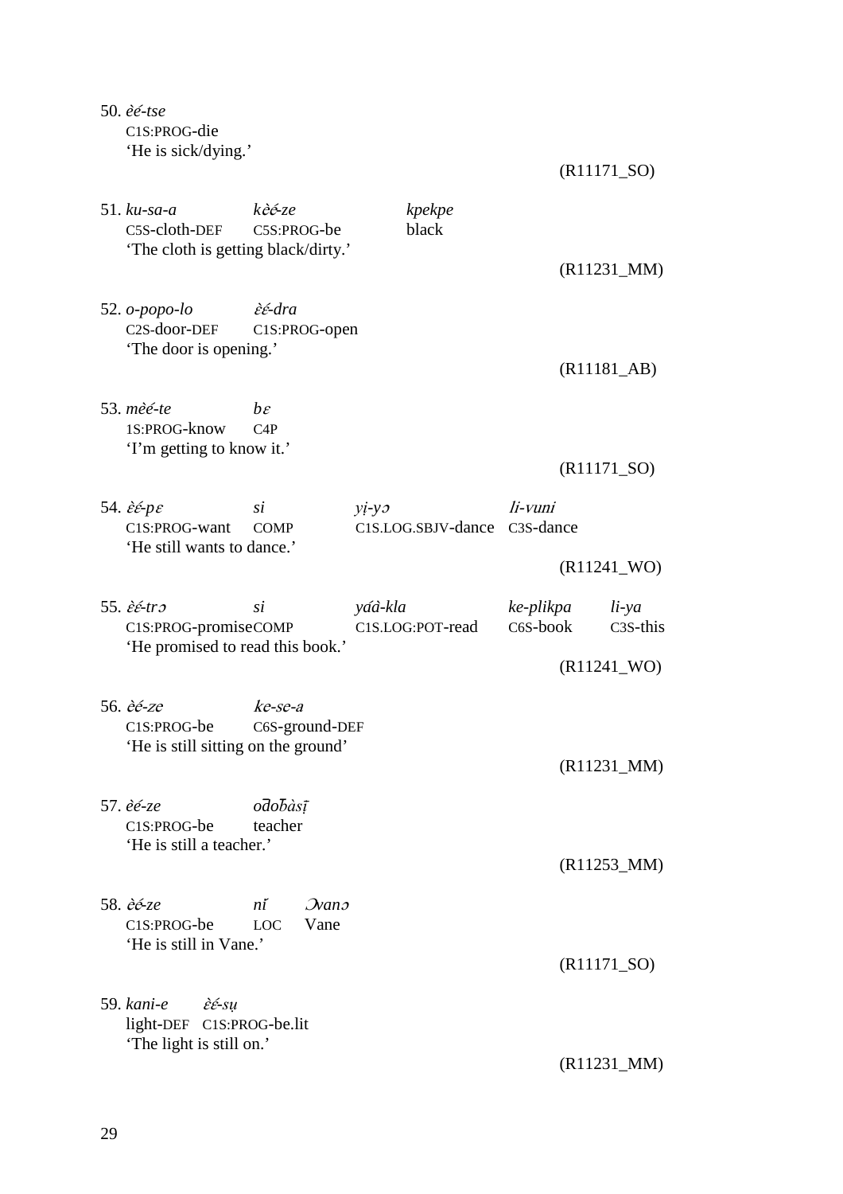50. *èé-tse*
C1S:PROG-die
'He is sick/dying.'

(R11171_SO)

51. *ku-sa-a* *kèé-ze* *kpekpe*
C5S-cloth-DEF C5S:PROG-be black
'The cloth is getting black/dirty.'

(R11231_MM)

52. *o-popo-lo* *ɛ̀ɛ́-dra*
C2S-door-DEF C1S:PROG-open
'The door is opening.'

(R11181_AB)

53. *mèé-te* *bɛ*
1S:PROG-know C4P
'I'm getting to know it.'

(R11171_SO)

54. *ɛ̀ɛ́-pɛ* *si* *yị-yɔ* *li-vuni*
C1S:PROG-want COMP C1S.LOG.SBJV-dance C3S-dance
'He still wants to dance.'

(R11241_WO)

55. *ɛ̀ɛ́-trɔ* *si* *yáà-kla* *ke-plikpa* *li-ya*
C1S:PROG-promise COMP C1S.LOG:POT-read C6S-book C3S-this
'He promised to read this book.'

(R11241_WO)

56. *èé-ze* *ke-se-a*
C1S:PROG-be C6S-ground-DEF
'He is still sitting on the ground'

(R11231_MM)

57. *èé-ze* *od̄ob̄àsị̄*
C1S:PROG-be teacher
'He is still a teacher.'

(R11253_MM)

58. *ɛ̀ɛ́-ze* *nǐ* *Ɔvanɔ*
C1S:PROG-be LOC Vane
'He is still in Vane.'

(R11171_SO)

59. *kani-e* *ɛ̀ɛ́-sụ*
light-DEF C1S:PROG-be.lit
'The light is still on.'

(R11231_MM)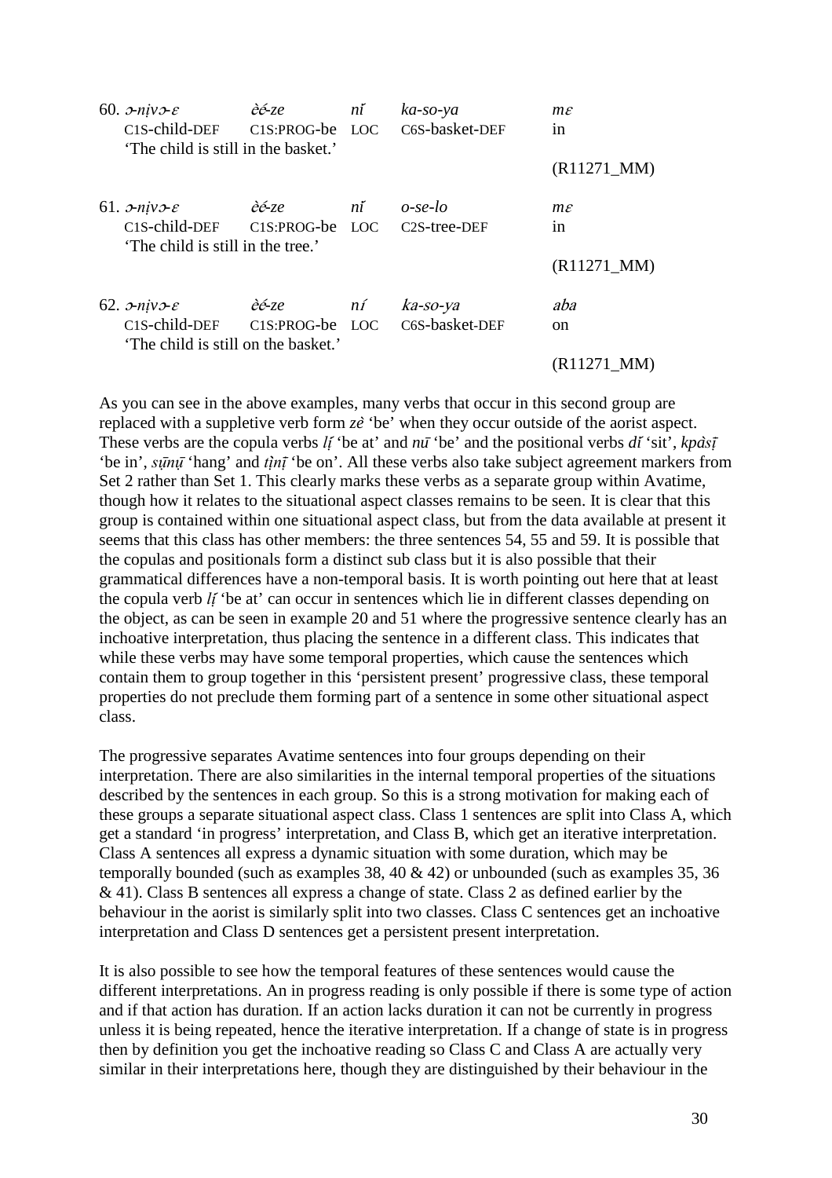60. *ɔ-nịvɔ-ɛ* *ɛ̀ɛ́-ze* *nǐ* *ka-so-ya* *mɛ*
C1S-child-DEF C1S:PROG-be LOC C6S-basket-DEF in
'The child is still in the basket.'
(R11271_MM)

61. *ɔ-nịvɔ-ɛ* *ɛ̀ɛ́-ze* *nǐ* *o-se-lo* *mɛ*
C1S-child-DEF C1S:PROG-be LOC C2S-tree-DEF in
'The child is still in the tree.'
(R11271_MM)

62. *ɔ-nịvɔ-ɛ* *ɛ̀ɛ́-ze* *ní* *ka-so-ya* *aba*
C1S-child-DEF C1S:PROG-be LOC C6S-basket-DEF on
'The child is still on the basket.'
(R11271_MM)

As you can see in the above examples, many verbs that occur in this second group are replaced with a suppletive verb form *zè* 'be' when they occur outside of the aorist aspect. These verbs are the copula verbs *lị́* 'be at' and *nū* 'be' and the positional verbs *dǐ* 'sit', *kpàsị̄* 'be in', *sụ̄nụ̄* 'hang' and *tịnị̄* 'be on'. All these verbs also take subject agreement markers from Set 2 rather than Set 1. This clearly marks these verbs as a separate group within Avatime, though how it relates to the situational aspect classes remains to be seen. It is clear that this group is contained within one situational aspect class, but from the data available at present it seems that this class has other members: the three sentences 54, 55 and 59. It is possible that the copulas and positionals form a distinct sub class but it is also possible that their grammatical differences have a non-temporal basis. It is worth pointing out here that at least the copula verb *lị́* 'be at' can occur in sentences which lie in different classes depending on the object, as can be seen in example 20 and 51 where the progressive sentence clearly has an inchoative interpretation, thus placing the sentence in a different class. This indicates that while these verbs may have some temporal properties, which cause the sentences which contain them to group together in this 'persistent present' progressive class, these temporal properties do not preclude them forming part of a sentence in some other situational aspect class.

The progressive separates Avatime sentences into four groups depending on their interpretation. There are also similarities in the internal temporal properties of the situations described by the sentences in each group. So this is a strong motivation for making each of these groups a separate situational aspect class. Class 1 sentences are split into Class A, which get a standard 'in progress' interpretation, and Class B, which get an iterative interpretation. Class A sentences all express a dynamic situation with some duration, which may be temporally bounded (such as examples 38, 40 & 42) or unbounded (such as examples 35, 36 & 41). Class B sentences all express a change of state. Class 2 as defined earlier by the behaviour in the aorist is similarly split into two classes. Class C sentences get an inchoative interpretation and Class D sentences get a persistent present interpretation.

It is also possible to see how the temporal features of these sentences would cause the different interpretations. An in progress reading is only possible if there is some type of action and if that action has duration. If an action lacks duration it can not be currently in progress unless it is being repeated, hence the iterative interpretation. If a change of state is in progress then by definition you get the inchoative reading so Class C and Class A are actually very similar in their interpretations here, though they are distinguished by their behaviour in the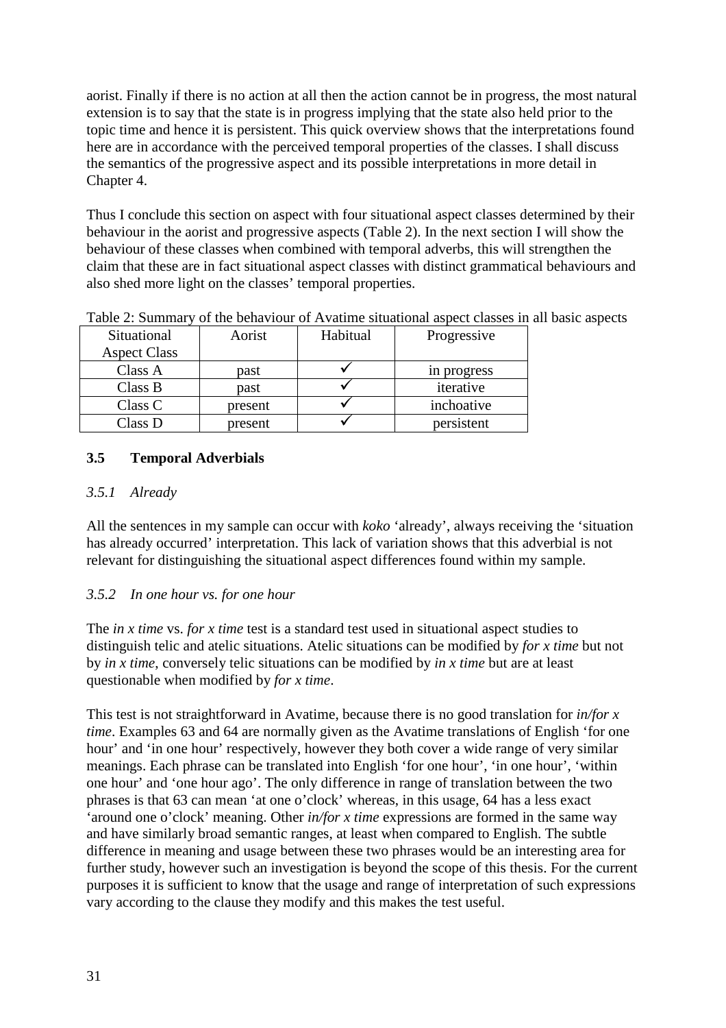aorist. Finally if there is no action at all then the action cannot be in progress, the most natural extension is to say that the state is in progress implying that the state also held prior to the topic time and hence it is persistent. This quick overview shows that the interpretations found here are in accordance with the perceived temporal properties of the classes. I shall discuss the semantics of the progressive aspect and its possible interpretations in more detail in Chapter 4.

Thus I conclude this section on aspect with four situational aspect classes determined by their behaviour in the aorist and progressive aspects (Table 2). In the next section I will show the behaviour of these classes when combined with temporal adverbs, this will strengthen the claim that these are in fact situational aspect classes with distinct grammatical behaviours and also shed more light on the classes' temporal properties.

Table 2: Summary of the behaviour of Avatime situational aspect classes in all basic aspects

| Situational Aspect Class | Aorist | Habitual | Progressive |
|---|---|---|---|
| Class A | past | ✓ | in progress |
| Class B | past | ✓ | iterative |
| Class C | present | ✓ | inchoative |
| Class D | present | ✓ | persistent |

## 3.5 Temporal Adverbials

### *3.5.1 Already*

All the sentences in my sample can occur with *koko* 'already', always receiving the 'situation has already occurred' interpretation. This lack of variation shows that this adverbial is not relevant for distinguishing the situational aspect differences found within my sample.

### *3.5.2 In one hour vs. for one hour*

The *in x time* vs. *for x time* test is a standard test used in situational aspect studies to distinguish telic and atelic situations. Atelic situations can be modified by *for x time* but not by *in x time*, conversely telic situations can be modified by *in x time* but are at least questionable when modified by *for x time*.

This test is not straightforward in Avatime, because there is no good translation for *in/for x time*. Examples 63 and 64 are normally given as the Avatime translations of English 'for one hour' and 'in one hour' respectively, however they both cover a wide range of very similar meanings. Each phrase can be translated into English 'for one hour', 'in one hour', 'within one hour' and 'one hour ago'. The only difference in range of translation between the two phrases is that 63 can mean 'at one o'clock' whereas, in this usage, 64 has a less exact 'around one o'clock' meaning. Other *in/for x time* expressions are formed in the same way and have similarly broad semantic ranges, at least when compared to English. The subtle difference in meaning and usage between these two phrases would be an interesting area for further study, however such an investigation is beyond the scope of this thesis. For the current purposes it is sufficient to know that the usage and range of interpretation of such expressions vary according to the clause they modify and this makes the test useful.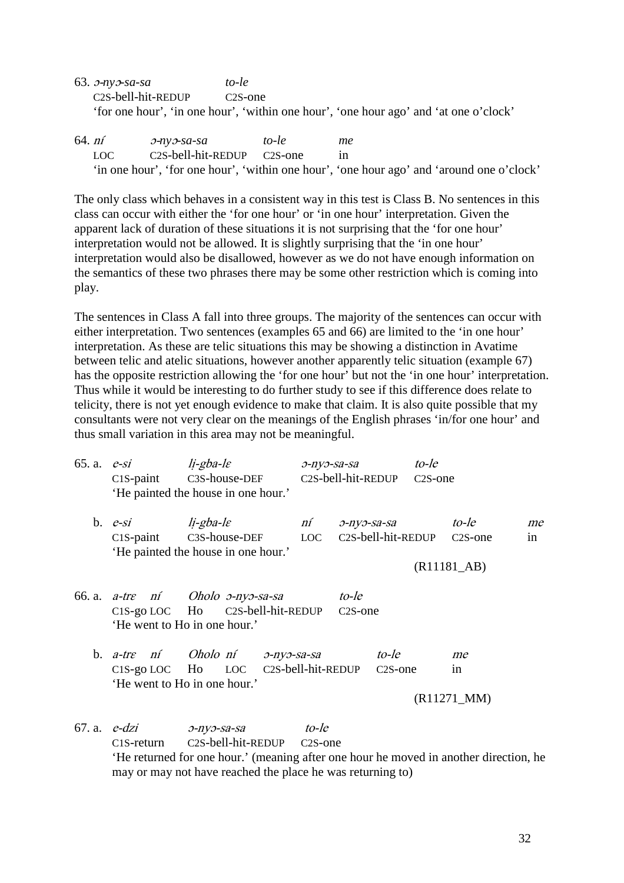63. *ɔ-nyɔ-sa-sa* *to-le*
C2S-bell-hit-REDUP C2S-one
'for one hour', 'in one hour', 'within one hour', 'one hour ago' and 'at one o'clock'

64. *ní* *ɔ-nyɔ-sa-sa* *to-le* *me*
LOC C2S-bell-hit-REDUP C2S-one in
'in one hour', 'for one hour', 'within one hour', 'one hour ago' and 'around one o'clock'

The only class which behaves in a consistent way in this test is Class B. No sentences in this class can occur with either the 'for one hour' or 'in one hour' interpretation. Given the apparent lack of duration of these situations it is not surprising that the 'for one hour' interpretation would not be allowed. It is slightly surprising that the 'in one hour' interpretation would also be disallowed, however as we do not have enough information on the semantics of these two phrases there may be some other restriction which is coming into play.

The sentences in Class A fall into three groups. The majority of the sentences can occur with either interpretation. Two sentences (examples 65 and 66) are limited to the 'in one hour' interpretation. As these are telic situations this may be showing a distinction in Avatime between telic and atelic situations, however another apparently telic situation (example 67) has the opposite restriction allowing the 'for one hour' but not the 'in one hour' interpretation. Thus while it would be interesting to do further study to see if this difference does relate to telicity, there is not yet enough evidence to make that claim. It is also quite possible that my consultants were not very clear on the meanings of the English phrases 'in/for one hour' and thus small variation in this area may not be meaningful.

65. a. *e-si* *lị-gba-lɛ* *ɔ-nyɔ-sa-sa* *to-le*
C1S-paint C3S-house-DEF C2S-bell-hit-REDUP C2S-one
'He painted the house in one hour.'

b. *e-si* *lị-gba-lɛ* *ní* *ɔ-nyɔ-sa-sa* *to-le* *me*
C1S-paint C3S-house-DEF LOC C2S-bell-hit-REDUP C2S-one in
'He painted the house in one hour.'
(R11181_AB)

66. a. *a-trɛ* *ní* *Oholo* *ɔ-nyɔ-sa-sa* *to-le*
C1S-go LOC Ho C2S-bell-hit-REDUP C2S-one
'He went to Ho in one hour.'

b. *a-trɛ* *ní* *Oholo* *ní* *ɔ-nyɔ-sa-sa* *to-le* *me*
C1S-go LOC Ho LOC C2S-bell-hit-REDUP C2S-one in
'He went to Ho in one hour.'
(R11271_MM)

67. a. *e-dzi* *ɔ-nyɔ-sa-sa* *to-le*
C1S-return C2S-bell-hit-REDUP C2S-one
'He returned for one hour.' (meaning after one hour he moved in another direction, he may or may not have reached the place he was returning to)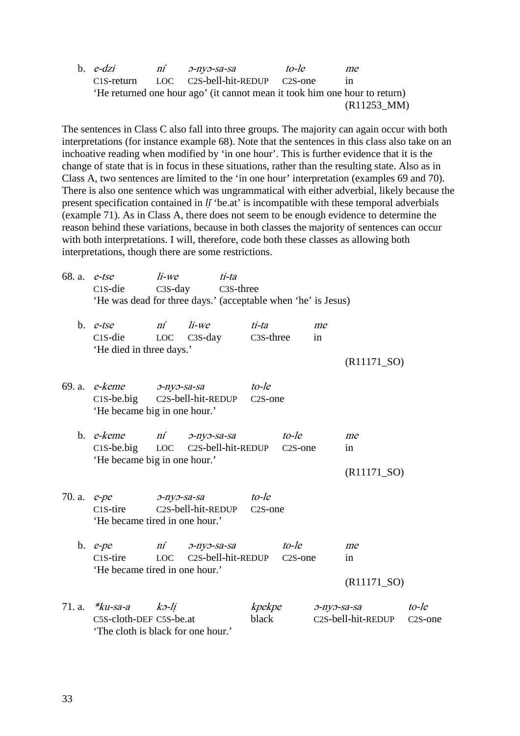b. *e-dzi* *ní* *ɔ-nyɔ-sa-sa* *to-le* *me*
   C1S-return LOC C2S-bell-hit-REDUP C2S-one in
   'He returned one hour ago' (it cannot mean it took him one hour to return)
   (R11253_MM)

The sentences in Class C also fall into three groups. The majority can again occur with both interpretations (for instance example 68). Note that the sentences in this class also take on an inchoative reading when modified by 'in one hour'. This is further evidence that it is the change of state that is in focus in these situations, rather than the resulting state. Also as in Class A, two sentences are limited to the 'in one hour' interpretation (examples 69 and 70). There is also one sentence which was ungrammatical with either adverbial, likely because the present specification contained in *lị́* 'be.at' is incompatible with these temporal adverbials (example 71). As in Class A, there does not seem to be enough evidence to determine the reason behind these variations, because in both classes the majority of sentences can occur with both interpretations. I will, therefore, code both these classes as allowing both interpretations, though there are some restrictions.

68. a. *e-tse* *li-we* *ti-ta*
   C1S-die C3S-day C3S-three
   'He was dead for three days.' (acceptable when 'he' is Jesus)

b. *e-tse* *ní* *li-we* *ti-ta* *me*
   C1S-die LOC C3S-day C3S-three in
   'He died in three days.'
   (R11171_SO)

69. a. *e-keme* *ɔ-nyɔ-sa-sa* *to-le*
   C1S-be.big C2S-bell-hit-REDUP C2S-one
   'He became big in one hour.'

b. *e-keme* *ní* *ɔ-nyɔ-sa-sa* *to-le* *me*
   C1S-be.big LOC C2S-bell-hit-REDUP C2S-one in
   'He became big in one hour.'
   (R11171_SO)

70. a. *e-pe* *ɔ-nyɔ-sa-sa* *to-le*
   C1S-tire C2S-bell-hit-REDUP C2S-one
   'He became tired in one hour.'

b. *e-pe* *ní* *ɔ-nyɔ-sa-sa* *to-le* *me*
   C1S-tire LOC C2S-bell-hit-REDUP C2S-one in
   'He became tired in one hour.'
   (R11171_SO)

71. a. **ku-sa-a* *kɔ-lị* *kpekpe* *ɔ-nyɔ-sa-sa* *to-le*
   C5S-cloth-DEF C5S-be.at black C2S-bell-hit-REDUP C2S-one
   'The cloth is black for one hour.'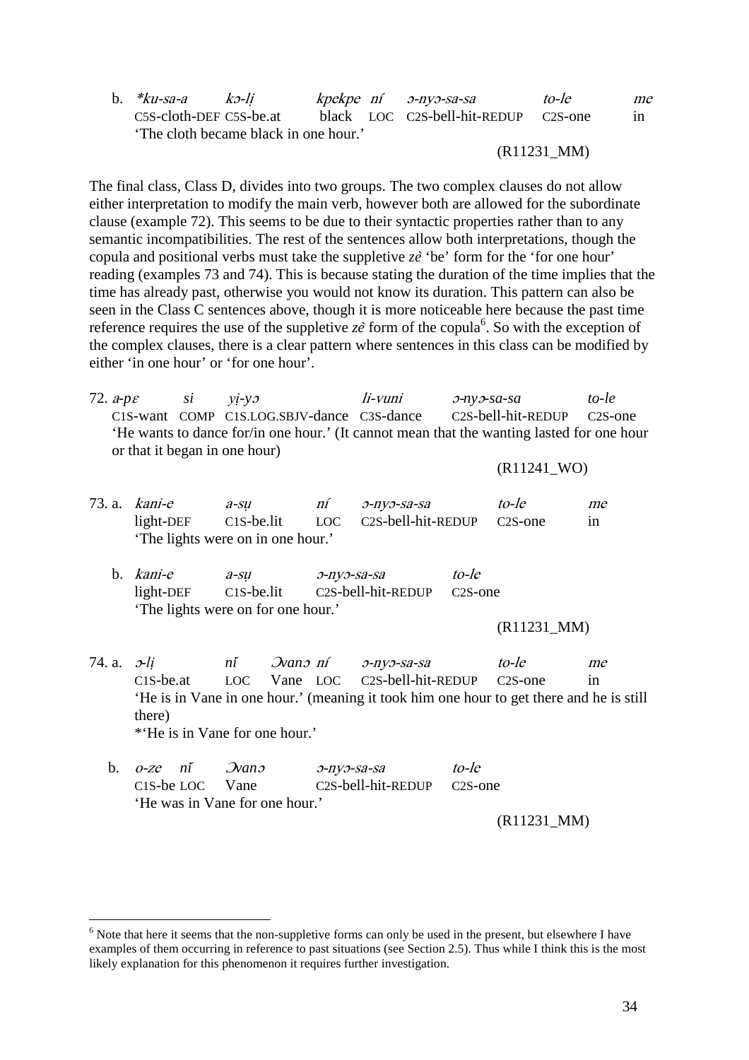b. *\*ku-sa-a kɔ-lị kpekpe ní ɔ-nyɔ-sa-sa to-le me*
   C5S-cloth-DEF C5S-be.at black LOC C2S-bell-hit-REDUP C2S-one in
   'The cloth became black in one hour.'
   (R11231_MM)

The final class, Class D, divides into two groups. The two complex clauses do not allow either interpretation to modify the main verb, however both are allowed for the subordinate clause (example 72). This seems to be due to their syntactic properties rather than to any semantic incompatibilities. The rest of the sentences allow both interpretations, though the copula and positional verbs must take the suppletive *zè* 'be' form for the 'for one hour' reading (examples 73 and 74). This is because stating the duration of the time implies that the time has already past, otherwise you would not know its duration. This pattern can also be seen in the Class C sentences above, though it is more noticeable here because the past time reference requires the use of the suppletive *zè* form of the copula[6]. So with the exception of the complex clauses, there is a clear pattern where sentences in this class can be modified by either 'in one hour' or 'for one hour'.

72. *a-pɛ si yị-yɔ li-vuni ɔ-nyɔ-sa-sa to-le*
    C1S-want COMP C1S.LOG.SBJV-dance C3S-dance C2S-bell-hit-REDUP C2S-one
    'He wants to dance for/in one hour.' (It cannot mean that the wanting lasted for one hour or that it began in one hour)
    (R11241_WO)

73. a. *kani-e a-sụ ní ɔ-nyɔ-sa-sa to-le me*
    light-DEF C1S-be.lit LOC C2S-bell-hit-REDUP C2S-one in
    'The lights were on in one hour.'

   b. *kani-e a-sụ ɔ-nyɔ-sa-sa to-le*
    light-DEF C1S-be.lit C2S-bell-hit-REDUP C2S-one
    'The lights were on for one hour.'
    (R11231_MM)

74. a. *ɔ-lị ní Ɔvanɔ ní ɔ-nyɔ-sa-sa to-le me*
    C1S-be.at LOC Vane LOC C2S-bell-hit-REDUP C2S-one in
    'He is in Vane in one hour.' (meaning it took him one hour to get there and he is still there)
    \*'He is in Vane for one hour.'

   b. *o-ze ní Ɔvanɔ ɔ-nyɔ-sa-sa to-le*
    C1S-be LOC Vane C2S-bell-hit-REDUP C2S-one
    'He was in Vane for one hour.'
    (R11231_MM)

[6] Note that here it seems that the non-suppletive forms can only be used in the present, but elsewhere I have examples of them occurring in reference to past situations (see Section 2.5). Thus while I think this is the most likely explanation for this phenomenon it requires further investigation.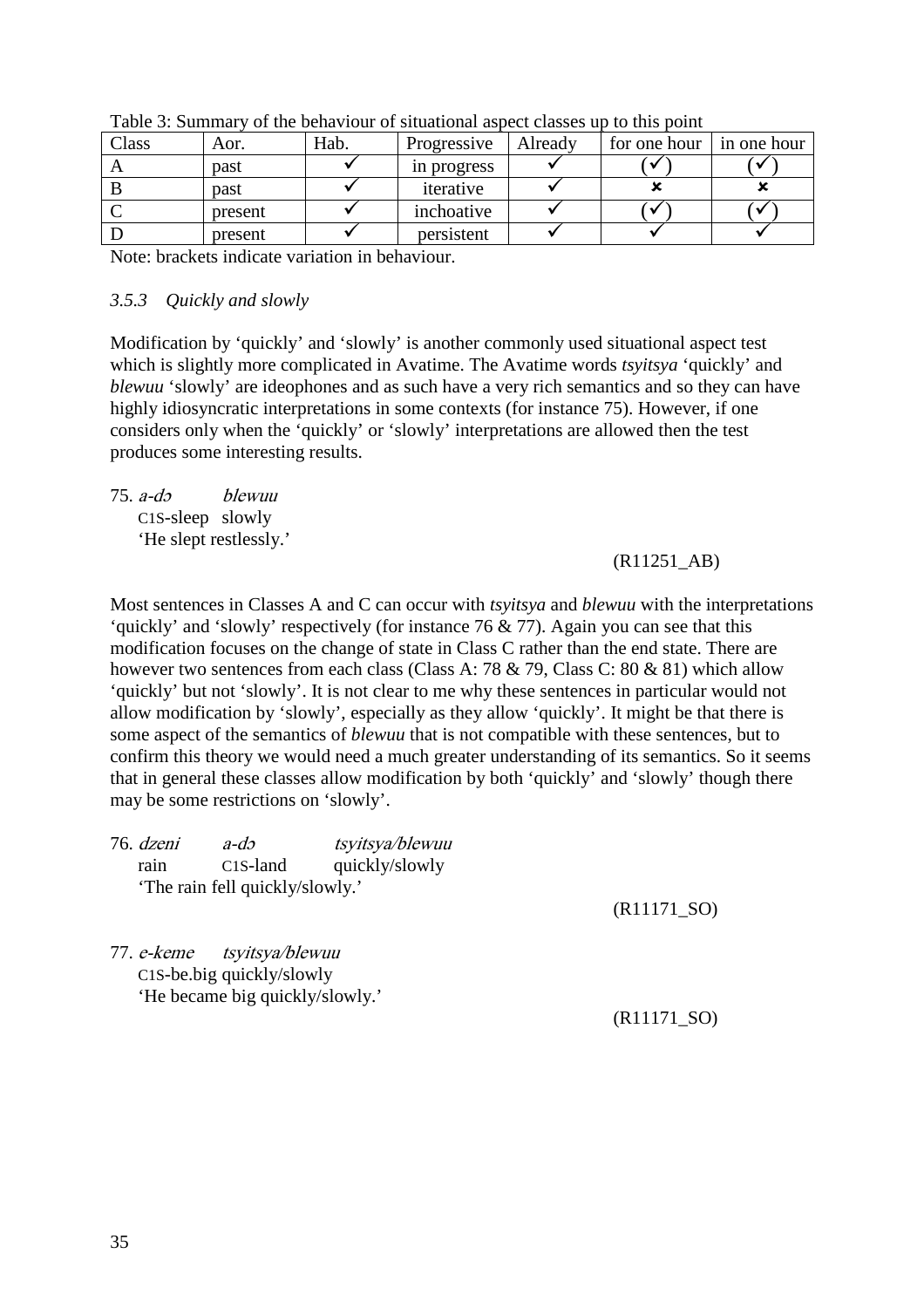Table 3: Summary of the behaviour of situational aspect classes up to this point

| Class | Aor. | Hab. | Progressive | Already | for one hour | in one hour |
|---|---|---|---|---|---|---|
| A | past | ✓ | in progress | ✓ | (✓) | (✓) |
| B | past | ✓ | iterative | ✓ | ✗ | ✗ |
| C | present | ✓ | inchoative | ✓ | (✓) | (✓) |
| D | present | ✓ | persistent | ✓ | ✓ | ✓ |

Note: brackets indicate variation in behaviour.

### *3.5.3 Quickly and slowly*

Modification by 'quickly' and 'slowly' is another commonly used situational aspect test which is slightly more complicated in Avatime. The Avatime words *tsyitsya* 'quickly' and *blewuu* 'slowly' are ideophones and as such have a very rich semantics and so they can have highly idiosyncratic interpretations in some contexts (for instance 75). However, if one considers only when the 'quickly' or 'slowly' interpretations are allowed then the test produces some interesting results.

75. *a-dɔ blewuu*
    C1S-sleep slowly
    'He slept restlessly.'

(R11251_AB)

Most sentences in Classes A and C can occur with *tsyitsya* and *blewuu* with the interpretations 'quickly' and 'slowly' respectively (for instance 76 & 77). Again you can see that this modification focuses on the change of state in Class C rather than the end state. There are however two sentences from each class (Class A: 78 & 79, Class C: 80 & 81) which allow 'quickly' but not 'slowly'. It is not clear to me why these sentences in particular would not allow modification by 'slowly', especially as they allow 'quickly'. It might be that there is some aspect of the semantics of *blewuu* that is not compatible with these sentences, but to confirm this theory we would need a much greater understanding of its semantics. So it seems that in general these classes allow modification by both 'quickly' and 'slowly' though there may be some restrictions on 'slowly'.

76. *dzeni a-dɔ tsyitsya/blewuu*
    rain C1S-land quickly/slowly
    'The rain fell quickly/slowly.'

(R11171_SO)

77. *e-keme tsyitsya/blewuu*
    C1S-be.big quickly/slowly
    'He became big quickly/slowly.'

(R11171_SO)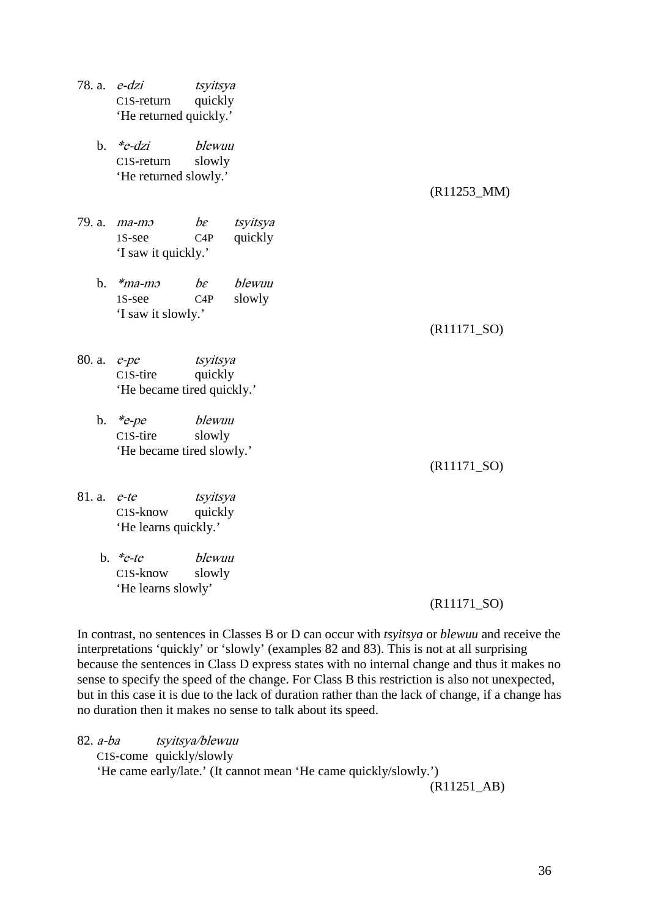78. a. *e-dzi* *tsyitsya*
C1S-return quickly
'He returned quickly.'

b. *\*e-dzi* *blewuu*
C1S-return slowly
'He returned slowly.'

(R11253_MM)

79. a. *ma-mɔ* *bɛ* *tsyitsya*
1S-see C4P quickly
'I saw it quickly.'

b. *\*ma-mɔ* *bɛ* *blewuu*
1S-see C4P slowly
'I saw it slowly.'

(R11171_SO)

80. a. *e-pe* *tsyitsya*
C1S-tire quickly
'He became tired quickly.'

b. *\*e-pe* *blewuu*
C1S-tire slowly
'He became tired slowly.'

(R11171_SO)

81. a. *e-te* *tsyitsya*
C1S-know quickly
'He learns quickly.'

b. *\*e-te* *blewuu*
C1S-know slowly
'He learns slowly'

(R11171_SO)

In contrast, no sentences in Classes B or D can occur with *tsyitsya* or *blewuu* and receive the interpretations 'quickly' or 'slowly' (examples 82 and 83). This is not at all surprising because the sentences in Class D express states with no internal change and thus it makes no sense to specify the speed of the change. For Class B this restriction is also not unexpected, but in this case it is due to the lack of duration rather than the lack of change, if a change has no duration then it makes no sense to talk about its speed.

82. *a-ba* *tsyitsya/blewuu*
C1S-come quickly/slowly
'He came early/late.' (It cannot mean 'He came quickly/slowly.')

(R11251_AB)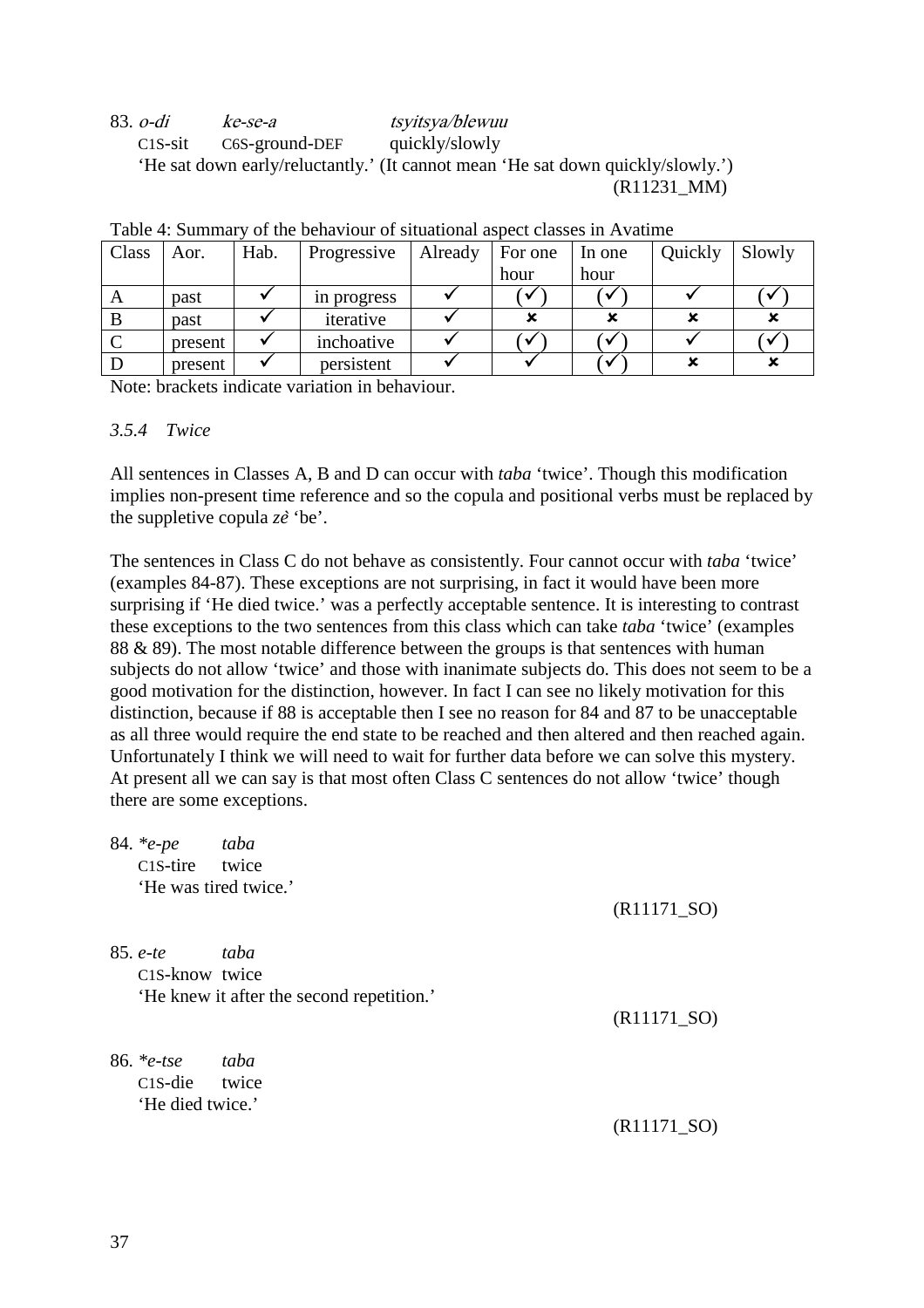83. *o-di* *ke-se-a* *tsyitsya/blewuu*
C1S-sit C6S-ground-DEF quickly/slowly
'He sat down early/reluctantly.' (It cannot mean 'He sat down quickly/slowly.')
(R11231_MM)

Table 4: Summary of the behaviour of situational aspect classes in Avatime

| Class | Aor. | Hab. | Progressive | Already | For one hour | In one hour | Quickly | Slowly |
|---|---|---|---|---|---|---|---|---|
| A | past | ✓ | in progress | ✓ | (✓) | (✓) | ✓ | (✓) |
| B | past | ✓ | iterative | ✓ | ✗ | ✗ | ✗ | ✗ |
| C | present | ✓ | inchoative | ✓ | (✓) | (✓) | ✓ | (✓) |
| D | present | ✓ | persistent | ✓ | ✓ | (✓) | ✗ | ✗ |

Note: brackets indicate variation in behaviour.

### *3.5.4 Twice*

All sentences in Classes A, B and D can occur with *taba* 'twice'. Though this modification implies non-present time reference and so the copula and positional verbs must be replaced by the suppletive copula *zè* 'be'.

The sentences in Class C do not behave as consistently. Four cannot occur with *taba* 'twice' (examples 84-87). These exceptions are not surprising, in fact it would have been more surprising if 'He died twice.' was a perfectly acceptable sentence. It is interesting to contrast these exceptions to the two sentences from this class which can take *taba* 'twice' (examples 88 & 89). The most notable difference between the groups is that sentences with human subjects do not allow 'twice' and those with inanimate subjects do. This does not seem to be a good motivation for the distinction, however. In fact I can see no likely motivation for this distinction, because if 88 is acceptable then I see no reason for 84 and 87 to be unacceptable as all three would require the end state to be reached and then altered and then reached again. Unfortunately I think we will need to wait for further data before we can solve this mystery. At present all we can say is that most often Class C sentences do not allow 'twice' though there are some exceptions.

84. **e-pe* *taba*
C1S-tire twice
'He was tired twice.'
(R11171_SO)

85. *e-te* *taba*
C1S-know twice
'He knew it after the second repetition.'
(R11171_SO)

86. **e-tse* *taba*
C1S-die twice
'He died twice.'
(R11171_SO)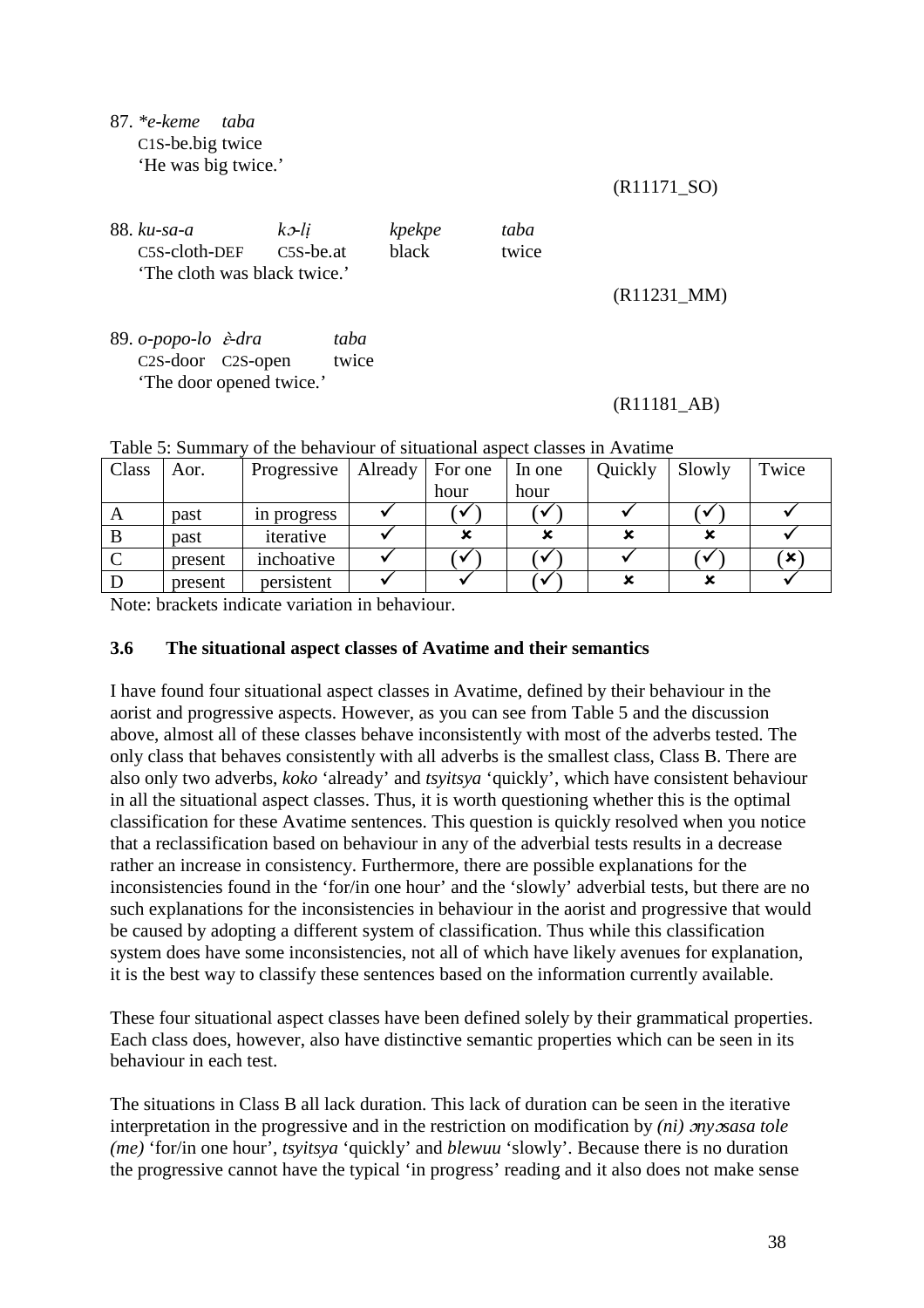87. **e-keme* *taba*
 C1S-be.big twice
 'He was big twice.'

(R11171_SO)

88. *ku-sa-a* *kɔ-lị* *kpekpe* *taba*
 C5S-cloth-DEF C5S-be.at black twice
 'The cloth was black twice.'

(R11231_MM)

89. *o-popo-lo* *ὲ-dra* *taba*
 C2S-door C2S-open twice
 'The door opened twice.'

(R11181_AB)

Table 5: Summary of the behaviour of situational aspect classes in Avatime

| Class | Aor. | Progressive | Already | For one hour | In one hour | Quickly | Slowly | Twice |
|---|---|---|---|---|---|---|---|---|
| A | past | in progress | ✓ | (✓) | (✓) | ✓ | (✓) | ✓ |
| B | past | iterative | ✓ | ✗ | ✗ | ✗ | ✗ | ✓ |
| C | present | inchoative | ✓ | (✓) | (✓) | ✓ | (✓) | (✗) |
| D | present | persistent | ✓ | ✓ | (✓) | ✗ | ✗ | ✓ |

Note: brackets indicate variation in behaviour.

### 3.6 The situational aspect classes of Avatime and their semantics

I have found four situational aspect classes in Avatime, defined by their behaviour in the aorist and progressive aspects. However, as you can see from Table 5 and the discussion above, almost all of these classes behave inconsistently with most of the adverbs tested. The only class that behaves consistently with all adverbs is the smallest class, Class B. There are also only two adverbs, *koko* 'already' and *tsyitsya* 'quickly', which have consistent behaviour in all the situational aspect classes. Thus, it is worth questioning whether this is the optimal classification for these Avatime sentences. This question is quickly resolved when you notice that a reclassification based on behaviour in any of the adverbial tests results in a decrease rather an increase in consistency. Furthermore, there are possible explanations for the inconsistencies found in the 'for/in one hour' and the 'slowly' adverbial tests, but there are no such explanations for the inconsistencies in behaviour in the aorist and progressive that would be caused by adopting a different system of classification. Thus while this classification system does have some inconsistencies, not all of which have likely avenues for explanation, it is the best way to classify these sentences based on the information currently available.

These four situational aspect classes have been defined solely by their grammatical properties. Each class does, however, also have distinctive semantic properties which can be seen in its behaviour in each test.

The situations in Class B all lack duration. This lack of duration can be seen in the iterative interpretation in the progressive and in the restriction on modification by *(ni) ɔnyɔsasa tole (me)* 'for/in one hour', *tsyitsya* 'quickly' and *blewuu* 'slowly'. Because there is no duration the progressive cannot have the typical 'in progress' reading and it also does not make sense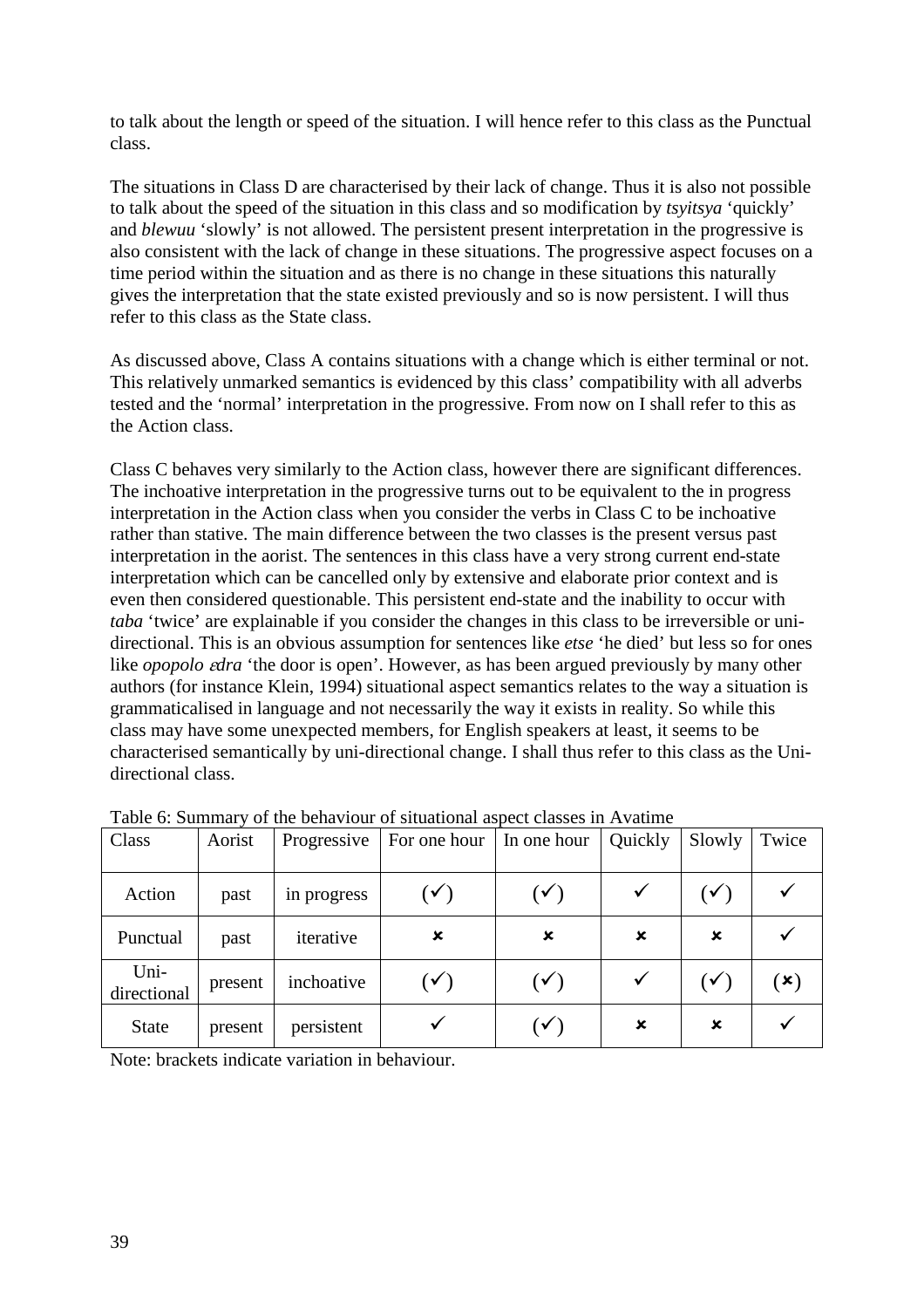to talk about the length or speed of the situation. I will hence refer to this class as the Punctual class.

The situations in Class D are characterised by their lack of change. Thus it is also not possible to talk about the speed of the situation in this class and so modification by *tsyitsya* 'quickly' and *blewuu* 'slowly' is not allowed. The persistent present interpretation in the progressive is also consistent with the lack of change in these situations. The progressive aspect focuses on a time period within the situation and as there is no change in these situations this naturally gives the interpretation that the state existed previously and so is now persistent. I will thus refer to this class as the State class.

As discussed above, Class A contains situations with a change which is either terminal or not. This relatively unmarked semantics is evidenced by this class' compatibility with all adverbs tested and the 'normal' interpretation in the progressive. From now on I shall refer to this as the Action class.

Class C behaves very similarly to the Action class, however there are significant differences. The inchoative interpretation in the progressive turns out to be equivalent to the in progress interpretation in the Action class when you consider the verbs in Class C to be inchoative rather than stative. The main difference between the two classes is the present versus past interpretation in the aorist. The sentences in this class have a very strong current end-state interpretation which can be cancelled only by extensive and elaborate prior context and is even then considered questionable. This persistent end-state and the inability to occur with *taba* 'twice' are explainable if you consider the changes in this class to be irreversible or uni-directional. This is an obvious assumption for sentences like *etse* 'he died' but less so for ones like *opopolo ɛdra* 'the door is open'. However, as has been argued previously by many other authors (for instance Klein, 1994) situational aspect semantics relates to the way a situation is grammaticalised in language and not necessarily the way it exists in reality. So while this class may have some unexpected members, for English speakers at least, it seems to be characterised semantically by uni-directional change. I shall thus refer to this class as the Uni-directional class.

Table 6: Summary of the behaviour of situational aspect classes in Avatime

| Class | Aorist | Progressive | For one hour | In one hour | Quickly | Slowly | Twice |
|---|---|---|---|---|---|---|---|
| Action | past | in progress | (✓) | (✓) | ✓ | (✓) | ✓ |
| Punctual | past | iterative | ✗ | ✗ | ✗ | ✗ | ✓ |
| Uni-directional | present | inchoative | (✓) | (✓) | ✓ | (✓) | (✗) |
| State | present | persistent | ✓ | (✓) | ✗ | ✗ | ✓ |

Note: brackets indicate variation in behaviour.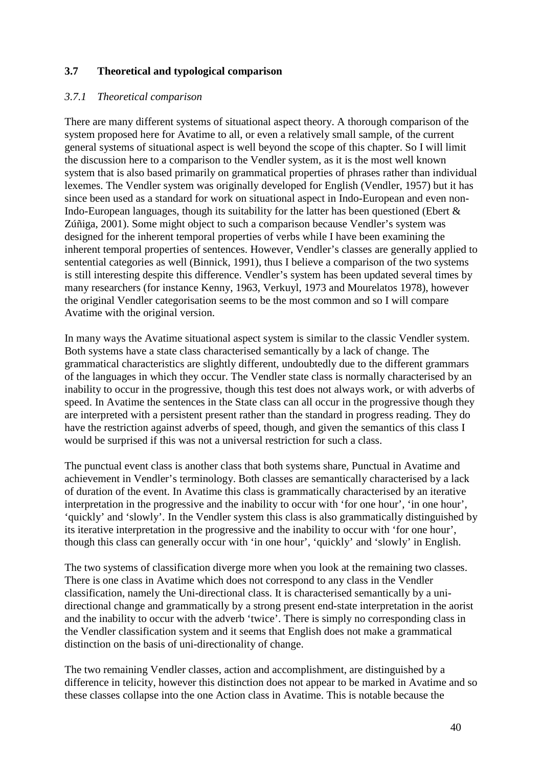## 3.7 Theoretical and typological comparison

### *3.7.1 Theoretical comparison*

There are many different systems of situational aspect theory. A thorough comparison of the system proposed here for Avatime to all, or even a relatively small sample, of the current general systems of situational aspect is well beyond the scope of this chapter. So I will limit the discussion here to a comparison to the Vendler system, as it is the most well known system that is also based primarily on grammatical properties of phrases rather than individual lexemes. The Vendler system was originally developed for English (Vendler, 1957) but it has since been used as a standard for work on situational aspect in Indo-European and even non-Indo-European languages, though its suitability for the latter has been questioned (Ebert & Zúñiga, 2001). Some might object to such a comparison because Vendler's system was designed for the inherent temporal properties of verbs while I have been examining the inherent temporal properties of sentences. However, Vendler's classes are generally applied to sentential categories as well (Binnick, 1991), thus I believe a comparison of the two systems is still interesting despite this difference. Vendler's system has been updated several times by many researchers (for instance Kenny, 1963, Verkuyl, 1973 and Mourelatos 1978), however the original Vendler categorisation seems to be the most common and so I will compare Avatime with the original version.

In many ways the Avatime situational aspect system is similar to the classic Vendler system. Both systems have a state class characterised semantically by a lack of change. The grammatical characteristics are slightly different, undoubtedly due to the different grammars of the languages in which they occur. The Vendler state class is normally characterised by an inability to occur in the progressive, though this test does not always work, or with adverbs of speed. In Avatime the sentences in the State class can all occur in the progressive though they are interpreted with a persistent present rather than the standard in progress reading. They do have the restriction against adverbs of speed, though, and given the semantics of this class I would be surprised if this was not a universal restriction for such a class.

The punctual event class is another class that both systems share, Punctual in Avatime and achievement in Vendler's terminology. Both classes are semantically characterised by a lack of duration of the event. In Avatime this class is grammatically characterised by an iterative interpretation in the progressive and the inability to occur with 'for one hour', 'in one hour', 'quickly' and 'slowly'. In the Vendler system this class is also grammatically distinguished by its iterative interpretation in the progressive and the inability to occur with 'for one hour', though this class can generally occur with 'in one hour', 'quickly' and 'slowly' in English.

The two systems of classification diverge more when you look at the remaining two classes. There is one class in Avatime which does not correspond to any class in the Vendler classification, namely the Uni-directional class. It is characterised semantically by a uni-directional change and grammatically by a strong present end-state interpretation in the aorist and the inability to occur with the adverb 'twice'. There is simply no corresponding class in the Vendler classification system and it seems that English does not make a grammatical distinction on the basis of uni-directionality of change.

The two remaining Vendler classes, action and accomplishment, are distinguished by a difference in telicity, however this distinction does not appear to be marked in Avatime and so these classes collapse into the one Action class in Avatime. This is notable because the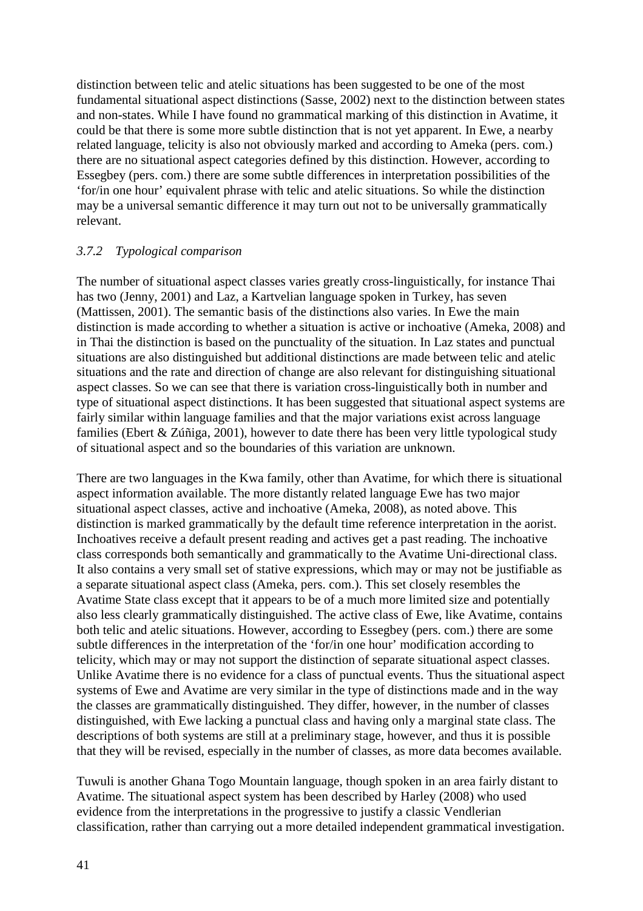distinction between telic and atelic situations has been suggested to be one of the most fundamental situational aspect distinctions (Sasse, 2002) next to the distinction between states and non-states. While I have found no grammatical marking of this distinction in Avatime, it could be that there is some more subtle distinction that is not yet apparent. In Ewe, a nearby related language, telicity is also not obviously marked and according to Ameka (pers. com.) there are no situational aspect categories defined by this distinction. However, according to Essegbey (pers. com.) there are some subtle differences in interpretation possibilities of the 'for/in one hour' equivalent phrase with telic and atelic situations. So while the distinction may be a universal semantic difference it may turn out not to be universally grammatically relevant.

### *3.7.2 Typological comparison*

The number of situational aspect classes varies greatly cross-linguistically, for instance Thai has two (Jenny, 2001) and Laz, a Kartvelian language spoken in Turkey, has seven (Mattissen, 2001). The semantic basis of the distinctions also varies. In Ewe the main distinction is made according to whether a situation is active or inchoative (Ameka, 2008) and in Thai the distinction is based on the punctuality of the situation. In Laz states and punctual situations are also distinguished but additional distinctions are made between telic and atelic situations and the rate and direction of change are also relevant for distinguishing situational aspect classes. So we can see that there is variation cross-linguistically both in number and type of situational aspect distinctions. It has been suggested that situational aspect systems are fairly similar within language families and that the major variations exist across language families (Ebert & Zúñiga, 2001), however to date there has been very little typological study of situational aspect and so the boundaries of this variation are unknown.

There are two languages in the Kwa family, other than Avatime, for which there is situational aspect information available. The more distantly related language Ewe has two major situational aspect classes, active and inchoative (Ameka, 2008), as noted above. This distinction is marked grammatically by the default time reference interpretation in the aorist. Inchoatives receive a default present reading and actives get a past reading. The inchoative class corresponds both semantically and grammatically to the Avatime Uni-directional class. It also contains a very small set of stative expressions, which may or may not be justifiable as a separate situational aspect class (Ameka, pers. com.). This set closely resembles the Avatime State class except that it appears to be of a much more limited size and potentially also less clearly grammatically distinguished. The active class of Ewe, like Avatime, contains both telic and atelic situations. However, according to Essegbey (pers. com.) there are some subtle differences in the interpretation of the 'for/in one hour' modification according to telicity, which may or may not support the distinction of separate situational aspect classes. Unlike Avatime there is no evidence for a class of punctual events. Thus the situational aspect systems of Ewe and Avatime are very similar in the type of distinctions made and in the way the classes are grammatically distinguished. They differ, however, in the number of classes distinguished, with Ewe lacking a punctual class and having only a marginal state class. The descriptions of both systems are still at a preliminary stage, however, and thus it is possible that they will be revised, especially in the number of classes, as more data becomes available.

Tuwuli is another Ghana Togo Mountain language, though spoken in an area fairly distant to Avatime. The situational aspect system has been described by Harley (2008) who used evidence from the interpretations in the progressive to justify a classic Vendlerian classification, rather than carrying out a more detailed independent grammatical investigation.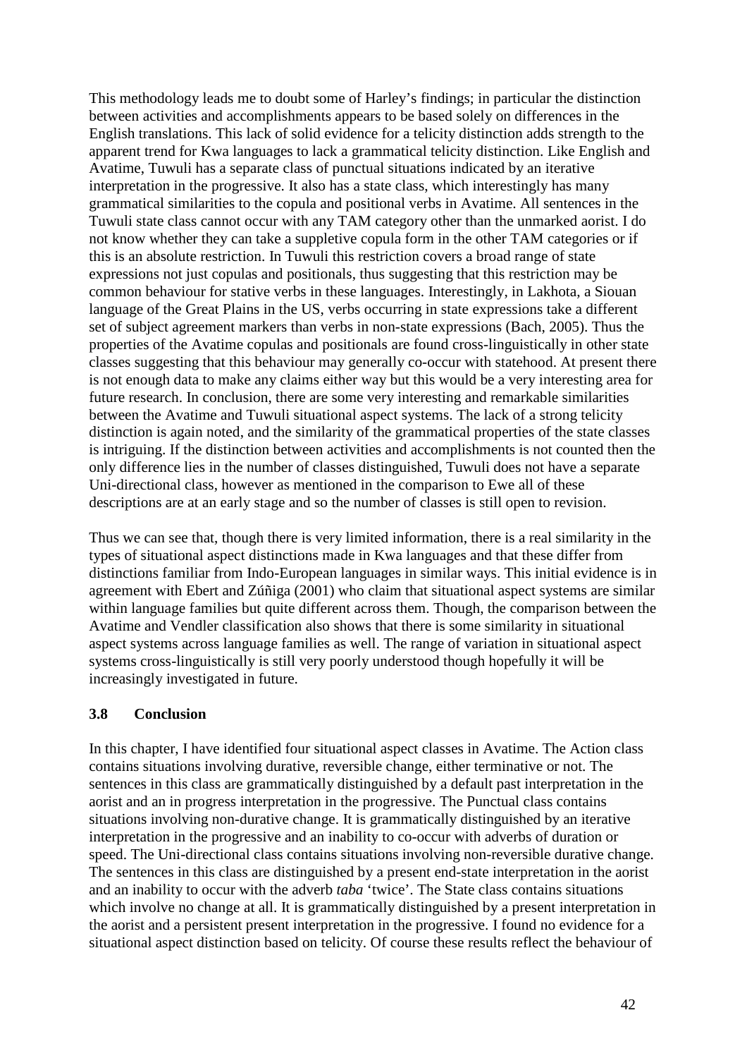This methodology leads me to doubt some of Harley's findings; in particular the distinction between activities and accomplishments appears to be based solely on differences in the English translations. This lack of solid evidence for a telicity distinction adds strength to the apparent trend for Kwa languages to lack a grammatical telicity distinction. Like English and Avatime, Tuwuli has a separate class of punctual situations indicated by an iterative interpretation in the progressive. It also has a state class, which interestingly has many grammatical similarities to the copula and positional verbs in Avatime. All sentences in the Tuwuli state class cannot occur with any TAM category other than the unmarked aorist. I do not know whether they can take a suppletive copula form in the other TAM categories or if this is an absolute restriction. In Tuwuli this restriction covers a broad range of state expressions not just copulas and positionals, thus suggesting that this restriction may be common behaviour for stative verbs in these languages. Interestingly, in Lakhota, a Siouan language of the Great Plains in the US, verbs occurring in state expressions take a different set of subject agreement markers than verbs in non-state expressions (Bach, 2005). Thus the properties of the Avatime copulas and positionals are found cross-linguistically in other state classes suggesting that this behaviour may generally co-occur with statehood. At present there is not enough data to make any claims either way but this would be a very interesting area for future research. In conclusion, there are some very interesting and remarkable similarities between the Avatime and Tuwuli situational aspect systems. The lack of a strong telicity distinction is again noted, and the similarity of the grammatical properties of the state classes is intriguing. If the distinction between activities and accomplishments is not counted then the only difference lies in the number of classes distinguished, Tuwuli does not have a separate Uni-directional class, however as mentioned in the comparison to Ewe all of these descriptions are at an early stage and so the number of classes is still open to revision.

Thus we can see that, though there is very limited information, there is a real similarity in the types of situational aspect distinctions made in Kwa languages and that these differ from distinctions familiar from Indo-European languages in similar ways. This initial evidence is in agreement with Ebert and Zúñiga (2001) who claim that situational aspect systems are similar within language families but quite different across them. Though, the comparison between the Avatime and Vendler classification also shows that there is some similarity in situational aspect systems across language families as well. The range of variation in situational aspect systems cross-linguistically is still very poorly understood though hopefully it will be increasingly investigated in future.

### 3.8 Conclusion

In this chapter, I have identified four situational aspect classes in Avatime. The Action class contains situations involving durative, reversible change, either terminative or not. The sentences in this class are grammatically distinguished by a default past interpretation in the aorist and an in progress interpretation in the progressive. The Punctual class contains situations involving non-durative change. It is grammatically distinguished by an iterative interpretation in the progressive and an inability to co-occur with adverbs of duration or speed. The Uni-directional class contains situations involving non-reversible durative change. The sentences in this class are distinguished by a present end-state interpretation in the aorist and an inability to occur with the adverb *taba* 'twice'. The State class contains situations which involve no change at all. It is grammatically distinguished by a present interpretation in the aorist and a persistent present interpretation in the progressive. I found no evidence for a situational aspect distinction based on telicity. Of course these results reflect the behaviour of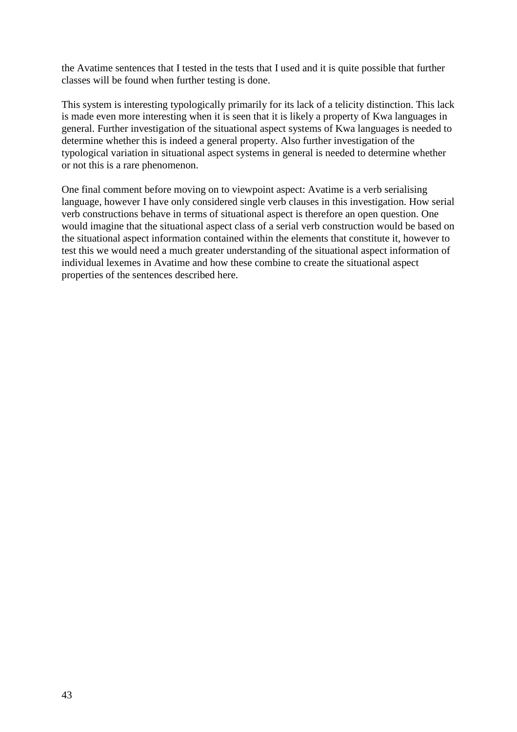the Avatime sentences that I tested in the tests that I used and it is quite possible that further classes will be found when further testing is done.

This system is interesting typologically primarily for its lack of a telicity distinction. This lack is made even more interesting when it is seen that it is likely a property of Kwa languages in general. Further investigation of the situational aspect systems of Kwa languages is needed to determine whether this is indeed a general property. Also further investigation of the typological variation in situational aspect systems in general is needed to determine whether or not this is a rare phenomenon.

One final comment before moving on to viewpoint aspect: Avatime is a verb serialising language, however I have only considered single verb clauses in this investigation. How serial verb constructions behave in terms of situational aspect is therefore an open question. One would imagine that the situational aspect class of a serial verb construction would be based on the situational aspect information contained within the elements that constitute it, however to test this we would need a much greater understanding of the situational aspect information of individual lexemes in Avatime and how these combine to create the situational aspect properties of the sentences described here.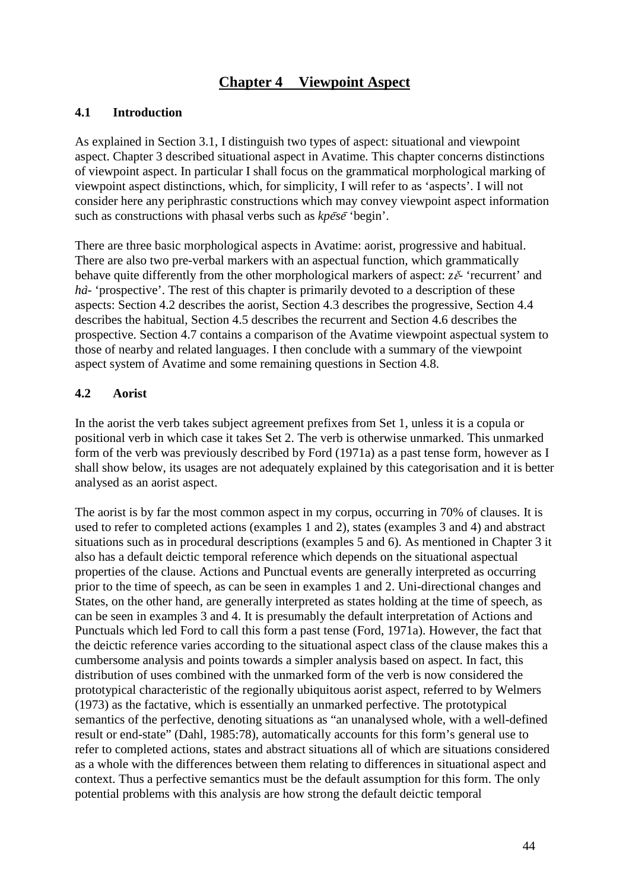# Chapter 4 Viewpoint Aspect

## 4.1 Introduction

As explained in Section 3.1, I distinguish two types of aspect: situational and viewpoint aspect. Chapter 3 described situational aspect in Avatime. This chapter concerns distinctions of viewpoint aspect. In particular I shall focus on the grammatical morphological marking of viewpoint aspect distinctions, which, for simplicity, I will refer to as 'aspects'. I will not consider here any periphrastic constructions which may convey viewpoint aspect information such as constructions with phasal verbs such as *kpēsē* 'begin'.

There are three basic morphological aspects in Avatime: aorist, progressive and habitual. There are also two pre-verbal markers with an aspectual function, which grammatically behave quite differently from the other morphological markers of aspect: *zɛ̌-* 'recurrent' and *hà-* 'prospective'. The rest of this chapter is primarily devoted to a description of these aspects: Section 4.2 describes the aorist, Section 4.3 describes the progressive, Section 4.4 describes the habitual, Section 4.5 describes the recurrent and Section 4.6 describes the prospective. Section 4.7 contains a comparison of the Avatime viewpoint aspectual system to those of nearby and related languages. I then conclude with a summary of the viewpoint aspect system of Avatime and some remaining questions in Section 4.8.

## 4.2 Aorist

In the aorist the verb takes subject agreement prefixes from Set 1, unless it is a copula or positional verb in which case it takes Set 2. The verb is otherwise unmarked. This unmarked form of the verb was previously described by Ford (1971a) as a past tense form, however as I shall show below, its usages are not adequately explained by this categorisation and it is better analysed as an aorist aspect.

The aorist is by far the most common aspect in my corpus, occurring in 70% of clauses. It is used to refer to completed actions (examples 1 and 2), states (examples 3 and 4) and abstract situations such as in procedural descriptions (examples 5 and 6). As mentioned in Chapter 3 it also has a default deictic temporal reference which depends on the situational aspectual properties of the clause. Actions and Punctual events are generally interpreted as occurring prior to the time of speech, as can be seen in examples 1 and 2. Uni-directional changes and States, on the other hand, are generally interpreted as states holding at the time of speech, as can be seen in examples 3 and 4. It is presumably the default interpretation of Actions and Punctuals which led Ford to call this form a past tense (Ford, 1971a). However, the fact that the deictic reference varies according to the situational aspect class of the clause makes this a cumbersome analysis and points towards a simpler analysis based on aspect. In fact, this distribution of uses combined with the unmarked form of the verb is now considered the prototypical characteristic of the regionally ubiquitous aorist aspect, referred to by Welmers (1973) as the factative, which is essentially an unmarked perfective. The prototypical semantics of the perfective, denoting situations as "an unanalysed whole, with a well-defined result or end-state" (Dahl, 1985:78), automatically accounts for this form's general use to refer to completed actions, states and abstract situations all of which are situations considered as a whole with the differences between them relating to differences in situational aspect and context. Thus a perfective semantics must be the default assumption for this form. The only potential problems with this analysis are how strong the default deictic temporal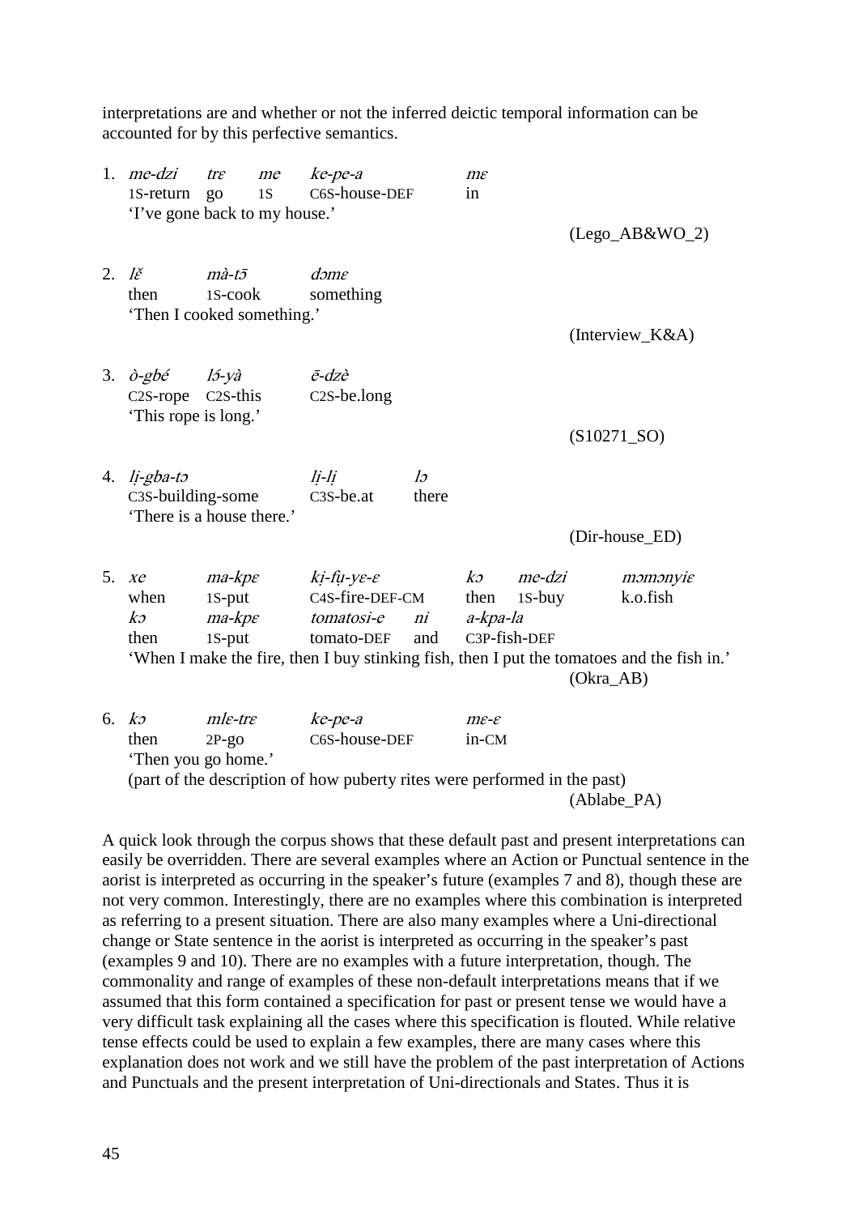interpretations are and whether or not the inferred deictic temporal information can be accounted for by this perfective semantics.

1. *me-dzi* *trɛ* *me* *ke-pe-a* *mɛ*
   1S-return go 1S C6S-house-DEF in
   'I've gone back to my house.'
   (Lego_AB&WO_2)

2. *lɛ̌* *mà-tɔ̄* *dɔmɛ*
   then 1S-cook something
   'Then I cooked something.'
   (Interview_K&A)

3. *ò-gbé* *lɔ́-yà* *ē-dzè*
   C2S-rope C2S-this C2S-be.long
   'This rope is long.'
   (S10271_SO)

4. *lị-gba-tɔ* *lị-lị* *lɔ*
   C3S-building-some C3S-be.at there
   'There is a house there.'
   (Dir-house_ED)

5. *xe* *ma-kpɛ* *kị-fụ-yɛ-ɛ* *kɔ* *me-dzi* *mɔmɔnyiɛ*
   when 1S-put C4S-fire-DEF-CM then 1S-buy k.o.fish
   *kɔ* *ma-kpɛ* *tomatosi-e* *ni* *a-kpa-la*
   then 1S-put tomato-DEF and C3P-fish-DEF
   'When I make the fire, then I buy stinking fish, then I put the tomatoes and the fish in.'
   (Okra_AB)

6. *kɔ* *mlɛ-trɛ* *ke-pe-a* *mɛ-ɛ*
   then 2P-go C6S-house-DEF in-CM
   'Then you go home.'
   (part of the description of how puberty rites were performed in the past)
   (Ablabe_PA)

A quick look through the corpus shows that these default past and present interpretations can easily be overridden. There are several examples where an Action or Punctual sentence in the aorist is interpreted as occurring in the speaker's future (examples 7 and 8), though these are not very common. Interestingly, there are no examples where this combination is interpreted as referring to a present situation. There are also many examples where a Uni-directional change or State sentence in the aorist is interpreted as occurring in the speaker's past (examples 9 and 10). There are no examples with a future interpretation, though. The commonality and range of examples of these non-default interpretations means that if we assumed that this form contained a specification for past or present tense we would have a very difficult task explaining all the cases where this specification is flouted. While relative tense effects could be used to explain a few examples, there are many cases where this explanation does not work and we still have the problem of the past interpretation of Actions and Punctuals and the present interpretation of Uni-directionals and States. Thus it is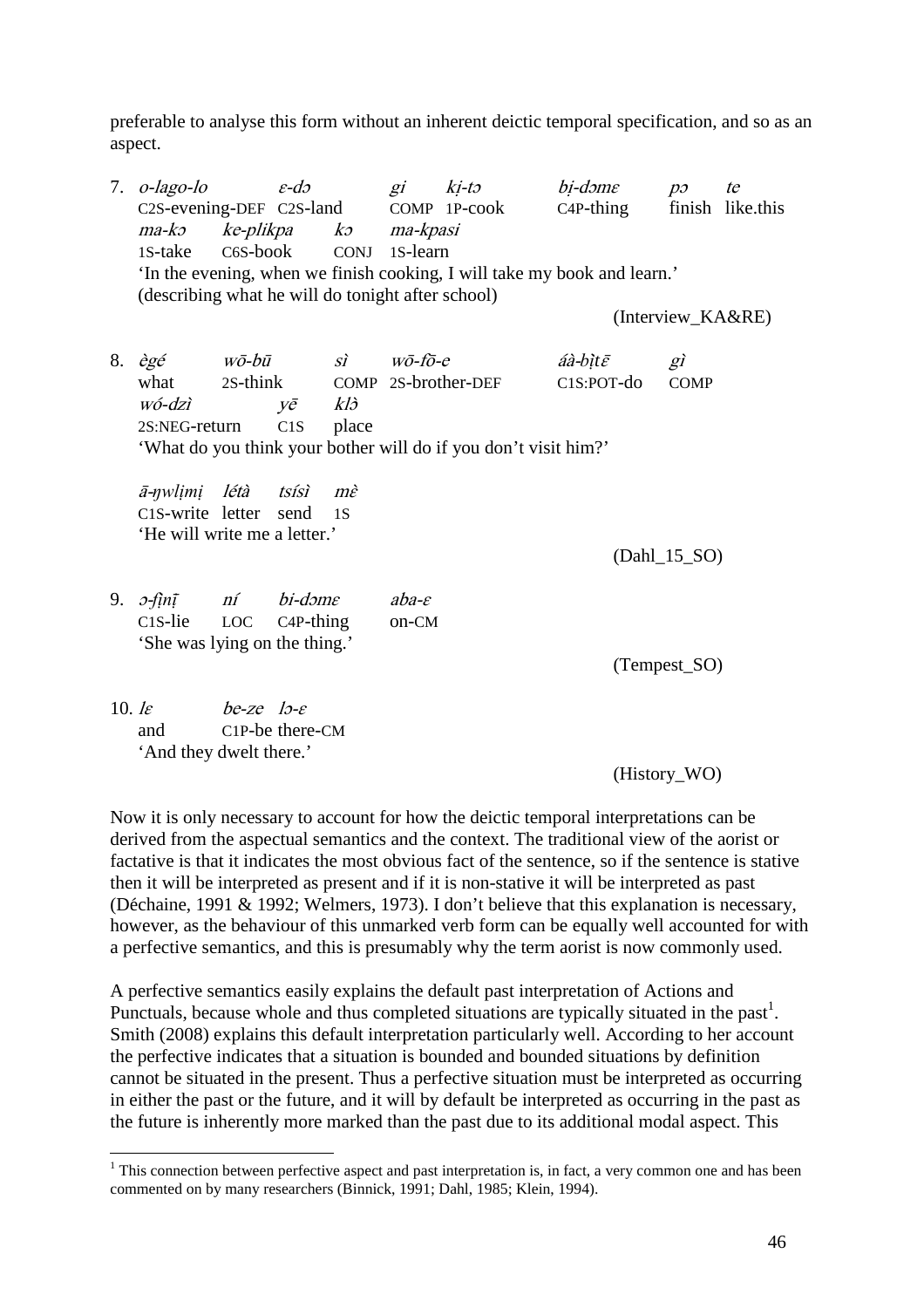preferable to analyse this form without an inherent deictic temporal specification, and so as an aspect.

7. *o-lago-lo* *ɛ-dɔ* *gi* *kị-tɔ* *bị-dɔmɛ* *pɔ* *te*
   C2S-evening-DEF C2S-land COMP 1P-cook C4P-thing finish like.this
   *ma-kɔ* *ke-plikpa* *kɔ* *ma-kpasi*
   1S-take C6S-book CONJ 1S-learn
   'In the evening, when we finish cooking, I will take my book and learn.'
   (describing what he will do tonight after school)

   (Interview_KA&RE)

8. *ègé* *wō-bū* *sì* *wō-fõ-e* *áà-bịtɛ̄* *gì*
   what 2S-think COMP 2S-brother-DEF C1S:POT-do COMP
   *wó-dzì* *yē* *klɔ̀*
   2S:NEG-return C1S place
   'What do you think your bother will do if you don't visit him?'

   *ā-ŋwlịmị* *létà* *tsísì* *mɛ̀*
   C1S-write letter send 1S
   'He will write me a letter.'

   (Dahl_15_SO)

9. *ɔ-fịnị̄* *ní* *bi-dɔmɛ* *aba-ɛ*
   C1S-lie LOC C4P-thing on-CM
   'She was lying on the thing.'

   (Tempest_SO)

10. *lɛ* *be-ze* *lɔ-ɛ*
    and C1P-be there-CM
    'And they dwelt there.'

    (History_WO)

Now it is only necessary to account for how the deictic temporal interpretations can be derived from the aspectual semantics and the context. The traditional view of the aorist or factative is that it indicates the most obvious fact of the sentence, so if the sentence is stative then it will be interpreted as present and if it is non-stative it will be interpreted as past (Déchaine, 1991 & 1992; Welmers, 1973). I don't believe that this explanation is necessary, however, as the behaviour of this unmarked verb form can be equally well accounted for with a perfective semantics, and this is presumably why the term aorist is now commonly used.

A perfective semantics easily explains the default past interpretation of Actions and Punctuals, because whole and thus completed situations are typically situated in the past[1]. Smith (2008) explains this default interpretation particularly well. According to her account the perfective indicates that a situation is bounded and bounded situations by definition cannot be situated in the present. Thus a perfective situation must be interpreted as occurring in either the past or the future, and it will by default be interpreted as occurring in the past as the future is inherently more marked than the past due to its additional modal aspect. This

[1] This connection between perfective aspect and past interpretation is, in fact, a very common one and has been commented on by many researchers (Binnick, 1991; Dahl, 1985; Klein, 1994).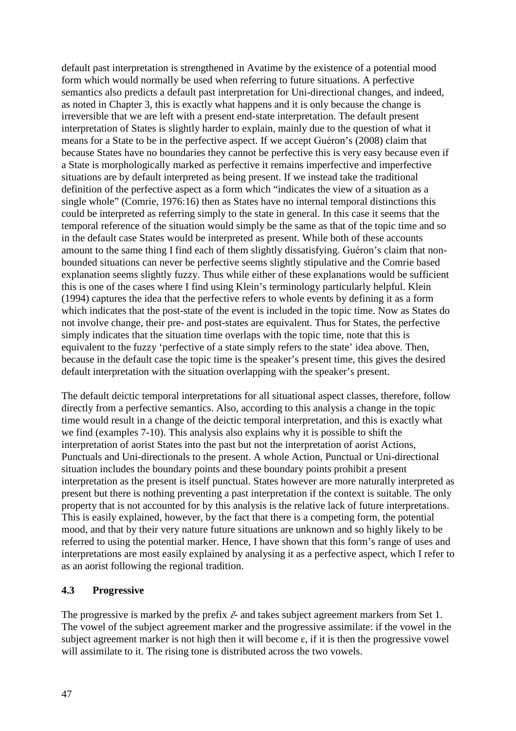default past interpretation is strengthened in Avatime by the existence of a potential mood form which would normally be used when referring to future situations. A perfective semantics also predicts a default past interpretation for Uni-directional changes, and indeed, as noted in Chapter 3, this is exactly what happens and it is only because the change is irreversible that we are left with a present end-state interpretation. The default present interpretation of States is slightly harder to explain, mainly due to the question of what it means for a State to be in the perfective aspect. If we accept Guéron's (2008) claim that because States have no boundaries they cannot be perfective this is very easy because even if a State is morphologically marked as perfective it remains imperfective and imperfective situations are by default interpreted as being present. If we instead take the traditional definition of the perfective aspect as a form which "indicates the view of a situation as a single whole" (Comrie, 1976:16) then as States have no internal temporal distinctions this could be interpreted as referring simply to the state in general. In this case it seems that the temporal reference of the situation would simply be the same as that of the topic time and so in the default case States would be interpreted as present. While both of these accounts amount to the same thing I find each of them slightly dissatisfying. Guéron's claim that non-bounded situations can never be perfective seems slightly stipulative and the Comrie based explanation seems slightly fuzzy. Thus while either of these explanations would be sufficient this is one of the cases where I find using Klein's terminology particularly helpful. Klein (1994) captures the idea that the perfective refers to whole events by defining it as a form which indicates that the post-state of the event is included in the topic time. Now as States do not involve change, their pre- and post-states are equivalent. Thus for States, the perfective simply indicates that the situation time overlaps with the topic time, note that this is equivalent to the fuzzy 'perfective of a state simply refers to the state' idea above. Then, because in the default case the topic time is the speaker's present time, this gives the desired default interpretation with the situation overlapping with the speaker's present.

The default deictic temporal interpretations for all situational aspect classes, therefore, follow directly from a perfective semantics. Also, according to this analysis a change in the topic time would result in a change of the deictic temporal interpretation, and this is exactly what we find (examples 7-10). This analysis also explains why it is possible to shift the interpretation of aorist States into the past but not the interpretation of aorist Actions, Punctuals and Uni-directionals to the present. A whole Action, Punctual or Uni-directional situation includes the boundary points and these boundary points prohibit a present interpretation as the present is itself punctual. States however are more naturally interpreted as present but there is nothing preventing a past interpretation if the context is suitable. The only property that is not accounted for by this analysis is the relative lack of future interpretations. This is easily explained, however, by the fact that there is a competing form, the potential mood, and that by their very nature future situations are unknown and so highly likely to be referred to using the potential marker. Hence, I have shown that this form's range of uses and interpretations are most easily explained by analysing it as a perfective aspect, which I refer to as an aorist following the regional tradition.

### 4.3 Progressive

The progressive is marked by the prefix *ɛ̌-* and takes subject agreement markers from Set 1. The vowel of the subject agreement marker and the progressive assimilate: if the vowel in the subject agreement marker is not high then it will become ɛ, if it is then the progressive vowel will assimilate to it. The rising tone is distributed across the two vowels.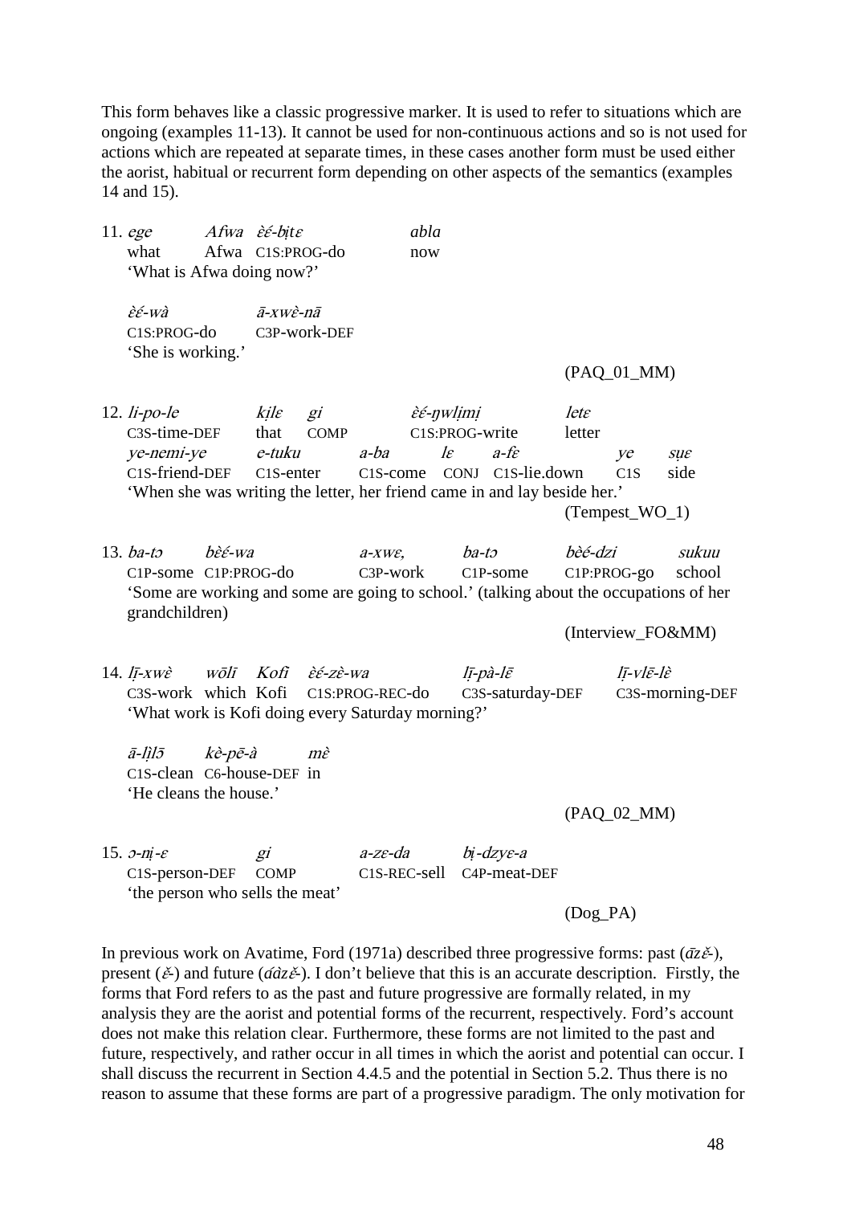This form behaves like a classic progressive marker. It is used to refer to situations which are ongoing (examples 11-13). It cannot be used for non-continuous actions and so is not used for actions which are repeated at separate times, in these cases another form must be used either the aorist, habitual or recurrent form depending on other aspects of the semantics (examples 14 and 15).

11. *ege* *Afwa* *ɛ̀ɛ́-bịtɛ* *abla*
    what Afwa C1S:PROG-do now
    'What is Afwa doing now?'

    *ɛ̀ɛ́-wà* *ā-xwɛ̀-nā*
    C1S:PROG-do C3P-work-DEF
    'She is working.'

    (PAQ_01_MM)

12. *li-po-le* *kịlɛ* *gi* *ɛ̀ɛ́-ŋwlịmị* *letɛ*
    C3S-time-DEF that COMP C1S:PROG-write letter
    *ye-nemi-ye* *e-tuku* *a-ba* *lɛ* *a-fɛ̀* *ye* *sụɛ*
    C1S-friend-DEF C1S-enter C1S-come CONJ C1S-lie.down C1S side
    'When she was writing the letter, her friend came in and lay beside her.'

    (Tempest_WO_1)

13. *ba-tɔ* *bɛ̀ɛ́-wa* *a-xwɛ,* *ba-tɔ* *bɛ̀ɛ́-dzi* *sukuu*
    C1P-some C1P:PROG-do C3P-work C1P-some C1P:PROG-go school
    'Some are working and some are going to school.' (talking about the occupations of her grandchildren)

    (Interview_FO&MM)

14. *lī-xwɛ̀* *wōlī* *Kofi* *ɛ̀ɛ́-zɛ̀-wa* *lī-pà-lē* *lī-vlē-lɛ̀*
    C3S-work which Kofi C1S:PROG-REC-do C3S-saturday-DEF C3S-morning-DEF
    'What work is Kofi doing every Saturday morning?'

    *ā-lịlɔ̄* *kɛ̀-pē-à* *mɛ̀*
    C1S-clean C6-house-DEF in
    'He cleans the house.'

    (PAQ_02_MM)

15. *ɔ-nị-ɛ* *gi* *a-zɛ-da* *bị-dzyɛ-a*
    C1S-person-DEF COMP C1S-REC-sell C4P-meat-DEF
    'the person who sells the meat'

    (Dog_PA)

In previous work on Avatime, Ford (1971a) described three progressive forms: past (*ādzɛ̌-*), present (*ɛ̌-*) and future (*áàzɛ̌-*). I don't believe that this is an accurate description. Firstly, the forms that Ford refers to as the past and future progressive are formally related, in my analysis they are the aorist and potential forms of the recurrent, respectively. Ford's account does not make this relation clear. Furthermore, these forms are not limited to the past and future, respectively, and rather occur in all times in which the aorist and potential can occur. I shall discuss the recurrent in Section 4.4.5 and the potential in Section 5.2. Thus there is no reason to assume that these forms are part of a progressive paradigm. The only motivation for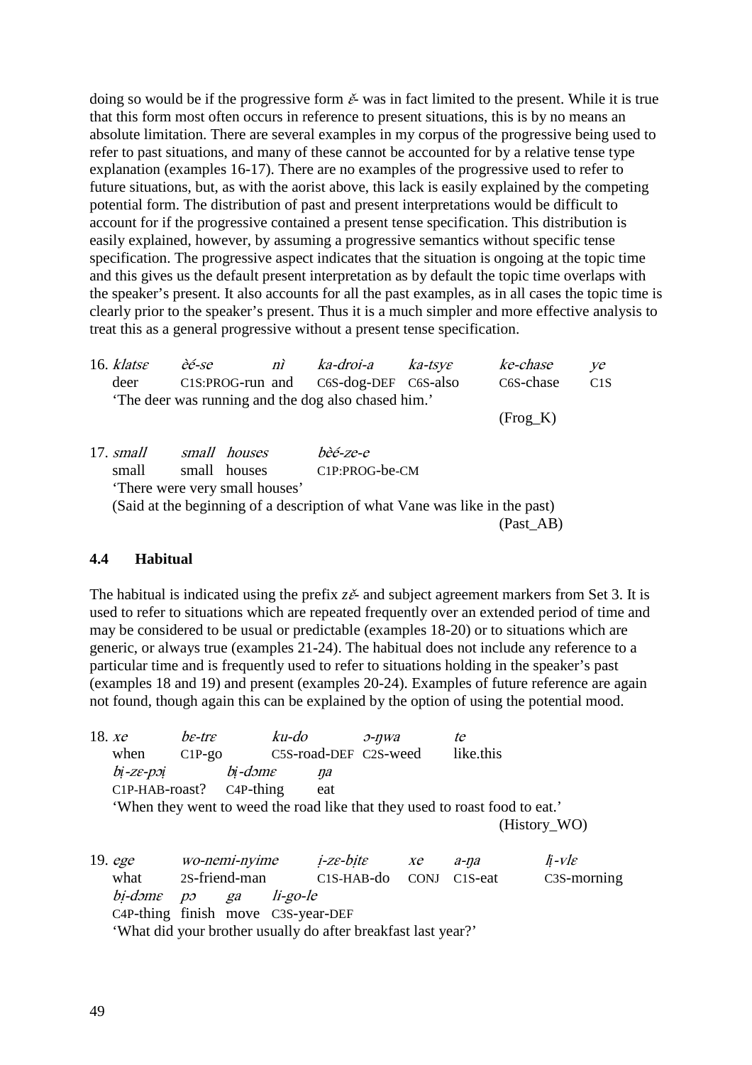doing so would be if the progressive form *ɛ̌-* was in fact limited to the present. While it is true that this form most often occurs in reference to present situations, this is by no means an absolute limitation. There are several examples in my corpus of the progressive being used to refer to past situations, and many of these cannot be accounted for by a relative tense type explanation (examples 16-17). There are no examples of the progressive used to refer to future situations, but, as with the aorist above, this lack is easily explained by the competing potential form. The distribution of past and present interpretations would be difficult to account for if the progressive contained a present tense specification. This distribution is easily explained, however, by assuming a progressive semantics without specific tense specification. The progressive aspect indicates that the situation is ongoing at the topic time and this gives us the default present interpretation as by default the topic time overlaps with the speaker's present. It also accounts for all the past examples, as in all cases the topic time is clearly prior to the speaker's present. Thus it is a much simpler and more effective analysis to treat this as a general progressive without a present tense specification.

16. *klatsɛ èé-se nì ka-droi-a ka-tsyɛ ke-chase ye*
    deer C1S:PROG-run and C6S-dog-DEF C6S-also C6S-chase C1S
    'The deer was running and the dog also chased him.'
    (Frog_K)

17. *small small houses bèé-ze-e*
    small small houses C1P:PROG-be-CM
    'There were very small houses'
    (Said at the beginning of a description of what Vane was like in the past)
    (Past_AB)

### 4.4 Habitual

The habitual is indicated using the prefix *zɛ̌-* and subject agreement markers from Set 3. It is used to refer to situations which are repeated frequently over an extended period of time and may be considered to be usual or predictable (examples 18-20) or to situations which are generic, or always true (examples 21-24). The habitual does not include any reference to a particular time and is frequently used to refer to situations holding in the speaker's past (examples 18 and 19) and present (examples 20-24). Examples of future reference are again not found, though again this can be explained by the option of using the potential mood.

18. *xe bɛ-trɛ ku-do ɔ-ŋwa te*
    when C1P-go C5S-road-DEF C2S-weed like.this
    *bị-zɛ-pɔị bị-dɔmɛ ŋa*
    C1P-HAB-roast? C4P-thing eat
    'When they went to weed the road like that they used to roast food to eat.'
    (History_WO)

19. *ege wo-nemi-nyime ị-zɛ-bịtɛ xe a-ŋa lị-vlɛ*
    what 2S-friend-man C1S-HAB-do CONJ C1S-eat C3S-morning
    *bị-dɔmɛ pɔ ga li-go-le*
    C4P-thing finish move C3S-year-DEF
    'What did your brother usually do after breakfast last year?'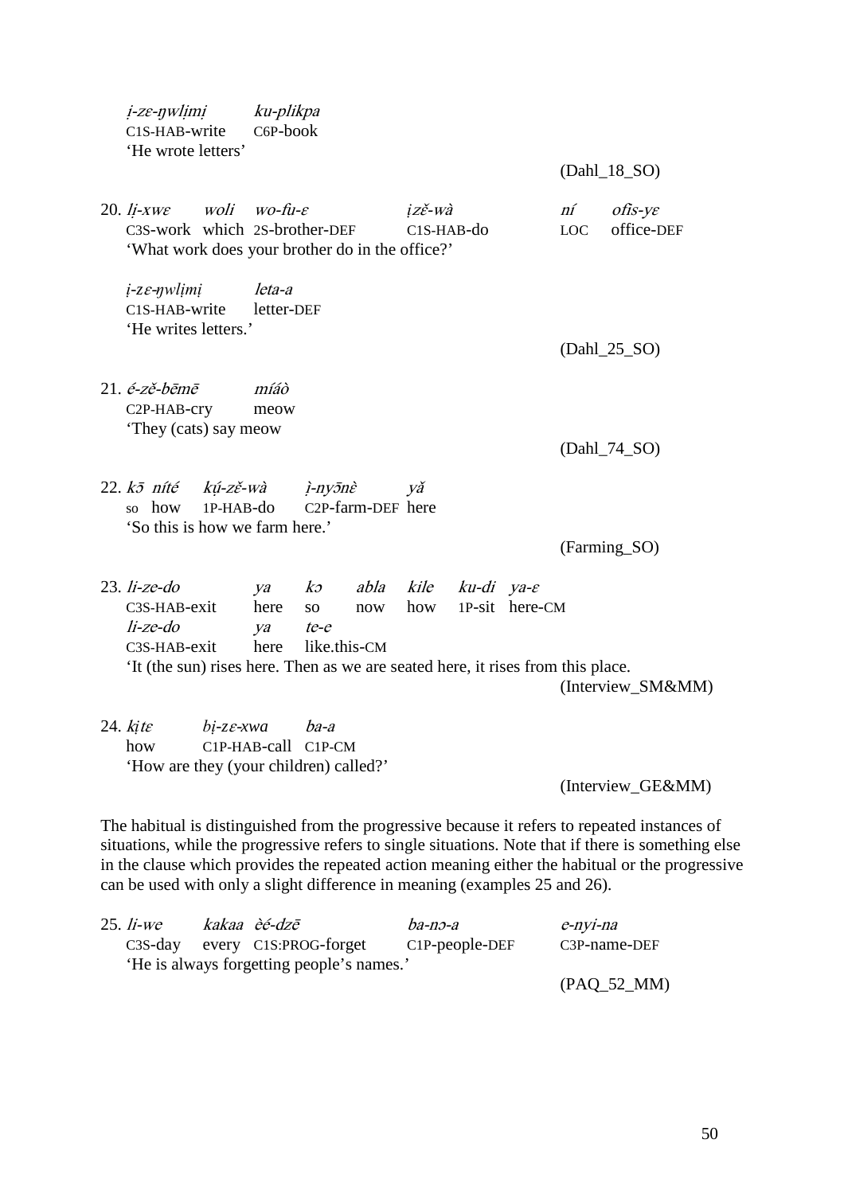*ị-zɛ-ŋwlịmị* *ku-plikpa*
C1S-HAB-write C6P-book
'He wrote letters'

(Dahl_18_SO)

20. *lị-xwɛ* *woli* *wo-fu-ɛ* *ịzě-wà* *ní* *ofis-yɛ*
C3S-work which 2S-brother-DEF C1S-HAB-do LOC office-DEF
'What work does your brother do in the office?'

*ị-zɛ-ŋwlịmị* *leta-a*
C1S-HAB-write letter-DEF
'He writes letters.'

(Dahl_25_SO)

21. *é-zě-bēmē* *míáò*
C2P-HAB-cry meow
'They (cats) say meow

(Dahl_74_SO)

22. *kɔ̄* *nítế* *kụ́-zě-wà* *ì-nyɔ̄nɛ̀* *yǎ*
so how 1P-HAB-do C2P-farm-DEF here
'So this is how we farm here.'

(Farming_SO)

23. *li-ze-do* *ya* *kɔ* *abla* *kile* *ku-di* *ya-ɛ*
C3S-HAB-exit here so now how 1P-sit here-CM
*li-ze-do* *ya* *te-e*
C3S-HAB-exit here like.this-CM
'It (the sun) rises here. Then as we are seated here, it rises from this place.

(Interview_SM&MM)

24. *kịtɛ* *bị-zɛ-xwa* *ba-a*
how C1P-HAB-call C1P-CM
'How are they (your children) called?'

(Interview_GE&MM)

The habitual is distinguished from the progressive because it refers to repeated instances of situations, while the progressive refers to single situations. Note that if there is something else in the clause which provides the repeated action meaning either the habitual or the progressive can be used with only a slight difference in meaning (examples 25 and 26).

25. *li-we* *kakaa* *èé-dzē* *ba-nɔ-a* *e-nyi-na*
C3S-day every C1S:PROG-forget C1P-people-DEF C3P-name-DEF
'He is always forgetting people's names.'

(PAQ_52_MM)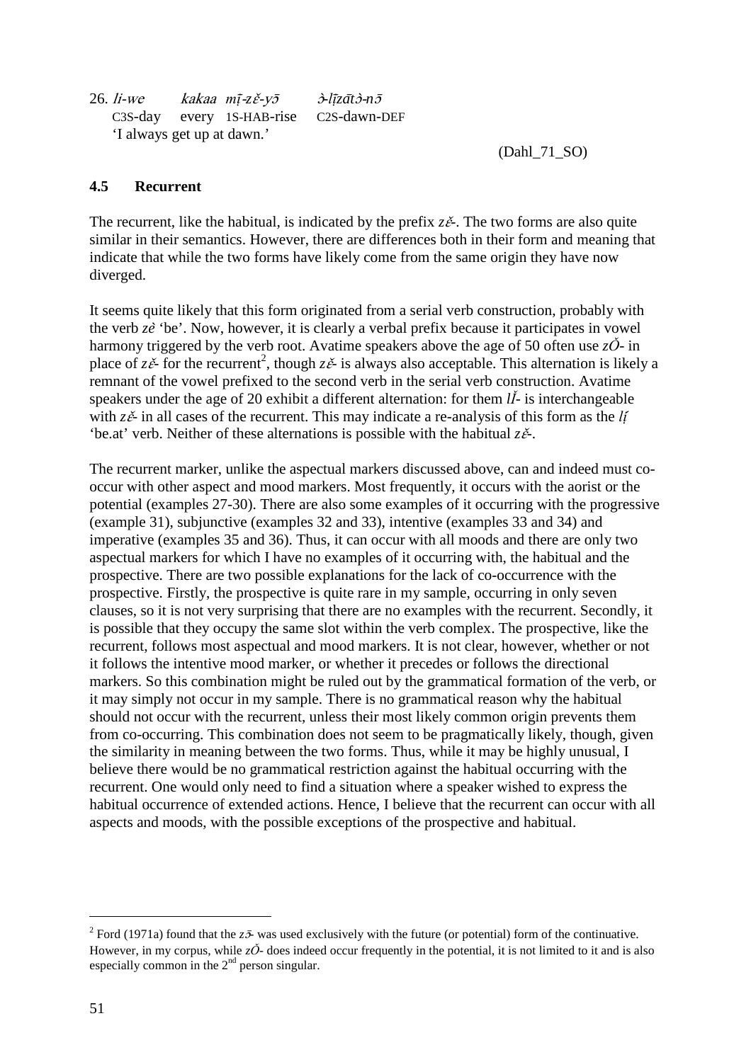26. *li-we kakaa mī-zɛ̌-yɔ̄ ɔ̀-lịzātɔ̀-nɔ̄*
C3S-day every 1S-HAB-rise C2S-dawn-DEF
'I always get up at dawn.'

(Dahl_71_SO)

### 4.5 Recurrent

The recurrent, like the habitual, is indicated by the prefix *zɛ̌-*. The two forms are also quite similar in their semantics. However, there are differences both in their form and meaning that indicate that while the two forms have likely come from the same origin they have now diverged.

It seems quite likely that this form originated from a serial verb construction, probably with the verb *zè* 'be'. Now, however, it is clearly a verbal prefix because it participates in vowel harmony triggered by the verb root. Avatime speakers above the age of 50 often use *zǑ-* in place of *zɛ̌-* for the recurrent[2], though *zɛ̌-* is always also acceptable. This alternation is likely a remnant of the vowel prefixed to the second verb in the serial verb construction. Avatime speakers under the age of 20 exhibit a different alternation: for them *lǏ-* is interchangeable with *zɛ̌-* in all cases of the recurrent. This may indicate a re-analysis of this form as the *lị́* 'be.at' verb. Neither of these alternations is possible with the habitual *zɛ̌-*.

The recurrent marker, unlike the aspectual markers discussed above, can and indeed must co-occur with other aspect and mood markers. Most frequently, it occurs with the aorist or the potential (examples 27-30). There are also some examples of it occurring with the progressive (example 31), subjunctive (examples 32 and 33), intentive (examples 33 and 34) and imperative (examples 35 and 36). Thus, it can occur with all moods and there are only two aspectual markers for which I have no examples of it occurring with, the habitual and the prospective. There are two possible explanations for the lack of co-occurrence with the prospective. Firstly, the prospective is quite rare in my sample, occurring in only seven clauses, so it is not very surprising that there are no examples with the recurrent. Secondly, it is possible that they occupy the same slot within the verb complex. The prospective, like the recurrent, follows most aspectual and mood markers. It is not clear, however, whether or not it follows the intentive mood marker, or whether it precedes or follows the directional markers. So this combination might be ruled out by the grammatical formation of the verb, or it may simply not occur in my sample. There is no grammatical reason why the habitual should not occur with the recurrent, unless their most likely common origin prevents them from co-occurring. This combination does not seem to be pragmatically likely, though, given the similarity in meaning between the two forms. Thus, while it may be highly unusual, I believe there would be no grammatical restriction against the habitual occurring with the recurrent. One would only need to find a situation where a speaker wished to express the habitual occurrence of extended actions. Hence, I believe that the recurrent can occur with all aspects and moods, with the possible exceptions of the prospective and habitual.

---

[2] Ford (1971a) found that the *zɔ̄-* was used exclusively with the future (or potential) form of the continuative. However, in my corpus, while *zǑ-* does indeed occur frequently in the potential, it is not limited to it and is also especially common in the 2nd person singular.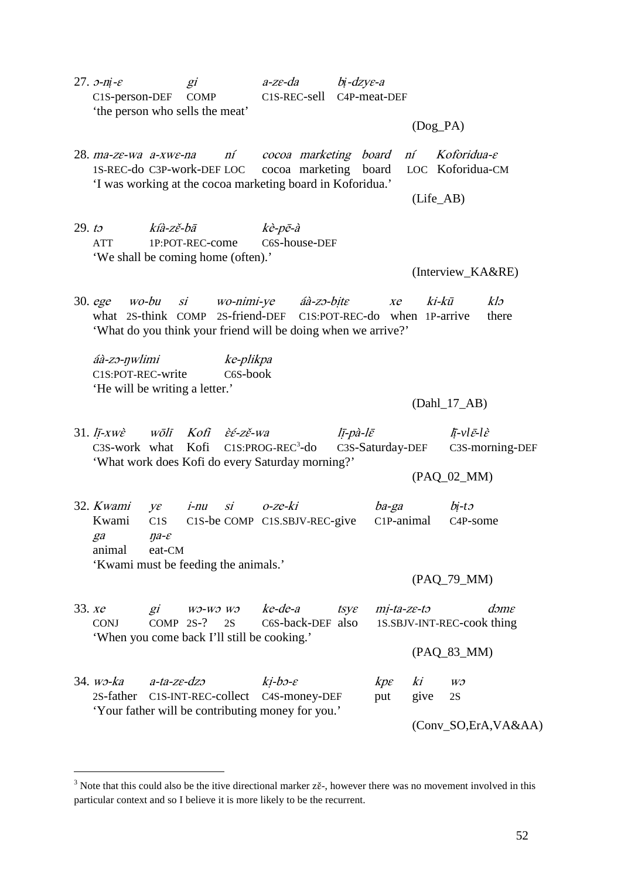27. *ɔ-nị-ɛ gi a-zɛ-da bị-dzyɛ-a*
C1S-person-DEF COMP C1S-REC-sell C4P-meat-DEF
'the person who sells the meat'
(Dog_PA)

28. *ma-zɛ-wa a-xwɛ-na ní cocoa marketing board ní Koforidua-ɛ*
1S-REC-do C3P-work-DEF LOC cocoa marketing board LOC Koforidua-CM
'I was working at the cocoa marketing board in Koforidua.'
(Life_AB)

29. *tɔ kíà-zě-bā kè-pē-à*
ATT 1P:POT-REC-come C6S-house-DEF
'We shall be coming home (often).'
(Interview_KA&RE)

30. *ege wo-bu si wo-nimi-ye áà-zɔ-bịtɛ xe ki-kū klɔ*
what 2S-think COMP 2S-friend-DEF C1S:POT-REC-do when 1P-arrive there
'What do you think your friend will be doing when we arrive?'

*áà-zɔ-ŋwlimi ke-plikpa*
C1S:POT-REC-write C6S-book
'He will be writing a letter.'
(Dahl_17_AB)

31. *lī-xwὲ wōlī Kofi ὲέ-zě-wa lī-pà-lɛ̄ lī̧-vlɛ̄-lὲ*
C3S-work what Kofi C1S:PROG-REC[3]-do C3S-Saturday-DEF C3S-morning-DEF
'What work does Kofi do every Saturday morning?'
(PAQ_02_MM)

32. *Kwami yɛ i-nu si o-ze-ki ba-ga bị-tɔ*
Kwami C1S C1S-be COMP C1S.SBJV-REC-give C1P-animal C4P-some
*ga ŋa-ɛ*
animal eat-CM
'Kwami must be feeding the animals.'
(PAQ_79_MM)

33. *xe gi wɔ-wɔ wɔ ke-de-a tsyɛ mị-ta-zɛ-tɔ dɔmɛ*
CONJ COMP 2S-? 2S C6S-back-DEF also 1S.SBJV-INT-REC-cook thing
'When you come back I'll still be cooking.'
(PAQ_83_MM)

34. *wɔ-ka a-ta-zɛ-dzɔ kị-bɔ-ɛ kpɛ ki wɔ*
2S-father C1S-INT-REC-collect C4S-money-DEF put give 2S
'Your father will be contributing money for you.'
(Conv_SO,ErA,VA&AA)

---

[3] Note that this could also be the itive directional marker zě-, however there was no movement involved in this particular context and so I believe it is more likely to be the recurrent.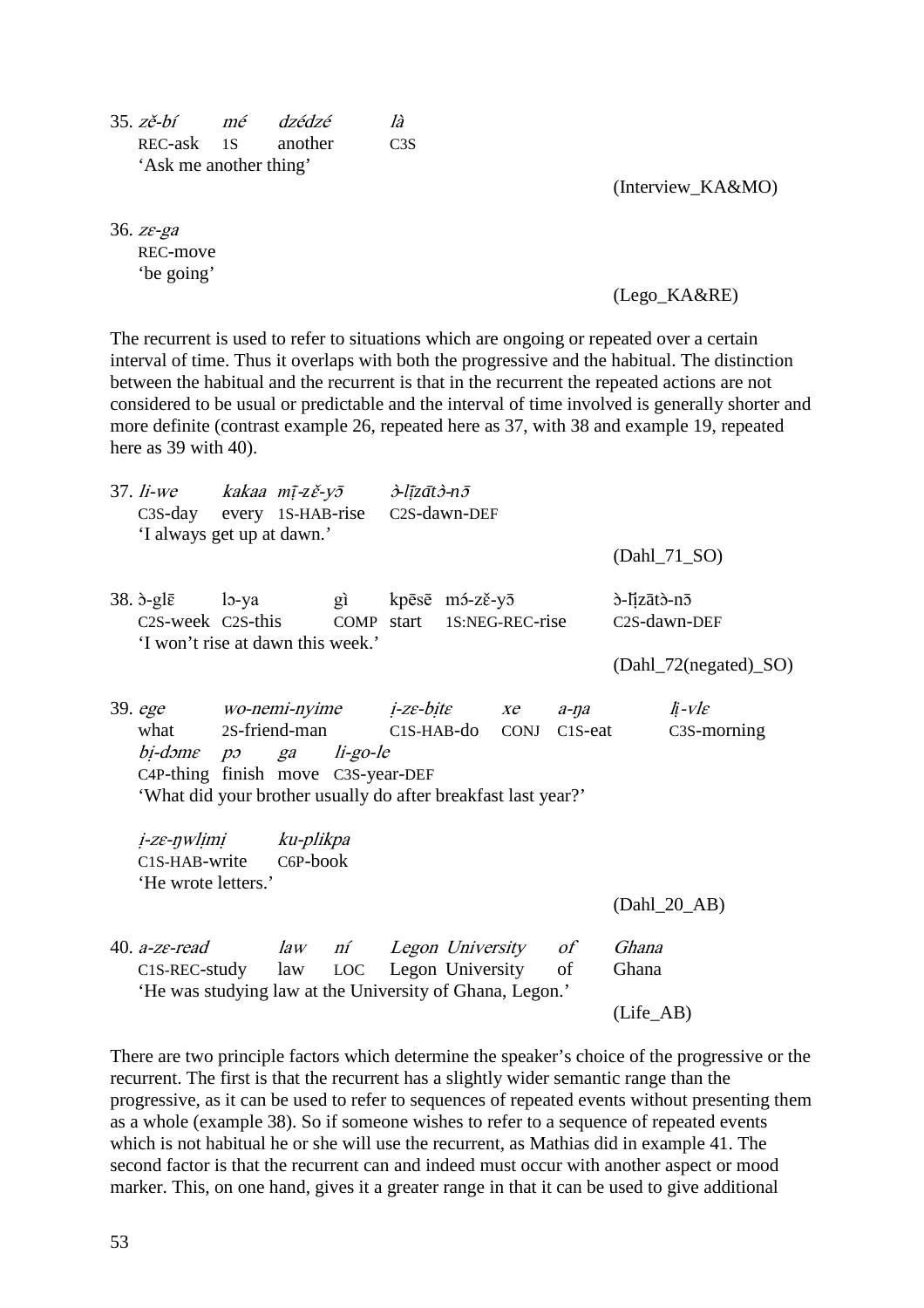35. *zě-bí mé dzédzé là*
    REC-ask 1S another C3S
    'Ask me another thing'

(Interview_KA&MO)

36. *zɛ-ga*
    REC-move
    'be going'

(Lego_KA&RE)

The recurrent is used to refer to situations which are ongoing or repeated over a certain interval of time. Thus it overlaps with both the progressive and the habitual. The distinction between the habitual and the recurrent is that in the recurrent the repeated actions are not considered to be usual or predictable and the interval of time involved is generally shorter and more definite (contrast example 26, repeated here as 37, with 38 and example 19, repeated here as 39 with 40).

37. *li-we kakaa mī-zɛ̌-yō ɔ̀-līzātɔ̀-nɔ̄*
    C3S-day every 1S-HAB-rise C2S-dawn-DEF
    'I always get up at dawn.'

(Dahl_71_SO)

38. ɔ̀-glɛ̄ lɔ-ya gì kpēsē mɔ́-zě-yō ɔ̀-lịzātɔ̀-nɔ̄
    C2S-week C2S-this COMP start 1S:NEG-REC-rise C2S-dawn-DEF
    'I won't rise at dawn this week.'

(Dahl_72(negated)_SO)

39. *ege wo-nemi-nyime ị-zɛ-bịtɛ xe a-ŋa lị-vlɛ*
    what 2S-friend-man C1S-HAB-do CONJ C1S-eat C3S-morning
    *bị-dɔmɛ pɔ ga li-go-le*
    C4P-thing finish move C3S-year-DEF
    'What did your brother usually do after breakfast last year?'

    *ị-zɛ-ŋwlịmị ku-plikpa*
    C1S-HAB-write C6P-book
    'He wrote letters.'

(Dahl_20_AB)

40. *a-zɛ-read law ní Legon University of Ghana*
    C1S-REC-study law LOC Legon University of Ghana
    'He was studying law at the University of Ghana, Legon.'

(Life_AB)

There are two principle factors which determine the speaker's choice of the progressive or the recurrent. The first is that the recurrent has a slightly wider semantic range than the progressive, as it can be used to refer to sequences of repeated events without presenting them as a whole (example 38). So if someone wishes to refer to a sequence of repeated events which is not habitual he or she will use the recurrent, as Mathias did in example 41. The second factor is that the recurrent can and indeed must occur with another aspect or mood marker. This, on one hand, gives it a greater range in that it can be used to give additional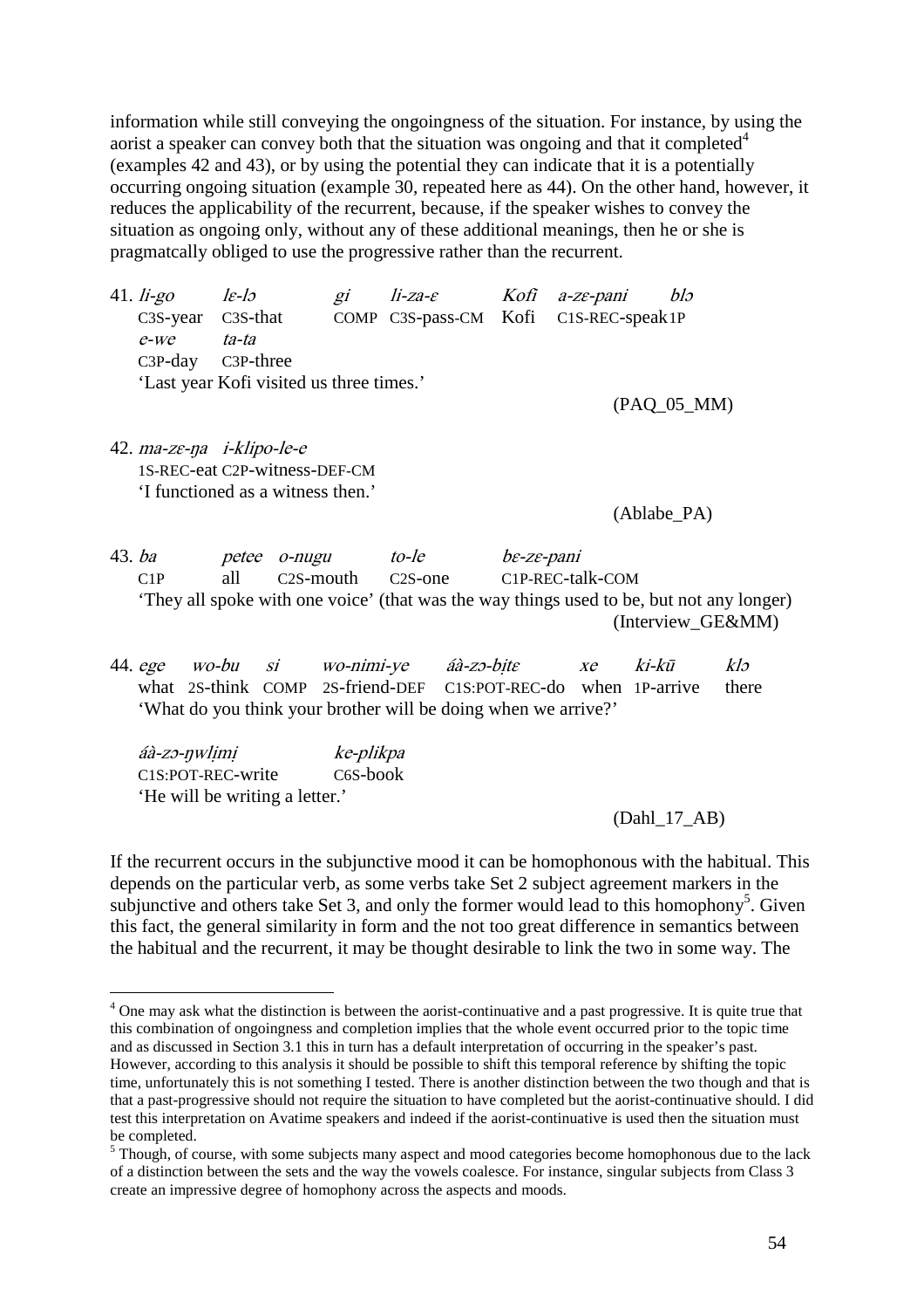information while still conveying the ongoingness of the situation. For instance, by using the aorist a speaker can convey both that the situation was ongoing and that it completed[4] (examples 42 and 43), or by using the potential they can indicate that it is a potentially occurring ongoing situation (example 30, repeated here as 44). On the other hand, however, it reduces the applicability of the recurrent, because, if the speaker wishes to convey the situation as ongoing only, without any of these additional meanings, then he or she is pragmatcally obliged to use the progressive rather than the recurrent.

41. *li-go* *lɛ-lɔ* *gi* *li-za-ɛ* *Kofi* *a-zɛ-pani* *blɔ*
    C3S-year C3S-that COMP C3S-pass-CM Kofi C1S-REC-speak 1P
    *e-we* *ta-ta*
    C3P-day C3P-three
    'Last year Kofi visited us three times.'

    (PAQ_05_MM)

42. *ma-zɛ-ŋa* *i-klipo-le-e*
    1S-REC-eat C2P-witness-DEF-CM
    'I functioned as a witness then.'

    (Ablabe_PA)

43. *ba* *petee* *o-nugu* *to-le* *bɛ-zɛ-pani*
    C1P all C2S-mouth C2S-one C1P-REC-talk-COM
    'They all spoke with one voice' (that was the way things used to be, but not any longer)

    (Interview_GE&MM)

44. *ege* *wo-bu* *si* *wo-nimi-ye* *áà-zɔ-bịtɛ* *xe* *ki-kū* *klɔ*
    what 2S-think COMP 2S-friend-DEF C1S:POT-REC-do when 1P-arrive there
    'What do you think your brother will be doing when we arrive?'

    *áà-zɔ-ŋwlịmị* *ke-plikpa*
    C1S:POT-REC-write C6S-book
    'He will be writing a letter.'

    (Dahl_17_AB)

If the recurrent occurs in the subjunctive mood it can be homophonous with the habitual. This depends on the particular verb, as some verbs take Set 2 subject agreement markers in the subjunctive and others take Set 3, and only the former would lead to this homophony[5]. Given this fact, the general similarity in form and the not too great difference in semantics between the habitual and the recurrent, it may be thought desirable to link the two in some way. The

---

[4] One may ask what the distinction is between the aorist-continuative and a past progressive. It is quite true that this combination of ongoingness and completion implies that the whole event occurred prior to the topic time and as discussed in Section 3.1 this in turn has a default interpretation of occurring in the speaker's past. However, according to this analysis it should be possible to shift this temporal reference by shifting the topic time, unfortunately this is not something I tested. There is another distinction between the two though and that is that a past-progressive should not require the situation to have completed but the aorist-continuative should. I did test this interpretation on Avatime speakers and indeed if the aorist-continuative is used then the situation must be completed.

[5] Though, of course, with some subjects many aspect and mood categories become homophonous due to the lack of a distinction between the sets and the way the vowels coalesce. For instance, singular subjects from Class 3 create an impressive degree of homophony across the aspects and moods.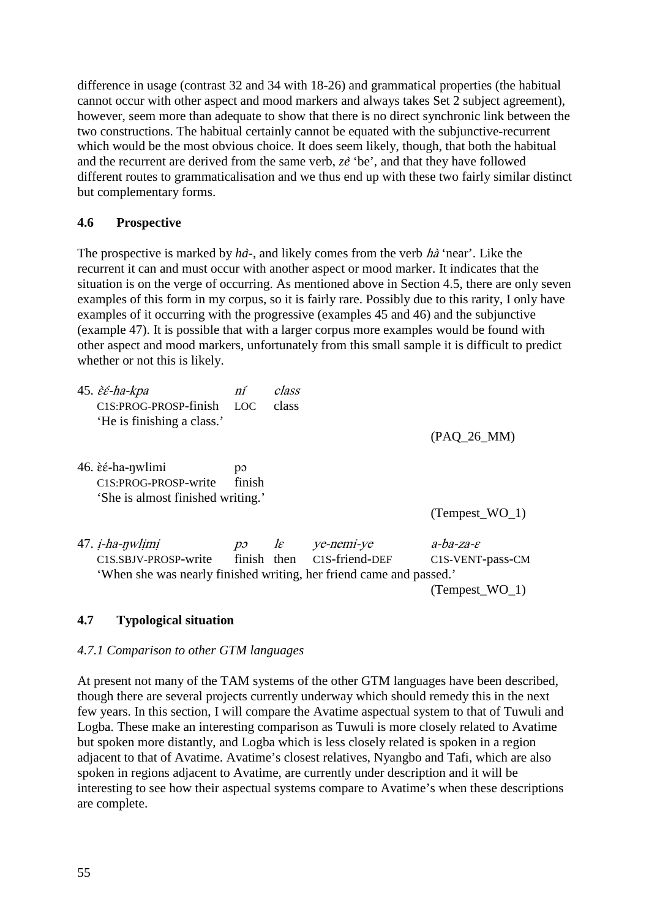difference in usage (contrast 32 and 34 with 18-26) and grammatical properties (the habitual cannot occur with other aspect and mood markers and always takes Set 2 subject agreement), however, seem more than adequate to show that there is no direct synchronic link between the two constructions. The habitual certainly cannot be equated with the subjunctive-recurrent which would be the most obvious choice. It does seem likely, though, that both the habitual and the recurrent are derived from the same verb, *zè* 'be', and that they have followed different routes to grammaticalisation and we thus end up with these two fairly similar distinct but complementary forms.

### 4.6 Prospective

The prospective is marked by *hà-*, and likely comes from the verb *hà* 'near'. Like the recurrent it can and must occur with another aspect or mood marker. It indicates that the situation is on the verge of occurring. As mentioned above in Section 4.5, there are only seven examples of this form in my corpus, so it is fairly rare. Possibly due to this rarity, I only have examples of it occurring with the progressive (examples 45 and 46) and the subjunctive (example 47). It is possible that with a larger corpus more examples would be found with other aspect and mood markers, unfortunately from this small sample it is difficult to predict whether or not this is likely.

45. *ɛ̀ɛ́-ha-kpa* *ní* *class*
    C1S:PROG-PROSP-finish LOC class
    'He is finishing a class.'
    (PAQ_26_MM)

46. ɛ̀ɛ́-ha-ŋwlimi pɔ
    C1S:PROG-PROSP-write finish
    'She is almost finished writing.'
    (Tempest_WO_1)

47. *i̩-ha-ŋwli̩mi̩* *pɔ* *lɛ* *ye-nemi-ye* *a-ba-za-ɛ*
    C1S.SBJV-PROSP-write finish then C1S-friend-DEF C1S-VENT-pass-CM
    'When she was nearly finished writing, her friend came and passed.'
    (Tempest_WO_1)

### 4.7 Typological situation

#### *4.7.1 Comparison to other GTM languages*

At present not many of the TAM systems of the other GTM languages have been described, though there are several projects currently underway which should remedy this in the next few years. In this section, I will compare the Avatime aspectual system to that of Tuwuli and Logba. These make an interesting comparison as Tuwuli is more closely related to Avatime but spoken more distantly, and Logba which is less closely related is spoken in a region adjacent to that of Avatime. Avatime's closest relatives, Nyangbo and Tafi, which are also spoken in regions adjacent to Avatime, are currently under description and it will be interesting to see how their aspectual systems compare to Avatime's when these descriptions are complete.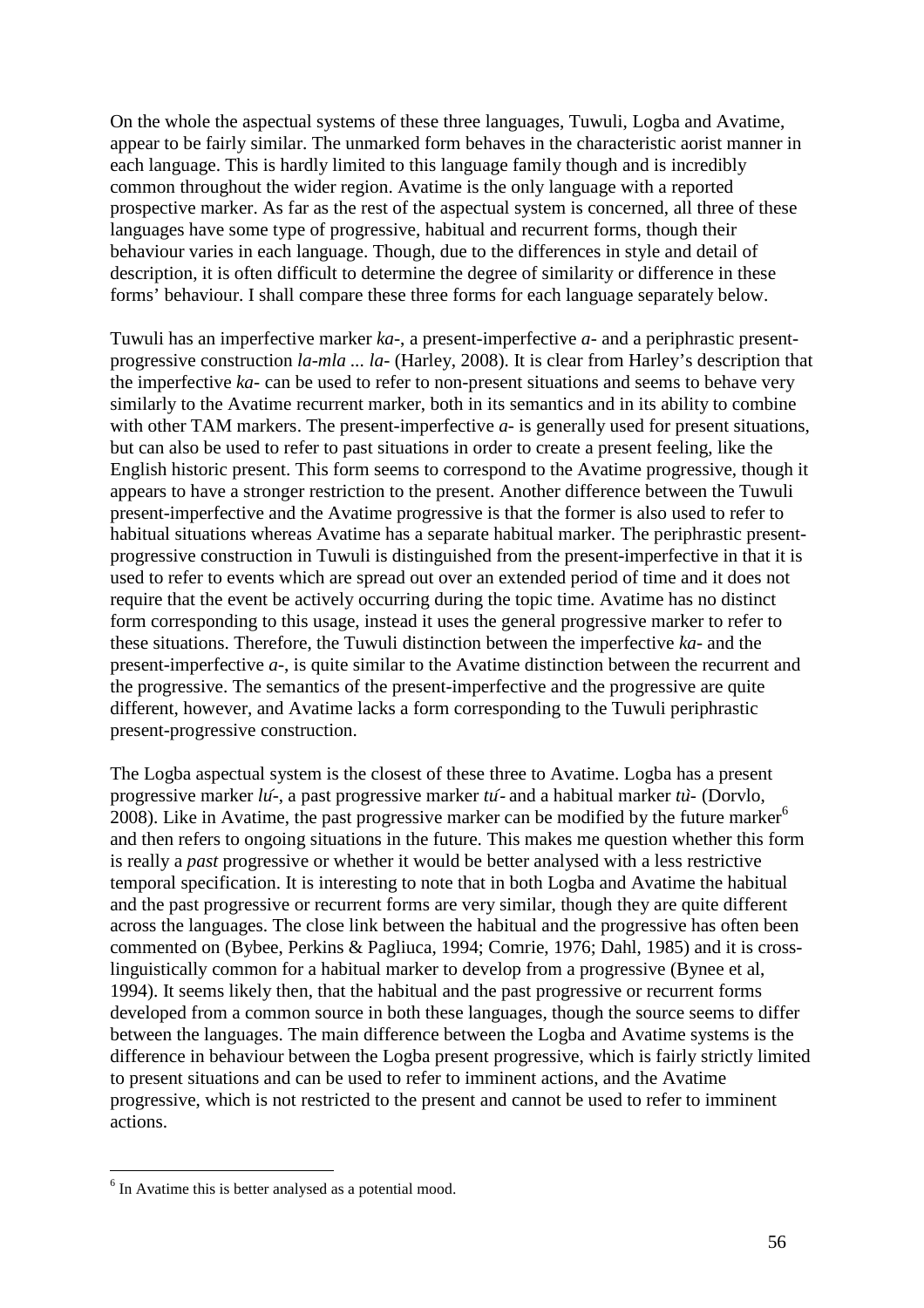On the whole the aspectual systems of these three languages, Tuwuli, Logba and Avatime, appear to be fairly similar. The unmarked form behaves in the characteristic aorist manner in each language. This is hardly limited to this language family though and is incredibly common throughout the wider region. Avatime is the only language with a reported prospective marker. As far as the rest of the aspectual system is concerned, all three of these languages have some type of progressive, habitual and recurrent forms, though their behaviour varies in each language. Though, due to the differences in style and detail of description, it is often difficult to determine the degree of similarity or difference in these forms' behaviour. I shall compare these three forms for each language separately below.

Tuwuli has an imperfective marker *ka-*, a present-imperfective *a-* and a periphrastic present-progressive construction *la-mla ... la-* (Harley, 2008). It is clear from Harley's description that the imperfective *ka-* can be used to refer to non-present situations and seems to behave very similarly to the Avatime recurrent marker, both in its semantics and in its ability to combine with other TAM markers. The present-imperfective *a-* is generally used for present situations, but can also be used to refer to past situations in order to create a present feeling, like the English historic present. This form seems to correspond to the Avatime progressive, though it appears to have a stronger restriction to the present. Another difference between the Tuwuli present-imperfective and the Avatime progressive is that the former is also used to refer to habitual situations whereas Avatime has a separate habitual marker. The periphrastic present-progressive construction in Tuwuli is distinguished from the present-imperfective in that it is used to refer to events which are spread out over an extended period of time and it does not require that the event be actively occurring during the topic time. Avatime has no distinct form corresponding to this usage, instead it uses the general progressive marker to refer to these situations. Therefore, the Tuwuli distinction between the imperfective *ka-* and the present-imperfective *a-*, is quite similar to the Avatime distinction between the recurrent and the progressive. The semantics of the present-imperfective and the progressive are quite different, however, and Avatime lacks a form corresponding to the Tuwuli periphrastic present-progressive construction.

The Logba aspectual system is the closest of these three to Avatime. Logba has a present progressive marker *lʊ́-*, a past progressive marker *tʊ́-* and a habitual marker *tʊ̀-* (Dorvlo, 2008). Like in Avatime, the past progressive marker can be modified by the future marker[6] and then refers to ongoing situations in the future. This makes me question whether this form is really a *past* progressive or whether it would be better analysed with a less restrictive temporal specification. It is interesting to note that in both Logba and Avatime the habitual and the past progressive or recurrent forms are very similar, though they are quite different across the languages. The close link between the habitual and the progressive has often been commented on (Bybee, Perkins & Pagliuca, 1994; Comrie, 1976; Dahl, 1985) and it is cross-linguistically common for a habitual marker to develop from a progressive (Bynee et al, 1994). It seems likely then, that the habitual and the past progressive or recurrent forms developed from a common source in both these languages, though the source seems to differ between the languages. The main difference between the Logba and Avatime systems is the difference in behaviour between the Logba present progressive, which is fairly strictly limited to present situations and can be used to refer to imminent actions, and the Avatime progressive, which is not restricted to the present and cannot be used to refer to imminent actions.

[6] In Avatime this is better analysed as a potential mood.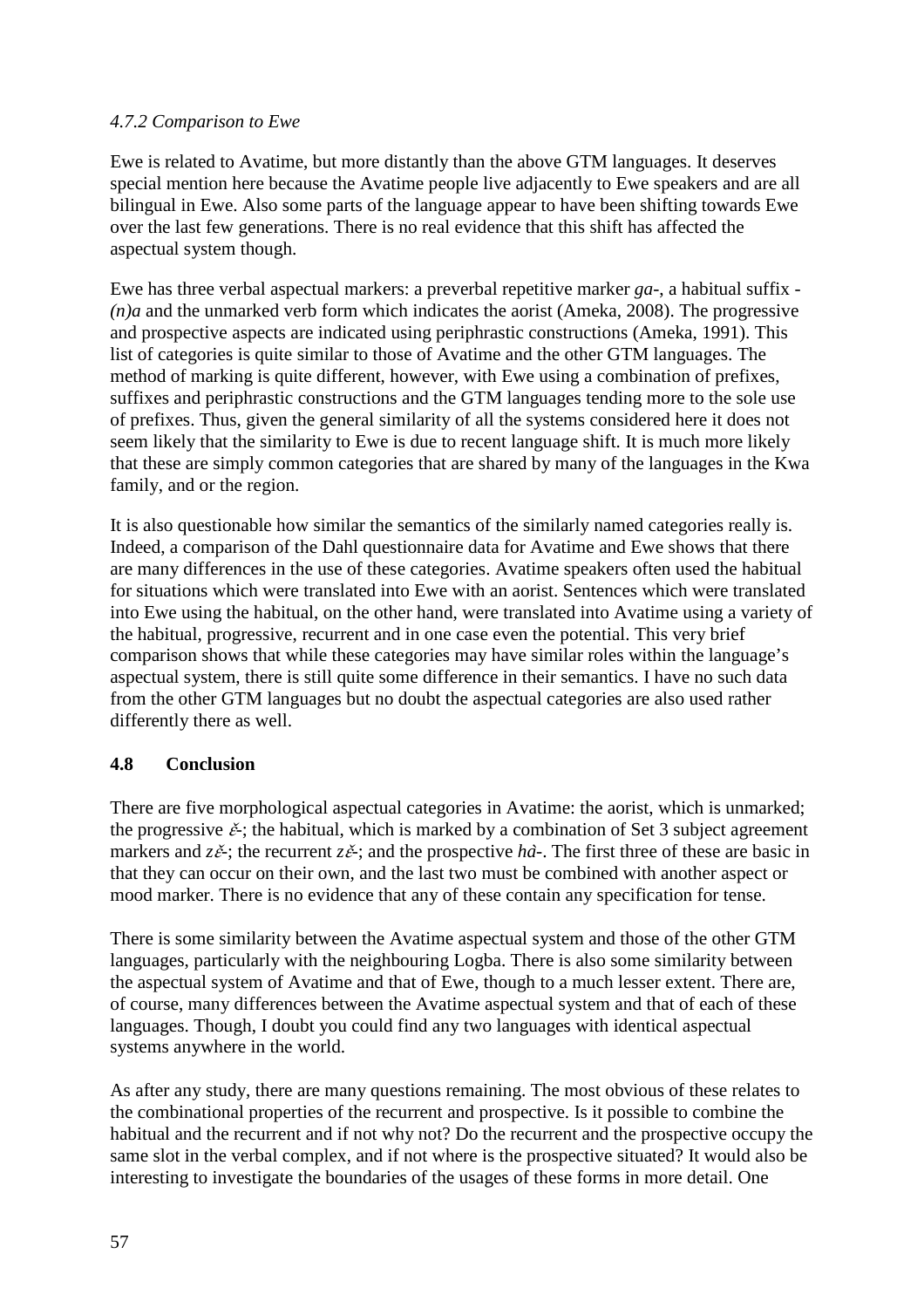#### *4.7.2 Comparison to Ewe*

Ewe is related to Avatime, but more distantly than the above GTM languages. It deserves special mention here because the Avatime people live adjacently to Ewe speakers and are all bilingual in Ewe. Also some parts of the language appear to have been shifting towards Ewe over the last few generations. There is no real evidence that this shift has affected the aspectual system though.

Ewe has three verbal aspectual markers: a preverbal repetitive marker *ga-*, a habitual suffix -*(n)a* and the unmarked verb form which indicates the aorist (Ameka, 2008). The progressive and prospective aspects are indicated using periphrastic constructions (Ameka, 1991). This list of categories is quite similar to those of Avatime and the other GTM languages. The method of marking is quite different, however, with Ewe using a combination of prefixes, suffixes and periphrastic constructions and the GTM languages tending more to the sole use of prefixes. Thus, given the general similarity of all the systems considered here it does not seem likely that the similarity to Ewe is due to recent language shift. It is much more likely that these are simply common categories that are shared by many of the languages in the Kwa family, and or the region.

It is also questionable how similar the semantics of the similarly named categories really is. Indeed, a comparison of the Dahl questionnaire data for Avatime and Ewe shows that there are many differences in the use of these categories. Avatime speakers often used the habitual for situations which were translated into Ewe with an aorist. Sentences which were translated into Ewe using the habitual, on the other hand, were translated into Avatime using a variety of the habitual, progressive, recurrent and in one case even the potential. This very brief comparison shows that while these categories may have similar roles within the language's aspectual system, there is still quite some difference in their semantics. I have no such data from the other GTM languages but no doubt the aspectual categories are also used rather differently there as well.

### 4.8 Conclusion

There are five morphological aspectual categories in Avatime: the aorist, which is unmarked; the progressive *ɛ̌-*; the habitual, which is marked by a combination of Set 3 subject agreement markers and *zɛ̌-*; the recurrent *zɛ̌-*; and the prospective *hà-*. The first three of these are basic in that they can occur on their own, and the last two must be combined with another aspect or mood marker. There is no evidence that any of these contain any specification for tense.

There is some similarity between the Avatime aspectual system and those of the other GTM languages, particularly with the neighbouring Logba. There is also some similarity between the aspectual system of Avatime and that of Ewe, though to a much lesser extent. There are, of course, many differences between the Avatime aspectual system and that of each of these languages. Though, I doubt you could find any two languages with identical aspectual systems anywhere in the world.

As after any study, there are many questions remaining. The most obvious of these relates to the combinational properties of the recurrent and prospective. Is it possible to combine the habitual and the recurrent and if not why not? Do the recurrent and the prospective occupy the same slot in the verbal complex, and if not where is the prospective situated? It would also be interesting to investigate the boundaries of the usages of these forms in more detail. One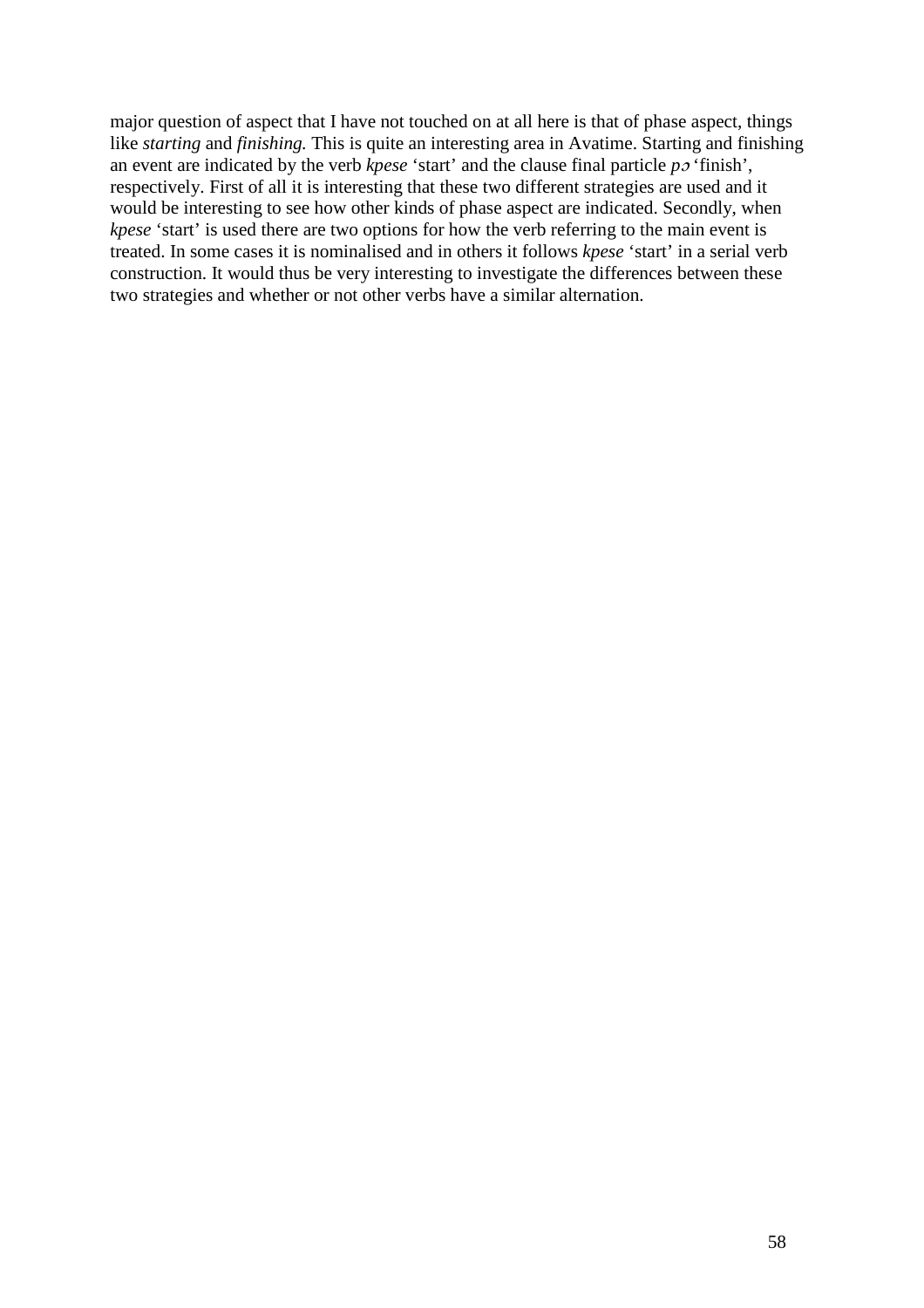major question of aspect that I have not touched on at all here is that of phase aspect, things like *starting* and *finishing.* This is quite an interesting area in Avatime. Starting and finishing an event are indicated by the verb *kpese* 'start' and the clause final particle *pɔ* 'finish', respectively. First of all it is interesting that these two different strategies are used and it would be interesting to see how other kinds of phase aspect are indicated. Secondly, when *kpese* 'start' is used there are two options for how the verb referring to the main event is treated. In some cases it is nominalised and in others it follows *kpese* 'start' in a serial verb construction. It would thus be very interesting to investigate the differences between these two strategies and whether or not other verbs have a similar alternation.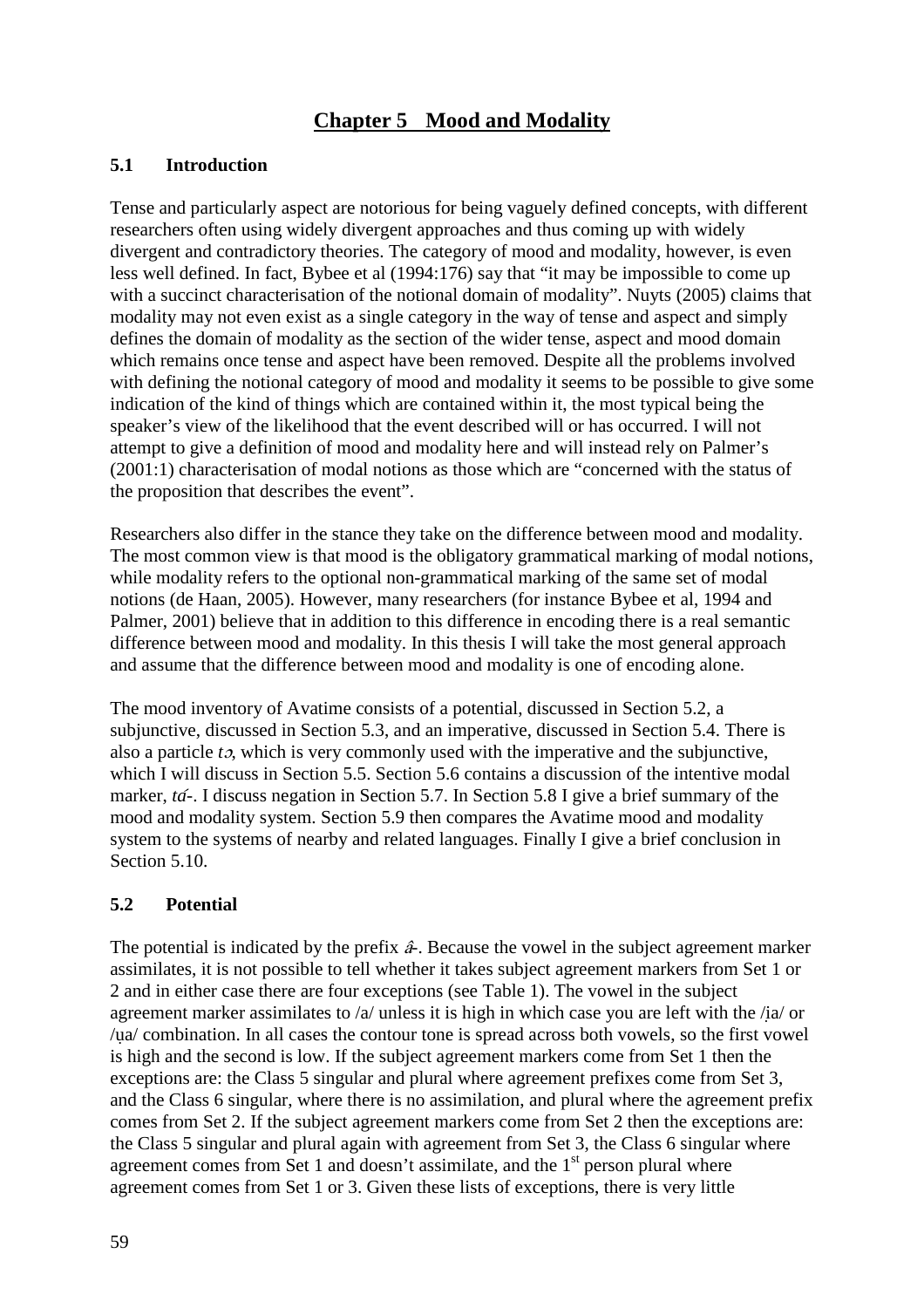# Chapter 5 Mood and Modality

## 5.1 Introduction

Tense and particularly aspect are notorious for being vaguely defined concepts, with different researchers often using widely divergent approaches and thus coming up with widely divergent and contradictory theories. The category of mood and modality, however, is even less well defined. In fact, Bybee et al (1994:176) say that "it may be impossible to come up with a succinct characterisation of the notional domain of modality". Nuyts (2005) claims that modality may not even exist as a single category in the way of tense and aspect and simply defines the domain of modality as the section of the wider tense, aspect and mood domain which remains once tense and aspect have been removed. Despite all the problems involved with defining the notional category of mood and modality it seems to be possible to give some indication of the kind of things which are contained within it, the most typical being the speaker's view of the likelihood that the event described will or has occurred. I will not attempt to give a definition of mood and modality here and will instead rely on Palmer's (2001:1) characterisation of modal notions as those which are "concerned with the status of the proposition that describes the event".

Researchers also differ in the stance they take on the difference between mood and modality. The most common view is that mood is the obligatory grammatical marking of modal notions, while modality refers to the optional non-grammatical marking of the same set of modal notions (de Haan, 2005). However, many researchers (for instance Bybee et al, 1994 and Palmer, 2001) believe that in addition to this difference in encoding there is a real semantic difference between mood and modality. In this thesis I will take the most general approach and assume that the difference between mood and modality is one of encoding alone.

The mood inventory of Avatime consists of a potential, discussed in Section 5.2, a subjunctive, discussed in Section 5.3, and an imperative, discussed in Section 5.4. There is also a particle *tɔ*, which is very commonly used with the imperative and the subjunctive, which I will discuss in Section 5.5. Section 5.6 contains a discussion of the intentive modal marker, *tá-*. I discuss negation in Section 5.7. In Section 5.8 I give a brief summary of the mood and modality system. Section 5.9 then compares the Avatime mood and modality system to the systems of nearby and related languages. Finally I give a brief conclusion in Section 5.10.

## 5.2 Potential

The potential is indicated by the prefix *â-*. Because the vowel in the subject agreement marker assimilates, it is not possible to tell whether it takes subject agreement markers from Set 1 or 2 and in either case there are four exceptions (see Table 1). The vowel in the subject agreement marker assimilates to /a/ unless it is high in which case you are left with the /ịa/ or /ụa/ combination. In all cases the contour tone is spread across both vowels, so the first vowel is high and the second is low. If the subject agreement markers come from Set 1 then the exceptions are: the Class 5 singular and plural where agreement prefixes come from Set 3, and the Class 6 singular, where there is no assimilation, and plural where the agreement prefix comes from Set 2. If the subject agreement markers come from Set 2 then the exceptions are: the Class 5 singular and plural again with agreement from Set 3, the Class 6 singular where agreement comes from Set 1 and doesn't assimilate, and the 1st person plural where agreement comes from Set 1 or 3. Given these lists of exceptions, there is very little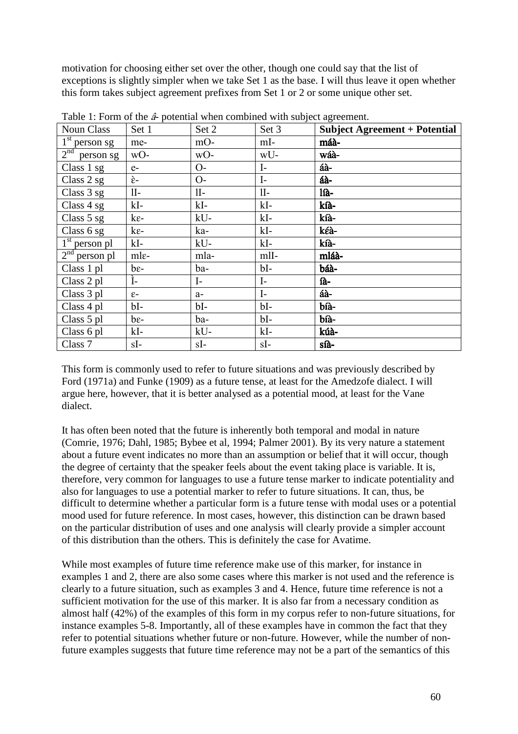motivation for choosing either set over the other, though one could say that the list of exceptions is slightly simpler when we take Set 1 as the base. I will thus leave it open whether this form takes subject agreement prefixes from Set 1 or 2 or some unique other set.

Table 1: Form of the *â-* potential when combined with subject agreement.

| Noun Class | Set 1 | Set 2 | Set 3 | **Subject Agreement + Potential** |
|---|---|---|---|---|
| 1st person sg | me- | mO- | mI- | **máà-** |
| 2nd person sg | wO- | wO- | wU- | **wáà-** |
| Class 1 sg | e- | O- | I- | **áà-** |
| Class 2 sg | ɛ̀- | O- | I- | **áà-** |
| Class 3 sg | lI- | lI- | lI- | **líà-** |
| Class 4 sg | kI- | kI- | kI- | **kíà-** |
| Class 5 sg | kɛ- | kU- | kI- | **kíà-** |
| Class 6 sg | kɛ- | ka- | kI- | **kɛ́à-** |
| 1st person pl | kI- | kU- | kI- | **kíà-** |
| 2nd person pl | mlɛ- | mla- | mlI- | **mláà-** |
| Class 1 pl | bɛ- | ba- | bI- | **báà-** |
| Class 2 pl | Ì- | I- | I- | **íà-** |
| Class 3 pl | ɛ- | a- | I- | **áà-** |
| Class 4 pl | bI- | bI- | bI- | **bíà-** |
| Class 5 pl | bɛ- | ba- | bI- | **bíà-** |
| Class 6 pl | kI- | kU- | kI- | **kúà-** |
| Class 7 | sI- | sI- | sI- | **síà-** |

This form is commonly used to refer to future situations and was previously described by Ford (1971a) and Funke (1909) as a future tense, at least for the Amedzofe dialect. I will argue here, however, that it is better analysed as a potential mood, at least for the Vane dialect.

It has often been noted that the future is inherently both temporal and modal in nature (Comrie, 1976; Dahl, 1985; Bybee et al, 1994; Palmer 2001). By its very nature a statement about a future event indicates no more than an assumption or belief that it will occur, though the degree of certainty that the speaker feels about the event taking place is variable. It is, therefore, very common for languages to use a future tense marker to indicate potentiality and also for languages to use a potential marker to refer to future situations. It can, thus, be difficult to determine whether a particular form is a future tense with modal uses or a potential mood used for future reference. In most cases, however, this distinction can be drawn based on the particular distribution of uses and one analysis will clearly provide a simpler account of this distribution than the others. This is definitely the case for Avatime.

While most examples of future time reference make use of this marker, for instance in examples 1 and 2, there are also some cases where this marker is not used and the reference is clearly to a future situation, such as examples 3 and 4. Hence, future time reference is not a sufficient motivation for the use of this marker. It is also far from a necessary condition as almost half (42%) of the examples of this form in my corpus refer to non-future situations, for instance examples 5-8. Importantly, all of these examples have in common the fact that they refer to potential situations whether future or non-future. However, while the number of non-future examples suggests that future time reference may not be a part of the semantics of this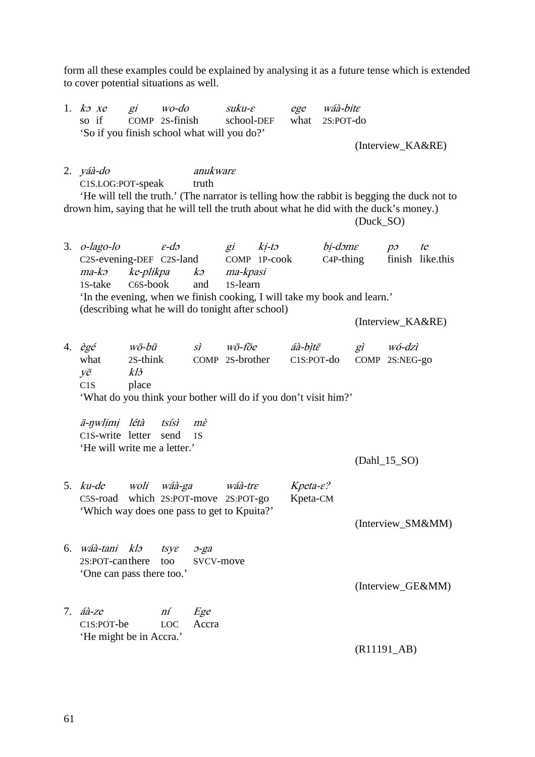form all these examples could be explained by analysing it as a future tense which is extended to cover potential situations as well.

1. *kɔ xe gi wo-do suku-ɛ ege wáà-bitɛ*
   so if COMP 2S-finish school-DEF what 2S:POT-do
   'So if you finish school what will you do?'
   (Interview_KA&RE)

2. *yáà-do anukwarɛ*
   C1S.LOG:POT-speak truth
   'He will tell the truth.' (The narrator is telling how the rabbit is begging the duck not to drown him, saying that he will tell the truth about what he did with the duck's money.)
   (Duck_SO)

3. *o-lago-lo ɛ-dɔ gi kị-tɔ bị-dɔmɛ pɔ te*
   C2S-evening-DEF C2S-land COMP 1P-cook C4P-thing finish like.this
   *ma-kɔ ke-plikpa kɔ ma-kpasi*
   1S-take C6S-book and 1S-learn
   'In the evening, when we finish cooking, I will take my book and learn.'
   (describing what he will do tonight after school)
   (Interview_KA&RE)

4. *ègé wō-bū sì wō-fõe áà-bịtɛ̄ gì wó-dzì*
   what 2S-think COMP 2S-brother C1S:POT-do COMP 2S:NEG-go
   *yē klɔ̀*
   C1S place
   'What do you think your bother will do if you don't visit him?'

   *ā-ŋwlịmị létà tsísì mɛ̀*
   C1S-write letter send 1S
   'He will write me a letter.'
   (Dahl_15_SO)

5. *ku-de woli wáà-ga wáà-trɛ Kpeta-ɛ?*
   C5S-road which 2S:POT-move 2S:POT-go Kpeta-CM
   'Which way does one pass to get to Kpuita?'
   (Interview_SM&MM)

6. *wáà-tani klɔ tsyɛ ɔ-ga*
   2S:POT-can there too SVCV-move
   'One can pass there too.'
   (Interview_GE&MM)

7. *áà-ze ní Ege*
   C1S:POT-be LOC Accra
   'He might be in Accra.'
   (R11191_AB)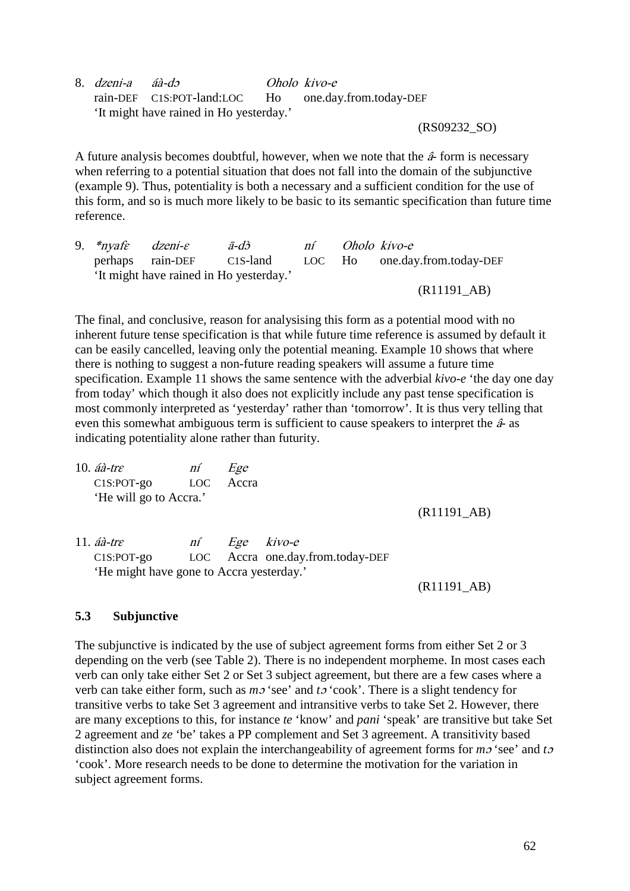8. *dzeni-a* *áà-dɔ* *Oholo kivo-e*
   rain-DEF C1S:POT-land:LOC Ho one.day.from.today-DEF
   'It might have rained in Ho yesterday.'

   (RS09232_SO)

A future analysis becomes doubtful, however, when we note that the *â-* form is necessary when referring to a potential situation that does not fall into the domain of the subjunctive (example 9). Thus, potentiality is both a necessary and a sufficient condition for the use of this form, and so is much more likely to be basic to its semantic specification than future time reference.

9. *\*nyafɛ* *dzeni-ɛ* *ā-dɔ̀* *ní* *Oholo kivo-e*
   perhaps rain-DEF C1S-land LOC Ho one.day.from.today-DEF
   'It might have rained in Ho yesterday.'

   (R11191_AB)

The final, and conclusive, reason for analysising this form as a potential mood with no inherent future tense specification is that while future time reference is assumed by default it can be easily cancelled, leaving only the potential meaning. Example 10 shows that where there is nothing to suggest a non-future reading speakers will assume a future time specification. Example 11 shows the same sentence with the adverbial *kivo-e* 'the day one day from today' which though it also does not explicitly include any past tense specification is most commonly interpreted as 'yesterday' rather than 'tomorrow'. It is thus very telling that even this somewhat ambiguous term is sufficient to cause speakers to interpret the *â-* as indicating potentiality alone rather than futurity.

10. *áà-trɛ* *ní* *Ege*
    C1S:POT-go LOC Accra
    'He will go to Accra.'

    (R11191_AB)

11. *áà-trɛ* *ní* *Ege* *kivo-e*
    C1S:POT-go LOC Accra one.day.from.today-DEF
    'He might have gone to Accra yesterday.'

    (R11191_AB)

### 5.3 Subjunctive

The subjunctive is indicated by the use of subject agreement forms from either Set 2 or 3 depending on the verb (see Table 2). There is no independent morpheme. In most cases each verb can only take either Set 2 or Set 3 subject agreement, but there are a few cases where a verb can take either form, such as *mɔ* 'see' and *tɔ* 'cook'. There is a slight tendency for transitive verbs to take Set 3 agreement and intransitive verbs to take Set 2. However, there are many exceptions to this, for instance *te* 'know' and *pani* 'speak' are transitive but take Set 2 agreement and *ze* 'be' takes a PP complement and Set 3 agreement. A transitivity based distinction also does not explain the interchangeability of agreement forms for *mɔ* 'see' and *tɔ* 'cook'. More research needs to be done to determine the motivation for the variation in subject agreement forms.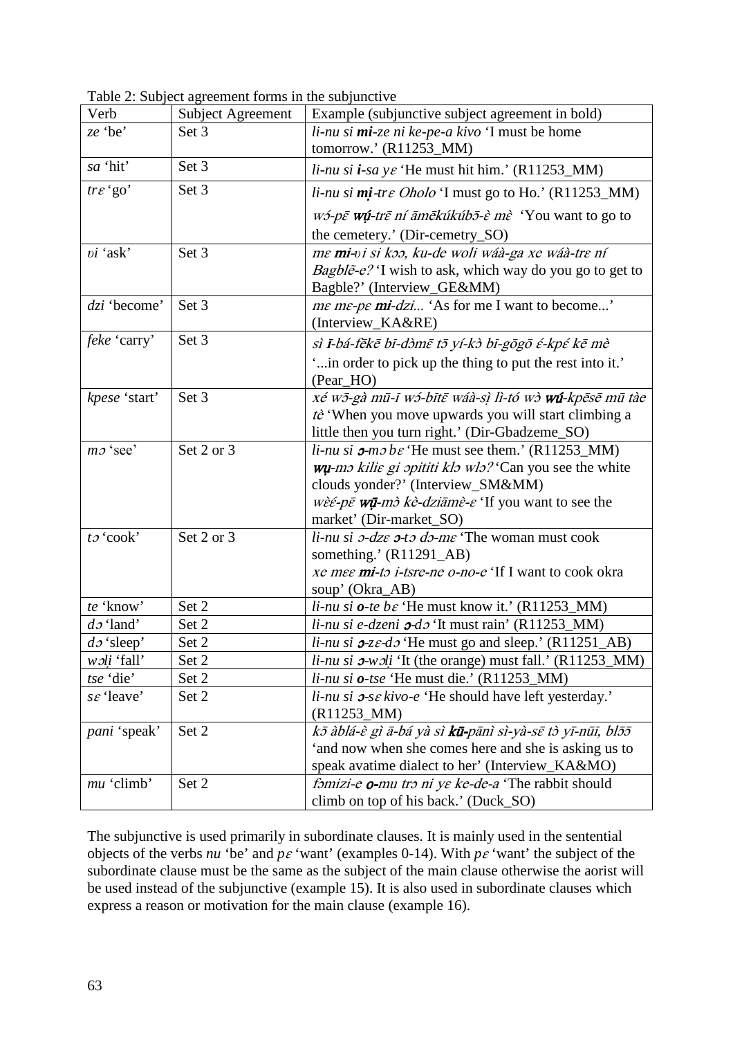Table 2: Subject agreement forms in the subjunctive

| Verb | Subject Agreement | Example (subjunctive subject agreement in bold) |
|---|---|---|
| *ze* 'be' | Set 3 | *li-nu si **mi**-ze ni ke-pe-a kivo* 'I must be home tomorrow.' (R11253_MM) |
| *sa* 'hit' | Set 3 | *li-nu si **i**-sa yɛ* 'He must hit him.' (R11253_MM) |
| *trɛ* 'go' | Set 3 | *li-nu si **mị**-trɛ Oholo* 'I must go to Ho.' (R11253_MM) *wɔ́-pɛ̄ **wṵ́**-trɛ̄ ní āmēkúkúbɔ̄-ɛ̀ mɛ̀* 'You want to go to the cemetery.' (Dir-cemetry_SO) |
| *ʋi* 'ask' | Set 3 | *mɛ **mi**-ʋi si kɔɔ, ku-de woli wáà-ga xe wáà-trɛ ní Bagblẽ-e?* 'I wish to ask, which way do you go to get to Bagble?' (Interview_GE&MM) |
| *dzi* 'become' | Set 3 | *mɛ mɛ-pɛ **mi**-dzi...* 'As for me I want to become...' (Interview_KA&RE) |
| *feke* 'carry' | Set 3 | *sì **ī**-bá-fēkē bī-dɔ̀mɛ̄ tɔ̄ yí-kɔ̀ bī-gōgō ɛ́-kpɛ́ kē mè* '...in order to pick up the thing to put the rest into it.' (Pear_HO) |
| *kpese* 'start' | Set 3 | *xé wɔ̄-gà mū-ī wɔ́-bītɛ̄ wáà-sị lì-tó wɔ̀ **wṵ́**-kpēsē mū tàe tè* 'When you move upwards you will start climbing a little then you turn right.' (Dir-Gbadzeme_SO) |
| *mɔ* 'see' | Set 2 or 3 | *li-nu si **ɔ**-mɔ bɛ* 'He must see them.' (R11253_MM) ***wṵ***-*mɔ kiliɛ gi ɔpititi klɔ wlɔ?* 'Can you see the white clouds yonder?' (Interview_SM&MM) *wɛ̀ɛ́-pɛ̄ **wṵ̄**-mɔ̀ kè-dziāmɛ̀-ɛ* 'If you want to see the market' (Dir-market_SO) |
| *tɔ* 'cook' | Set 2 or 3 | *li-nu si ɔ-dzɛ **ɔ**-tɔ dɔ-mɛ* 'The woman must cook something.' (R11291_AB) *xe mɛɛ **mi**-tɔ i-tsre-ne o-no-e* 'If I want to cook okra soup' (Okra_AB) |
| *te* 'know' | Set 2 | *li-nu si **o**-te bɛ* 'He must know it.' (R11253_MM) |
| *dɔ* 'land' | Set 2 | *li-nu si e-dzeni **ɔ**-dɔ* 'It must rain' (R11253_MM) |
| *dɔ* 'sleep' | Set 2 | *li-nu si **ɔ**-zɛ-dɔ* 'He must go and sleep.' (R11251_AB) |
| *wɔlị* 'fall' | Set 2 | *li-nu si **ɔ**-wɔlị* 'It (the orange) must fall.' (R11253_MM) |
| *tse* 'die' | Set 2 | *li-nu si **o**-tse* 'He must die.' (R11253_MM) |
| *sɛ* 'leave' | Set 2 | *li-nu si **ɔ**-sɛ kivo-e* 'He should have left yesterday.' (R11253_MM) |
| *pani* 'speak' | Set 2 | *kɔ̄ àblá-ɛ̀ gì ā-bá yà sì **kʊ̄**-pānì sì-yà-sē tɔ̀ yī-nūī, blɔ̄ɔ̄* 'and now when she comes here and she is asking us to speak avatime dialect to her' (Interview_KA&MO) |
| *mu* 'climb' | Set 2 | *fɔmizi-e **o**-mu trɔ ni yɛ ke-de-a* 'The rabbit should climb on top of his back.' (Duck_SO) |

The subjunctive is used primarily in subordinate clauses. It is mainly used in the sentential objects of the verbs *nu* 'be' and *pɛ* 'want' (examples 0-14). With *pɛ* 'want' the subject of the subordinate clause must be the same as the subject of the main clause otherwise the aorist will be used instead of the subjunctive (example 15). It is also used in subordinate clauses which express a reason or motivation for the main clause (example 16).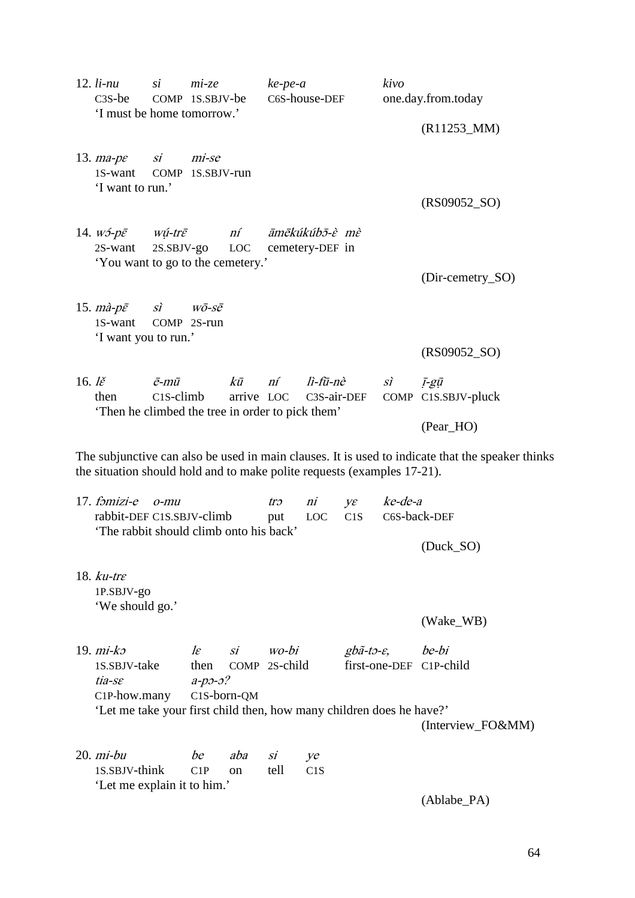12. *li-nu* &nbsp;&nbsp;&nbsp; *si* &nbsp;&nbsp;&nbsp; *mi-ze* &nbsp;&nbsp;&nbsp; *ke-pe-a* &nbsp;&nbsp;&nbsp; *kivo*
    C3S-be &nbsp;&nbsp;&nbsp; COMP &nbsp;&nbsp;&nbsp; 1S.SBJV-be &nbsp;&nbsp;&nbsp; C6S-house-DEF &nbsp;&nbsp;&nbsp; one.day.from.today
    'I must be home tomorrow.'

    (R11253_MM)

13. *ma-pɛ* &nbsp;&nbsp;&nbsp; *si* &nbsp;&nbsp;&nbsp; *mi-se*
    1S-want &nbsp;&nbsp;&nbsp; COMP &nbsp;&nbsp;&nbsp; 1S.SBJV-run
    'I want to run.'

    (RS09052_SO)

14. *wɔ́-pɛ̄* &nbsp;&nbsp;&nbsp; *wʊ́-trɛ̄* &nbsp;&nbsp;&nbsp; *ní* &nbsp;&nbsp;&nbsp; *āmēkúkúbɔ̄-ὲ* &nbsp;&nbsp;&nbsp; *mὲ*
    2S-want &nbsp;&nbsp;&nbsp; 2S.SBJV-go &nbsp;&nbsp;&nbsp; LOC &nbsp;&nbsp;&nbsp; cemetery-DEF &nbsp;&nbsp;&nbsp; in
    'You want to go to the cemetery.'

    (Dir-cemetry_SO)

15. *mà-pɛ̄* &nbsp;&nbsp;&nbsp; *sì* &nbsp;&nbsp;&nbsp; *wō-sē*
    1S-want &nbsp;&nbsp;&nbsp; COMP &nbsp;&nbsp;&nbsp; 2S-run
    'I want you to run.'

    (RS09052_SO)

16. *lɛ̌* &nbsp;&nbsp;&nbsp; *ē-mū* &nbsp;&nbsp;&nbsp; *kū* &nbsp;&nbsp;&nbsp; *ní* &nbsp;&nbsp;&nbsp; *lì-fū-nὲ* &nbsp;&nbsp;&nbsp; *sì* &nbsp;&nbsp;&nbsp; *ɪ̄-gʊ̄*
    then &nbsp;&nbsp;&nbsp; C1S-climb &nbsp;&nbsp;&nbsp; arrive &nbsp;&nbsp;&nbsp; LOC &nbsp;&nbsp;&nbsp; C3S-air-DEF &nbsp;&nbsp;&nbsp; COMP &nbsp;&nbsp;&nbsp; C1S.SBJV-pluck
    'Then he climbed the tree in order to pick them'

    (Pear_HO)

The subjunctive can also be used in main clauses. It is used to indicate that the speaker thinks the situation should hold and to make polite requests (examples 17-21).

17. *fɔmizi-e* &nbsp;&nbsp;&nbsp; *o-mu* &nbsp;&nbsp;&nbsp; *trɔ* &nbsp;&nbsp;&nbsp; *ni* &nbsp;&nbsp;&nbsp; *yɛ* &nbsp;&nbsp;&nbsp; *ke-de-a*
    rabbit-DEF &nbsp;&nbsp;&nbsp; C1S.SBJV-climb &nbsp;&nbsp;&nbsp; put &nbsp;&nbsp;&nbsp; LOC &nbsp;&nbsp;&nbsp; C1S &nbsp;&nbsp;&nbsp; C6S-back-DEF
    'The rabbit should climb onto his back'

    (Duck_SO)

18. *ku-trɛ*
    1P.SBJV-go
    'We should go.'

    (Wake_WB)

19. *mi-kɔ* &nbsp;&nbsp;&nbsp; *lɛ* &nbsp;&nbsp;&nbsp; *si* &nbsp;&nbsp;&nbsp; *wo-bi* &nbsp;&nbsp;&nbsp; *gbã-tɔ-ɛ,* &nbsp;&nbsp;&nbsp; *be-bi*
    1S.SBJV-take &nbsp;&nbsp;&nbsp; then &nbsp;&nbsp;&nbsp; COMP &nbsp;&nbsp;&nbsp; 2S-child &nbsp;&nbsp;&nbsp; first-one-DEF &nbsp;&nbsp;&nbsp; C1P-child
    *tia-sɛ* &nbsp;&nbsp;&nbsp; *a-pɔ-ɔ?*
    C1P-how.many &nbsp;&nbsp;&nbsp; C1S-born-QM
    'Let me take your first child then, how many children does he have?'

    (Interview_FO&MM)

20. *mi-bu* &nbsp;&nbsp;&nbsp; *be* &nbsp;&nbsp;&nbsp; *aba* &nbsp;&nbsp;&nbsp; *si* &nbsp;&nbsp;&nbsp; *ye*
    1S.SBJV-think &nbsp;&nbsp;&nbsp; C1P &nbsp;&nbsp;&nbsp; on &nbsp;&nbsp;&nbsp; tell &nbsp;&nbsp;&nbsp; C1S
    'Let me explain it to him.'

    (Ablabe_PA)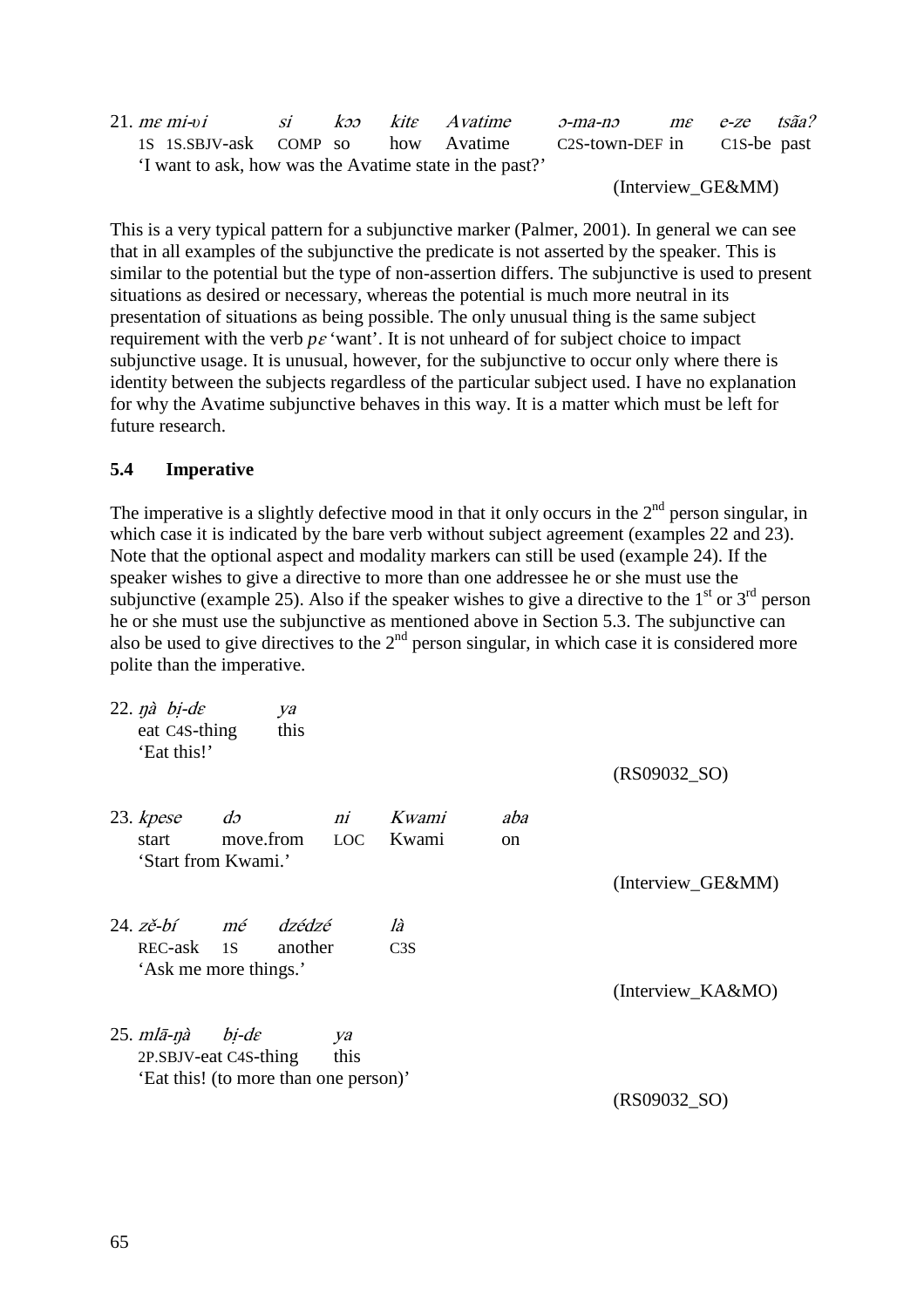21. *mɛ mi-ʋi si kɔɔ kitɛ Avatime ɔ-ma-nɔ mɛ e-ze tsãʔ*
    1S 1S.SBJV-ask COMP so how Avatime C2S-town-DEF in C1S-be past
    'I want to ask, how was the Avatime state in the past?'
    (Interview_GE&MM)

This is a very typical pattern for a subjunctive marker (Palmer, 2001). In general we can see that in all examples of the subjunctive the predicate is not asserted by the speaker. This is similar to the potential but the type of non-assertion differs. The subjunctive is used to present situations as desired or necessary, whereas the potential is much more neutral in its presentation of situations as being possible. The only unusual thing is the same subject requirement with the verb *pɛ* 'want'. It is not unheard of for subject choice to impact subjunctive usage. It is unusual, however, for the subjunctive to occur only where there is identity between the subjects regardless of the particular subject used. I have no explanation for why the Avatime subjunctive behaves in this way. It is a matter which must be left for future research.

### 5.4 Imperative

The imperative is a slightly defective mood in that it only occurs in the 2nd person singular, in which case it is indicated by the bare verb without subject agreement (examples 22 and 23). Note that the optional aspect and modality markers can still be used (example 24). If the speaker wishes to give a directive to more than one addressee he or she must use the subjunctive (example 25). Also if the speaker wishes to give a directive to the 1st or 3rd person he or she must use the subjunctive as mentioned above in Section 5.3. The subjunctive can also be used to give directives to the 2nd person singular, in which case it is considered more polite than the imperative.

22. *ŋà bị-dɛ ya*
    eat C4S-thing this
    'Eat this!'
    (RS09032_SO)

23. *kpese dɔ ni Kwami aba*
    start move.from LOC Kwami on
    'Start from Kwami.'
    (Interview_GE&MM)

24. *zě-bí mé dzédzé là*
    REC-ask 1S another C3S
    'Ask me more things.'
    (Interview_KA&MO)

25. *mlā-ŋà bị-dɛ ya*
    2P.SBJV-eat C4S-thing this
    'Eat this! (to more than one person)'
    (RS09032_SO)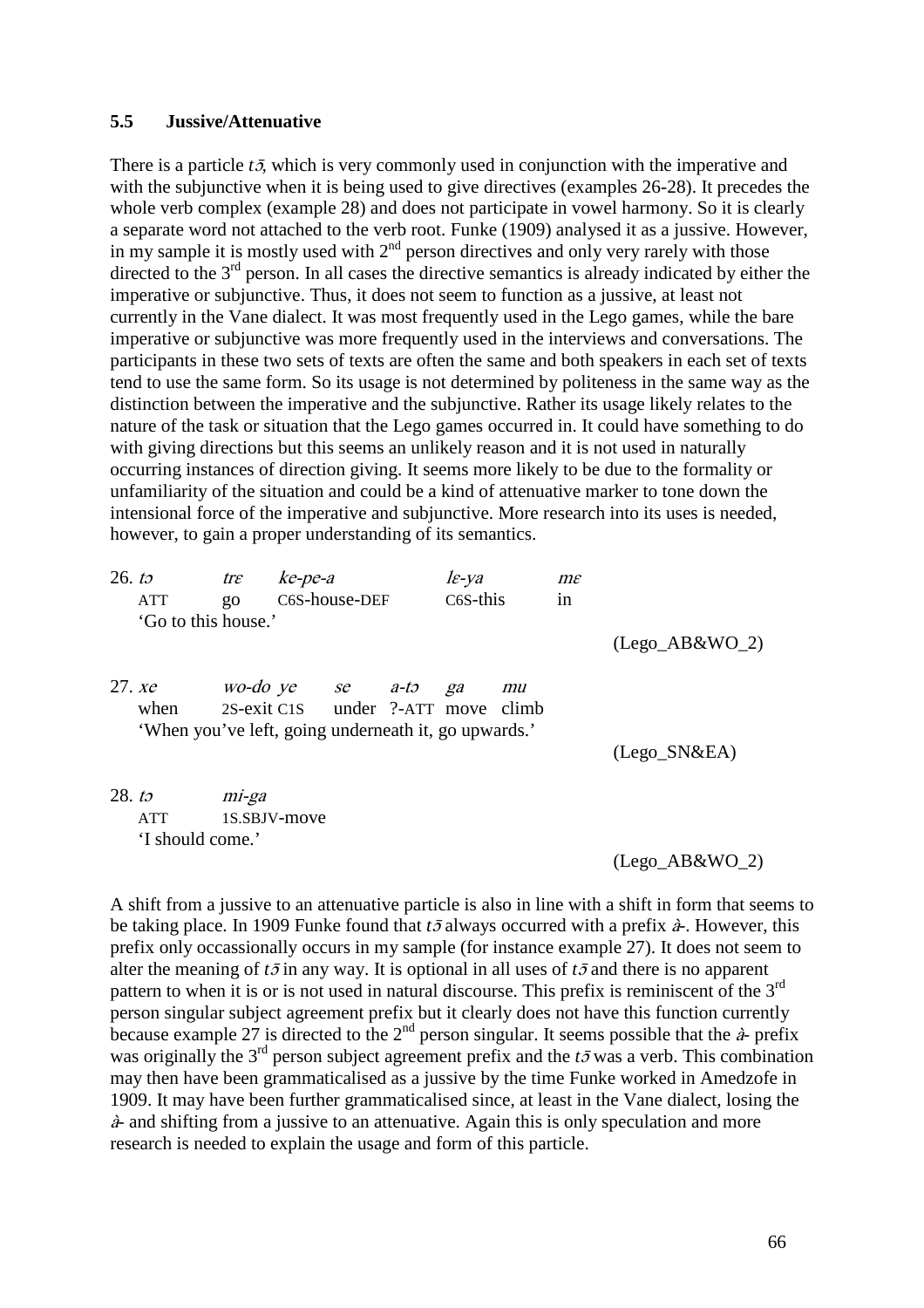### 5.5 Jussive/Attenuative

There is a particle *tɔ̄*, which is very commonly used in conjunction with the imperative and with the subjunctive when it is being used to give directives (examples 26-28). It precedes the whole verb complex (example 28) and does not participate in vowel harmony. So it is clearly a separate word not attached to the verb root. Funke (1909) analysed it as a jussive. However, in my sample it is mostly used with 2nd person directives and only very rarely with those directed to the 3rd person. In all cases the directive semantics is already indicated by either the imperative or subjunctive. Thus, it does not seem to function as a jussive, at least not currently in the Vane dialect. It was most frequently used in the Lego games, while the bare imperative or subjunctive was more frequently used in the interviews and conversations. The participants in these two sets of texts are often the same and both speakers in each set of texts tend to use the same form. So its usage is not determined by politeness in the same way as the distinction between the imperative and the subjunctive. Rather its usage likely relates to the nature of the task or situation that the Lego games occurred in. It could have something to do with giving directions but this seems an unlikely reason and it is not used in naturally occurring instances of direction giving. It seems more likely to be due to the formality or unfamiliarity of the situation and could be a kind of attenuative marker to tone down the intensional force of the imperative and subjunctive. More research into its uses is needed, however, to gain a proper understanding of its semantics.

26. *tɔ trɛ ke-pe-a lɛ-ya mɛ*
ATT go C6S-house-DEF C6S-this in
'Go to this house.'
(Lego_AB&WO_2)

27. *xe wo-do ye se a-tɔ ga mu*
when 2S-exit C1S under ?-ATT move climb
'When you've left, going underneath it, go upwards.'
(Lego_SN&EA)

28. *tɔ mi-ga*
ATT 1S.SBJV-move
'I should come.'
(Lego_AB&WO_2)

A shift from a jussive to an attenuative particle is also in line with a shift in form that seems to be taking place. In 1909 Funke found that *tɔ̄* always occurred with a prefix *à-*. However, this prefix only occassionally occurs in my sample (for instance example 27). It does not seem to alter the meaning of *tɔ̄* in any way. It is optional in all uses of *tɔ̄* and there is no apparent pattern to when it is or is not used in natural discourse. This prefix is reminiscent of the 3rd person singular subject agreement prefix but it clearly does not have this function currently because example 27 is directed to the 2nd person singular. It seems possible that the *à-* prefix was originally the 3rd person subject agreement prefix and the *tɔ̄* was a verb. This combination may then have been grammaticalised as a jussive by the time Funke worked in Amedzofe in 1909. It may have been further grammaticalised since, at least in the Vane dialect, losing the *à-* and shifting from a jussive to an attenuative. Again this is only speculation and more research is needed to explain the usage and form of this particle.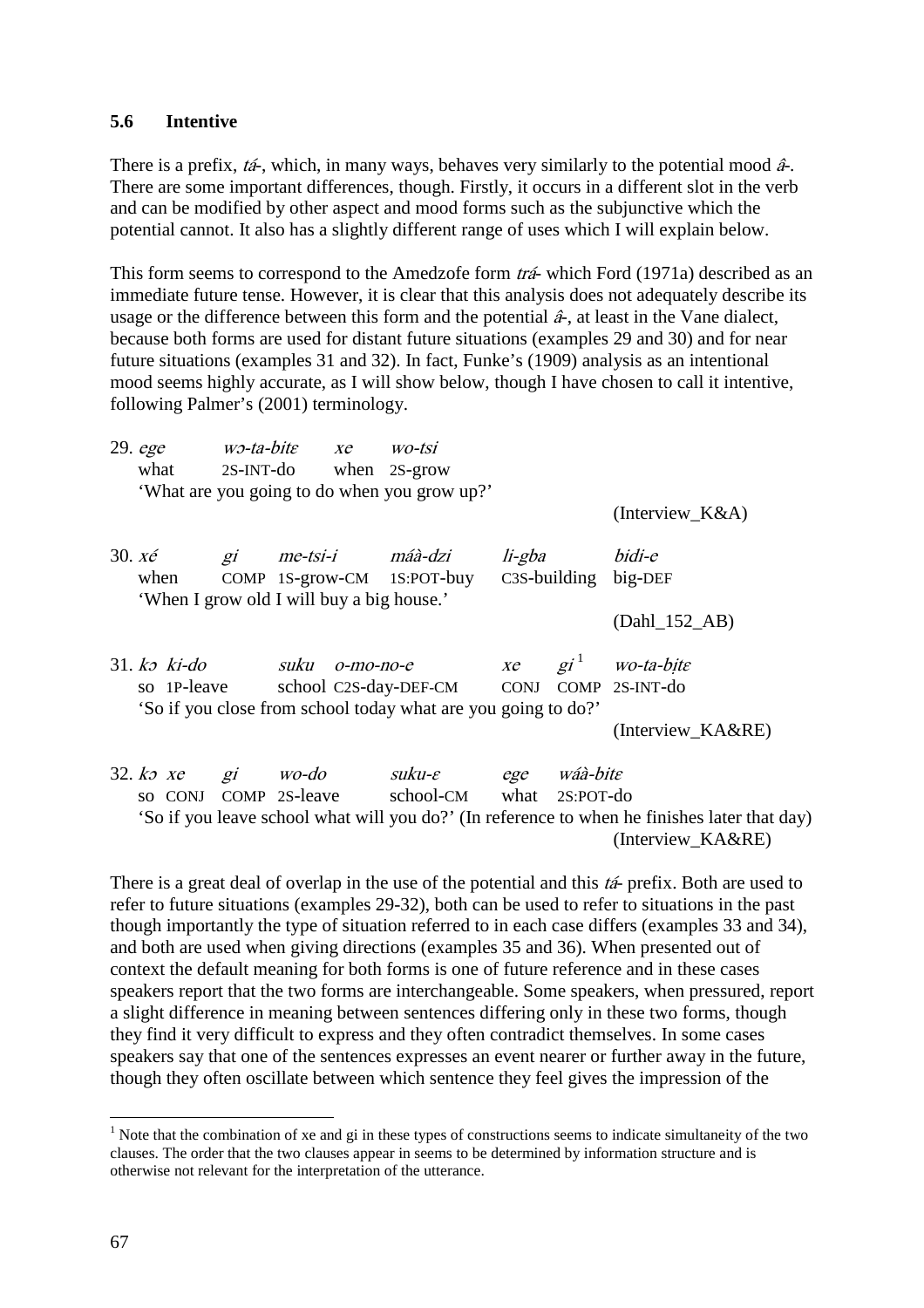### 5.6 Intentive

There is a prefix, *tá-*, which, in many ways, behaves very similarly to the potential mood *â-*. There are some important differences, though. Firstly, it occurs in a different slot in the verb and can be modified by other aspect and mood forms such as the subjunctive which the potential cannot. It also has a slightly different range of uses which I will explain below.

This form seems to correspond to the Amedzofe form *trá-* which Ford (1971a) described as an immediate future tense. However, it is clear that this analysis does not adequately describe its usage or the difference between this form and the potential *â-*, at least in the Vane dialect, because both forms are used for distant future situations (examples 29 and 30) and for near future situations (examples 31 and 32). In fact, Funke's (1909) analysis as an intentional mood seems highly accurate, as I will show below, though I have chosen to call it intentive, following Palmer's (2001) terminology.

29. *ege* *wɔ-ta-bitɛ* *xe* *wo-tsi*
 what 2S-INT-do when 2S-grow
 'What are you going to do when you grow up?'
 (Interview_K&A)

30. *xé* *gi* *me-tsi-i* *máà-dzi* *li-gba* *bidi-e*
 when COMP 1S-grow-CM 1S:POT-buy C3S-building big-DEF
 'When I grow old I will buy a big house.'
 (Dahl_152_AB)

31. *kɔ* *ki-do* *suku* *o-mo-no-e* *xe* *gi*[1] *wo-ta-bịtɛ*
 so 1P-leave school C2S-day-DEF-CM CONJ COMP 2S-INT-do
 'So if you close from school today what are you going to do?'
 (Interview_KA&RE)

32. *kɔ* *xe* *gi* *wo-do* *suku-ɛ* *ege* *wáà-bitɛ*
 so CONJ COMP 2S-leave school-CM what 2S:POT-do
 'So if you leave school what will you do?' (In reference to when he finishes later that day)
 (Interview_KA&RE)

There is a great deal of overlap in the use of the potential and this *tá-* prefix. Both are used to refer to future situations (examples 29-32), both can be used to refer to situations in the past though importantly the type of situation referred to in each case differs (examples 33 and 34), and both are used when giving directions (examples 35 and 36). When presented out of context the default meaning for both forms is one of future reference and in these cases speakers report that the two forms are interchangeable. Some speakers, when pressured, report a slight difference in meaning between sentences differing only in these two forms, though they find it very difficult to express and they often contradict themselves. In some cases speakers say that one of the sentences expresses an event nearer or further away in the future, though they often oscillate between which sentence they feel gives the impression of the

[1] Note that the combination of xe and gi in these types of constructions seems to indicate simultaneity of the two clauses. The order that the two clauses appear in seems to be determined by information structure and is otherwise not relevant for the interpretation of the utterance.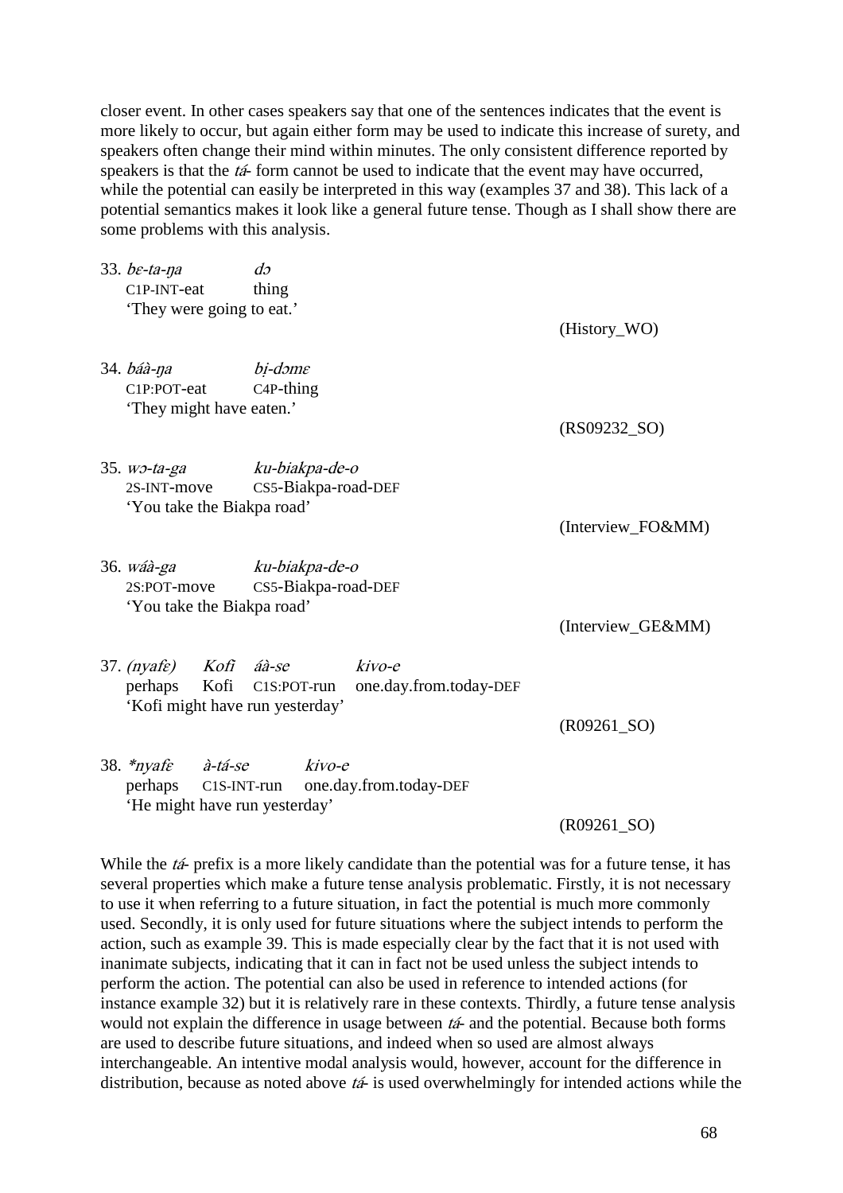closer event. In other cases speakers say that one of the sentences indicates that the event is more likely to occur, but again either form may be used to indicate this increase of surety, and speakers often change their mind within minutes. The only consistent difference reported by speakers is that the *tá-* form cannot be used to indicate that the event may have occurred, while the potential can easily be interpreted in this way (examples 37 and 38). This lack of a potential semantics makes it look like a general future tense. Though as I shall show there are some problems with this analysis.

33. *bɛ-ta-ŋa* *dɔ*
    C1P-INT-eat thing
    'They were going to eat.'
    (History_WO)

34. *báà-ŋa* *bị-dɔmɛ*
    C1P:POT-eat C4P-thing
    'They might have eaten.'
    (RS09232_SO)

35. *wɔ-ta-ga* *ku-biakpa-de-o*
    2S-INT-move CS5-Biakpa-road-DEF
    'You take the Biakpa road'
    (Interview_FO&MM)

36. *wáà-ga* *ku-biakpa-de-o*
    2S:POT-move CS5-Biakpa-road-DEF
    'You take the Biakpa road'
    (Interview_GE&MM)

37. *(nyafɛ)* *Kofi* *áà-se* *kivo-e*
    perhaps Kofi C1S:POT-run one.day.from.today-DEF
    'Kofi might have run yesterday'
    (R09261_SO)

38. *\*nyafɛ* *à-tá-se* *kivo-e*
    perhaps C1S-INT-run one.day.from.today-DEF
    'He might have run yesterday'
    (R09261_SO)

While the *tá-* prefix is a more likely candidate than the potential was for a future tense, it has several properties which make a future tense analysis problematic. Firstly, it is not necessary to use it when referring to a future situation, in fact the potential is much more commonly used. Secondly, it is only used for future situations where the subject intends to perform the action, such as example 39. This is made especially clear by the fact that it is not used with inanimate subjects, indicating that it can in fact not be used unless the subject intends to perform the action. The potential can also be used in reference to intended actions (for instance example 32) but it is relatively rare in these contexts. Thirdly, a future tense analysis would not explain the difference in usage between *tá-* and the potential. Because both forms are used to describe future situations, and indeed when so used are almost always interchangeable. An intentive modal analysis would, however, account for the difference in distribution, because as noted above *tá-* is used overwhelmingly for intended actions while the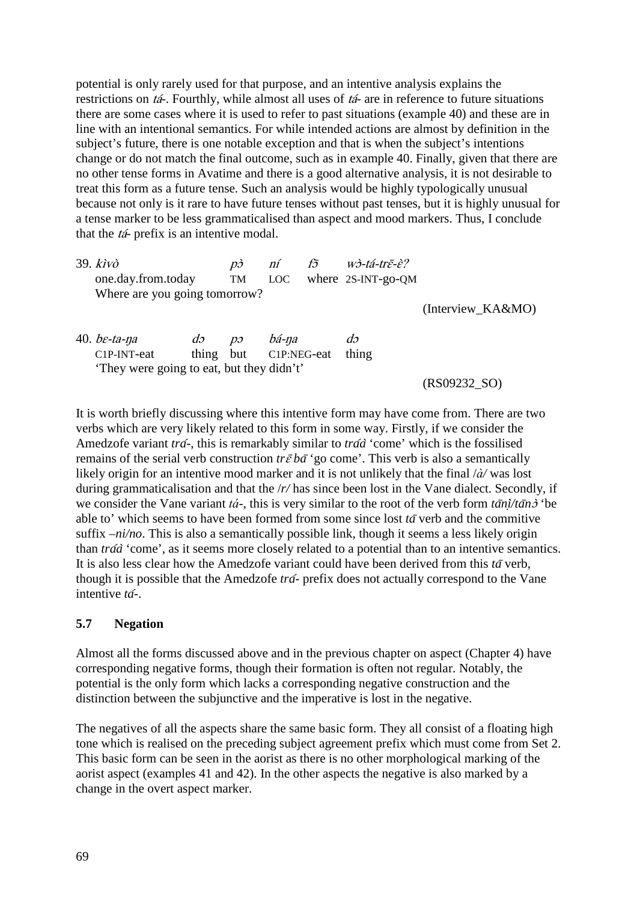potential is only rarely used for that purpose, and an intentive analysis explains the restrictions on *tá-*. Fourthly, while almost all uses of *tá-* are in reference to future situations there are some cases where it is used to refer to past situations (example 40) and these are in line with an intentional semantics. For while intended actions are almost by definition in the subject's future, there is one notable exception and that is when the subject's intentions change or do not match the final outcome, such as in example 40. Finally, given that there are no other tense forms in Avatime and there is a good alternative analysis, it is not desirable to treat this form as a future tense. Such an analysis would be highly typologically unusual because not only is it rare to have future tenses without past tenses, but it is highly unusual for a tense marker to be less grammaticalised than aspect and mood markers. Thus, I conclude that the *tá-* prefix is an intentive modal.

39. *kìvò* *pɔ̀* *ní* *fɔ̃́* *wɔ̀-tá-trɛ̄-ɛ̀?*
    one.day.from.today TM LOC where 2S-INT-go-QM
    Where are you going tomorrow?
    (Interview_KA&MO)

40. *bɛ-ta-ŋa* *dɔ* *pɔ* *bá-ŋa* *dɔ*
    C1P-INT-eat thing but C1P:NEG-eat thing
    'They were going to eat, but they didn't'
    (RS09232_SO)

It is worth briefly discussing where this intentive form may have come from. There are two verbs which are very likely related to this form in some way. Firstly, if we consider the Amedzofe variant *trá-*, this is remarkably similar to *tráà* 'come' which is the fossilised remains of the serial verb construction *trɛ̄ bā* 'go come'. This verb is also a semantically likely origin for an intentive mood marker and it is not unlikely that the final /*à*/ was lost during grammaticalisation and that the /*r*/ has since been lost in the Vane dialect. Secondly, if we consider the Vane variant *tá-*, this is very similar to the root of the verb form *tānị̀/tānɔ̀* 'be able to' which seems to have been formed from some since lost *tā* verb and the commitive suffix *–ni/no*. This is also a semantically possible link, though it seems a less likely origin than *tráà* 'come', as it seems more closely related to a potential than to an intentive semantics. It is also less clear how the Amedzofe variant could have been derived from this *tā* verb, though it is possible that the Amedzofe *trá-* prefix does not actually correspond to the Vane intentive *tá-*.

### 5.7 Negation

Almost all the forms discussed above and in the previous chapter on aspect (Chapter 4) have corresponding negative forms, though their formation is often not regular. Notably, the potential is the only form which lacks a corresponding negative construction and the distinction between the subjunctive and the imperative is lost in the negative.

The negatives of all the aspects share the same basic form. They all consist of a floating high tone which is realised on the preceding subject agreement prefix which must come from Set 2. This basic form can be seen in the aorist as there is no other morphological marking of the aorist aspect (examples 41 and 42). In the other aspects the negative is also marked by a change in the overt aspect marker.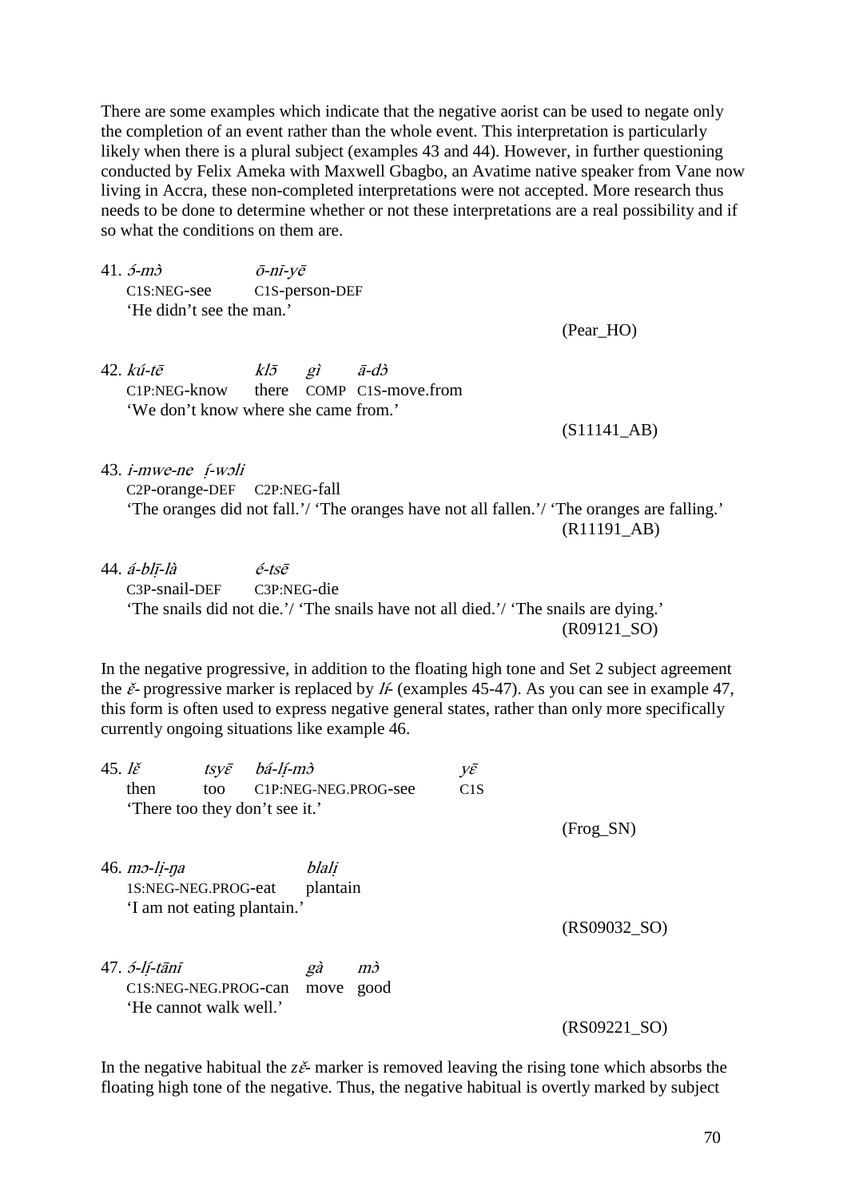There are some examples which indicate that the negative aorist can be used to negate only the completion of an event rather than the whole event. This interpretation is particularly likely when there is a plural subject (examples 43 and 44). However, in further questioning conducted by Felix Ameka with Maxwell Gbagbo, an Avatime native speaker from Vane now living in Accra, these non-completed interpretations were not accepted. More research thus needs to be done to determine whether or not these interpretations are a real possibility and if so what the conditions on them are.

41. *ɔ́-mɔ̀* *ō-nī-yē*
    C1S:NEG-see C1S-person-DEF
    'He didn't see the man.'
    (Pear_HO)

42. *kú-tē* *klɔ̄* *gì* *ā-dɔ̀*
    C1P:NEG-know there COMP C1S-move.from
    'We don't know where she came from.'
    (S11141_AB)

43. *i-mwe-ne* *ị́-wɔli*
    C2P-orange-DEF C2P:NEG-fall
    'The oranges did not fall.'/ 'The oranges have not all fallen.'/ 'The oranges are falling.'
    (R11191_AB)

44. *á-blị̄-là* *é-tsē*
    C3P-snail-DEF C3P:NEG-die
    'The snails did not die.'/ 'The snails have not all died.'/ 'The snails are dying.'
    (R09121_SO)

In the negative progressive, in addition to the floating high tone and Set 2 subject agreement the *ɛ̌-* progressive marker is replaced by *lí-* (examples 45-47). As you can see in example 47, this form is often used to express negative general states, rather than only more specifically currently ongoing situations like example 46.

45. *lɛ̌* *tsyɛ̄* *bá-lị́-mɔ̀* *yɛ̄*
    then too C1P:NEG-NEG.PROG-see C1S
    'There too they don't see it.'
    (Frog_SN)

46. *mɔ-lị-ŋa* *blalị*
    1S:NEG-NEG.PROG-eat plantain
    'I am not eating plantain.'
    (RS09032_SO)

47. *ɔ́-lị́-tānī* *gà* *mɔ̀*
    C1S:NEG-NEG.PROG-can move good
    'He cannot walk well.'
    (RS09221_SO)

In the negative habitual the *zɛ̌-* marker is removed leaving the rising tone which absorbs the floating high tone of the negative. Thus, the negative habitual is overtly marked by subject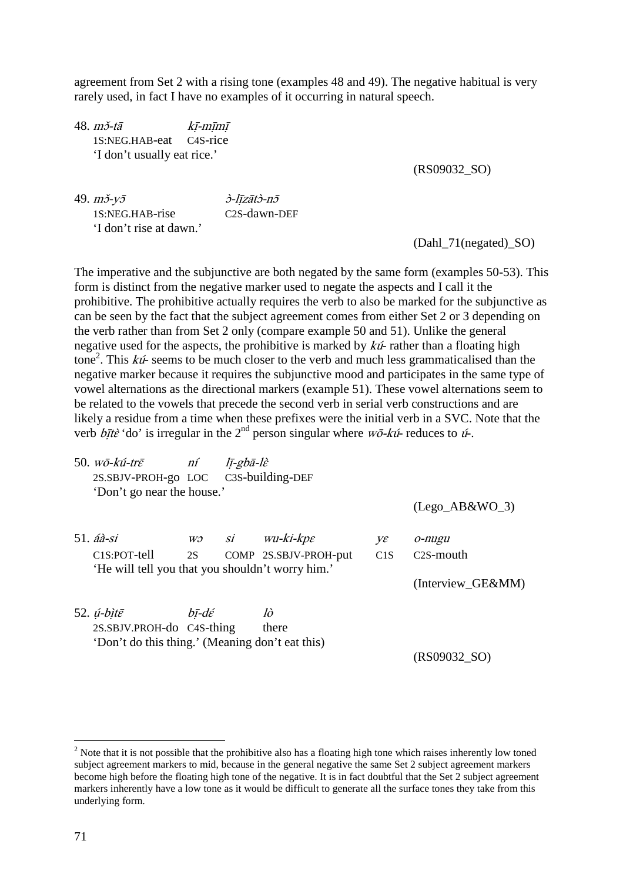agreement from Set 2 with a rising tone (examples 48 and 49). The negative habitual is very rarely used, in fact I have no examples of it occurring in natural speech.

48. *mǒ-tā* *kḭ̄-mḭ̄mḭ̄*
    1S:NEG.HAB-eat C4S-rice
    'I don't usually eat rice.'

(RS09032_SO)

49. *mǒ-yɔ̄* *ɔ̀-lḭ̄zātɔ̀-nɔ̄*
    1S:NEG.HAB-rise C2S-dawn-DEF
    'I don't rise at dawn.'

(Dahl_71(negated)_SO)

The imperative and the subjunctive are both negated by the same form (examples 50-53). This form is distinct from the negative marker used to negate the aspects and I call it the prohibitive. The prohibitive actually requires the verb to also be marked for the subjunctive as can be seen by the fact that the subject agreement comes from either Set 2 or 3 depending on the verb rather than from Set 2 only (compare example 50 and 51). Unlike the general negative used for the aspects, the prohibitive is marked by *kú-* rather than a floating high tone[2]. This *kú-* seems to be much closer to the verb and much less grammaticalised than the negative marker because it requires the subjunctive mood and participates in the same type of vowel alternations as the directional markers (example 51). These vowel alternations seem to be related to the vowels that precede the second verb in serial verb constructions and are likely a residue from a time when these prefixes were the initial verb in a SVC. Note that the verb *bḭ̄tɛ̀* 'do' is irregular in the 2nd person singular where *wō-kú-* reduces to *ú-*.

50. *wō-kú-trɛ̄* *ní* *lḭ̄-gbā-lɛ̀*
    2S.SBJV-PROH-go LOC C3S-building-DEF
    'Don't go near the house.'

(Lego_AB&WO_3)

51. *áà-si* *wɔ* *si* *wu-ki-kpɛ* *yɛ* *o-nugu*
    C1S:POT-tell 2S COMP 2S.SBJV-PROH-put C1S C2S-mouth
    'He will tell you that you shouldn't worry him.'

(Interview_GE&MM)

52. *ṵ́-bḭ̀tɛ̄* *bḭ̄-dɛ́* *lò*
    2S.SBJV.PROH-do C4S-thing there
    'Don't do this thing.' (Meaning don't eat this)

(RS09032_SO)

---

[2] Note that it is not possible that the prohibitive also has a floating high tone which raises inherently low toned subject agreement markers to mid, because in the general negative the same Set 2 subject agreement markers become high before the floating high tone of the negative. It is in fact doubtful that the Set 2 subject agreement markers inherently have a low tone as it would be difficult to generate all the surface tones they take from this underlying form.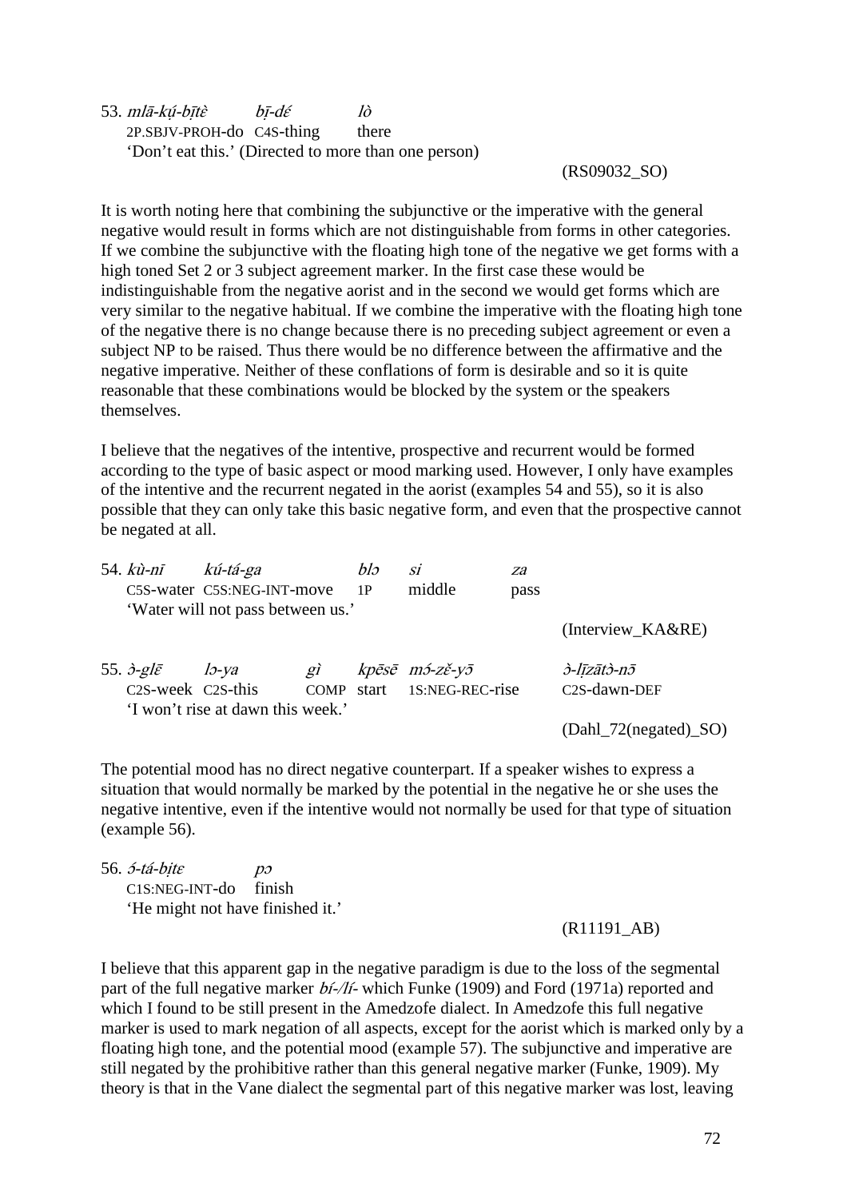53. *mlā-kụ́-bīṭɛ̀* *bī-dɛ́* *lò*
 2P.SBJV-PROH-do C4S-thing there
 'Don't eat this.' (Directed to more than one person)

(RS09032_SO)

It is worth noting here that combining the subjunctive or the imperative with the general negative would result in forms which are not distinguishable from forms in other categories. If we combine the subjunctive with the floating high tone of the negative we get forms with a high toned Set 2 or 3 subject agreement marker. In the first case these would be indistinguishable from the negative aorist and in the second we would get forms which are very similar to the negative habitual. If we combine the imperative with the floating high tone of the negative there is no change because there is no preceding subject agreement or even a subject NP to be raised. Thus there would be no difference between the affirmative and the negative imperative. Neither of these conflations of form is desirable and so it is quite reasonable that these combinations would be blocked by the system or the speakers themselves.

I believe that the negatives of the intentive, prospective and recurrent would be formed according to the type of basic aspect or mood marking used. However, I only have examples of the intentive and the recurrent negated in the aorist (examples 54 and 55), so it is also possible that they can only take this basic negative form, and even that the prospective cannot be negated at all.

54. *kù-nī* *kú-tá-ga* *blɔ* *si* *za*
 C5S-water C5S:NEG-INT-move 1P middle pass
 'Water will not pass between us.'

(Interview_KA&RE)

55. *ɔ̀-glɛ̄* *lɔ-ya* *gì* *kpēsē* *mɔ́-zɛ̌-yɔ̄* *ɔ̀-lị̄zātɔ̀-nɔ̄*
 C2S-week C2S-this COMP start 1S:NEG-REC-rise C2S-dawn-DEF
 'I won't rise at dawn this week.'

(Dahl_72(negated)_SO)

The potential mood has no direct negative counterpart. If a speaker wishes to express a situation that would normally be marked by the potential in the negative he or she uses the negative intentive, even if the intentive would not normally be used for that type of situation (example 56).

56. *ɔ́-tá-bịtɛ* *pɔ*
 C1S:NEG-INT-do finish
 'He might not have finished it.'

(R11191_AB)

I believe that this apparent gap in the negative paradigm is due to the loss of the segmental part of the full negative marker *bí-/lí-* which Funke (1909) and Ford (1971a) reported and which I found to be still present in the Amedzofe dialect. In Amedzofe this full negative marker is used to mark negation of all aspects, except for the aorist which is marked only by a floating high tone, and the potential mood (example 57). The subjunctive and imperative are still negated by the prohibitive rather than this general negative marker (Funke, 1909). My theory is that in the Vane dialect the segmental part of this negative marker was lost, leaving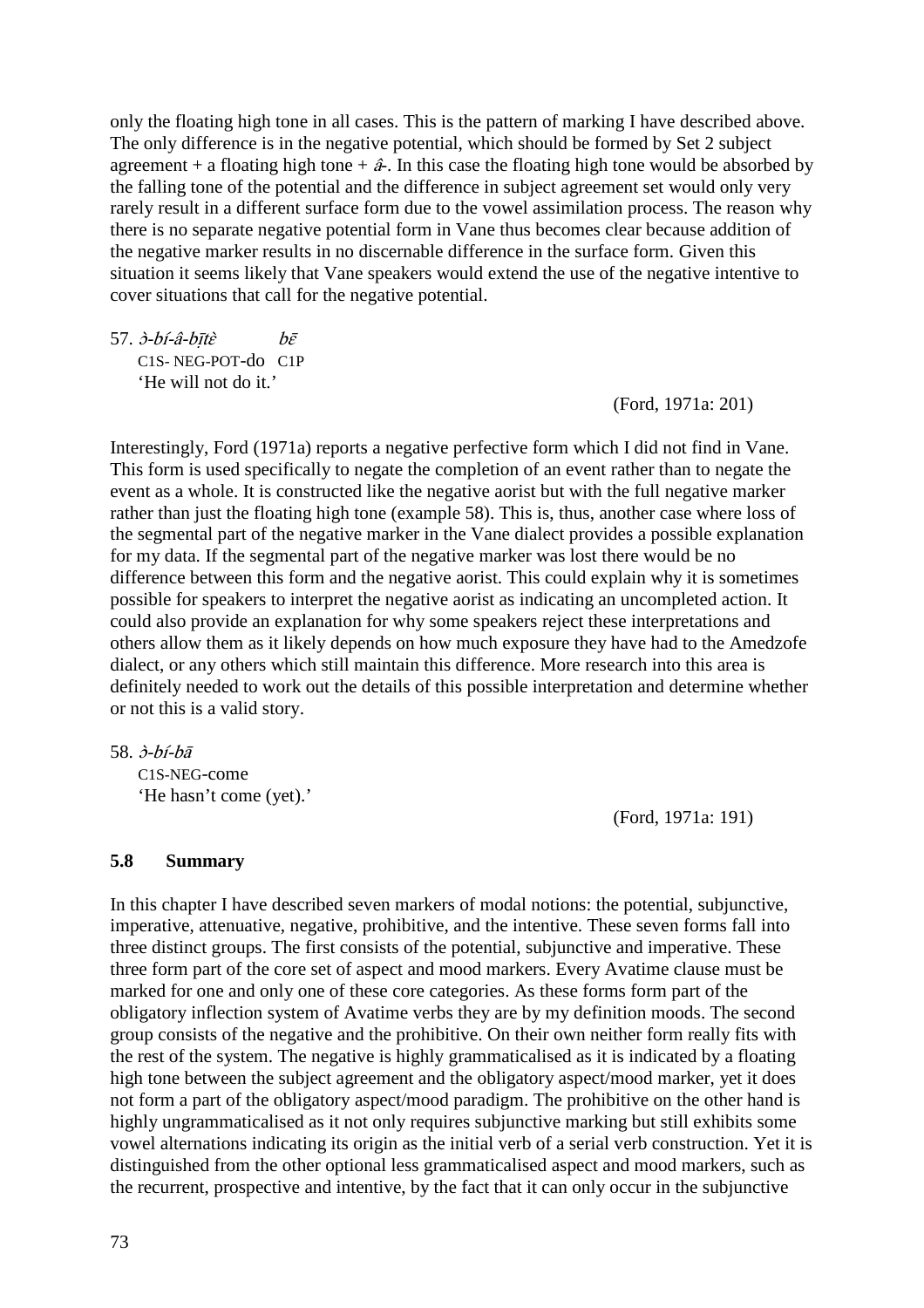only the floating high tone in all cases. This is the pattern of marking I have described above. The only difference is in the negative potential, which should be formed by Set 2 subject agreement + a floating high tone + *â-*. In this case the floating high tone would be absorbed by the falling tone of the potential and the difference in subject agreement set would only very rarely result in a different surface form due to the vowel assimilation process. The reason why there is no separate negative potential form in Vane thus becomes clear because addition of the negative marker results in no discernable difference in the surface form. Given this situation it seems likely that Vane speakers would extend the use of the negative intentive to cover situations that call for the negative potential.

57. *ɔ̀-bí-â-bḭ̄tɛ̀* &nbsp;&nbsp;&nbsp;&nbsp; *bɛ̄*
    C1S- NEG-POT-do &nbsp; C1P
    'He will not do it.'

(Ford, 1971a: 201)

Interestingly, Ford (1971a) reports a negative perfective form which I did not find in Vane. This form is used specifically to negate the completion of an event rather than to negate the event as a whole. It is constructed like the negative aorist but with the full negative marker rather than just the floating high tone (example 58). This is, thus, another case where loss of the segmental part of the negative marker in the Vane dialect provides a possible explanation for my data. If the segmental part of the negative marker was lost there would be no difference between this form and the negative aorist. This could explain why it is sometimes possible for speakers to interpret the negative aorist as indicating an uncompleted action. It could also provide an explanation for why some speakers reject these interpretations and others allow them as it likely depends on how much exposure they have had to the Amedzofe dialect, or any others which still maintain this difference. More research into this area is definitely needed to work out the details of this possible interpretation and determine whether or not this is a valid story.

58. *ɔ̀-bí-bā*
    C1S-NEG-come
    'He hasn't come (yet).'

(Ford, 1971a: 191)

### 5.8 Summary

In this chapter I have described seven markers of modal notions: the potential, subjunctive, imperative, attenuative, negative, prohibitive, and the intentive. These seven forms fall into three distinct groups. The first consists of the potential, subjunctive and imperative. These three form part of the core set of aspect and mood markers. Every Avatime clause must be marked for one and only one of these core categories. As these forms form part of the obligatory inflection system of Avatime verbs they are by my definition moods. The second group consists of the negative and the prohibitive. On their own neither form really fits with the rest of the system. The negative is highly grammaticalised as it is indicated by a floating high tone between the subject agreement and the obligatory aspect/mood marker, yet it does not form a part of the obligatory aspect/mood paradigm. The prohibitive on the other hand is highly ungrammaticalised as it not only requires subjunctive marking but still exhibits some vowel alternations indicating its origin as the initial verb of a serial verb construction. Yet it is distinguished from the other optional less grammaticalised aspect and mood markers, such as the recurrent, prospective and intentive, by the fact that it can only occur in the subjunctive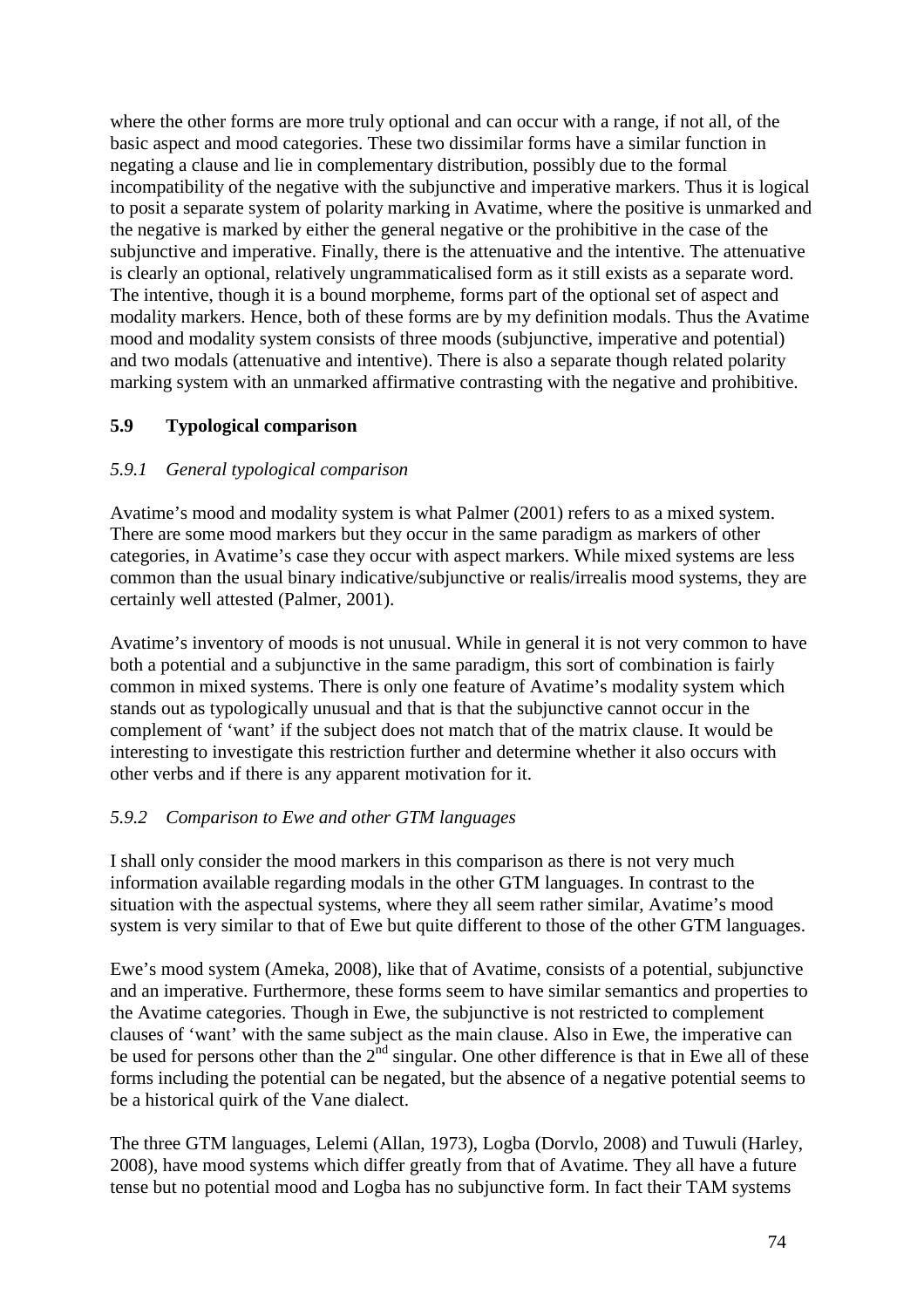where the other forms are more truly optional and can occur with a range, if not all, of the basic aspect and mood categories. These two dissimilar forms have a similar function in negating a clause and lie in complementary distribution, possibly due to the formal incompatibility of the negative with the subjunctive and imperative markers. Thus it is logical to posit a separate system of polarity marking in Avatime, where the positive is unmarked and the negative is marked by either the general negative or the prohibitive in the case of the subjunctive and imperative. Finally, there is the attenuative and the intentive. The attenuative is clearly an optional, relatively ungrammaticalised form as it still exists as a separate word. The intentive, though it is a bound morpheme, forms part of the optional set of aspect and modality markers. Hence, both of these forms are by my definition modals. Thus the Avatime mood and modality system consists of three moods (subjunctive, imperative and potential) and two modals (attenuative and intentive). There is also a separate though related polarity marking system with an unmarked affirmative contrasting with the negative and prohibitive.

## 5.9 Typological comparison

### *5.9.1 General typological comparison*

Avatime's mood and modality system is what Palmer (2001) refers to as a mixed system. There are some mood markers but they occur in the same paradigm as markers of other categories, in Avatime's case they occur with aspect markers. While mixed systems are less common than the usual binary indicative/subjunctive or realis/irrealis mood systems, they are certainly well attested (Palmer, 2001).

Avatime's inventory of moods is not unusual. While in general it is not very common to have both a potential and a subjunctive in the same paradigm, this sort of combination is fairly common in mixed systems. There is only one feature of Avatime's modality system which stands out as typologically unusual and that is that the subjunctive cannot occur in the complement of 'want' if the subject does not match that of the matrix clause. It would be interesting to investigate this restriction further and determine whether it also occurs with other verbs and if there is any apparent motivation for it.

### *5.9.2 Comparison to Ewe and other GTM languages*

I shall only consider the mood markers in this comparison as there is not very much information available regarding modals in the other GTM languages. In contrast to the situation with the aspectual systems, where they all seem rather similar, Avatime's mood system is very similar to that of Ewe but quite different to those of the other GTM languages.

Ewe's mood system (Ameka, 2008), like that of Avatime, consists of a potential, subjunctive and an imperative. Furthermore, these forms seem to have similar semantics and properties to the Avatime categories. Though in Ewe, the subjunctive is not restricted to complement clauses of 'want' with the same subject as the main clause. Also in Ewe, the imperative can be used for persons other than the 2nd singular. One other difference is that in Ewe all of these forms including the potential can be negated, but the absence of a negative potential seems to be a historical quirk of the Vane dialect.

The three GTM languages, Lelemi (Allan, 1973), Logba (Dorvlo, 2008) and Tuwuli (Harley, 2008), have mood systems which differ greatly from that of Avatime. They all have a future tense but no potential mood and Logba has no subjunctive form. In fact their TAM systems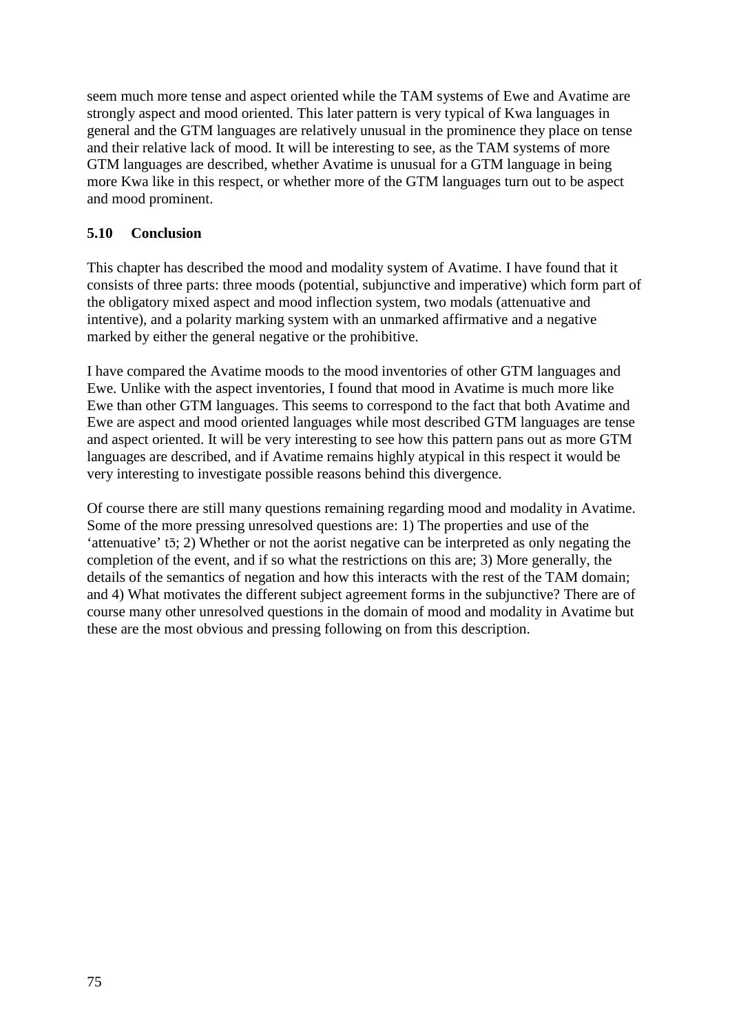seem much more tense and aspect oriented while the TAM systems of Ewe and Avatime are strongly aspect and mood oriented. This later pattern is very typical of Kwa languages in general and the GTM languages are relatively unusual in the prominence they place on tense and their relative lack of mood. It will be interesting to see, as the TAM systems of more GTM languages are described, whether Avatime is unusual for a GTM language in being more Kwa like in this respect, or whether more of the GTM languages turn out to be aspect and mood prominent.

### 5.10 Conclusion

This chapter has described the mood and modality system of Avatime. I have found that it consists of three parts: three moods (potential, subjunctive and imperative) which form part of the obligatory mixed aspect and mood inflection system, two modals (attenuative and intentive), and a polarity marking system with an unmarked affirmative and a negative marked by either the general negative or the prohibitive.

I have compared the Avatime moods to the mood inventories of other GTM languages and Ewe. Unlike with the aspect inventories, I found that mood in Avatime is much more like Ewe than other GTM languages. This seems to correspond to the fact that both Avatime and Ewe are aspect and mood oriented languages while most described GTM languages are tense and aspect oriented. It will be very interesting to see how this pattern pans out as more GTM languages are described, and if Avatime remains highly atypical in this respect it would be very interesting to investigate possible reasons behind this divergence.

Of course there are still many questions remaining regarding mood and modality in Avatime. Some of the more pressing unresolved questions are: 1) The properties and use of the 'attenuative' tɔ̄; 2) Whether or not the aorist negative can be interpreted as only negating the completion of the event, and if so what the restrictions on this are; 3) More generally, the details of the semantics of negation and how this interacts with the rest of the TAM domain; and 4) What motivates the different subject agreement forms in the subjunctive? There are of course many other unresolved questions in the domain of mood and modality in Avatime but these are the most obvious and pressing following on from this description.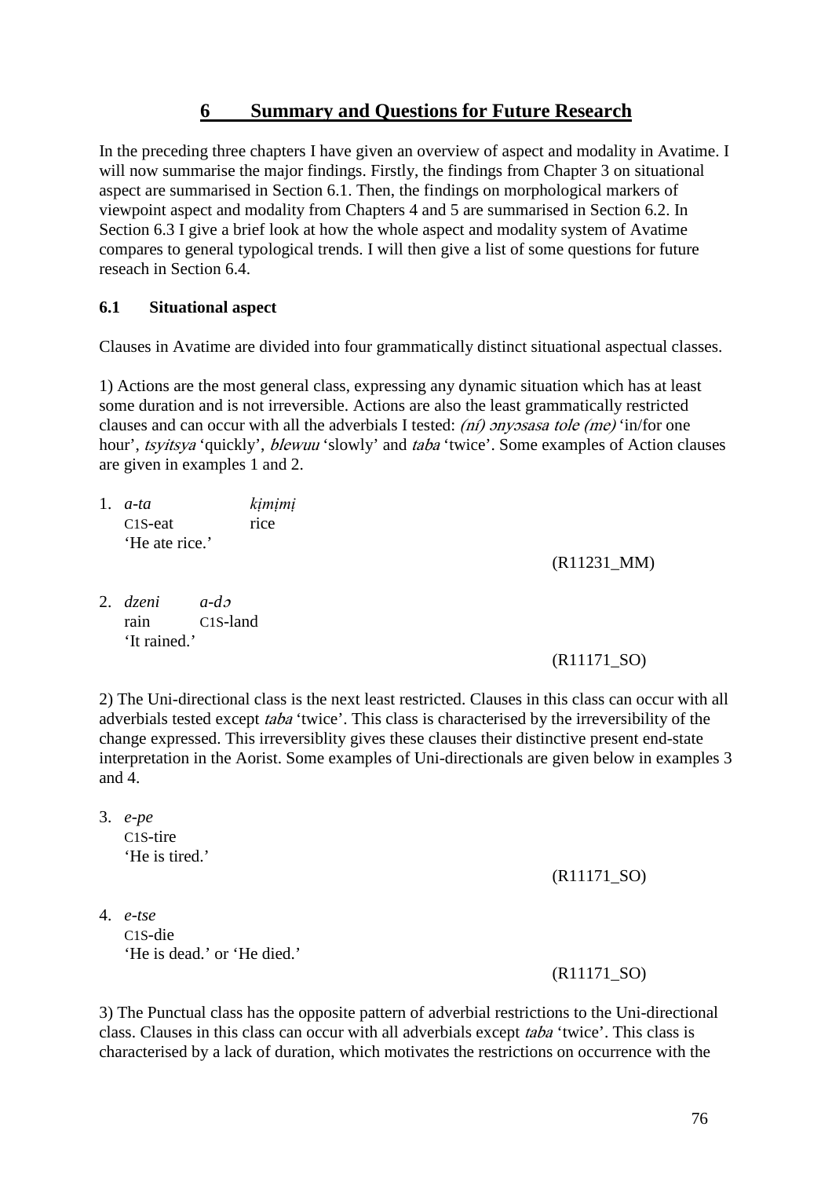# 6 Summary and Questions for Future Research

In the preceding three chapters I have given an overview of aspect and modality in Avatime. I will now summarise the major findings. Firstly, the findings from Chapter 3 on situational aspect are summarised in Section 6.1. Then, the findings on morphological markers of viewpoint aspect and modality from Chapters 4 and 5 are summarised in Section 6.2. In Section 6.3 I give a brief look at how the whole aspect and modality system of Avatime compares to general typological trends. I will then give a list of some questions for future reseach in Section 6.4.

## 6.1 Situational aspect

Clauses in Avatime are divided into four grammatically distinct situational aspectual classes.

1) Actions are the most general class, expressing any dynamic situation which has at least some duration and is not irreversible. Actions are also the least grammatically restricted clauses and can occur with all the adverbials I tested: *(ní) ɔnyɔsasa tole (me)* 'in/for one hour', *tsyitsya* 'quickly', *blewuu* 'slowly' and *taba* 'twice'. Some examples of Action clauses are given in examples 1 and 2.

1. *a-ta* *kịmịmị*
   C1S-eat rice
   'He ate rice.'
   (R11231_MM)

2. *dzeni* *a-dɔ*
   rain C1S-land
   'It rained.'
   (R11171_SO)

2) The Uni-directional class is the next least restricted. Clauses in this class can occur with all adverbials tested except *taba* 'twice'. This class is characterised by the irreversibility of the change expressed. This irreversiblity gives these clauses their distinctive present end-state interpretation in the Aorist. Some examples of Uni-directionals are given below in examples 3 and 4.

3. *e-pe*
   C1S-tire
   'He is tired.'
   (R11171_SO)

4. *e-tse*
   C1S-die
   'He is dead.' or 'He died.'
   (R11171_SO)

3) The Punctual class has the opposite pattern of adverbial restrictions to the Uni-directional class. Clauses in this class can occur with all adverbials except *taba* 'twice'. This class is characterised by a lack of duration, which motivates the restrictions on occurrence with the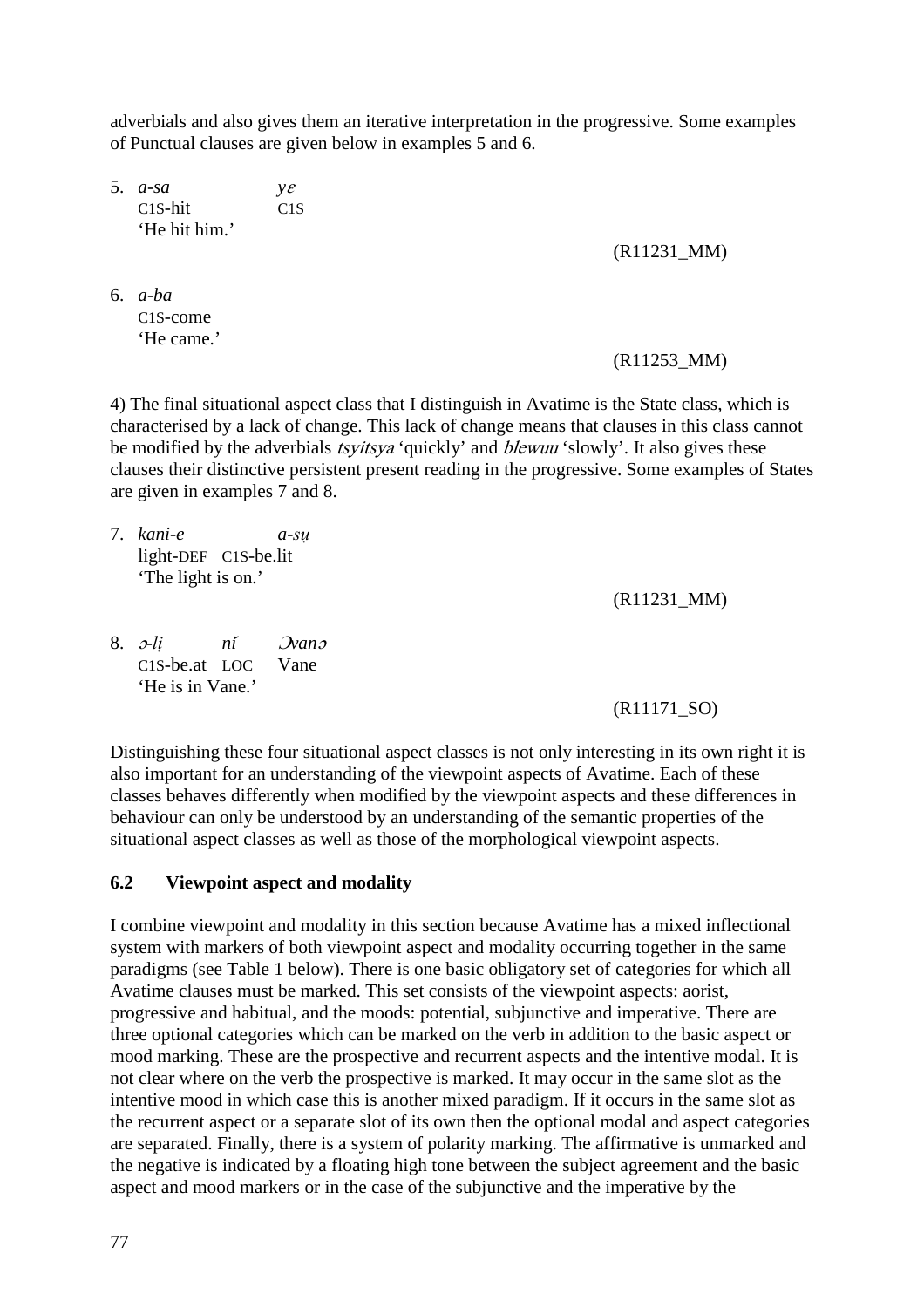adverbials and also gives them an iterative interpretation in the progressive. Some examples of Punctual clauses are given below in examples 5 and 6.

5. *a-sa* *yɛ*
   C1S-hit C1S
   'He hit him.'

   (R11231_MM)

6. *a-ba*
   C1S-come
   'He came.'

   (R11253_MM)

4) The final situational aspect class that I distinguish in Avatime is the State class, which is characterised by a lack of change. This lack of change means that clauses in this class cannot be modified by the adverbials *tsyitsya* 'quickly' and *blewuu* 'slowly'. It also gives these clauses their distinctive persistent present reading in the progressive. Some examples of States are given in examples 7 and 8.

7. *kani-e* *a-sụ*
   light-DEF C1S-be.lit
   'The light is on.'

   (R11231_MM)

8. *ɔ-lị* *nǐ* *Ɔvanɔ*
   C1S-be.at LOC Vane
   'He is in Vane.'

   (R11171_SO)

Distinguishing these four situational aspect classes is not only interesting in its own right it is also important for an understanding of the viewpoint aspects of Avatime. Each of these classes behaves differently when modified by the viewpoint aspects and these differences in behaviour can only be understood by an understanding of the semantic properties of the situational aspect classes as well as those of the morphological viewpoint aspects.

### 6.2 Viewpoint aspect and modality

I combine viewpoint and modality in this section because Avatime has a mixed inflectional system with markers of both viewpoint aspect and modality occurring together in the same paradigms (see Table 1 below). There is one basic obligatory set of categories for which all Avatime clauses must be marked. This set consists of the viewpoint aspects: aorist, progressive and habitual, and the moods: potential, subjunctive and imperative. There are three optional categories which can be marked on the verb in addition to the basic aspect or mood marking. These are the prospective and recurrent aspects and the intentive modal. It is not clear where on the verb the prospective is marked. It may occur in the same slot as the intentive mood in which case this is another mixed paradigm. If it occurs in the same slot as the recurrent aspect or a separate slot of its own then the optional modal and aspect categories are separated. Finally, there is a system of polarity marking. The affirmative is unmarked and the negative is indicated by a floating high tone between the subject agreement and the basic aspect and mood markers or in the case of the subjunctive and the imperative by the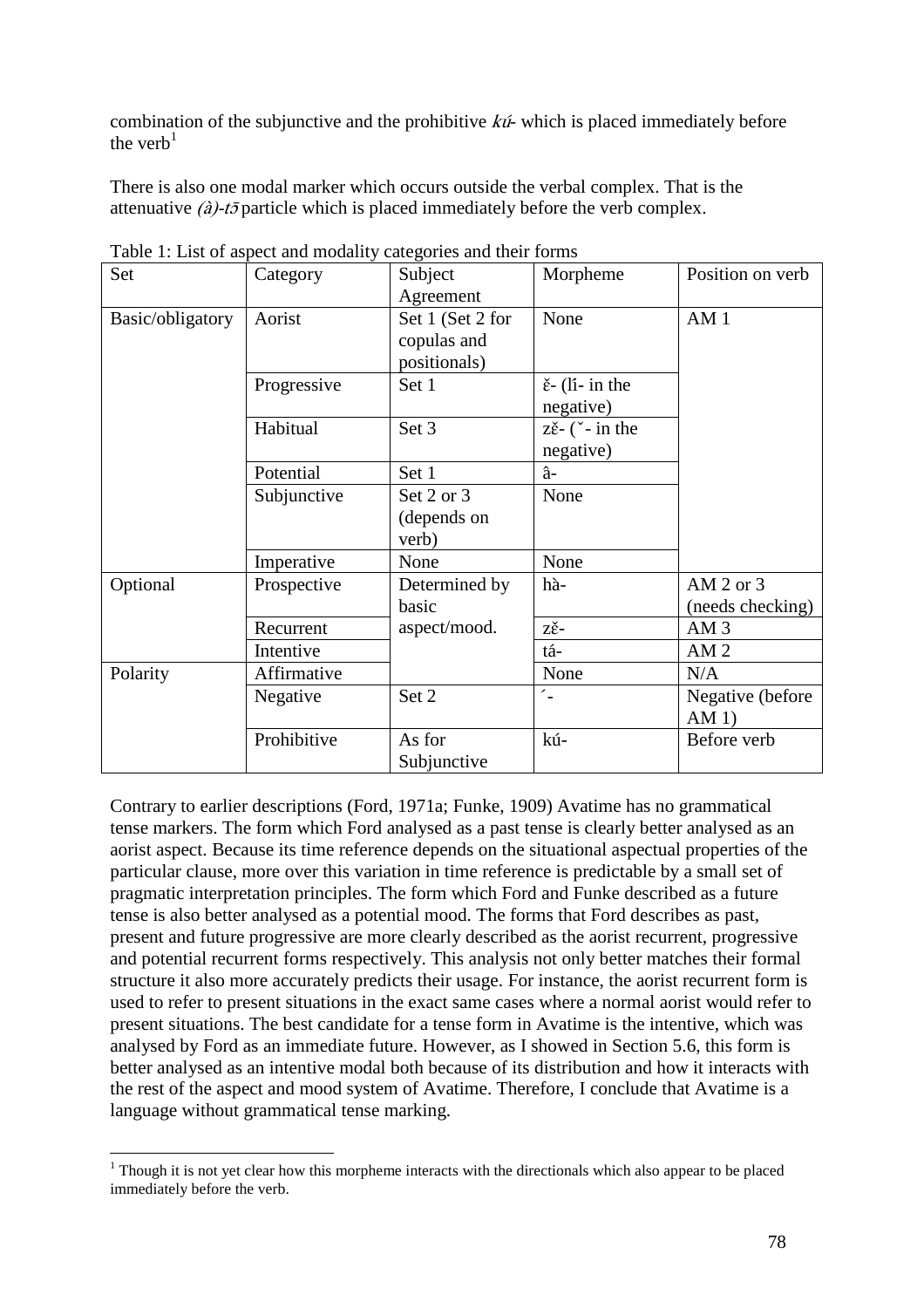combination of the subjunctive and the prohibitive *kú-* which is placed immediately before the verb[1]

There is also one modal marker which occurs outside the verbal complex. That is the attenuative *(à)-tɔ̄* particle which is placed immediately before the verb complex.

Table 1: List of aspect and modality categories and their forms

| Set | Category | Subject Agreement | Morpheme | Position on verb |
|---|---|---|---|---|
| Basic/obligatory | Aorist | Set 1 (Set 2 for copulas and positionals) | None | AM 1 |
| | Progressive | Set 1 | ɛ̌- (lí- in the negative) | |
| | Habitual | Set 3 | zɛ̌- (ˇ- in the negative) | |
| | Potential | Set 1 | â- | |
| | Subjunctive | Set 2 or 3 (depends on verb) | None | |
| | Imperative | None | None | |
| Optional | Prospective | Determined by basic aspect/mood. | hà- | AM 2 or 3 (needs checking) |
| | Recurrent | | zɛ̌- | AM 3 |
| | Intentive | | tá- | AM 2 |
| Polarity | Affirmative | | None | N/A |
| | Negative | Set 2 | ´- | Negative (before AM 1) |
| | Prohibitive | As for Subjunctive | kú- | Before verb |

Contrary to earlier descriptions (Ford, 1971a; Funke, 1909) Avatime has no grammatical tense markers. The form which Ford analysed as a past tense is clearly better analysed as an aorist aspect. Because its time reference depends on the situational aspectual properties of the particular clause, more over this variation in time reference is predictable by a small set of pragmatic interpretation principles. The form which Ford and Funke described as a future tense is also better analysed as a potential mood. The forms that Ford describes as past, present and future progressive are more clearly described as the aorist recurrent, progressive and potential recurrent forms respectively. This analysis not only better matches their formal structure it also more accurately predicts their usage. For instance, the aorist recurrent form is used to refer to present situations in the exact same cases where a normal aorist would refer to present situations. The best candidate for a tense form in Avatime is the intentive, which was analysed by Ford as an immediate future. However, as I showed in Section 5.6, this form is better analysed as an intentive modal both because of its distribution and how it interacts with the rest of the aspect and mood system of Avatime. Therefore, I conclude that Avatime is a language without grammatical tense marking.

[1] Though it is not yet clear how this morpheme interacts with the directionals which also appear to be placed immediately before the verb.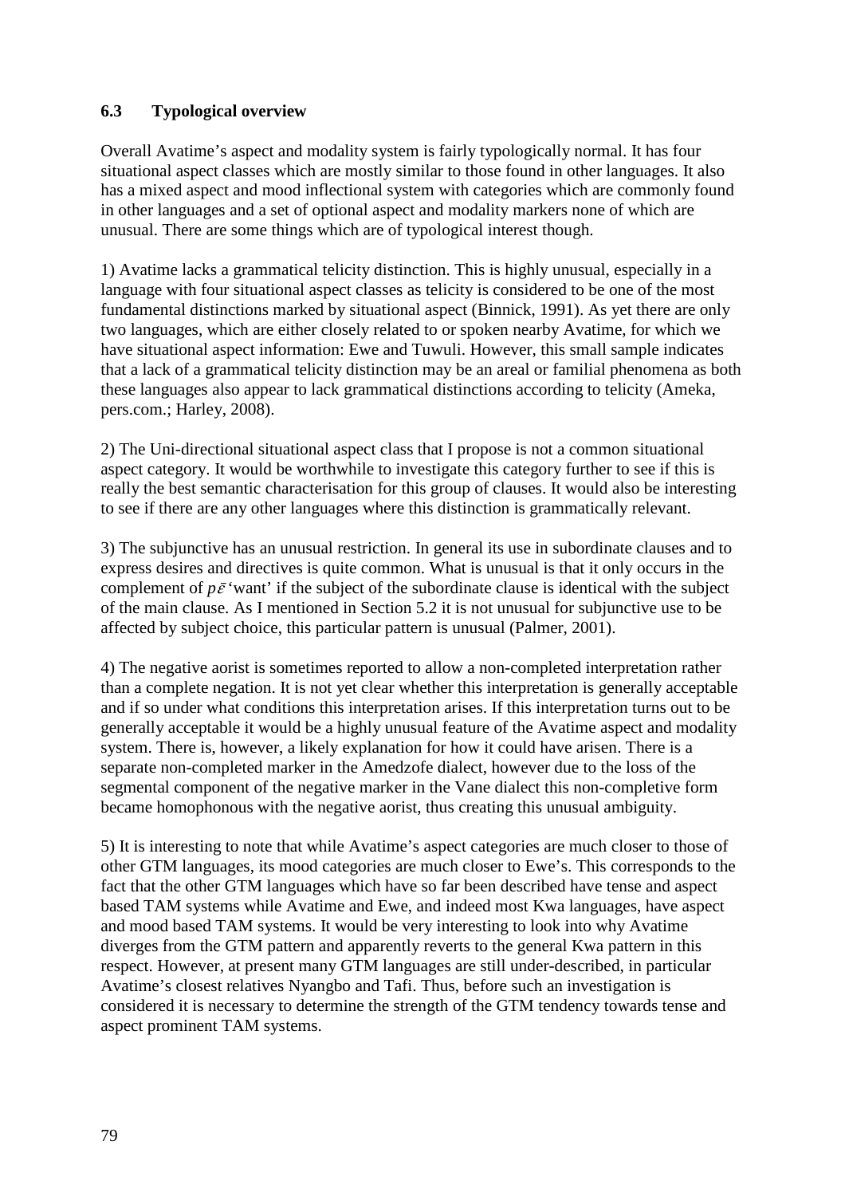### 6.3 Typological overview

Overall Avatime's aspect and modality system is fairly typologically normal. It has four situational aspect classes which are mostly similar to those found in other languages. It also has a mixed aspect and mood inflectional system with categories which are commonly found in other languages and a set of optional aspect and modality markers none of which are unusual. There are some things which are of typological interest though.

1) Avatime lacks a grammatical telicity distinction. This is highly unusual, especially in a language with four situational aspect classes as telicity is considered to be one of the most fundamental distinctions marked by situational aspect (Binnick, 1991). As yet there are only two languages, which are either closely related to or spoken nearby Avatime, for which we have situational aspect information: Ewe and Tuwuli. However, this small sample indicates that a lack of a grammatical telicity distinction may be an areal or familial phenomena as both these languages also appear to lack grammatical distinctions according to telicity (Ameka, pers.com.; Harley, 2008).

2) The Uni-directional situational aspect class that I propose is not a common situational aspect category. It would be worthwhile to investigate this category further to see if this is really the best semantic characterisation for this group of clauses. It would also be interesting to see if there are any other languages where this distinction is grammatically relevant.

3) The subjunctive has an unusual restriction. In general its use in subordinate clauses and to express desires and directives is quite common. What is unusual is that it only occurs in the complement of *pɛ̄* 'want' if the subject of the subordinate clause is identical with the subject of the main clause. As I mentioned in Section 5.2 it is not unusual for subjunctive use to be affected by subject choice, this particular pattern is unusual (Palmer, 2001).

4) The negative aorist is sometimes reported to allow a non-completed interpretation rather than a complete negation. It is not yet clear whether this interpretation is generally acceptable and if so under what conditions this interpretation arises. If this interpretation turns out to be generally acceptable it would be a highly unusual feature of the Avatime aspect and modality system. There is, however, a likely explanation for how it could have arisen. There is a separate non-completed marker in the Amedzofe dialect, however due to the loss of the segmental component of the negative marker in the Vane dialect this non-completive form became homophonous with the negative aorist, thus creating this unusual ambiguity.

5) It is interesting to note that while Avatime's aspect categories are much closer to those of other GTM languages, its mood categories are much closer to Ewe's. This corresponds to the fact that the other GTM languages which have so far been described have tense and aspect based TAM systems while Avatime and Ewe, and indeed most Kwa languages, have aspect and mood based TAM systems. It would be very interesting to look into why Avatime diverges from the GTM pattern and apparently reverts to the general Kwa pattern in this respect. However, at present many GTM languages are still under-described, in particular Avatime's closest relatives Nyangbo and Tafi. Thus, before such an investigation is considered it is necessary to determine the strength of the GTM tendency towards tense and aspect prominent TAM systems.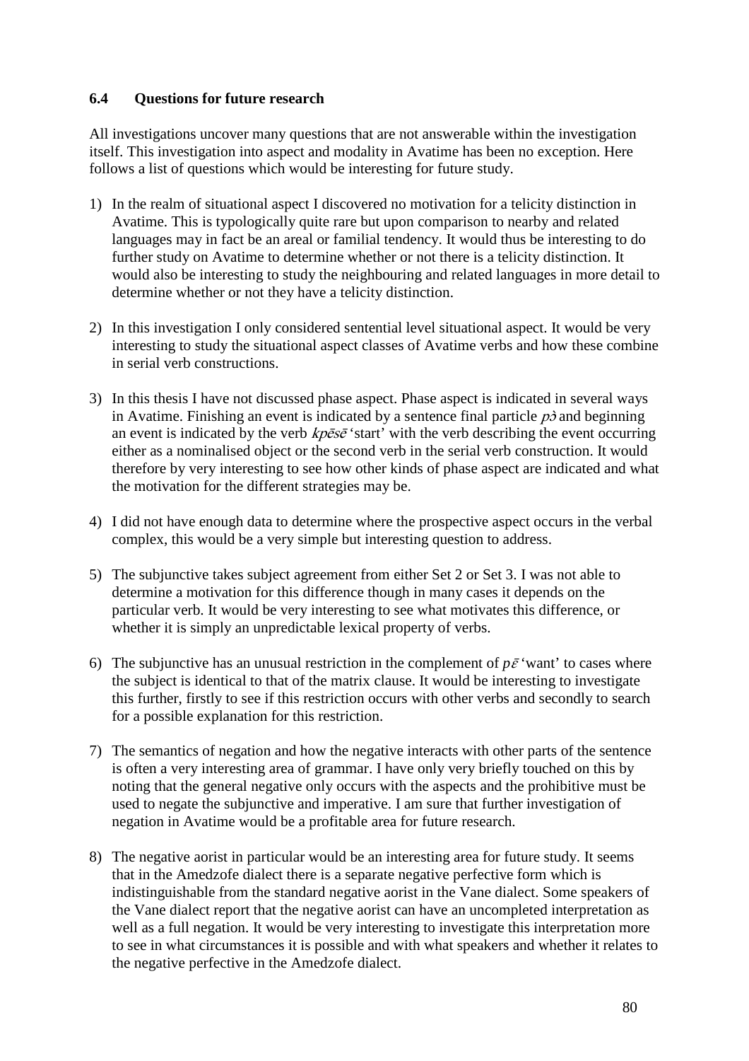### 6.4 Questions for future research

All investigations uncover many questions that are not answerable within the investigation itself. This investigation into aspect and modality in Avatime has been no exception. Here follows a list of questions which would be interesting for future study.

1) In the realm of situational aspect I discovered no motivation for a telicity distinction in Avatime. This is typologically quite rare but upon comparison to nearby and related languages may in fact be an areal or familial tendency. It would thus be interesting to do further study on Avatime to determine whether or not there is a telicity distinction. It would also be interesting to study the neighbouring and related languages in more detail to determine whether or not they have a telicity distinction.

2) In this investigation I only considered sentential level situational aspect. It would be very interesting to study the situational aspect classes of Avatime verbs and how these combine in serial verb constructions.

3) In this thesis I have not discussed phase aspect. Phase aspect is indicated in several ways in Avatime. Finishing an event is indicated by a sentence final particle *pɔ̀* and beginning an event is indicated by the verb *kpēsē* 'start' with the verb describing the event occurring either as a nominalised object or the second verb in the serial verb construction. It would therefore by very interesting to see how other kinds of phase aspect are indicated and what the motivation for the different strategies may be.

4) I did not have enough data to determine where the prospective aspect occurs in the verbal complex, this would be a very simple but interesting question to address.

5) The subjunctive takes subject agreement from either Set 2 or Set 3. I was not able to determine a motivation for this difference though in many cases it depends on the particular verb. It would be very interesting to see what motivates this difference, or whether it is simply an unpredictable lexical property of verbs.

6) The subjunctive has an unusual restriction in the complement of *pɛ̄* 'want' to cases where the subject is identical to that of the matrix clause. It would be interesting to investigate this further, firstly to see if this restriction occurs with other verbs and secondly to search for a possible explanation for this restriction.

7) The semantics of negation and how the negative interacts with other parts of the sentence is often a very interesting area of grammar. I have only very briefly touched on this by noting that the general negative only occurs with the aspects and the prohibitive must be used to negate the subjunctive and imperative. I am sure that further investigation of negation in Avatime would be a profitable area for future research.

8) The negative aorist in particular would be an interesting area for future study. It seems that in the Amedzofe dialect there is a separate negative perfective form which is indistinguishable from the standard negative aorist in the Vane dialect. Some speakers of the Vane dialect report that the negative aorist can have an uncompleted interpretation as well as a full negation. It would be very interesting to investigate this interpretation more to see in what circumstances it is possible and with what speakers and whether it relates to the negative perfective in the Amedzofe dialect.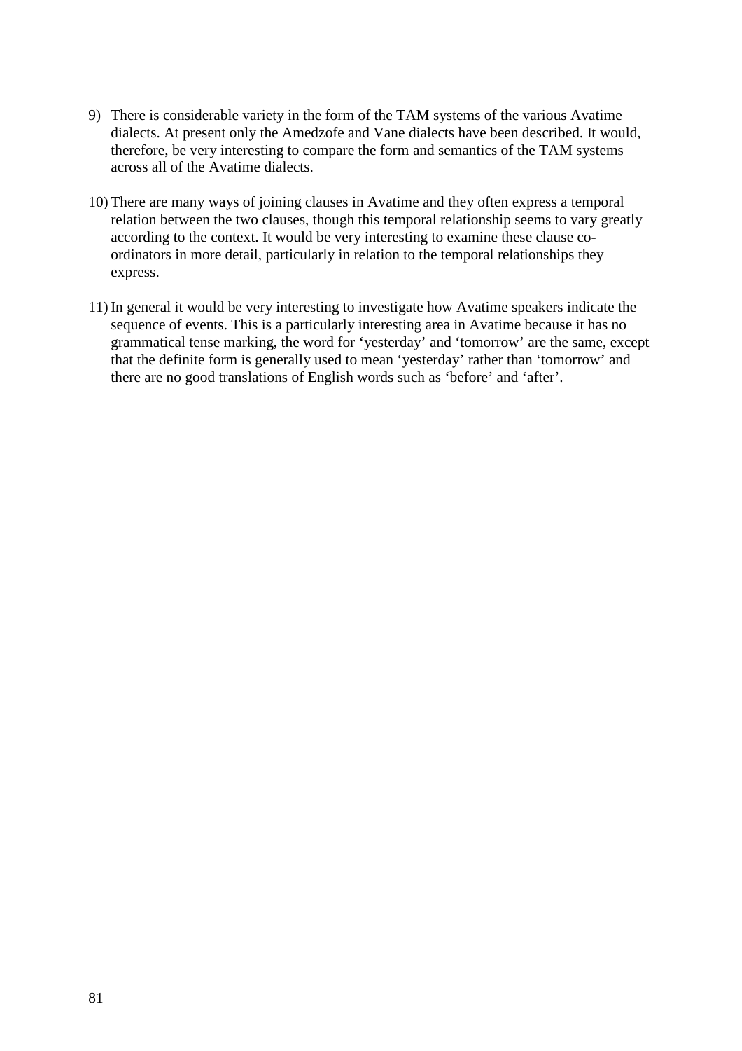9) There is considerable variety in the form of the TAM systems of the various Avatime dialects. At present only the Amedzofe and Vane dialects have been described. It would, therefore, be very interesting to compare the form and semantics of the TAM systems across all of the Avatime dialects.

10) There are many ways of joining clauses in Avatime and they often express a temporal relation between the two clauses, though this temporal relationship seems to vary greatly according to the context. It would be very interesting to examine these clause co-ordinators in more detail, particularly in relation to the temporal relationships they express.

11) In general it would be very interesting to investigate how Avatime speakers indicate the sequence of events. This is a particularly interesting area in Avatime because it has no grammatical tense marking, the word for 'yesterday' and 'tomorrow' are the same, except that the definite form is generally used to mean 'yesterday' rather than 'tomorrow' and there are no good translations of English words such as 'before' and 'after'.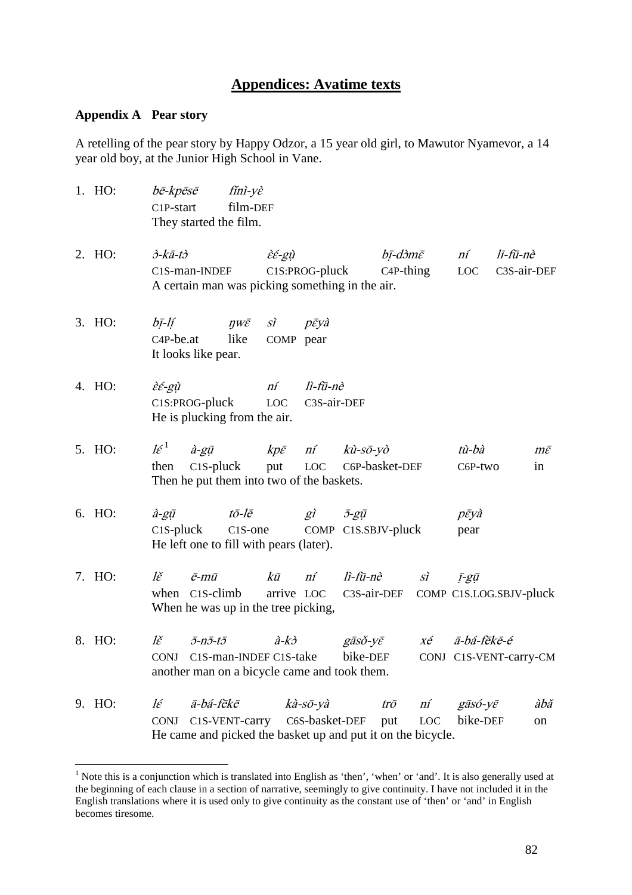# Appendices: Avatime texts

## Appendix A Pear story

A retelling of the pear story by Happy Odzor, a 15 year old girl, to Mawutor Nyamevor, a 14 year old boy, at the Junior High School in Vane.

1. HO: *bē-kpēsē* *fĩnì-yɛ̀*
   C1P-start film-DEF
   They started the film.

2. HO: *ɔ̀-kā-tɔ̀* *ɛ̀ɛ́-gụ̀* *bị̄-dɔ̀mɛ̄* *ní* *lī-fū-nè*
   C1S-man-INDEF C1S:PROG-pluck C4P-thing LOC C3S-air-DEF
   A certain man was picking something in the air.

3. HO: *bị̄-lị́* *ŋwɛ̄* *sì* *pēyà*
   C4P-be.at like COMP pear
   It looks like pear.

4. HO: *ɛ̀ɛ́-gụ̀* *ní* *lì-fū-nè*
   C1S:PROG-pluck LOC C3S-air-DEF
   He is plucking from the air.

5. HO: *lɛ́*[1] *à-gū* *kpɛ̄* *ní* *kù-sō-yò* *tù-bà* *mɛ̄*
   then C1S-pluck put LOC C6P-basket-DEF C6P-two in
   Then he put them into two of the baskets.

6. HO: *à-gū* *tō-lē* *gì* *ɔ̄-gū* *pēyà*
   C1S-pluck C1S-one COMP C1S.SBJV-pluck pear
   He left one to fill with pears (later).

7. HO: *lɛ̌* *ē-mū* *kū* *ní* *lì-fū-nè* *sì* *ị̄-gụ̄*
   when C1S-climb arrive LOC C3S-air-DEF COMP C1S.LOG.SBJV-pluck
   When he was up in the tree picking,

8. HO: *lɛ̌* *ɔ̄-nɔ̄-tɔ̄* *à-kɔ̀* *gāsǒ-yɛ̄* *xé* *ā-bá-fɛ̃kē-é*
   CONJ C1S-man-INDEF C1S-take bike-DEF CONJ C1S-VENT-carry-CM
   another man on a bicycle came and took them.

9. HO: *lɛ́* *ā-bá-fɛ̃kē* *kà-sō-yà* *trō* *ní* *gāsó-yɛ̄* *àbǎ*
   CONJ C1S-VENT-carry C6S-basket-DEF put LOC bike-DEF on
   He came and picked the basket up and put it on the bicycle.

---

[1] Note this is a conjunction which is translated into English as 'then', 'when' or 'and'. It is also generally used at the beginning of each clause in a section of narrative, seemingly to give continuity. I have not included it in the English translations where it is used only to give continuity as the constant use of 'then' or 'and' in English becomes tiresome.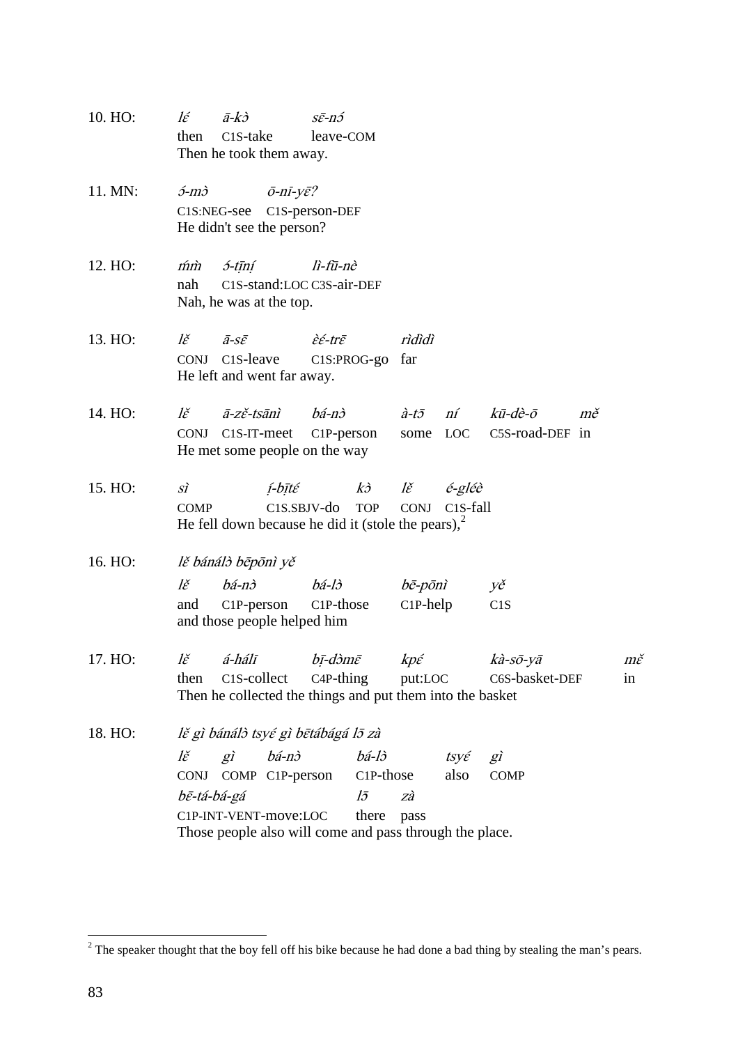10. HO: *lɛ́ ā-kɔ̀ sɛ̄-nɔ́*
then C1S-take leave-COM
Then he took them away.

11. MN: *ɔ́-mɔ̀ ō-nī-yɛ̄?*
C1S:NEG-see C1S-person-DEF
He didn't see the person?

12. HO: *ḿm̀ ɔ́-tị̄nị́ lì-fũ̄-nè*
nah C1S-stand:LOC C3S-air-DEF
Nah, he was at the top.

13. HO: *lɛ̌ ā-sɛ̄ ɛ̀ɛ́-trɛ̄ rìdìdì*
CONJ C1S-leave C1S:PROG-go far
He left and went far away.

14. HO: *lɛ̌ ā-zɛ̌-tsānì bá-nɔ̀ à-tɔ̄ ní kū-dè-ō mɛ̌*
CONJ C1S-IT-meet C1P-person some LOC C5S-road-DEF in
He met some people on the way

15. HO: *sì ị́-bị̄tɛ́ kɔ̀ lɛ̌ é-gléè*
COMP C1S.SBJV-do TOP CONJ C1S-fall
He fell down because he did it (stole the pears),[2]

16. HO: *lɛ̌ bánálɔ̀ bēpōnì yɛ̌*
*lɛ̌ bá-nɔ̀ bá-lɔ̀ bē-pōnì yɛ̌*
and C1P-person C1P-those C1P-help C1S
and those people helped him

17. HO: *lɛ̌ á-hálī bị̄-dɔ̀mɛ̄ kpɛ́ kà-sō-yā mɛ̌*
then C1S-collect C4P-thing put:LOC C6S-basket-DEF in
Then he collected the things and put them into the basket

18. HO: *lɛ̌ gì bánálɔ̀ tsyɛ́ gì bētábágá lɔ̄ zà*
*lɛ̌ gì bá-nɔ̀ bá-lɔ̀ tsyɛ́ gì*
CONJ COMP C1P-person C1P-those also COMP
*bē-tá-bá-gá lɔ̄ zà*
C1P-INT-VENT-move:LOC there pass
Those people also will come and pass through the place.

[2] The speaker thought that the boy fell off his bike because he had done a bad thing by stealing the man's pears.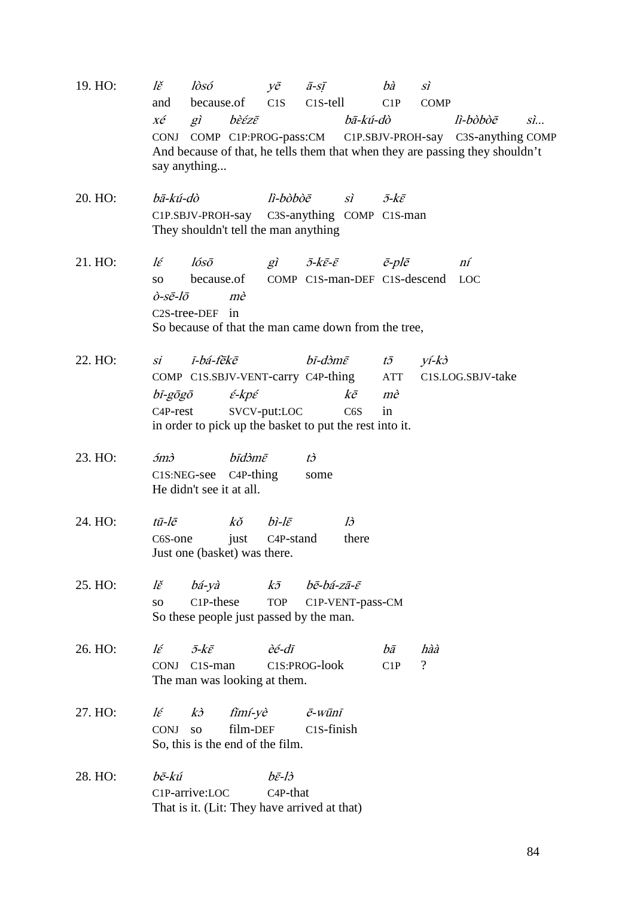19. HO: *lɛ̌ lòsó yē ā-sī̠ bà sì*
and because.of C1S C1S-tell C1P COMP
*xé gì bɛ̀ɛ́zɛ̄ bā-kú-dò lì-bòbòē sì...*
CONJ COMP C1P:PROG-pass:CM C1P.SBJV-PROH-say C3S-anything COMP
And because of that, he tells them that when they are passing they shouldn't say anything...

20. HO: *bā-kú-dò lì-bòbòē sì ɔ̄-kɛ̄*
C1P.SBJV-PROH-say C3S-anything COMP C1S-man
They shouldn't tell the man anything

21. HO: *lɛ́ lɔ́sɔ̄ gì ɔ̄-kɛ̄-ɛ̄ ē-plē ní*
so because.of COMP C1S-man-DEF C1S-descend LOC
*ò-sē-lɔ̄ mè*
C2S-tree-DEF in
So because of that the man came down from the tree,

22. HO: *si ī-bá-fēkē bī-dɔ̀mɛ̄ tɔ̄ yí-kɔ̀*
COMP C1S.SBJV-VENT-carry C4P-thing ATT C1S.LOG.SBJV-take
*bī-gōgō ɛ́-kpɛ́ kē mè*
C4P-rest SVCV-put:LOC C6S in
in order to pick up the basket to put the rest into it.

23. HO: *ɔ́mɔ̀ bīdɔ̀mɛ̄ tɔ̀*
C1S:NEG-see C4P-thing some
He didn't see it at all.

24. HO: *tū-lē kǒ bì-lɛ̄ lɔ̀*
C6S-one just C4P-stand there
Just one (basket) was there.

25. HO: *lɛ̌ bá-yà kɔ̄ bē-bá-zā-ɛ̄*
so C1P-these TOP C1P-VENT-pass-CM
So these people just passed by the man.

26. HO: *lɛ́ ɔ̄-kɛ̄ èé-dī bā hàà*
CONJ C1S-man C1S:PROG-look C1P ?
The man was looking at them.

27. HO: *lɛ́ kɔ̀ fīmí-yè ē-wūnī*
CONJ so film-DEF C1S-finish
So, this is the end of the film.

28. HO: *bē-kú bē-lɔ̀*
C1P-arrive:LOC C4P-that
That is it. (Lit: They have arrived at that)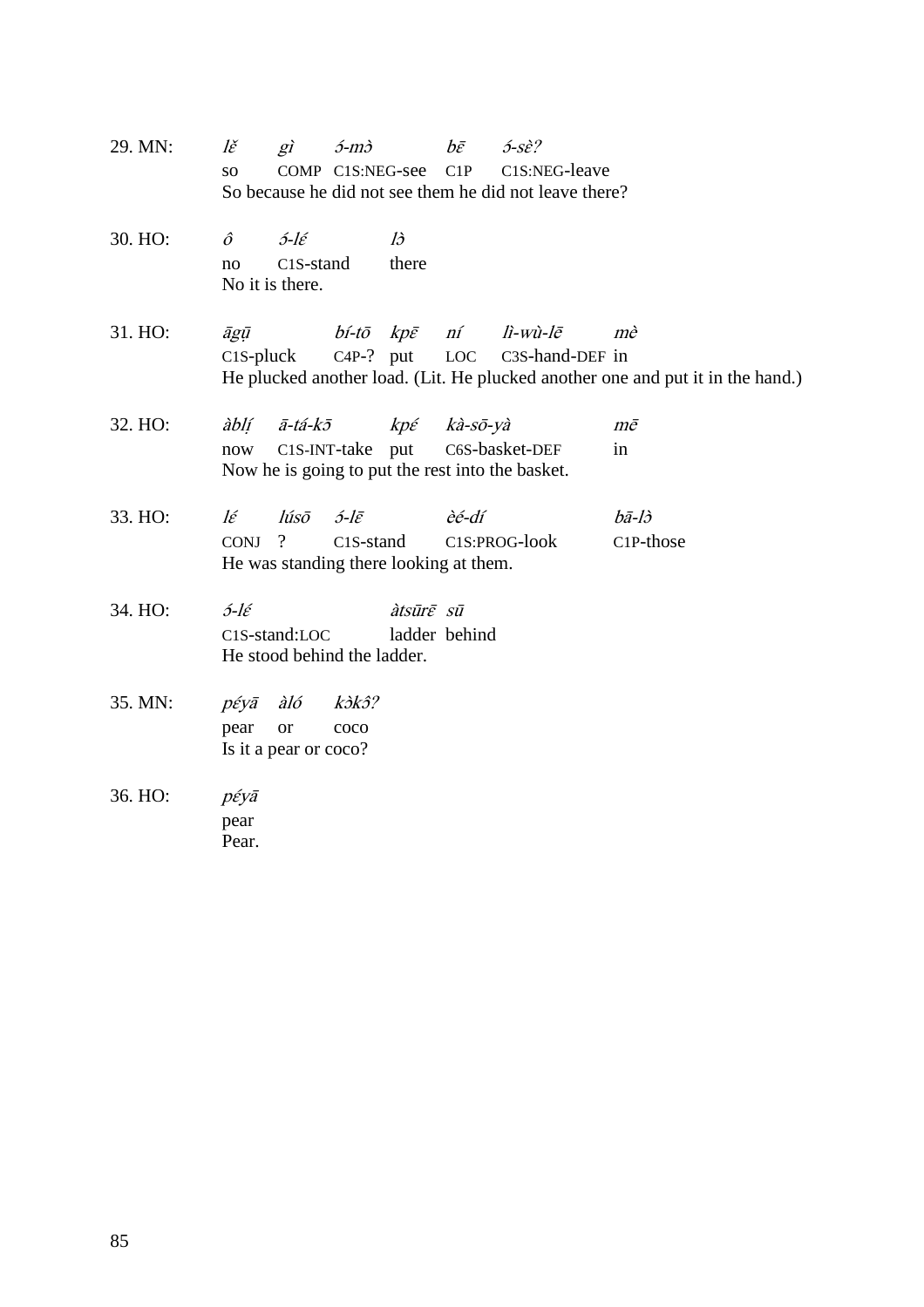29. MN: *lɛ̌ gì ɔ́-mɔ̀ bɛ̄ ɔ́-sɛ̀?*
so COMP C1S:NEG-see C1P C1S:NEG-leave
So because he did not see them he did not leave there?

30. HO: *ô ɔ́-lɛ́ lɔ̀*
no C1S-stand there
No it is there.

31. HO: *āgū bí-tō kpɛ̄ ní lì-wù-lē mè*
C1S-pluck C4P-? put LOC C3S-hand-DEF in
He plucked another load. (Lit. He plucked another one and put it in the hand.)

32. HO: *àblí̩ ā-tá-kō kpɛ́ kà-sō-yà mē*
now C1S-INT-take put C6S-basket-DEF in
Now he is going to put the rest into the basket.

33. HO: *lɛ́ lúsō ɔ́-lɛ̄ èé-dí bā-lɔ̀*
CONJ ? C1S-stand C1S:PROG-look C1P-those
He was standing there looking at them.

34. HO: *ɔ́-lɛ́ àtsūrɛ̄ sū*
C1S-stand:LOC ladder behind
He stood behind the ladder.

35. MN: *pɛ́yā àló kɔ̀kɔ̂?*
pear or coco
Is it a pear or coco?

36. HO: *pɛ́yā*
pear
Pear.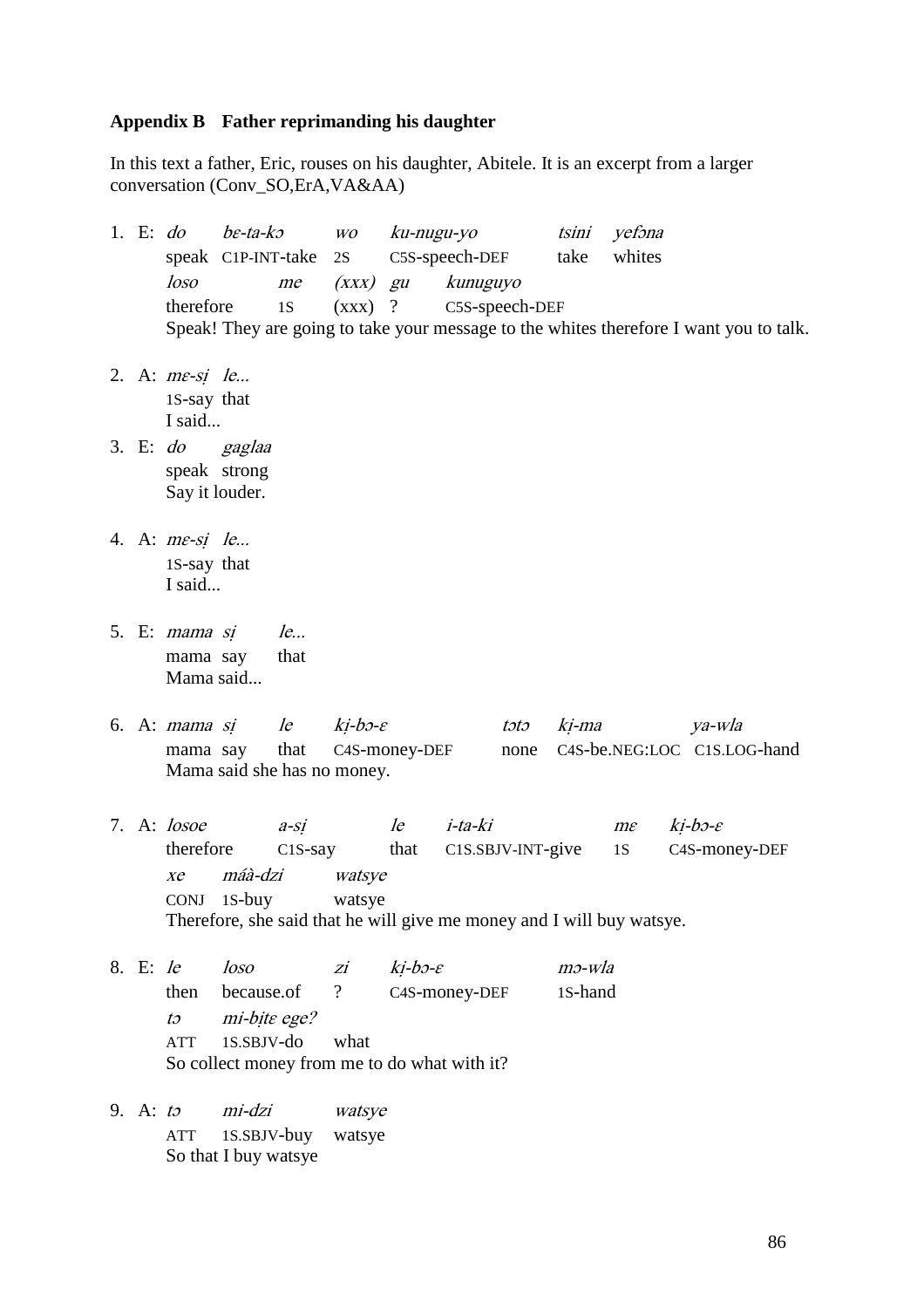**Appendix B Father reprimanding his daughter**

In this text a father, Eric, rouses on his daughter, Abitele. It is an excerpt from a larger conversation (Conv_SO,ErA,VA&AA)

1. E: *do* *bɛ-ta-kɔ* *wo* *ku-nugu-yo* *tsini* *yefɔna*
   speak C1P-INT-take 2S C5S-speech-DEF take whites
   *loso* *me* *(xxx)* *gu* *kunuguyo*
   therefore 1S (xxx) ? C5S-speech-DEF
   Speak! They are going to take your message to the whites therefore I want you to talk.

2. A: *mɛ-sị* *le...*
   1S-say that
   I said...

3. E: *do* *gaglaa*
   speak strong
   Say it louder.

4. A: *mɛ-sị* *le...*
   1S-say that
   I said...

5. E: *mama* *sị* *le...*
   mama say that
   Mama said...

6. A: *mama* *sị* *le* *kị-bɔ-ɛ* *tɔtɔ* *kị-ma* *ya-wla*
   mama say that C4S-money-DEF none C4S-be.NEG:LOC C1S.LOG-hand
   Mama said she has no money.

7. A: *losoe* *a-sị* *le* *i-ta-ki* *mɛ* *kị-bɔ-ɛ*
   therefore C1S-say that C1S.SBJV-INT-give 1S C4S-money-DEF
   *xe* *máà-dzi* *watsye*
   CONJ 1S-buy watsye
   Therefore, she said that he will give me money and I will buy watsye.

8. E: *le* *loso* *zi* *kị-bɔ-ɛ* *mɔ-wla*
   then because.of ? C4S-money-DEF 1S-hand
   *tɔ* *mi-bịtɛ ege?*
   ATT 1S.SBJV-do what
   So collect money from me to do what with it?

9. A: *tɔ* *mi-dzi* *watsye*
   ATT 1S.SBJV-buy watsye
   So that I buy watsye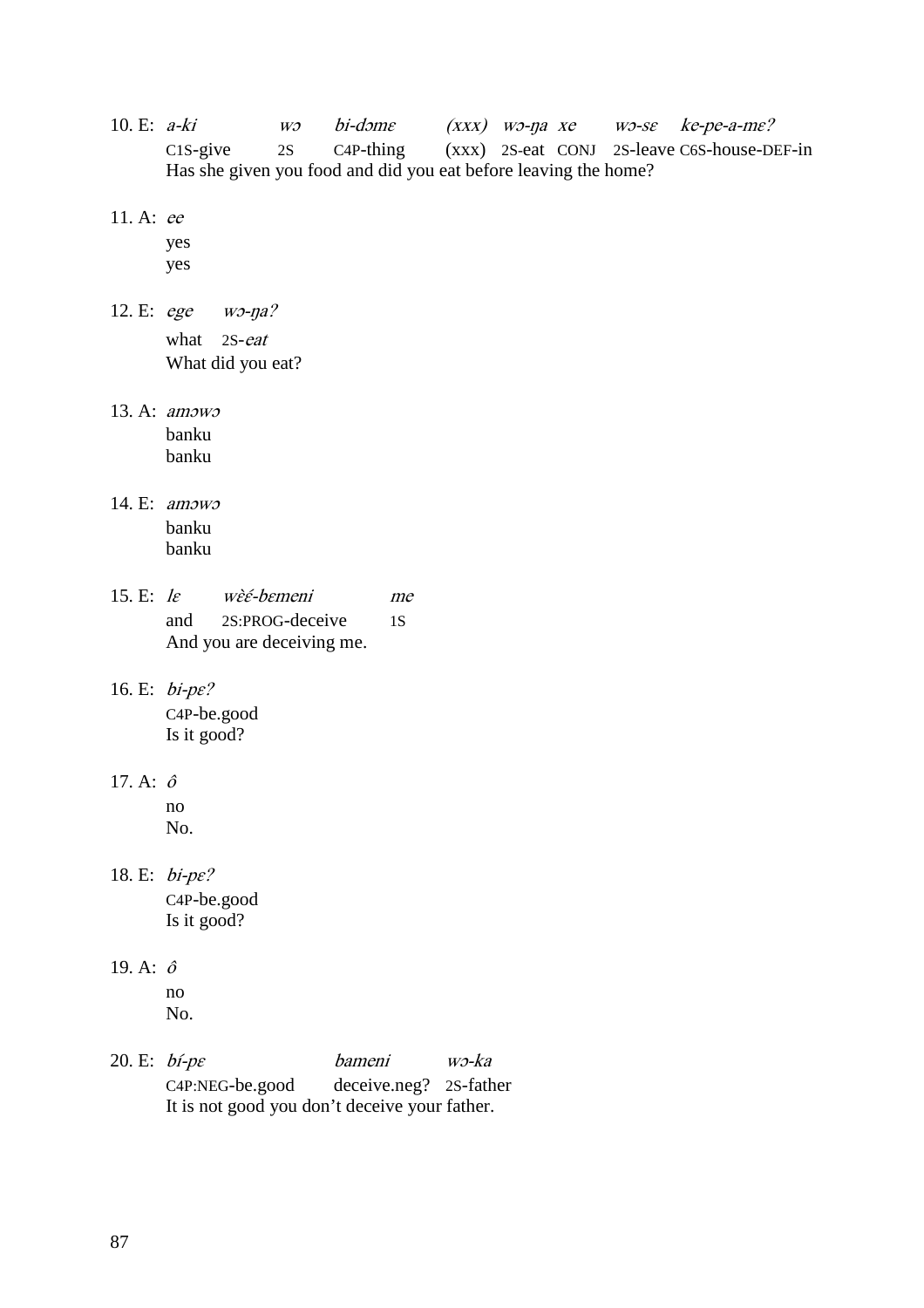10. E: *a-ki wɔ bi-dɔmɛ (xxx) wɔ-ŋa xe wɔ-sɛ ke-pe-a-mɛ?*
C1S-give 2S C4P-thing (xxx) 2S-eat CONJ 2S-leave C6S-house-DEF-in
Has she given you food and did you eat before leaving the home?

11. A: *ee*
yes
yes

12. E: *ege wɔ-ŋa?*
what 2S-*eat*
What did you eat?

13. A: *amɔwɔ*
banku
banku

14. E: *amɔwɔ*
banku
banku

15. E: *lɛ wɛ̀ɛ́-bɛmeni me*
and 2S:PROG-deceive 1S
And you are deceiving me.

16. E: *bi-pɛ?*
C4P-be.good
Is it good?

17. A: *ô*
no
No.

18. E: *bi-pɛ?*
C4P-be.good
Is it good?

19. A: *ô*
no
No.

20. E: *bí-pɛ bameni wɔ-ka*
C4P:NEG-be.good deceive.neg? 2S-father
It is not good you don't deceive your father.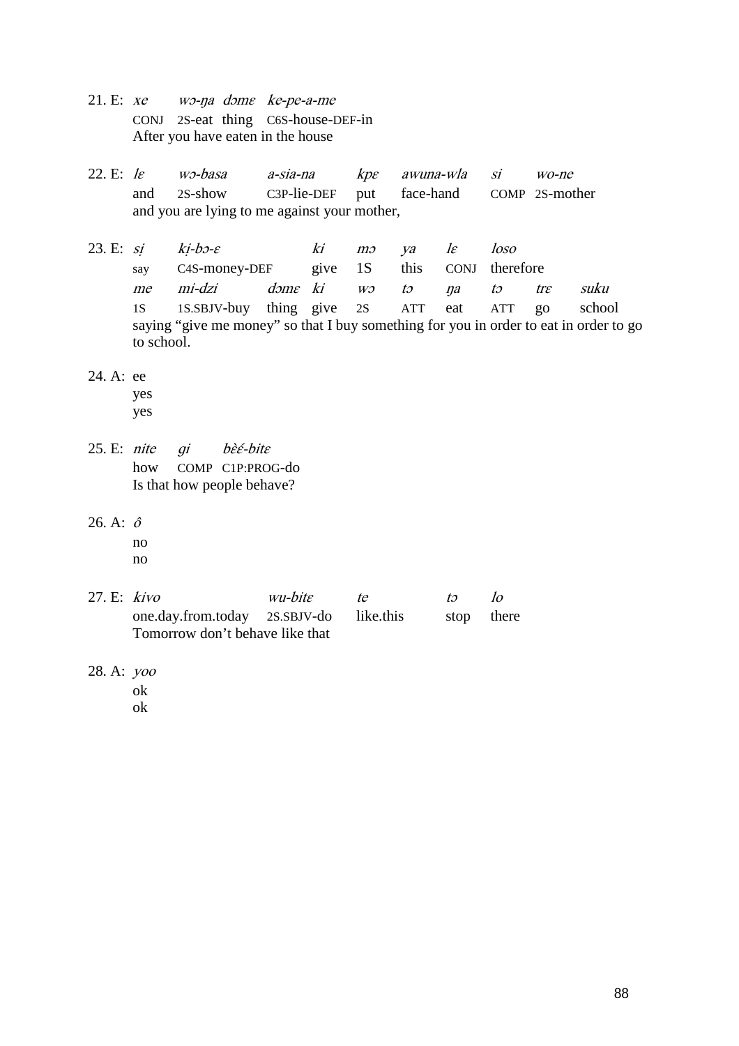21. E: *xe* *wɔ-ŋa* *dɔmɛ* *ke-pe-a-me*
CONJ 2S-eat thing C6S-house-DEF-in
After you have eaten in the house

22. E: *lɛ* *wɔ-basa* *a-sia-na* *kpɛ* *awuna-wla* *si* *wo-ne*
and 2S-show C3P-lie-DEF put face-hand COMP 2S-mother
and you are lying to me against your mother,

23. E: *sị* *kị-bɔ-ɛ* *ki* *mɔ* *ya* *lɛ* *loso*
say C4S-money-DEF give 1S this CONJ therefore
*me* *mi-dzi* *dɔmɛ* *ki* *wɔ* *tɔ* *ŋa* *tɔ* *trɛ* *suku*
1S 1S.SBJV-buy thing give 2S ATT eat ATT go school
saying "give me money" so that I buy something for you in order to eat in order to go to school.

24. A: ee
yes
yes

25. E: *nite* *gi* *bὲέ-bitɛ*
how COMP C1P:PROG-do
Is that how people behave?

26. A: *ô*
no
no

27. E: *kivo* *wu-bitɛ* *te* *tɔ* *lo*
one.day.from.today 2S.SBJV-do like.this stop there
Tomorrow don't behave like that

28. A: *yoo*
ok
ok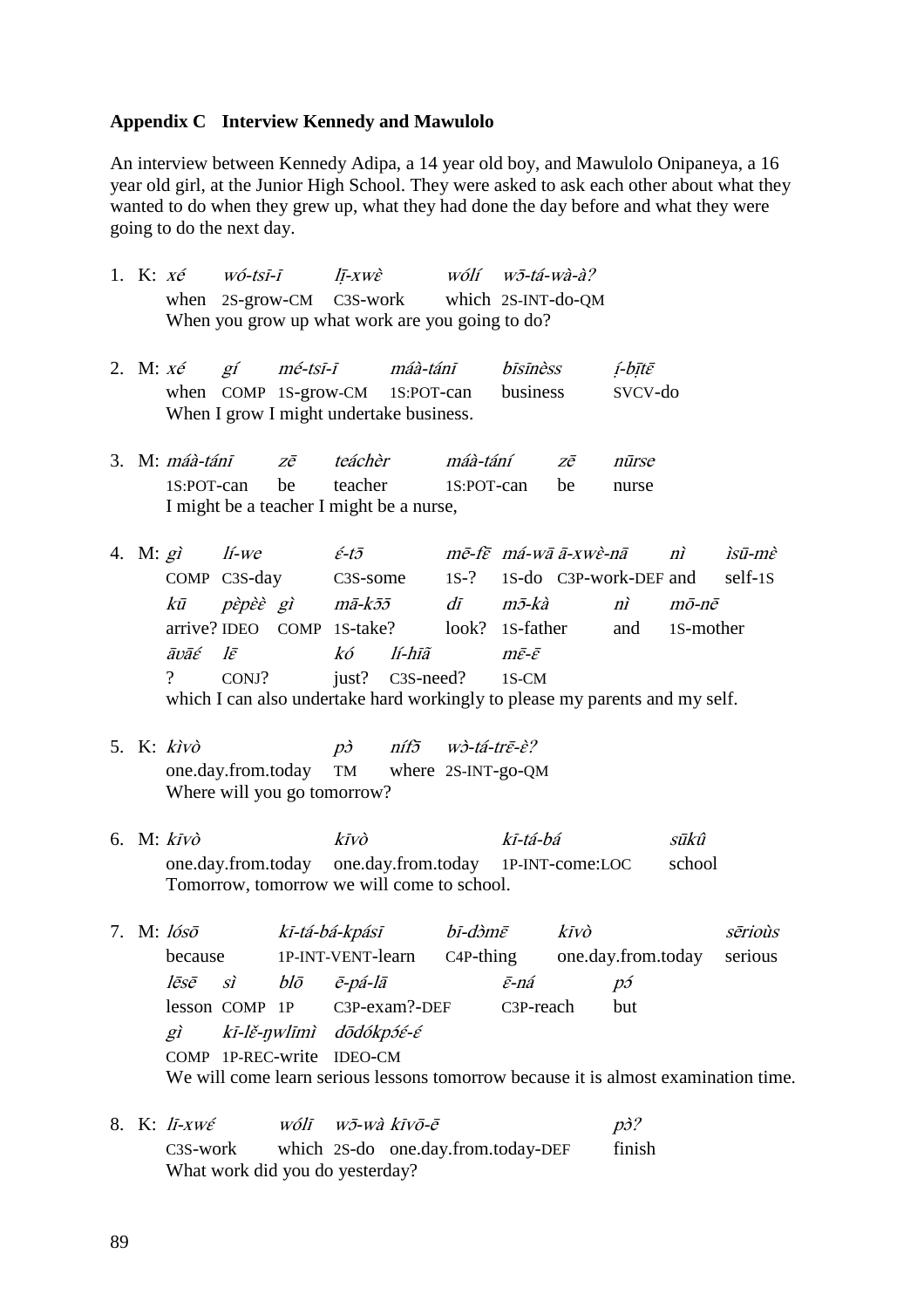**Appendix C Interview Kennedy and Mawulolo**

An interview between Kennedy Adipa, a 14 year old boy, and Mawulolo Onipaneya, a 16 year old girl, at the Junior High School. They were asked to ask each other about what they wanted to do when they grew up, what they had done the day before and what they were going to do the next day.

1. K: *xé wó-tsī-ī lį̄-xwὲ wólí wɔ̄-tá-wà-à?*
   when 2S-grow-CM C3S-work which 2S-INT-do-QM
   When you grow up what work are you going to do?

2. M: *xé gí mé-tsī-ī máà-tánī bīsīnὲss ị́-bį̄tε̄*
   when COMP 1S-grow-CM 1S:POT-can business SVCV-do
   When I grow I might undertake business.

3. M: *máà-tánī zē teáchèr máà-tání zē nūrse*
   1S:POT-can be teacher 1S:POT-can be nurse
   I might be a teacher I might be a nurse,

4. M: *gì lí-we έ-tɔ̄ mē-fε̄ má-wā ā-xwὲ-nā nì ìsū-mὲ*
   COMP C3S-day C3S-some 1S-? 1S-do C3P-work-DEF and self-1S
   *kū pὲpὲὲ gì mā-kɔ̄ɔ̄ dī mɔ̄-kà nì mō-nē*
   arrive? IDEO COMP 1S-take? look? 1S-father and 1S-mother
   *āvāέ lε̄ kó lí-hīā mε̄-ε̄*
   ? CONJ? just? C3S-need? 1S-CM
   which I can also undertake hard workingly to please my parents and my self.

5. K: *kìvò pɔ̀ nífɔ̃ wɔ̀-tá-trε̄-ὲ?*
   one.day.from.today TM where 2S-INT-go-QM
   Where will you go tomorrow?

6. M: *kīvò kīvò kī-tá-bá sūkû*
   one.day.from.today one.day.from.today 1P-INT-come:LOC school
   Tomorrow, tomorrow we will come to school.

7. M: *lósō kī-tá-bá-kpásī bī-dɔ̀mε̄ kīvò sērioùs*
   because 1P-INT-VENT-learn C4P-thing one.day.from.today serious
   *lēsē sì blō ē-pá-lā ε̄-ná pɔ́*
   lesson COMP 1P C3P-exam?-DEF C3P-reach but
   *gì kī-lĕ-ŋwlīmì dōdókpɔ́έ-έ*
   COMP 1P-REC-write IDEO-CM
   We will come learn serious lessons tomorrow because it is almost examination time.

8. K: *lī-xwέ wólī wɔ̄-wà kīvō-ē pɔ̀?*
   C3S-work which 2S-do one.day.from.today-DEF finish
   What work did you do yesterday?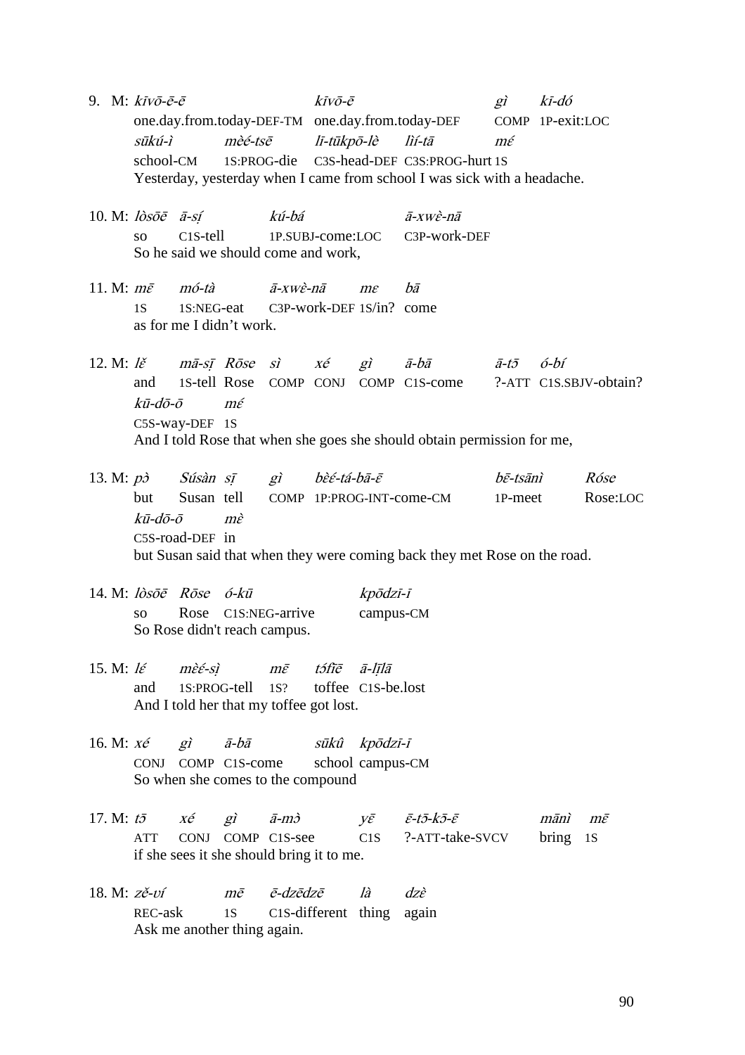9. M: *kīvō-ē-ē* *kīvō-ē* *gì* *kī-dó*
   one.day.from.today-DEF-TM one.day.from.today-DEF COMP 1P-exit:LOC
   *sūkú-ì* *mèé-tsē* *lī-tūkpō-lè* *lìí-tā* *mέ*
   school-CM 1S:PROG-die C3S-head-DEF C3S:PROG-hurt 1S
   Yesterday, yesterday when I came from school I was sick with a headache.

10. M: *lòsōē* *ā-sị́* *kú-bá* *ā-xwὲ-nā*
    so C1S-tell 1P.SUBJ-come:LOC C3P-work-DEF
    So he said we should come and work,

11. M: *mε̄* *mó-tà* *ā-xwὲ-nā* *mε* *bā*
    1S 1S:NEG-eat C3P-work-DEF 1S/in? come
    as for me I didn't work.

12. M: *lε̌* *mā-sị̄* *Rōse* *sì* *xé* *gì* *ā-bā* *ā-tɔ̄* *ó-bí*
    and 1S-tell Rose COMP CONJ COMP C1S-come ?-ATT C1S.SBJV-obtain?
    *kū-dō-ō* *mέ*
    C5S-way-DEF 1S
    And I told Rose that when she goes she should obtain permission for me,

13. M: *pɔ̀* *Súsàn* *sị̄* *gì* *bὲέ-tá-bā-ε̄* *bē-tsānì* *Róse*
    but Susan tell COMP 1P:PROG-INT-come-CM 1P-meet Rose:LOC
    *kū-dō-ō* *mὲ*
    C5S-road-DEF in
    but Susan said that when they were coming back they met Rose on the road.

14. M: *lòsōē* *Rōse* *ó-kū* *kpōdzī-ī*
    so Rose C1S:NEG-arrive campus-CM
    So Rose didn't reach campus.

15. M: *lέ* *mὲέ-sị̀* *mε̄* *tɔ́fīē* *ā-lị̄lā*
    and 1S:PROG-tell 1S? toffee C1S-be.lost
    And I told her that my toffee got lost.

16. M: *xé* *gì* *ā-bā* *sūkû* *kpōdzī-ī*
    CONJ COMP C1S-come school campus-CM
    So when she comes to the compound

17. M: *tɔ̄* *xé* *gì* *ā-mɔ̀* *yε̄* *ε̄-tɔ̄-kɔ̄-ε̄* *mānì* *mε̄*
    ATT CONJ COMP C1S-see C1S ?-ATT-take-SVCV bring 1S
    if she sees it she should bring it to me.

18. M: *zě-ví* *mē* *ē-dzēdzē* *là* *dzὲ*
    REC-ask 1S C1S-different thing again
    Ask me another thing again.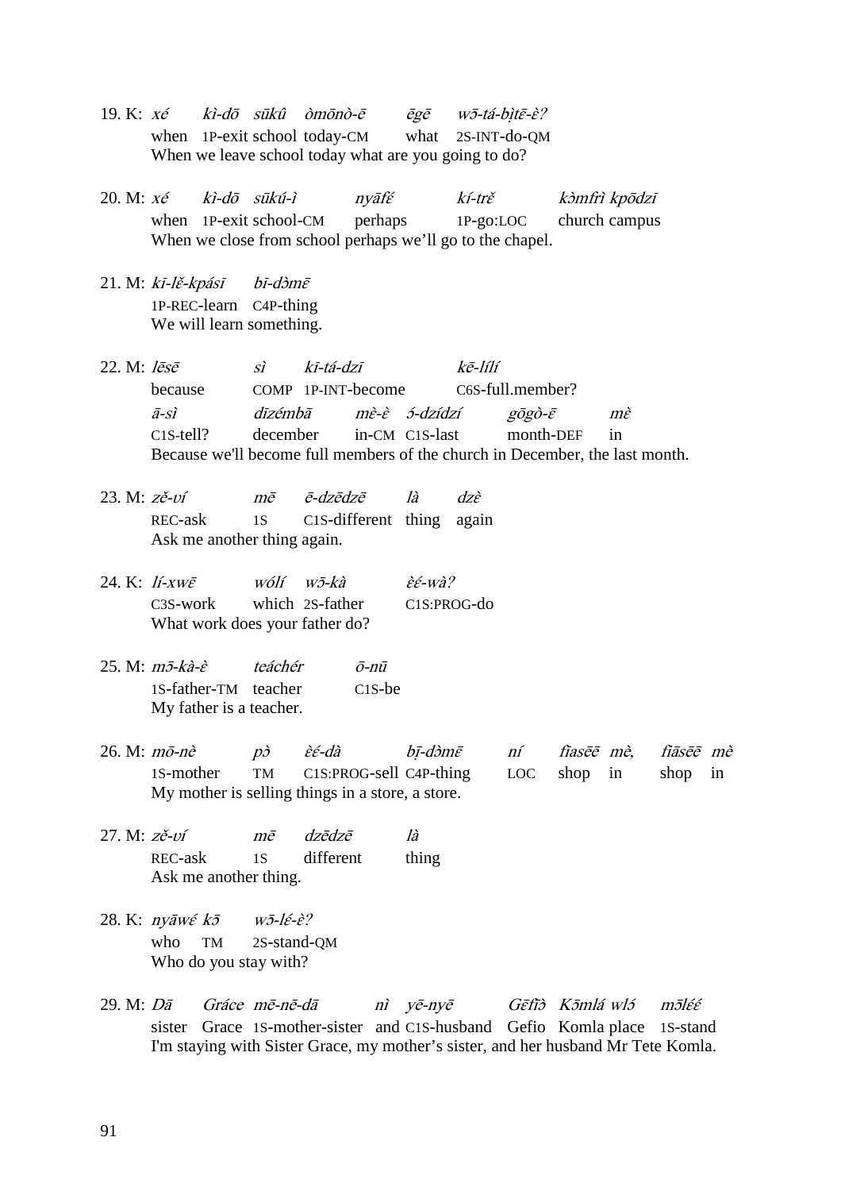19\. K: *xé kì-dō sūkû òmōnò-ē ēgē wɔ̄-tá-bị̀tɛ̄-ɛ̀?*
when 1P-exit school today-CM what 2S-INT-do-QM
When we leave school today what are you going to do?

20\. M: *xé kì-dō sūkú-ì nyāfɛ́ kí-trɛ̌ kɔ̀mfrì kpōdzī*
when 1P-exit school-CM perhaps 1P-go:LOC church campus
When we close from school perhaps we'll go to the chapel.

21\. M: *kī-lɛ̌-kpásī bī-dɔ̀mɛ̄*
1P-REC-learn C4P-thing
We will learn something.

22\. M: *lēsē sì kī-tá-dzī kē-lílí*
because COMP 1P-INT-become C6S-full.member?
*ā-sì dīzémbā mɛ̀-ɛ̀ ɔ́-dzídzí gōgò-ɛ̄ mɛ̀*
C1S-tell? december in-CM C1S-last month-DEF in
Because we'll become full members of the church in December, the last month.

23\. M: *zě-ví mē ē-dzēdzē là dzɛ̀*
REC-ask 1S C1S-different thing again
Ask me another thing again.

24\. K: *lí-xwɛ̄ wólí wɔ̄-kà ɛ̀ɛ́-wà?*
C3S-work which 2S-father C1S:PROG-do
What work does your father do?

25\. M: *mɔ̄-kà-ɛ̀ teáchér ō-nū*
1S-father-TM teacher C1S-be
My father is a teacher.

26\. M: *mō-nè pɔ̀ ɛ̀ɛ́-dà bī-dɔ̀mɛ̄ ní fiasēē mè, fiāsēē mè*
1S-mother TM C1S:PROG-sell C4P-thing LOC shop in shop in
My mother is selling things in a store, a store.

27\. M: *zě-ví mē dzēdzē là*
REC-ask 1S different thing
Ask me another thing.

28\. K: *nyāwɛ́ kɔ̄ wɔ̄-lɛ́-ɛ̀?*
who TM 2S-stand-QM
Who do you stay with?

29\. M: *Dā Gráce mē-nē-dā nì yē-nyē Gɛ̄fìɔ̀ Kɔ̄mlá wlɔ́ mɔ̄lɛ́ɛ́*
sister Grace 1S-mother-sister and C1S-husband Gefio Komla place 1S-stand
I'm staying with Sister Grace, my mother's sister, and her husband Mr Tete Komla.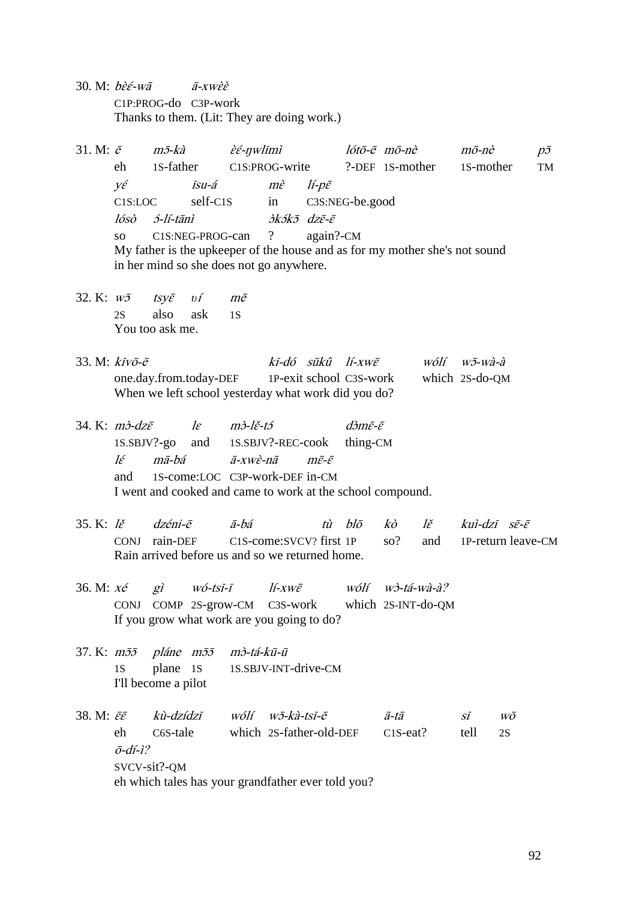30. M: *bὲέ-wā ā-xwὲὲ*
C1P:PROG-do C3P-work
Thanks to them. (Lit: They are doing work.)

31. M: *ē mɔ̄-kà ὲέ-ŋwlīmì lótō-ē mō-nὲ mō-nὲ pɔ̄*
eh 1S-father C1S:PROG-write ?-DEF 1S-mother 1S-mother TM
*yέ īsu-á mὲ lí-pε̄*
C1S:LOC self-C1S in C3S:NEG-be.good
*lósò ɔ́-lí-tānì ɔ̀kɔ́kɔ̄ dzε̄-ε̄*
so C1S:NEG-PROG-can ? again?-CM
My father is the upkeeper of the house and as for my mother she's not sound in her mind so she does not go anywhere.

32. K: *wɔ̄ tsyε̄ ʋí mē*
2S also ask 1S
You too ask me.

33. M: *kīvō-ē kī-dó sūkû lí-xwε̄ wólí wɔ̄-wà-à*
one.day.from.today-DEF 1P-exit school C3S-work which 2S-do-QM
When we left school yesterday what work did you do?

34. K: *mɔ̀-dzε̄ lε mɔ̀-lε̌-tɔ́ dɔ̀mε̄-ε̄*
1S.SBJV?-go and 1S.SBJV?-REC-cook thing-CM
*lέ mā-bá ā-xwὲ-nā mε̄-ε̄*
and 1S-come:LOC C3P-work-DEF in-CM
I went and cooked and came to work at the school compound.

35. K: *lε̌ dzéni-ē ā-bá tù blō kò lε̌ kuì-dzī sε̄-ε̄*
CONJ rain-DEF C1S-come:SVCV? first 1P so? and 1P-return leave-CM
Rain arrived before us and so we returned home.

36. M: *xé gì wó-tsī-ī lí-xwε̄ wólí wɔ̀-tá-wà-à?*
CONJ COMP 2S-grow-CM C3S-work which 2S-INT-do-QM
If you grow what work are you going to do?

37. K: *mɔ̄ɔ̄ pláne mɔ̄ɔ̄ mɔ̀-tá-kū-ū*
1S plane 1S 1S.SBJV-INT-drive-CM
I'll become a pilot

38. M: *ε̄ε̄ kù-dzídzī wólí wɔ̄-kà-tsī-ē ā-tā sī wō*
eh C6S-tale which 2S-father-old-DEF C1S-eat? tell 2S
*ō-dí-ì?*
SVCV-sit?-QM
eh which tales has your grandfather ever told you?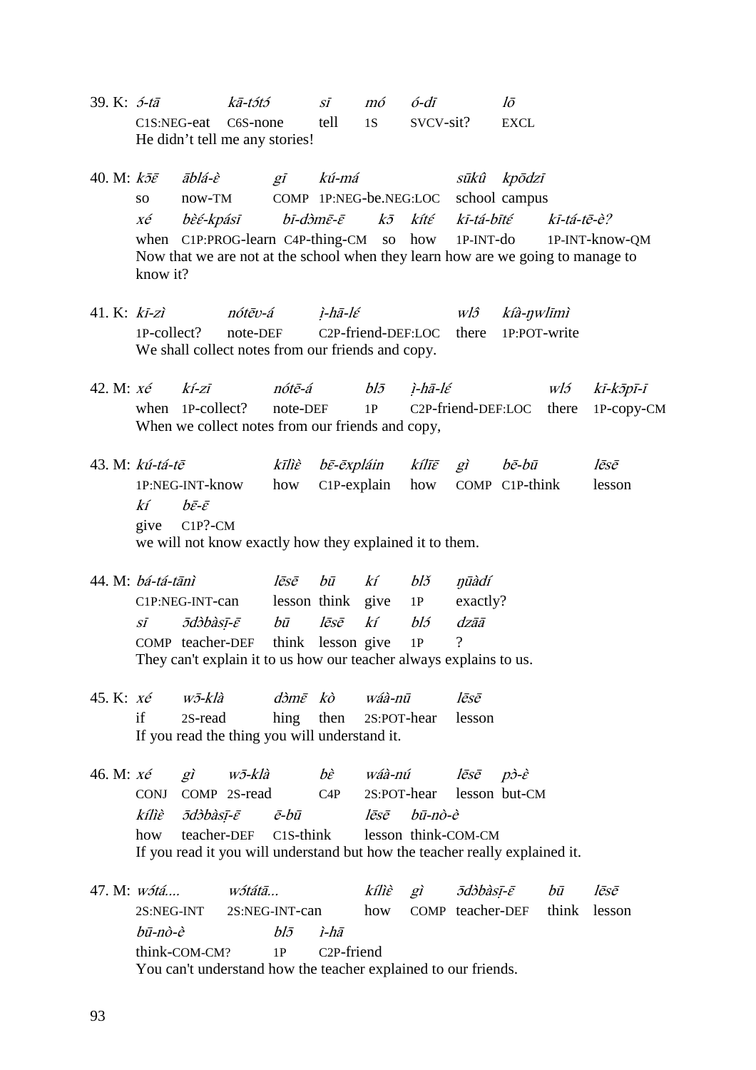39. K: *ɔ́-tā* *kā-tɔ́tɔ́* *sī* *mó* *ó-dī* *lō*
C1S:NEG-eat C6S-none tell 1S SVCV-sit? EXCL
He didn't tell me any stories!

40. M: *kɔ̄ɛ̄* *āblá-ɛ̀* *gī* *kú-má* *sūkû* *kpōdzī*
so now-TM COMP 1P:NEG-be.NEG:LOC school campus
*xé* *bɛ̀ɛ́-kpásī* *bī-dɔ̀mɛ̄-ɛ̄* *kɔ̄* *kítɛ́* *kī-tá-bītɛ́* *kī-tá-tē-ɛ̀?*
when C1P:PROG-learn C4P-thing-CM so how 1P-INT-do 1P-INT-know-QM
Now that we are not at the school when they learn how are we going to manage to know it?

41. K: *kī-zì* *nótēʋ-á* *ì̠-hā-lɛ́* *wlɔ̂* *kíà-ŋwlīmì*
1P-collect? note-DEF C2P-friend-DEF:LOC there 1P:POT-write
We shall collect notes from our friends and copy.

42. M: *xé* *kí-zī* *nótē-á* *blɔ̄* *ì̠-hā-lɛ́* *wlɔ́* *kī-kɔ̄pī-ī*
when 1P-collect? note-DEF 1P C2P-friend-DEF:LOC there 1P-copy-CM
When we collect notes from our friends and copy,

43. M: *kú-tá-tē* *kīlìè* *bɛ̄-ēxpláin* *kílīɛ̄* *gì* *bē-bū* *lēsē*
1P:NEG-INT-know how C1P-explain how COMP C1P-think lesson
*kí* *bɛ̄-ɛ̄*
give C1P?-CM
we will not know exactly how they explained it to them.

44. M: *bá-tá-tānì* *lēsē* *bū* *kí* *blɔ̌* *ŋūàdí*
C1P:NEG-INT-can lesson think give 1P exactly?
*sī* *ɔ̄dɔ̀bàsì̠-ɛ̄* *bū* *lēsē* *kí* *blɔ́* *dzāā*
COMP teacher-DEF think lesson give 1P ?
They can't explain it to us how our teacher always explains to us.

45. K: *xé* *wɔ̄-klà* *dɔ̀mɛ̄* *kò* *wáà-nū* *lēsē*
if 2S-read hing then 2S:POT-hear lesson
If you read the thing you will understand it.

46. M: *xé* *gì* *wɔ̄-klà* *bè* *wáà-nú* *lēsē* *pɔ̀-è*
CONJ COMP 2S-read C4P 2S:POT-hear lesson but-CM
*kílìè* *ɔ̄dɔ̀bàsì̠-ɛ̄* *ē-bū* *lēsē* *bū-nò-è*
how teacher-DEF C1S-think lesson think-COM-CM
If you read it you will understand but how the teacher really explained it.

47. M: *wɔ́tá....* *wɔ́tátā...* *kílìɛ̀* *gì* *ɔ̄dɔ̀bàsì̠-ɛ̄* *bū* *lēsē*
2S:NEG-INT 2S:NEG-INT-can how COMP teacher-DEF think lesson
*bū-nò-è* *blɔ̄* *ì-hā*
think-COM-CM? 1P C2P-friend
You can't understand how the teacher explained to our friends.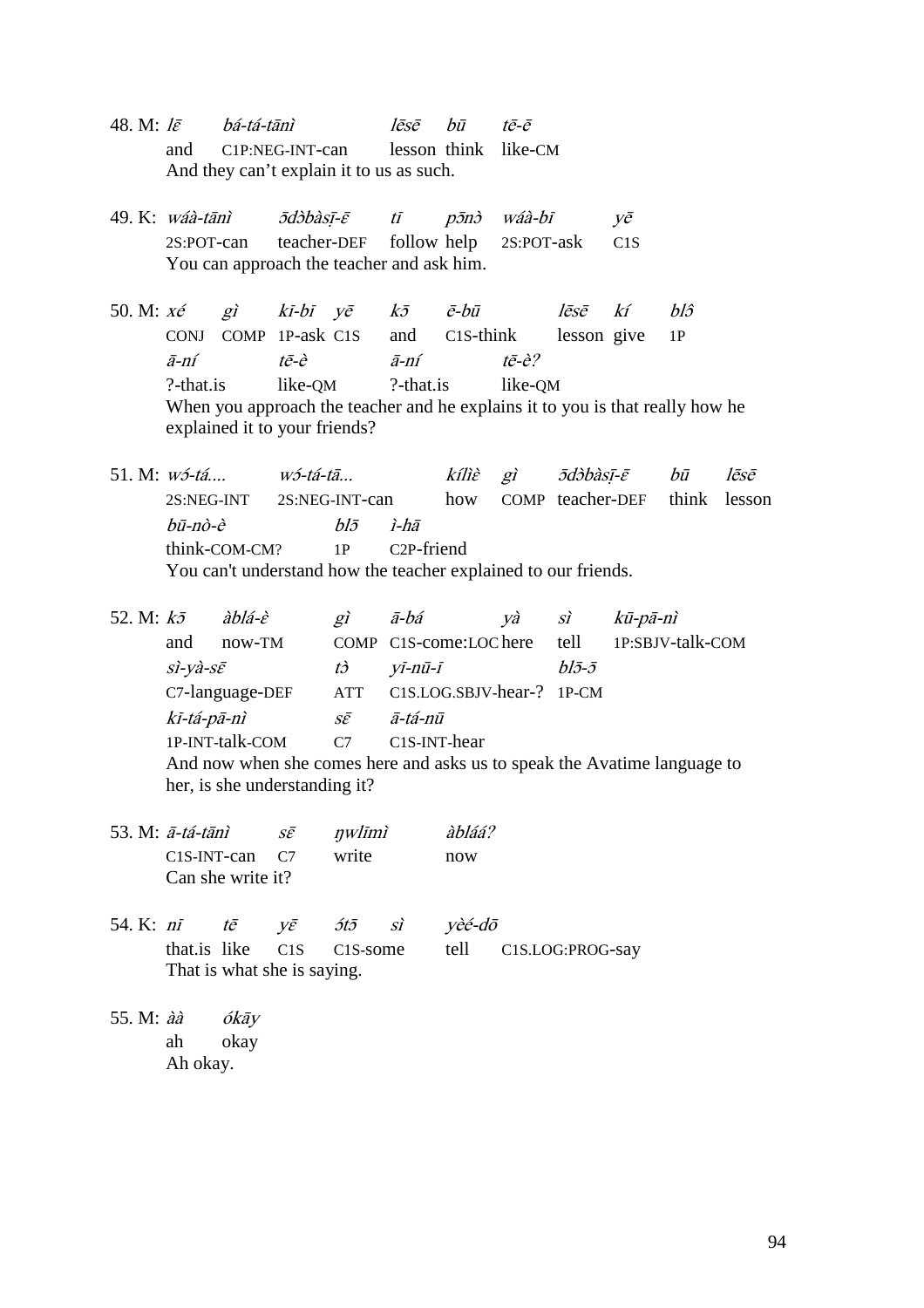48. M: *lɛ̄ bá-tá-tānì lēsē bū tē-ē*
and C1P:NEG-INT-can lesson think like-CM
And they can't explain it to us as such.

49. K: *wáà-tānì ɔ̄dɔ̀bàsị̄-ɛ̄ tī pɔ̄nɔ̀ wáà-bī yē*
2S:POT-can teacher-DEF follow help 2S:POT-ask C1S
You can approach the teacher and ask him.

50. M: *xé gì kī-bī yē kɔ̄ ē-bū lēsē kí blɔ̂*
CONJ COMP 1P-ask C1S and C1S-think lesson give 1P
*ā-ní tē-è ā-ní tē-è?*
?-that.is like-QM ?-that.is like-QM
When you approach the teacher and he explains it to you is that really how he explained it to your friends?

51. M: *wɔ́-tá.... wɔ́-tá-tā... kílìɛ̀ gì ɔ̄dɔ̀bàsị̄-ɛ̄ bū lēsē*
2S:NEG-INT 2S:NEG-INT-can how COMP teacher-DEF think lesson
*bū-nò-è blɔ̄ ì-hā*
think-COM-CM? 1P C2P-friend
You can't understand how the teacher explained to our friends.

52. M: *kɔ̄ àblá-è gì ā-bá yà sì kū-pā-nì*
and now-TM COMP C1S-come:LOC here tell 1P:SBJV-talk-COM
*sì-yà-sɛ̄ tɔ̀ yī-nū-ī blɔ̄-ɔ̄*
C7-language-DEF ATT C1S.LOG.SBJV-hear-? 1P-CM
*kī-tá-pā-nì sɛ̄ ā-tá-nū*
1P-INT-talk-COM C7 C1S-INT-hear
And now when she comes here and asks us to speak the Avatime language to her, is she understanding it?

53. M: *ā-tá-tānì sɛ̄ ŋwlīmì àbláá?*
C1S-INT-can C7 write now
Can she write it?

54. K: *nī tē yɛ̄ ɔ́tɔ̄ sì yèé-dō*
that.is like C1S C1S-some tell C1S.LOG:PROG-say
That is what she is saying.

55. M: *àà ókāy*
ah okay
Ah okay.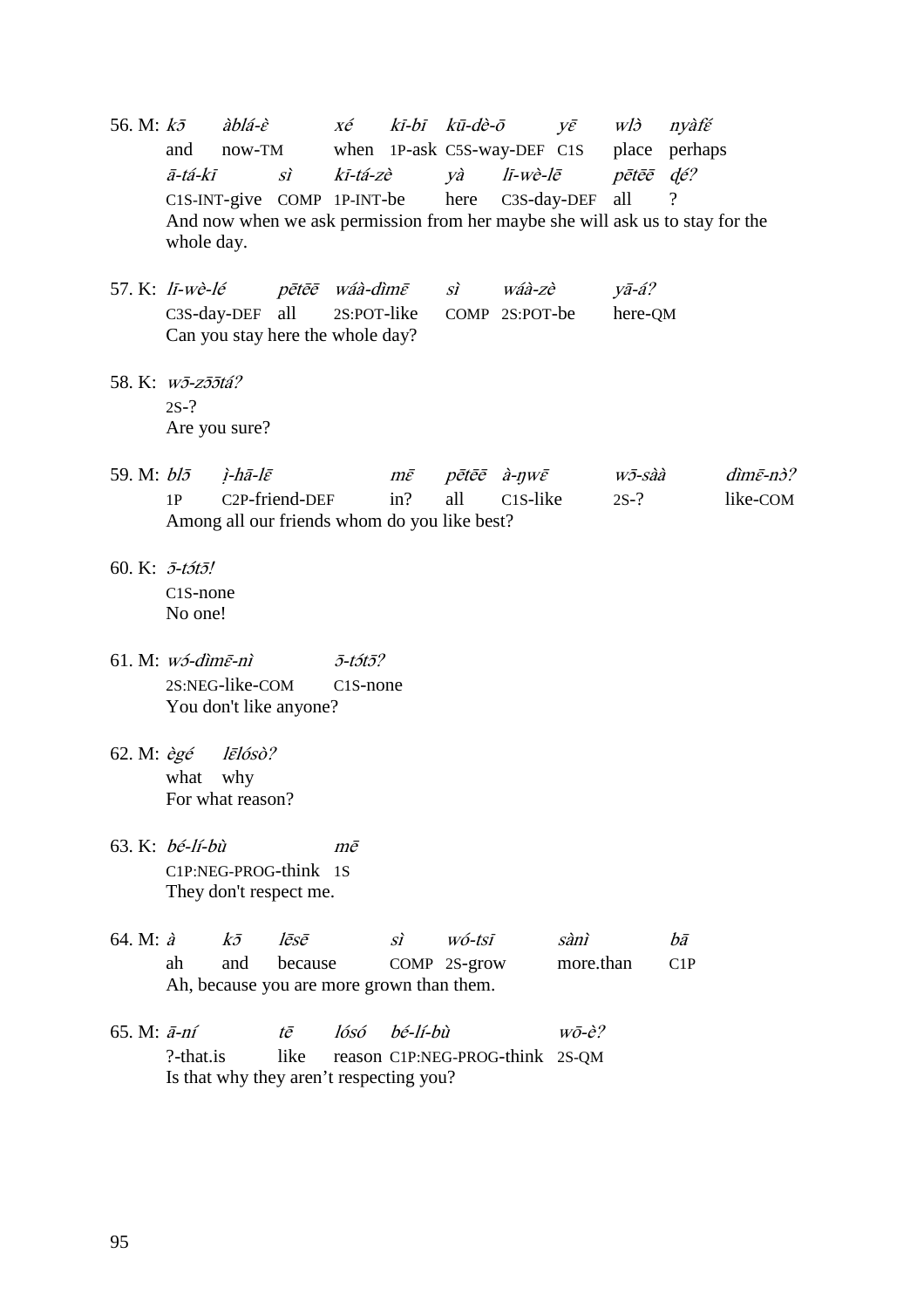56\. M: *kɔ̄ &nbsp; àblá-ɛ̀ &nbsp; xé &nbsp; kī-bī &nbsp; kū-dè-ō &nbsp; yɛ̄ &nbsp; wlɔ̀ &nbsp; nyàfɛ́*
and &nbsp; now-TM &nbsp; when &nbsp; 1P-ask &nbsp; C5S-way-DEF &nbsp; C1S &nbsp; place &nbsp; perhaps
*ā-tá-kī &nbsp; sì &nbsp; kī-tá-zè &nbsp; yà &nbsp; lī-wè-lē &nbsp; pētēē &nbsp; ḍé?*
C1S-INT-give &nbsp; COMP &nbsp; 1P-INT-be &nbsp; here &nbsp; C3S-day-DEF &nbsp; all &nbsp; ?
And now when we ask permission from her maybe she will ask us to stay for the whole day.

57\. K: *lī-wè-lé &nbsp; pētēē &nbsp; wáà-dìmɛ̄ &nbsp; sì &nbsp; wáà-zè &nbsp; yā-á?*
C3S-day-DEF &nbsp; all &nbsp; 2S:POT-like &nbsp; COMP &nbsp; 2S:POT-be &nbsp; here-QM
Can you stay here the whole day?

58\. K: *wɔ̄-zɔ̄ɔ̄tá?*
2S-?
Are you sure?

59\. M: *blɔ̄ &nbsp; ị̀-hā-lɛ̄ &nbsp; mɛ̄ &nbsp; pētēē &nbsp; à-ŋwɛ̄ &nbsp; wɔ̄-sàà &nbsp; dìmɛ̄-nɔ̀?*
1P &nbsp; C2P-friend-DEF &nbsp; in? &nbsp; all &nbsp; C1S-like &nbsp; 2S-? &nbsp; like-COM
Among all our friends whom do you like best?

60\. K: *ɔ̄-tɔ́tɔ̄!*
C1S-none
No one!

61\. M: *wɔ́-dìmɛ̄-nì &nbsp; ɔ̄-tɔ́tɔ̄?*
2S:NEG-like-COM &nbsp; C1S-none
You don't like anyone?

62\. M: *ègé &nbsp; lɛ̄lósò?*
what &nbsp; why
For what reason?

63\. K: *bé-lí-bù &nbsp; mē*
C1P:NEG-PROG-think &nbsp; 1S
They don't respect me.

64\. M: *à &nbsp; kɔ̄ &nbsp; lēsē &nbsp; sì &nbsp; wó-tsī &nbsp; sànì &nbsp; bā*
ah &nbsp; and &nbsp; because &nbsp; COMP &nbsp; 2S-grow &nbsp; more.than &nbsp; C1P
Ah, because you are more grown than them.

65\. M: *ā-ní &nbsp; tē &nbsp; lósó &nbsp; bé-lí-bù &nbsp; wō-è?*
?-that.is &nbsp; like &nbsp; reason &nbsp; C1P:NEG-PROG-think &nbsp; 2S-QM
Is that why they aren't respecting you?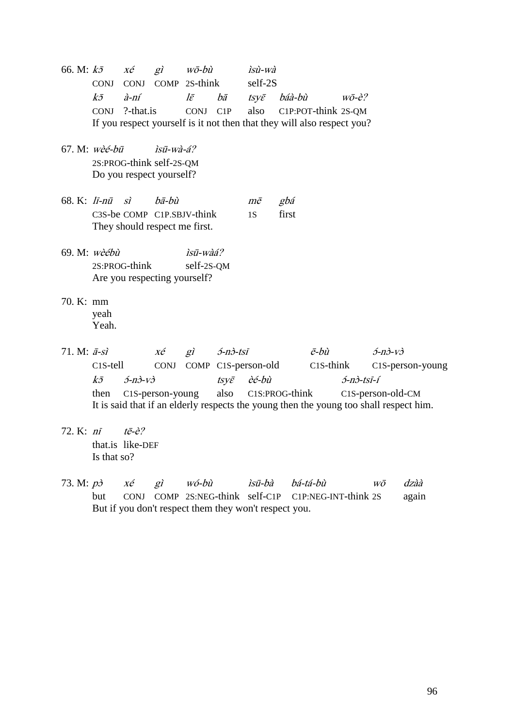66. M: *kɔ̄ xé gì wō-bù ìsù-wà*
CONJ CONJ COMP 2S-think self-2S
*kɔ̄ à-ní lɛ̄ bā tsyɛ̄ báà-bù wō-è?*
CONJ ?-that.is CONJ C1P also C1P:POT-think 2S-QM
If you respect yourself is it not then that they will also respect you?

67. M: *wèé-bū ìsū-wà-á?*
2S:PROG-think self-2S-QM
Do you respect yourself?

68. K: *lī-nū sì bā-bù mē gbá*
C3S-be COMP C1P.SBJV-think 1S first
They should respect me first.

69. M: *wèébù ìsū-wàá?*
2S:PROG-think self-2S-QM
Are you respecting yourself?

70. K: mm
yeah
Yeah.

71. M: *ā-sì xé gì ɔ́-nɔ̀-tsī ē-bù ɔ́-nɔ̀-vɔ̀*
C1S-tell CONJ COMP C1S-person-old C1S-think C1S-person-young
*kɔ̄ ɔ́-nɔ̀-vɔ̀ tsyɛ̄ èé-bù ɔ́-nɔ̀-tsī-í*
then C1S-person-young also C1S:PROG-think C1S-person-old-CM
It is said that if an elderly respects the young then the young too shall respect him.

72. K: *nī tē-è?*
that.is like-DEF
Is that so?

73. M: *pɔ̀ xé gì wó-bù ìsū-bà bá-tá-bù wō dzàà*
but CONJ COMP 2S:NEG-think self-C1P C1P:NEG-INT-think 2S again
But if you don't respect them they won't respect you.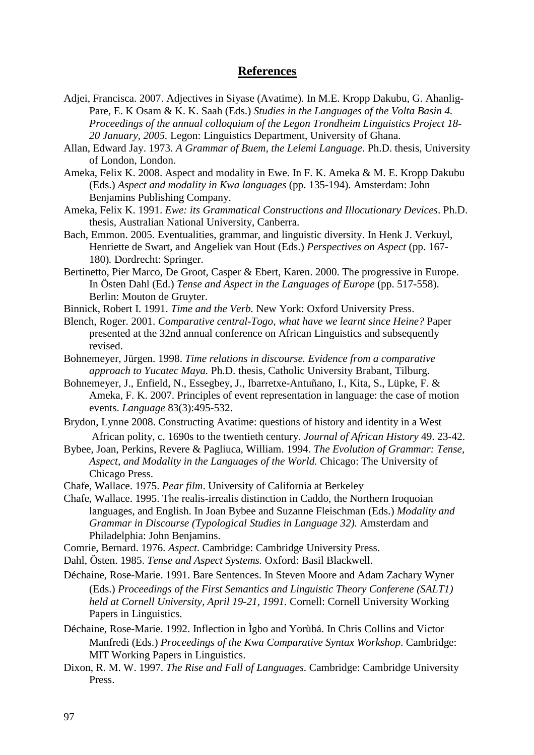## References

Adjei, Francisca. 2007. Adjectives in Siyase (Avatime). In M.E. Kropp Dakubu, G. Ahanlig-Pare, E. K Osam & K. K. Saah (Eds.) *Studies in the Languages of the Volta Basin 4. Proceedings of the annual colloquium of the Legon Trondheim Linguistics Project 18-20 January, 2005.* Legon: Linguistics Department, University of Ghana.

Allan, Edward Jay. 1973. *A Grammar of Buem, the Lelemi Language*. Ph.D. thesis, University of London, London.

Ameka, Felix K. 2008. Aspect and modality in Ewe. In F. K. Ameka & M. E. Kropp Dakubu (Eds.) *Aspect and modality in Kwa languages* (pp. 135-194). Amsterdam: John Benjamins Publishing Company.

Ameka, Felix K. 1991. *Ewe: its Grammatical Constructions and Illocutionary Devices*. Ph.D. thesis, Australian National University, Canberra.

Bach, Emmon. 2005. Eventualities, grammar, and linguistic diversity. In Henk J. Verkuyl, Henriette de Swart, and Angeliek van Hout (Eds.) *Perspectives on Aspect* (pp. 167-180)*.* Dordrecht: Springer.

Bertinetto, Pier Marco, De Groot, Casper & Ebert, Karen. 2000. The progressive in Europe. In Östen Dahl (Ed.) *Tense and Aspect in the Languages of Europe* (pp. 517-558). Berlin: Mouton de Gruyter.

Binnick, Robert I. 1991. *Time and the Verb.* New York: Oxford University Press.

Blench, Roger. 2001. *Comparative central-Togo, what have we learnt since Heine?* Paper presented at the 32nd annual conference on African Linguistics and subsequently revised.

Bohnemeyer, Jürgen. 1998. *Time relations in discourse. Evidence from a comparative approach to Yucatec Maya.* Ph.D. thesis, Catholic University Brabant, Tilburg.

Bohnemeyer, J., Enfield, N., Essegbey, J., Ibarretxe-Antuñano, I., Kita, S., Lüpke, F. & Ameka, F. K. 2007. Principles of event representation in language: the case of motion events. *Language* 83(3):495-532.

Brydon, Lynne 2008. Constructing Avatime: questions of history and identity in a West African polity, c. 1690s to the twentieth century. *Journal of African History* 49. 23-42.

Bybee, Joan, Perkins, Revere & Pagliuca, William. 1994. *The Evolution of Grammar: Tense, Aspect, and Modality in the Languages of the World.* Chicago: The University of Chicago Press.

Chafe, Wallace. 1975. *Pear film*. University of California at Berkeley

Chafe, Wallace. 1995. The realis-irrealis distinction in Caddo, the Northern Iroquoian languages, and English. In Joan Bybee and Suzanne Fleischman (Eds.) *Modality and Grammar in Discourse (Typological Studies in Language 32).* Amsterdam and Philadelphia: John Benjamins.

Comrie, Bernard. 1976. *Aspect*. Cambridge: Cambridge University Press.

Dahl, Östen. 1985. *Tense and Aspect Systems.* Oxford: Basil Blackwell.

Déchaine, Rose-Marie. 1991. Bare Sentences. In Steven Moore and Adam Zachary Wyner (Eds.) *Proceedings of the First Semantics and Linguistic Theory Conferene (SALT1) held at Cornell University, April 19-21, 1991.* Cornell: Cornell University Working Papers in Linguistics.

Déchaine, Rose-Marie. 1992. Inflection in Ìgbo and Yorùbá. In Chris Collins and Victor Manfredi (Eds.) *Proceedings of the Kwa Comparative Syntax Workshop*. Cambridge: MIT Working Papers in Linguistics.

Dixon, R. M. W. 1997. *The Rise and Fall of Languages.* Cambridge: Cambridge University Press.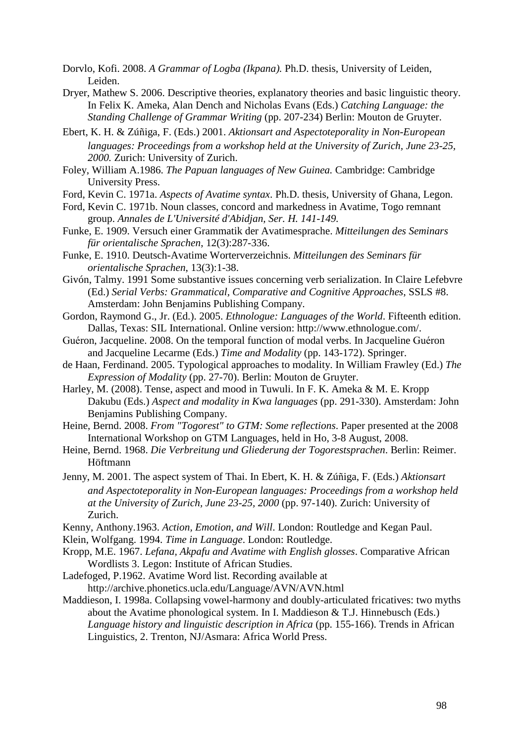Dorvlo, Kofi. 2008. *A Grammar of Logba (Ikpana).* Ph.D. thesis, University of Leiden, Leiden.

Dryer, Mathew S. 2006. Descriptive theories, explanatory theories and basic linguistic theory. In Felix K. Ameka, Alan Dench and Nicholas Evans (Eds.) *Catching Language: the Standing Challenge of Grammar Writing* (pp. 207-234) Berlin: Mouton de Gruyter.

Ebert, K. H. & Zúñiga, F. (Eds.) 2001. *Aktionsart and Aspectoteporality in Non-European languages: Proceedings from a workshop held at the University of Zurich, June 23-25, 2000.* Zurich: University of Zurich.

Foley, William A.1986. *The Papuan languages of New Guinea.* Cambridge: Cambridge University Press.

Ford, Kevin C. 1971a. *Aspects of Avatime syntax*. Ph.D. thesis, University of Ghana, Legon.

Ford, Kevin C. 1971b. Noun classes, concord and markedness in Avatime, Togo remnant group. *Annales de L'Université d'Abidjan, Ser. H. 141-149.*

Funke, E. 1909. Versuch einer Grammatik der Avatimesprache. *Mitteilungen des Seminars für orientalische Sprachen*, 12(3):287-336.

Funke, E. 1910. Deutsch-Avatime Worterverzeichnis. *Mitteilungen des Seminars für orientalische Sprachen*, 13(3):1-38.

Givón, Talmy. 1991 Some substantive issues concerning verb serialization. In Claire Lefebvre (Ed.) *Serial Verbs: Grammatical, Comparative and Cognitive Approaches*, SSLS #8. Amsterdam: John Benjamins Publishing Company.

Gordon, Raymond G., Jr. (Ed.). 2005. *Ethnologue: Languages of the World*. Fifteenth edition. Dallas, Texas: SIL International. Online version: http://www.ethnologue.com/.

Guéron, Jacqueline. 2008. On the temporal function of modal verbs. In Jacqueline Guéron and Jacqueline Lecarme (Eds.) *Time and Modality* (pp. 143-172). Springer.

de Haan, Ferdinand. 2005. Typological approaches to modality. In William Frawley (Ed.) *The Expression of Modality* (pp. 27-70). Berlin: Mouton de Gruyter.

Harley, M. (2008). Tense, aspect and mood in Tuwuli. In F. K. Ameka & M. E. Kropp Dakubu (Eds.) *Aspect and modality in Kwa languages* (pp. 291-330). Amsterdam: John Benjamins Publishing Company.

Heine, Bernd. 2008. *From "Togorest" to GTM: Some reflections*. Paper presented at the 2008 International Workshop on GTM Languages, held in Ho, 3-8 August, 2008.

Heine, Bernd. 1968. *Die Verbreitung und Gliederung der Togorestsprachen*. Berlin: Reimer. Höftmann

Jenny, M. 2001. The aspect system of Thai. In Ebert, K. H. & Zúñiga, F. (Eds.) *Aktionsart and Aspectoteporality in Non-European languages: Proceedings from a workshop held at the University of Zurich, June 23-25, 2000* (pp. 97-140). Zurich: University of Zurich.

Kenny, Anthony.1963. *Action, Emotion, and Will*. London: Routledge and Kegan Paul.

Klein, Wolfgang. 1994. *Time in Language*. London: Routledge.

Kropp, M.E. 1967. *Lefana, Akpafu and Avatime with English glosses*. Comparative African Wordlists 3. Legon: Institute of African Studies.

Ladefoged, P.1962. Avatime Word list. Recording available at http://archive.phonetics.ucla.edu/Language/AVN/AVN.html

Maddieson, I. 1998a. Collapsing vowel-harmony and doubly-articulated fricatives: two myths about the Avatime phonological system. In I. Maddieson & T.J. Hinnebusch (Eds.) *Language history and linguistic description in Africa* (pp. 155-166). Trends in African Linguistics, 2. Trenton, NJ/Asmara: Africa World Press.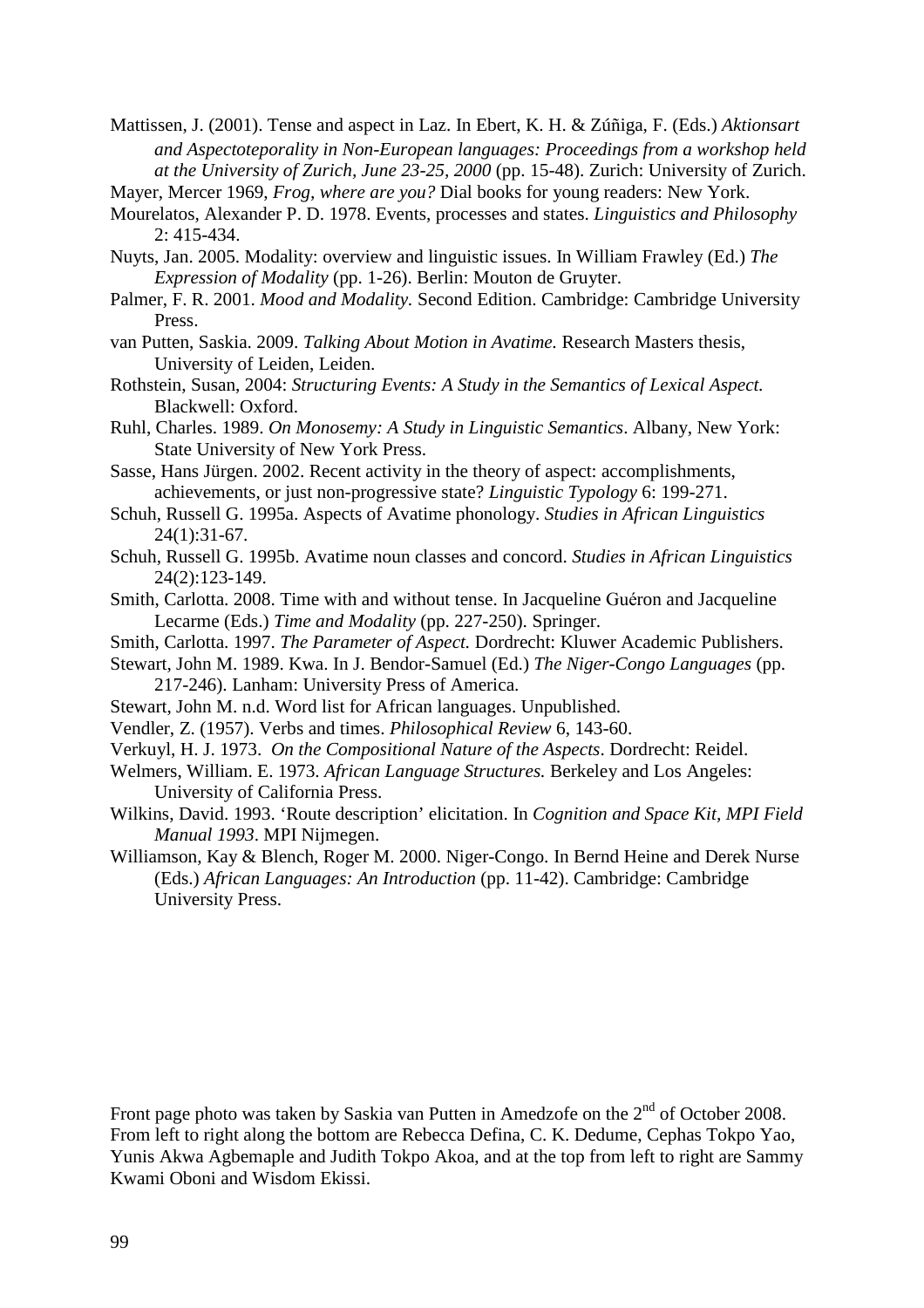Mattissen, J. (2001). Tense and aspect in Laz. In Ebert, K. H. & Zúñiga, F. (Eds.) *Aktionsart and Aspectoteporality in Non-European languages: Proceedings from a workshop held at the University of Zurich, June 23-25, 2000* (pp. 15-48). Zurich: University of Zurich.

Mayer, Mercer 1969, *Frog, where are you?* Dial books for young readers: New York.

Mourelatos, Alexander P. D. 1978. Events, processes and states. *Linguistics and Philosophy* 2: 415-434.

Nuyts, Jan. 2005. Modality: overview and linguistic issues. In William Frawley (Ed.) *The Expression of Modality* (pp. 1-26). Berlin: Mouton de Gruyter.

Palmer, F. R. 2001. *Mood and Modality.* Second Edition. Cambridge: Cambridge University Press.

van Putten, Saskia. 2009. *Talking About Motion in Avatime.* Research Masters thesis, University of Leiden, Leiden.

Rothstein, Susan, 2004: *Structuring Events: A Study in the Semantics of Lexical Aspect.* Blackwell: Oxford.

Ruhl, Charles. 1989. *On Monosemy: A Study in Linguistic Semantics*. Albany, New York: State University of New York Press.

Sasse, Hans Jürgen. 2002. Recent activity in the theory of aspect: accomplishments, achievements, or just non-progressive state? *Linguistic Typology* 6: 199-271.

Schuh, Russell G. 1995a. Aspects of Avatime phonology. *Studies in African Linguistics* 24(1):31-67.

Schuh, Russell G. 1995b. Avatime noun classes and concord. *Studies in African Linguistics* 24(2):123-149.

Smith, Carlotta. 2008. Time with and without tense. In Jacqueline Guéron and Jacqueline Lecarme (Eds.) *Time and Modality* (pp. 227-250). Springer.

Smith, Carlotta. 1997. *The Parameter of Aspect.* Dordrecht: Kluwer Academic Publishers.

Stewart, John M. 1989. Kwa. In J. Bendor-Samuel (Ed.) *The Niger-Congo Languages* (pp. 217-246). Lanham: University Press of America.

Stewart, John M. n.d. Word list for African languages. Unpublished.

Vendler, Z. (1957). Verbs and times. *Philosophical Review* 6, 143-60.

Verkuyl, H. J. 1973. *On the Compositional Nature of the Aspects*. Dordrecht: Reidel.

Welmers, William. E. 1973. *African Language Structures.* Berkeley and Los Angeles: University of California Press.

Wilkins, David. 1993. 'Route description' elicitation. In *Cognition and Space Kit, MPI Field Manual 1993*. MPI Nijmegen.

Williamson, Kay & Blench, Roger M. 2000. Niger-Congo. In Bernd Heine and Derek Nurse (Eds.) *African Languages: An Introduction* (pp. 11-42). Cambridge: Cambridge University Press.

Front page photo was taken by Saskia van Putten in Amedzofe on the 2nd of October 2008. From left to right along the bottom are Rebecca Defina, C. K. Dedume, Cephas Tokpo Yao, Yunis Akwa Agbemaple and Judith Tokpo Akoa, and at the top from left to right are Sammy Kwami Oboni and Wisdom Ekissi.